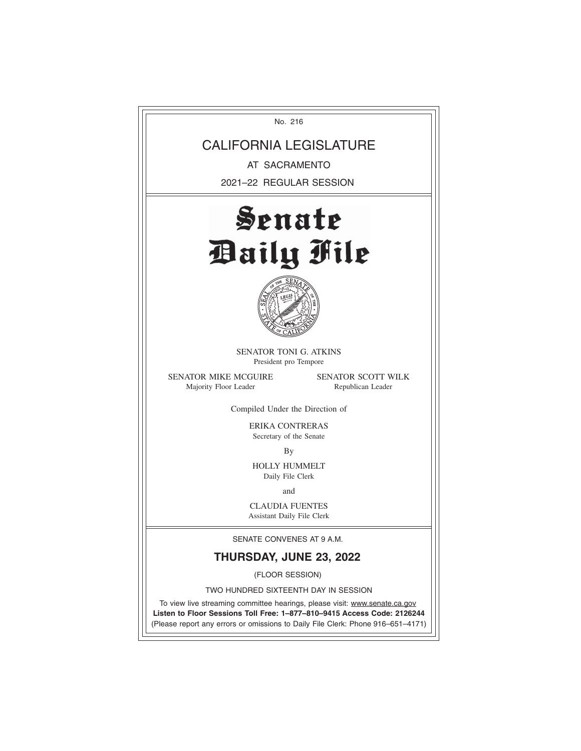No. 216

# CALIFORNIA LEGISLATURE

AT SACRAMENTO

2021–22 REGULAR SESSION

# Senate Daily File

SENATOR TONI G. ATKINS
President pro Tempore

SENATOR MIKE MCGUIRE
Majority Floor Leader

SENATOR SCOTT WILK
Republican Leader

Compiled Under the Direction of

ERIKA CONTRERAS
Secretary of the Senate

By

HOLLY HUMMELT
Daily File Clerk

and

CLAUDIA FUENTES
Assistant Daily File Clerk

SENATE CONVENES AT 9 A.M.

## THURSDAY, JUNE 23, 2022

(FLOOR SESSION)

TWO HUNDRED SIXTEENTH DAY IN SESSION

To view live streaming committee hearings, please visit: www.senate.ca.gov

**Listen to Floor Sessions Toll Free: 1–877–810–9415 Access Code: 2126244**

(Please report any errors or omissions to Daily File Clerk: Phone 916–651–4171)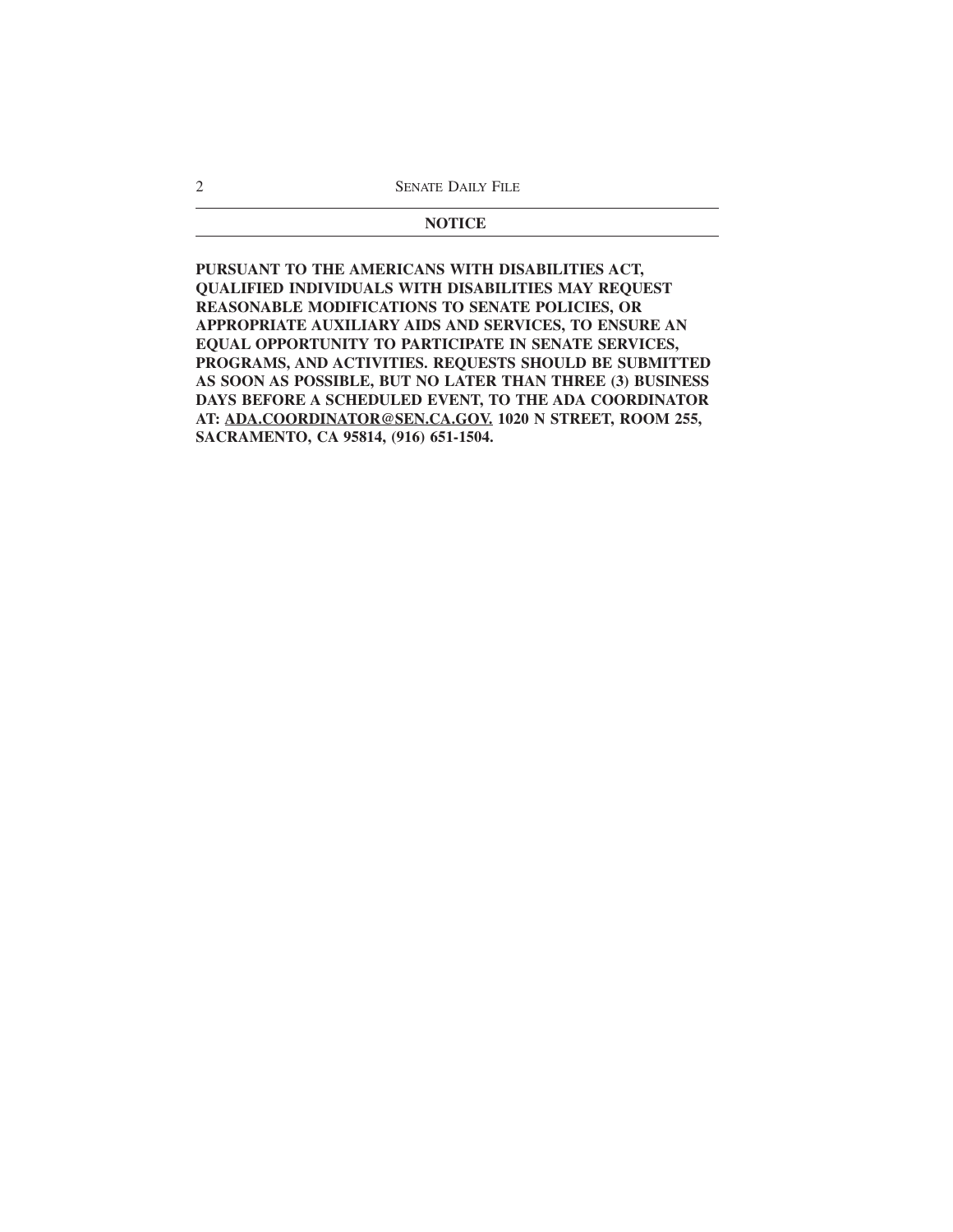## NOTICE

**PURSUANT TO THE AMERICANS WITH DISABILITIES ACT, QUALIFIED INDIVIDUALS WITH DISABILITIES MAY REQUEST REASONABLE MODIFICATIONS TO SENATE POLICIES, OR APPROPRIATE AUXILIARY AIDS AND SERVICES, TO ENSURE AN EQUAL OPPORTUNITY TO PARTICIPATE IN SENATE SERVICES, PROGRAMS, AND ACTIVITIES. REQUESTS SHOULD BE SUBMITTED AS SOON AS POSSIBLE, BUT NO LATER THAN THREE (3) BUSINESS DAYS BEFORE A SCHEDULED EVENT, TO THE ADA COORDINATOR AT: ADA.COORDINATOR@SEN.CA.GOV. 1020 N STREET, ROOM 255, SACRAMENTO, CA 95814, (916) 651-1504.**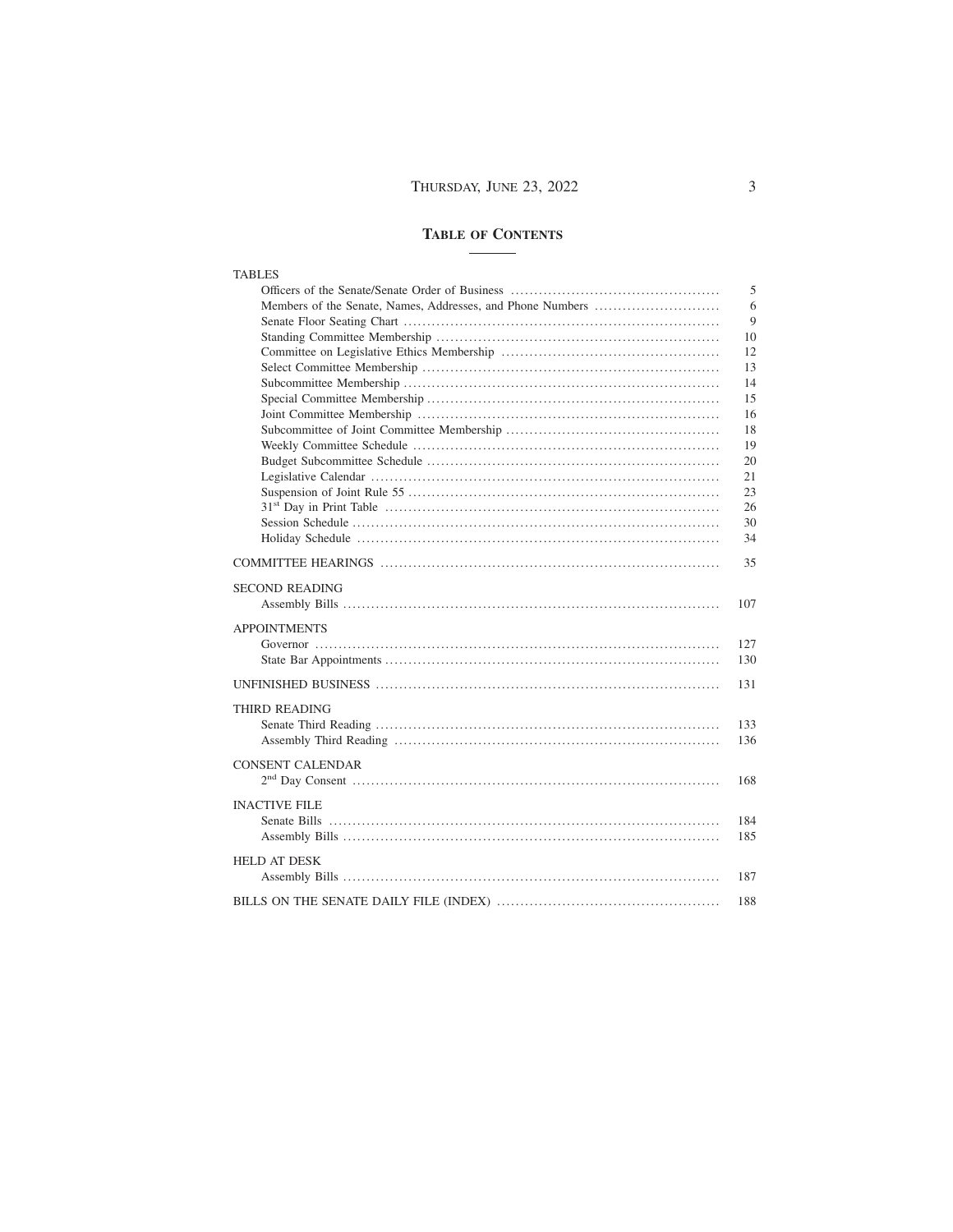## TABLE OF CONTENTS

| Section | Page |
| --- | --- |
| **TABLES** | |
| Officers of the Senate/Senate Order of Business | 5 |
| Members of the Senate, Names, Addresses, and Phone Numbers | 6 |
| Senate Floor Seating Chart | 9 |
| Standing Committee Membership | 10 |
| Committee on Legislative Ethics Membership | 12 |
| Select Committee Membership | 13 |
| Subcommittee Membership | 14 |
| Special Committee Membership | 15 |
| Joint Committee Membership | 16 |
| Subcommittee of Joint Committee Membership | 18 |
| Weekly Committee Schedule | 19 |
| Budget Subcommittee Schedule | 20 |
| Legislative Calendar | 21 |
| Suspension of Joint Rule 55 | 23 |
| 31st Day in Print Table | 26 |
| Session Schedule | 30 |
| Holiday Schedule | 34 |
| **COMMITTEE HEARINGS** | 35 |
| **SECOND READING** | |
| Assembly Bills | 107 |
| **APPOINTMENTS** | |
| Governor | 127 |
| State Bar Appointments | 130 |
| **UNFINISHED BUSINESS** | 131 |
| **THIRD READING** | |
| Senate Third Reading | 133 |
| Assembly Third Reading | 136 |
| **CONSENT CALENDAR** | |
| 2nd Day Consent | 168 |
| **INACTIVE FILE** | |
| Senate Bills | 184 |
| Assembly Bills | 185 |
| **HELD AT DESK** | |
| Assembly Bills | 187 |
| **BILLS ON THE SENATE DAILY FILE (INDEX)** | 188 |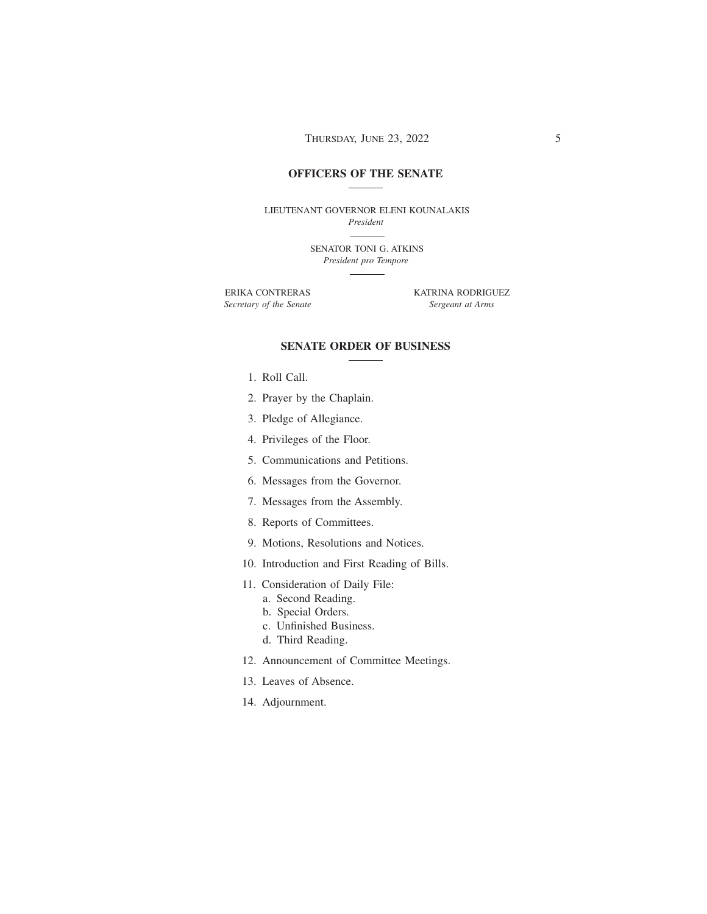## OFFICERS OF THE SENATE

LIEUTENANT GOVERNOR ELENI KOUNALAKIS
*President*

SENATOR TONI G. ATKINS
*President pro Tempore*

ERIKA CONTRERAS
*Secretary of the Senate*

KATRINA RODRIGUEZ
*Sergeant at Arms*

## SENATE ORDER OF BUSINESS

1. Roll Call.
2. Prayer by the Chaplain.
3. Pledge of Allegiance.
4. Privileges of the Floor.
5. Communications and Petitions.
6. Messages from the Governor.
7. Messages from the Assembly.
8. Reports of Committees.
9. Motions, Resolutions and Notices.
10. Introduction and First Reading of Bills.
11. Consideration of Daily File:
    a. Second Reading.
    b. Special Orders.
    c. Unfinished Business.
    d. Third Reading.
12. Announcement of Committee Meetings.
13. Leaves of Absence.
14. Adjournment.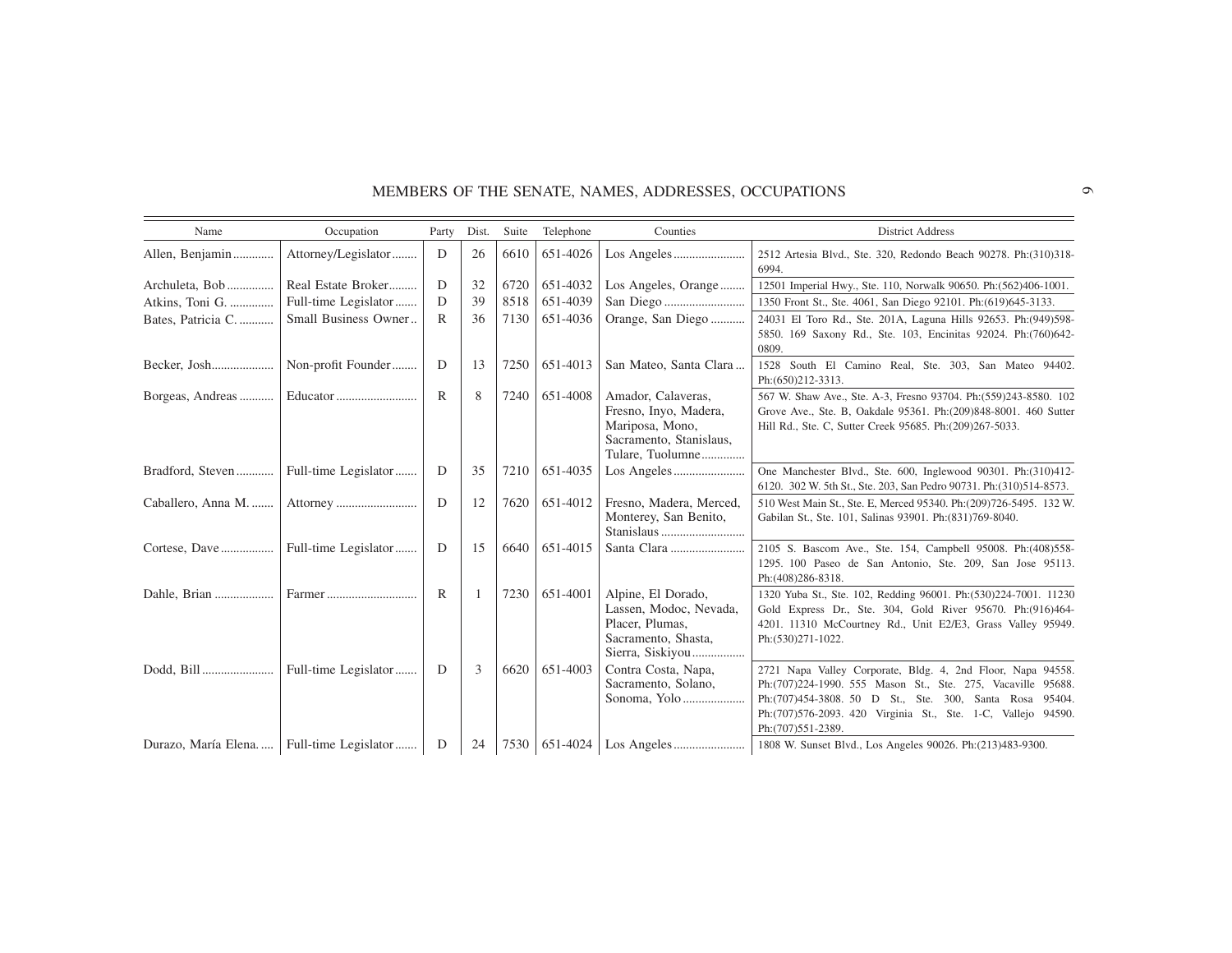# MEMBERS OF THE SENATE, NAMES, ADDRESSES, OCCUPATIONS

| Name | Occupation | Party | Dist. | Suite | Telephone | Counties | District Address |
|---|---|---|---|---|---|---|---|
| Allen, Benjamin | Attorney/Legislator | D | 26 | 6610 | 651-4026 | Los Angeles | 2512 Artesia Blvd., Ste. 320, Redondo Beach 90278. Ph:(310)318-6994. |
| Archuleta, Bob | Real Estate Broker | D | 32 | 6720 | 651-4032 | Los Angeles, Orange | 12501 Imperial Hwy., Ste. 110, Norwalk 90650. Ph:(562)406-1001. |
| Atkins, Toni G. | Full-time Legislator | D | 39 | 8518 | 651-4039 | San Diego | 1350 Front St., Ste. 4061, San Diego 92101. Ph:(619)645-3133. |
| Bates, Patricia C. | Small Business Owner | R | 36 | 7130 | 651-4036 | Orange, San Diego | 24031 El Toro Rd., Ste. 201A, Laguna Hills 92653. Ph:(949)598-5850. 169 Saxony Rd., Ste. 103, Encinitas 92024. Ph:(760)642-0809. |
| Becker, Josh | Non-profit Founder | D | 13 | 7250 | 651-4013 | San Mateo, Santa Clara | 1528 South El Camino Real, Ste. 303, San Mateo 94402. Ph:(650)212-3313. |
| Borgeas, Andreas | Educator | R | 8 | 7240 | 651-4008 | Amador, Calaveras, Fresno, Inyo, Madera, Mariposa, Mono, Sacramento, Stanislaus, Tulare, Tuolumne | 567 W. Shaw Ave., Ste. A-3, Fresno 93704. Ph:(559)243-8580. 102 Grove Ave., Ste. B, Oakdale 95361. Ph:(209)848-8001. 460 Sutter Hill Rd., Ste. C, Sutter Creek 95685. Ph:(209)267-5033. |
| Bradford, Steven | Full-time Legislator | D | 35 | 7210 | 651-4035 | Los Angeles | One Manchester Blvd., Ste. 600, Inglewood 90301. Ph:(310)412-6120. 302 W. 5th St., Ste. 203, San Pedro 90731. Ph:(310)514-8573. |
| Caballero, Anna M. | Attorney | D | 12 | 7620 | 651-4012 | Fresno, Madera, Merced, Monterey, San Benito, Stanislaus | 510 West Main St., Ste. E, Merced 95340. Ph:(209)726-5495. 132 W. Gabilan St., Ste. 101, Salinas 93901. Ph:(831)769-8040. |
| Cortese, Dave | Full-time Legislator | D | 15 | 6640 | 651-4015 | Santa Clara | 2105 S. Bascom Ave., Ste. 154, Campbell 95008. Ph:(408)558-1295. 100 Paseo de San Antonio, Ste. 209, San Jose 95113. Ph:(408)286-8318. |
| Dahle, Brian | Farmer | R | 1 | 7230 | 651-4001 | Alpine, El Dorado, Lassen, Modoc, Nevada, Placer, Plumas, Sacramento, Shasta, Sierra, Siskiyou | 1320 Yuba St., Ste. 102, Redding 96001. Ph:(530)224-7001. 11230 Gold Express Dr., Ste. 304, Gold River 95670. Ph:(916)464-4201. 11310 McCourtney Rd., Unit E2/E3, Grass Valley 95949. Ph:(530)271-1022. |
| Dodd, Bill | Full-time Legislator | D | 3 | 6620 | 651-4003 | Contra Costa, Napa, Sacramento, Solano, Sonoma, Yolo | 2721 Napa Valley Corporate, Bldg. 4, 2nd Floor, Napa 94558. Ph:(707)224-1990. 555 Mason St., Ste. 275, Vacaville 95688. Ph:(707)454-3808. 50 D St., Ste. 300, Santa Rosa 95404. Ph:(707)576-2093. 420 Virginia St., Ste. 1-C, Vallejo 94590. Ph:(707)551-2389. |
| Durazo, María Elena. | Full-time Legislator | D | 24 | 7530 | 651-4024 | Los Angeles | 1808 W. Sunset Blvd., Los Angeles 90026. Ph:(213)483-9300. |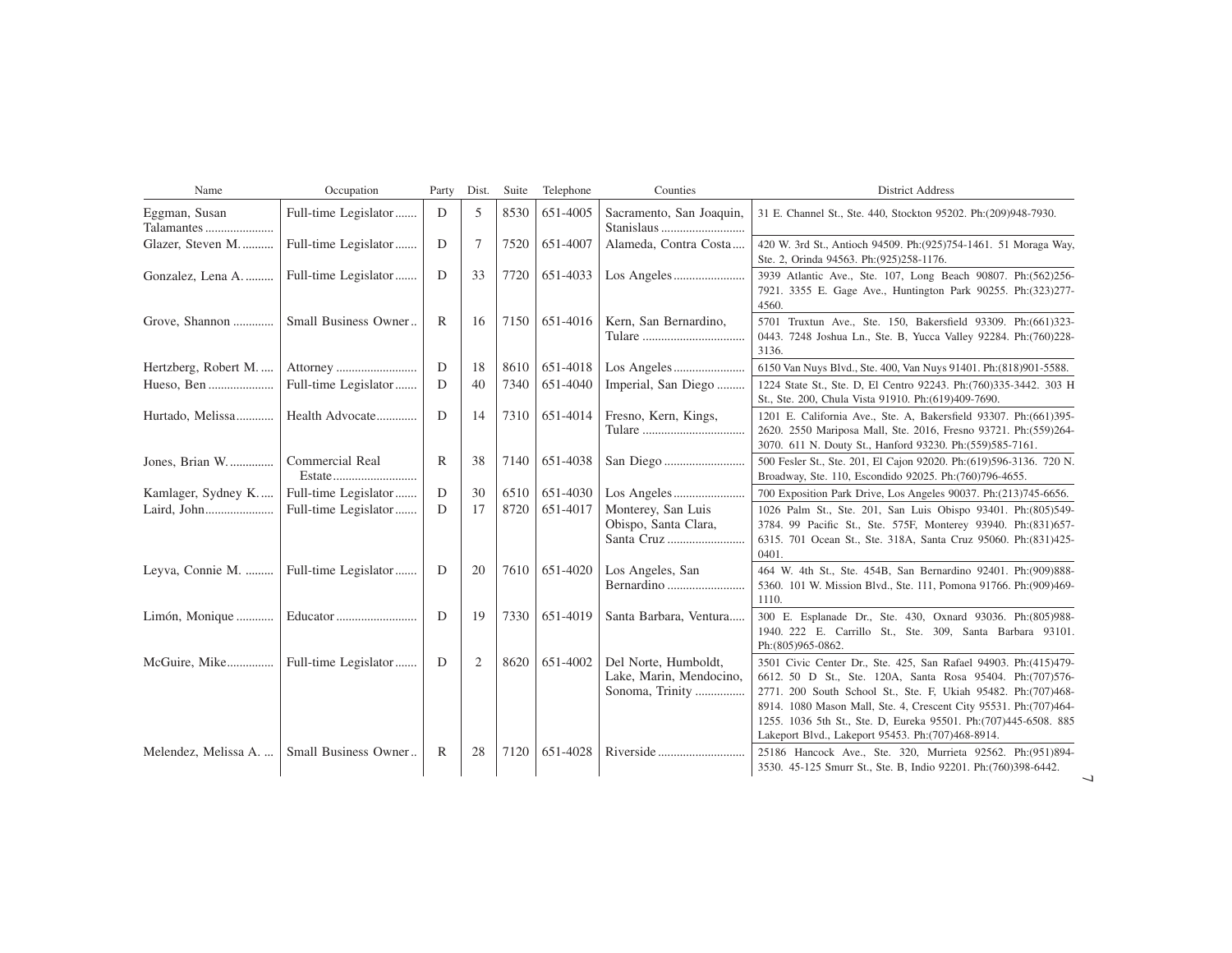| Name | Occupation | Party | Dist. | Suite | Telephone | Counties | District Address |
| --- | --- | --- | --- | --- | --- | --- | --- |
| Eggman, Susan Talamantes | Full-time Legislator | D | 5 | 8530 | 651-4005 | Sacramento, San Joaquin, Stanislaus | 31 E. Channel St., Ste. 440, Stockton 95202. Ph:(209)948-7930. |
| Glazer, Steven M. | Full-time Legislator | D | 7 | 7520 | 651-4007 | Alameda, Contra Costa | 420 W. 3rd St., Antioch 94509. Ph:(925)754-1461. 51 Moraga Way, Ste. 2, Orinda 94563. Ph:(925)258-1176. |
| Gonzalez, Lena A. | Full-time Legislator | D | 33 | 7720 | 651-4033 | Los Angeles | 3939 Atlantic Ave., Ste. 107, Long Beach 90807. Ph:(562)256-7921. 3355 E. Gage Ave., Huntington Park 90255. Ph:(323)277-4560. |
| Grove, Shannon | Small Business Owner | R | 16 | 7150 | 651-4016 | Kern, San Bernardino, Tulare | 5701 Truxtun Ave., Ste. 150, Bakersfield 93309. Ph:(661)323-0443. 7248 Joshua Ln., Ste. B, Yucca Valley 92284. Ph:(760)228-3136. |
| Hertzberg, Robert M. | Attorney | D | 18 | 8610 | 651-4018 | Los Angeles | 6150 Van Nuys Blvd., Ste. 400, Van Nuys 91401. Ph:(818)901-5588. |
| Hueso, Ben | Full-time Legislator | D | 40 | 7340 | 651-4040 | Imperial, San Diego | 1224 State St., Ste. D, El Centro 92243. Ph:(760)335-3442. 303 H St., Ste. 200, Chula Vista 91910. Ph:(619)409-7690. |
| Hurtado, Melissa | Health Advocate | D | 14 | 7310 | 651-4014 | Fresno, Kern, Kings, Tulare | 1201 E. California Ave., Ste. A, Bakersfield 93307. Ph:(661)395-2620. 2550 Mariposa Mall, Ste. 2016, Fresno 93721. Ph:(559)264-3070. 611 N. Douty St., Hanford 93230. Ph:(559)585-7161. |
| Jones, Brian W. | Commercial Real Estate | R | 38 | 7140 | 651-4038 | San Diego | 500 Fesler St., Ste. 201, El Cajon 92020. Ph:(619)596-3136. 720 N. Broadway, Ste. 110, Escondido 92025. Ph:(760)796-4655. |
| Kamlager, Sydney K. | Full-time Legislator | D | 30 | 6510 | 651-4030 | Los Angeles | 700 Exposition Park Drive, Los Angeles 90037. Ph:(213)745-6656. |
| Laird, John | Full-time Legislator | D | 17 | 8720 | 651-4017 | Monterey, San Luis Obispo, Santa Clara, Santa Cruz | 1026 Palm St., Ste. 201, San Luis Obispo 93401. Ph:(805)549-3784. 99 Pacific St., Ste. 575F, Monterey 93940. Ph:(831)657-6315. 701 Ocean St., Ste. 318A, Santa Cruz 95060. Ph:(831)425-0401. |
| Leyva, Connie M. | Full-time Legislator | D | 20 | 7610 | 651-4020 | Los Angeles, San Bernardino | 464 W. 4th St., Ste. 454B, San Bernardino 92401. Ph:(909)888-5360. 101 W. Mission Blvd., Ste. 111, Pomona 91766. Ph:(909)469-1110. |
| Limón, Monique | Educator | D | 19 | 7330 | 651-4019 | Santa Barbara, Ventura | 300 E. Esplanade Dr., Ste. 430, Oxnard 93036. Ph:(805)988-1940. 222 E. Carrillo St., Ste. 309, Santa Barbara 93101. Ph:(805)965-0862. |
| McGuire, Mike | Full-time Legislator | D | 2 | 8620 | 651-4002 | Del Norte, Humboldt, Lake, Marin, Mendocino, Sonoma, Trinity | 3501 Civic Center Dr., Ste. 425, San Rafael 94903. Ph:(415)479-6612. 50 D St., Ste. 120A, Santa Rosa 95404. Ph:(707)576-2771. 200 South School St., Ste. F, Ukiah 95482. Ph:(707)468-8914. 1080 Mason Mall, Ste. 4, Crescent City 95531. Ph:(707)464-1255. 1036 5th St., Ste. D, Eureka 95501. Ph:(707)445-6508. 885 Lakeport Blvd., Lakeport 95453. Ph:(707)468-8914. |
| Melendez, Melissa A. | Small Business Owner | R | 28 | 7120 | 651-4028 | Riverside | 25186 Hancock Ave., Ste. 320, Murrieta 92562. Ph:(951)894-3530. 45-125 Smurr St., Ste. B, Indio 92201. Ph:(760)398-6442. |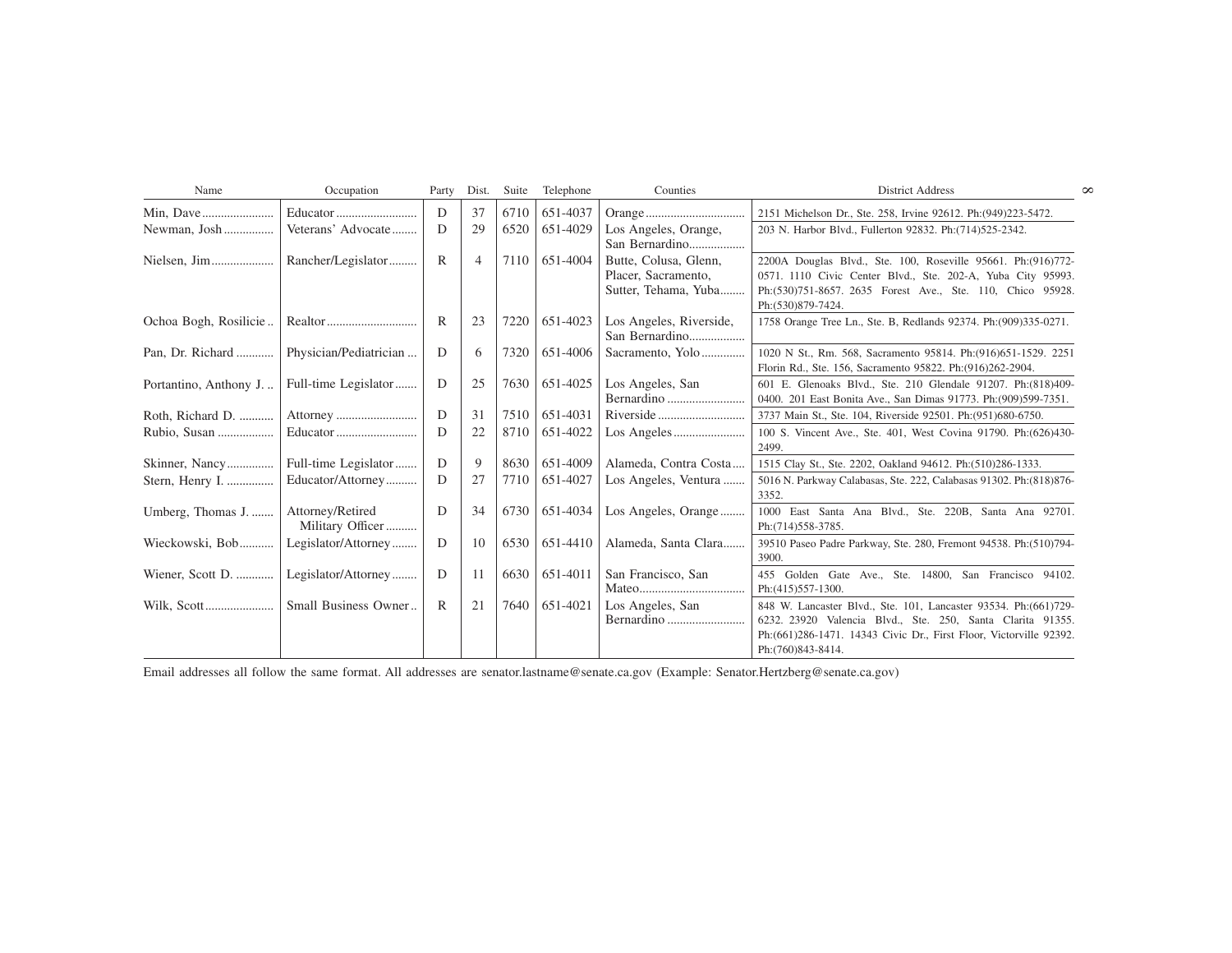| Name | Occupation | Party | Dist. | Suite | Telephone | Counties | District Address |
|---|---|---|---|---|---|---|---|
| Min, Dave | Educator | D | 37 | 6710 | 651-4037 | Orange | 2151 Michelson Dr., Ste. 258, Irvine 92612. Ph:(949)223-5472. |
| Newman, Josh | Veterans' Advocate | D | 29 | 6520 | 651-4029 | Los Angeles, Orange, San Bernardino | 203 N. Harbor Blvd., Fullerton 92832. Ph:(714)525-2342. |
| Nielsen, Jim | Rancher/Legislator | R | 4 | 7110 | 651-4004 | Butte, Colusa, Glenn, Placer, Sacramento, Sutter, Tehama, Yuba | 2200A Douglas Blvd., Ste. 100, Roseville 95661. Ph:(916)772-0571. 1110 Civic Center Blvd., Ste. 202-A, Yuba City 95993. Ph:(530)751-8657. 2635 Forest Ave., Ste. 110, Chico 95928. Ph:(530)879-7424. |
| Ochoa Bogh, Rosilicie | Realtor | R | 23 | 7220 | 651-4023 | Los Angeles, Riverside, San Bernardino | 1758 Orange Tree Ln., Ste. B, Redlands 92374. Ph:(909)335-0271. |
| Pan, Dr. Richard | Physician/Pediatrician | D | 6 | 7320 | 651-4006 | Sacramento, Yolo | 1020 N St., Rm. 568, Sacramento 95814. Ph:(916)651-1529. 2251 Florin Rd., Ste. 156, Sacramento 95822. Ph:(916)262-2904. |
| Portantino, Anthony J. | Full-time Legislator | D | 25 | 7630 | 651-4025 | Los Angeles, San Bernardino | 601 E. Glenoaks Blvd., Ste. 210 Glendale 91207. Ph:(818)409-0400. 201 East Bonita Ave., San Dimas 91773. Ph:(909)599-7351. |
| Roth, Richard D. | Attorney | D | 31 | 7510 | 651-4031 | Riverside | 3737 Main St., Ste. 104, Riverside 92501. Ph:(951)680-6750. |
| Rubio, Susan | Educator | D | 22 | 8710 | 651-4022 | Los Angeles | 100 S. Vincent Ave., Ste. 401, West Covina 91790. Ph:(626)430-2499. |
| Skinner, Nancy | Full-time Legislator | D | 9 | 8630 | 651-4009 | Alameda, Contra Costa | 1515 Clay St., Ste. 2202, Oakland 94612. Ph:(510)286-1333. |
| Stern, Henry I. | Educator/Attorney | D | 27 | 7710 | 651-4027 | Los Angeles, Ventura | 5016 N. Parkway Calabasas, Ste. 222, Calabasas 91302. Ph:(818)876-3352. |
| Umberg, Thomas J. | Attorney/Retired Military Officer | D | 34 | 6730 | 651-4034 | Los Angeles, Orange | 1000 East Santa Ana Blvd., Ste. 220B, Santa Ana 92701. Ph:(714)558-3785. |
| Wieckowski, Bob | Legislator/Attorney | D | 10 | 6530 | 651-4410 | Alameda, Santa Clara | 39510 Paseo Padre Parkway, Ste. 280, Fremont 94538. Ph:(510)794-3900. |
| Wiener, Scott D. | Legislator/Attorney | D | 11 | 6630 | 651-4011 | San Francisco, San Mateo | 455 Golden Gate Ave., Ste. 14800, San Francisco 94102. Ph:(415)557-1300. |
| Wilk, Scott | Small Business Owner | R | 21 | 7640 | 651-4021 | Los Angeles, San Bernardino | 848 W. Lancaster Blvd., Ste. 101, Lancaster 93534. Ph:(661)729-6232. 23920 Valencia Blvd., Ste. 250, Santa Clarita 91355. Ph:(661)286-1471. 14343 Civic Dr., First Floor, Victorville 92392. Ph:(760)843-8414. |

Email addresses all follow the same format. All addresses are senator.lastname@senate.ca.gov (Example: Senator.Hertzberg@senate.ca.gov)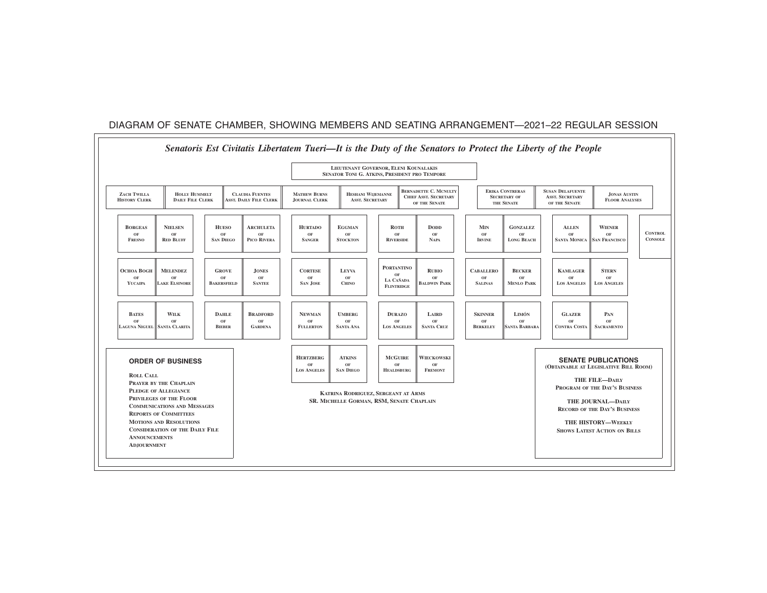# DIAGRAM OF SENATE CHAMBER, SHOWING MEMBERS AND SEATING ARRANGEMENT—2021–22 REGULAR SESSION

***Senatoris Est Civitatis Libertatem Tueri—It is the Duty of the Senators to Protect the Liberty of the People***

LIEUTENANT GOVERNOR, ELENI KOUNALAKIS
SENATOR TONI G. ATKINS, PRESIDENT PRO TEMPORE

| ZACH TWILLA HISTORY CLERK | HOLLY HUMMELT DAILY FILE CLERK | CLAUDIA FUENTES ASST. DAILY FILE CLERK | MATHEW BURNS JOURNAL CLERK | HESHANI WIJEMANNE ASST. SECRETARY | BERNADETTE C. MCNULTY CHIEF ASST. SECRETARY OF THE SENATE | ERIKA CONTRERAS SECRETARY OF THE SENATE | SUSAN DELAFUENTE ASST. SECRETARY OF THE SENATE | JONAS AUSTIN FLOOR ANALYSES |
|---|---|---|---|---|---|---|---|---|

| | | | | | | | | | | | |
|---|---|---|---|---|---|---|---|---|---|---|---|
| BORGEAS OF FRESNO | NIELSEN OF RED BLUFF | HUESO OF SAN DIEGO | ARCHULETA OF PICO RIVERA | HURTADO OF SANGER | EGGMAN OF STOCKTON | ROTH OF RIVERSIDE | DODD OF NAPA | MIN OF IRVINE | GONZALEZ OF LONG BEACH | ALLEN OF SANTA MONICA | WIENER OF SAN FRANCISCO |
| OCHOA BOGH OF YUCAIPA | MELENDEZ OF LAKE ELSINORE | GROVE OF BAKERSFIELD | JONES OF SANTEE | CORTESE OF SAN JOSE | LEYVA OF CHINO | PORTANTINO OF LA CAÑADA FLINTRIDGE | RUBIO OF BALDWIN PARK | CABALLERO OF SALINAS | BECKER OF MENLO PARK | KAMLAGER OF LOS ANGELES | STERN OF LOS ANGELES |
| BATES OF LAGUNA NIGUEL | WILK OF SANTA CLARITA | DAHLE OF BIEBER | BRADFORD OF GARDENA | NEWMAN OF FULLERTON | UMBERG OF SANTA ANA | DURAZO OF LOS ANGELES | LAIRD OF SANTA CRUZ | SKINNER OF BERKELEY | LIMÓN OF SANTA BARBARA | GLAZER OF CONTRA COSTA | PAN OF SACRAMENTO |
| | | | | HERTZBERG OF LOS ANGELES | ATKINS OF SAN DIEGO | MCGUIRE OF HEALDSBURG | WIECKOWSKI OF FREMONT | | | | |

CONTROL CONSOLE

KATRINA RODRIGUEZ, SERGEANT AT ARMS
SR. MICHELLE GORMAN, RSM, SENATE CHAPLAIN

## ORDER OF BUSINESS

ROLL CALL
PRAYER BY THE CHAPLAIN
PLEDGE OF ALLEGIANCE
PRIVILEGES OF THE FLOOR
COMMUNICATIONS AND MESSAGES
REPORTS OF COMMITTEES
MOTIONS AND RESOLUTIONS
CONSIDERATION OF THE DAILY FILE
ANNOUNCEMENTS
ADJOURNMENT

## SENATE PUBLICATIONS

(OBTAINABLE AT LEGISLATIVE BILL ROOM)

THE FILE—DAILY
PROGRAM OF THE DAY'S BUSINESS

THE JOURNAL—DAILY
RECORD OF THE DAY'S BUSINESS

THE HISTORY—WEEKLY
SHOWS LATEST ACTION ON BILLS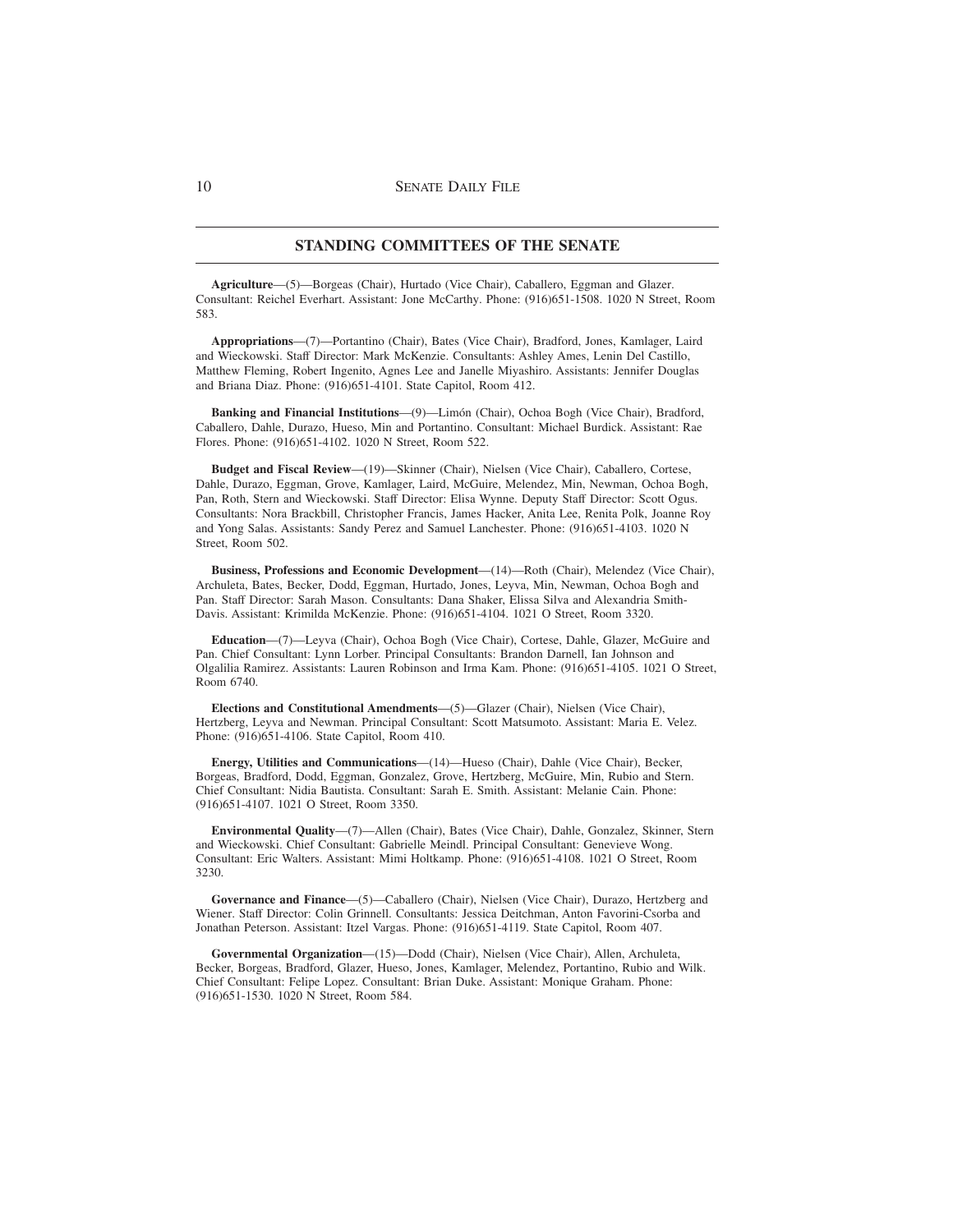## STANDING COMMITTEES OF THE SENATE

**Agriculture**—(5)—Borgeas (Chair), Hurtado (Vice Chair), Caballero, Eggman and Glazer. Consultant: Reichel Everhart. Assistant: Jone McCarthy. Phone: (916)651-1508. 1020 N Street, Room 583.

**Appropriations**—(7)—Portantino (Chair), Bates (Vice Chair), Bradford, Jones, Kamlager, Laird and Wieckowski. Staff Director: Mark McKenzie. Consultants: Ashley Ames, Lenin Del Castillo, Matthew Fleming, Robert Ingenito, Agnes Lee and Janelle Miyashiro. Assistants: Jennifer Douglas and Briana Diaz. Phone: (916)651-4101. State Capitol, Room 412.

**Banking and Financial Institutions**—(9)—Limón (Chair), Ochoa Bogh (Vice Chair), Bradford, Caballero, Dahle, Durazo, Hueso, Min and Portantino. Consultant: Michael Burdick. Assistant: Rae Flores. Phone: (916)651-4102. 1020 N Street, Room 522.

**Budget and Fiscal Review**—(19)—Skinner (Chair), Nielsen (Vice Chair), Caballero, Cortese, Dahle, Durazo, Eggman, Grove, Kamlager, Laird, McGuire, Melendez, Min, Newman, Ochoa Bogh, Pan, Roth, Stern and Wieckowski. Staff Director: Elisa Wynne. Deputy Staff Director: Scott Ogus. Consultants: Nora Brackbill, Christopher Francis, James Hacker, Anita Lee, Renita Polk, Joanne Roy and Yong Salas. Assistants: Sandy Perez and Samuel Lanchester. Phone: (916)651-4103. 1020 N Street, Room 502.

**Business, Professions and Economic Development**—(14)—Roth (Chair), Melendez (Vice Chair), Archuleta, Bates, Becker, Dodd, Eggman, Hurtado, Jones, Leyva, Min, Newman, Ochoa Bogh and Pan. Staff Director: Sarah Mason. Consultants: Dana Shaker, Elissa Silva and Alexandria Smith-Davis. Assistant: Krimilda McKenzie. Phone: (916)651-4104. 1021 O Street, Room 3320.

**Education**—(7)—Leyva (Chair), Ochoa Bogh (Vice Chair), Cortese, Dahle, Glazer, McGuire and Pan. Chief Consultant: Lynn Lorber. Principal Consultants: Brandon Darnell, Ian Johnson and Olgalilia Ramirez. Assistants: Lauren Robinson and Irma Kam. Phone: (916)651-4105. 1021 O Street, Room 6740.

**Elections and Constitutional Amendments**—(5)—Glazer (Chair), Nielsen (Vice Chair), Hertzberg, Leyva and Newman. Principal Consultant: Scott Matsumoto. Assistant: Maria E. Velez. Phone: (916)651-4106. State Capitol, Room 410.

**Energy, Utilities and Communications**—(14)—Hueso (Chair), Dahle (Vice Chair), Becker, Borgeas, Bradford, Dodd, Eggman, Gonzalez, Grove, Hertzberg, McGuire, Min, Rubio and Stern. Chief Consultant: Nidia Bautista. Consultant: Sarah E. Smith. Assistant: Melanie Cain. Phone: (916)651-4107. 1021 O Street, Room 3350.

**Environmental Quality**—(7)—Allen (Chair), Bates (Vice Chair), Dahle, Gonzalez, Skinner, Stern and Wieckowski. Chief Consultant: Gabrielle Meindl. Principal Consultant: Genevieve Wong. Consultant: Eric Walters. Assistant: Mimi Holtkamp. Phone: (916)651-4108. 1021 O Street, Room 3230.

**Governance and Finance**—(5)—Caballero (Chair), Nielsen (Vice Chair), Durazo, Hertzberg and Wiener. Staff Director: Colin Grinnell. Consultants: Jessica Deitchman, Anton Favorini-Csorba and Jonathan Peterson. Assistant: Itzel Vargas. Phone: (916)651-4119. State Capitol, Room 407.

**Governmental Organization**—(15)—Dodd (Chair), Nielsen (Vice Chair), Allen, Archuleta, Becker, Borgeas, Bradford, Glazer, Hueso, Jones, Kamlager, Melendez, Portantino, Rubio and Wilk. Chief Consultant: Felipe Lopez. Consultant: Brian Duke. Assistant: Monique Graham. Phone: (916)651-1530. 1020 N Street, Room 584.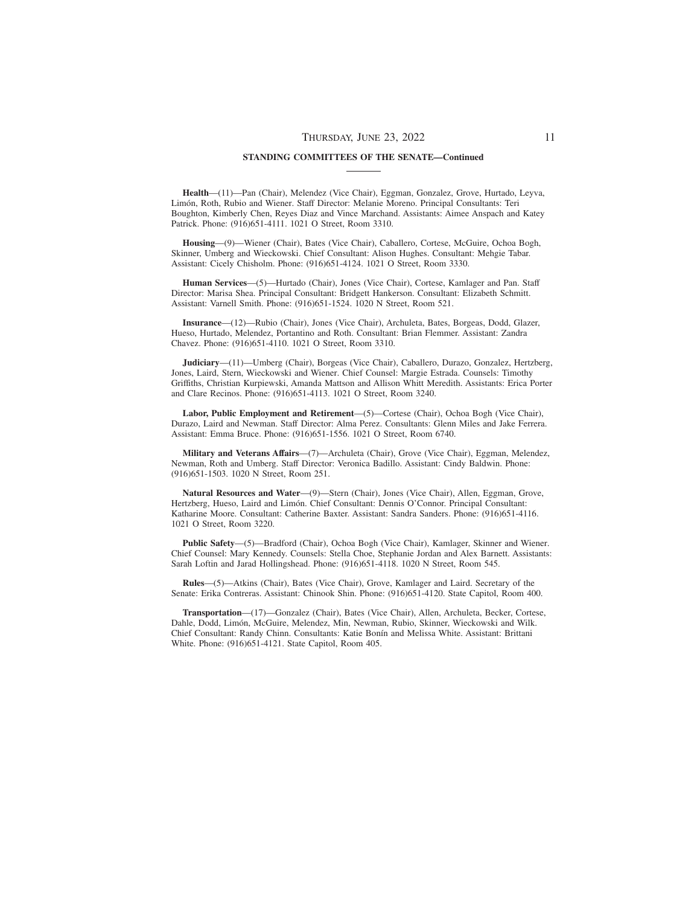**STANDING COMMITTEES OF THE SENATE—Continued**

**Health**—(11)—Pan (Chair), Melendez (Vice Chair), Eggman, Gonzalez, Grove, Hurtado, Leyva, Limón, Roth, Rubio and Wiener. Staff Director: Melanie Moreno. Principal Consultants: Teri Boughton, Kimberly Chen, Reyes Diaz and Vince Marchand. Assistants: Aimee Anspach and Katey Patrick. Phone: (916)651-4111. 1021 O Street, Room 3310.

**Housing**—(9)—Wiener (Chair), Bates (Vice Chair), Caballero, Cortese, McGuire, Ochoa Bogh, Skinner, Umberg and Wieckowski. Chief Consultant: Alison Hughes. Consultant: Mehgie Tabar. Assistant: Cicely Chisholm. Phone: (916)651-4124. 1021 O Street, Room 3330.

**Human Services**—(5)—Hurtado (Chair), Jones (Vice Chair), Cortese, Kamlager and Pan. Staff Director: Marisa Shea. Principal Consultant: Bridgett Hankerson. Consultant: Elizabeth Schmitt. Assistant: Varnell Smith. Phone: (916)651-1524. 1020 N Street, Room 521.

**Insurance**—(12)—Rubio (Chair), Jones (Vice Chair), Archuleta, Bates, Borgeas, Dodd, Glazer, Hueso, Hurtado, Melendez, Portantino and Roth. Consultant: Brian Flemmer. Assistant: Zandra Chavez. Phone: (916)651-4110. 1021 O Street, Room 3310.

**Judiciary**—(11)—Umberg (Chair), Borgeas (Vice Chair), Caballero, Durazo, Gonzalez, Hertzberg, Jones, Laird, Stern, Wieckowski and Wiener. Chief Counsel: Margie Estrada. Counsels: Timothy Griffiths, Christian Kurpiewski, Amanda Mattson and Allison Whitt Meredith. Assistants: Erica Porter and Clare Recinos. Phone: (916)651-4113. 1021 O Street, Room 3240.

**Labor, Public Employment and Retirement**—(5)—Cortese (Chair), Ochoa Bogh (Vice Chair), Durazo, Laird and Newman. Staff Director: Alma Perez. Consultants: Glenn Miles and Jake Ferrera. Assistant: Emma Bruce. Phone: (916)651-1556. 1021 O Street, Room 6740.

**Military and Veterans Affairs**—(7)—Archuleta (Chair), Grove (Vice Chair), Eggman, Melendez, Newman, Roth and Umberg. Staff Director: Veronica Badillo. Assistant: Cindy Baldwin. Phone: (916)651-1503. 1020 N Street, Room 251.

**Natural Resources and Water**—(9)—Stern (Chair), Jones (Vice Chair), Allen, Eggman, Grove, Hertzberg, Hueso, Laird and Limón. Chief Consultant: Dennis O'Connor. Principal Consultant: Katharine Moore. Consultant: Catherine Baxter. Assistant: Sandra Sanders. Phone: (916)651-4116. 1021 O Street, Room 3220.

**Public Safety**—(5)—Bradford (Chair), Ochoa Bogh (Vice Chair), Kamlager, Skinner and Wiener. Chief Counsel: Mary Kennedy. Counsels: Stella Choe, Stephanie Jordan and Alex Barnett. Assistants: Sarah Loftin and Jarad Hollingshead. Phone: (916)651-4118. 1020 N Street, Room 545.

**Rules**—(5)—Atkins (Chair), Bates (Vice Chair), Grove, Kamlager and Laird. Secretary of the Senate: Erika Contreras. Assistant: Chinook Shin. Phone: (916)651-4120. State Capitol, Room 400.

**Transportation**—(17)—Gonzalez (Chair), Bates (Vice Chair), Allen, Archuleta, Becker, Cortese, Dahle, Dodd, Limón, McGuire, Melendez, Min, Newman, Rubio, Skinner, Wieckowski and Wilk. Chief Consultant: Randy Chinn. Consultants: Katie Bonín and Melissa White. Assistant: Brittani White. Phone: (916)651-4121. State Capitol, Room 405.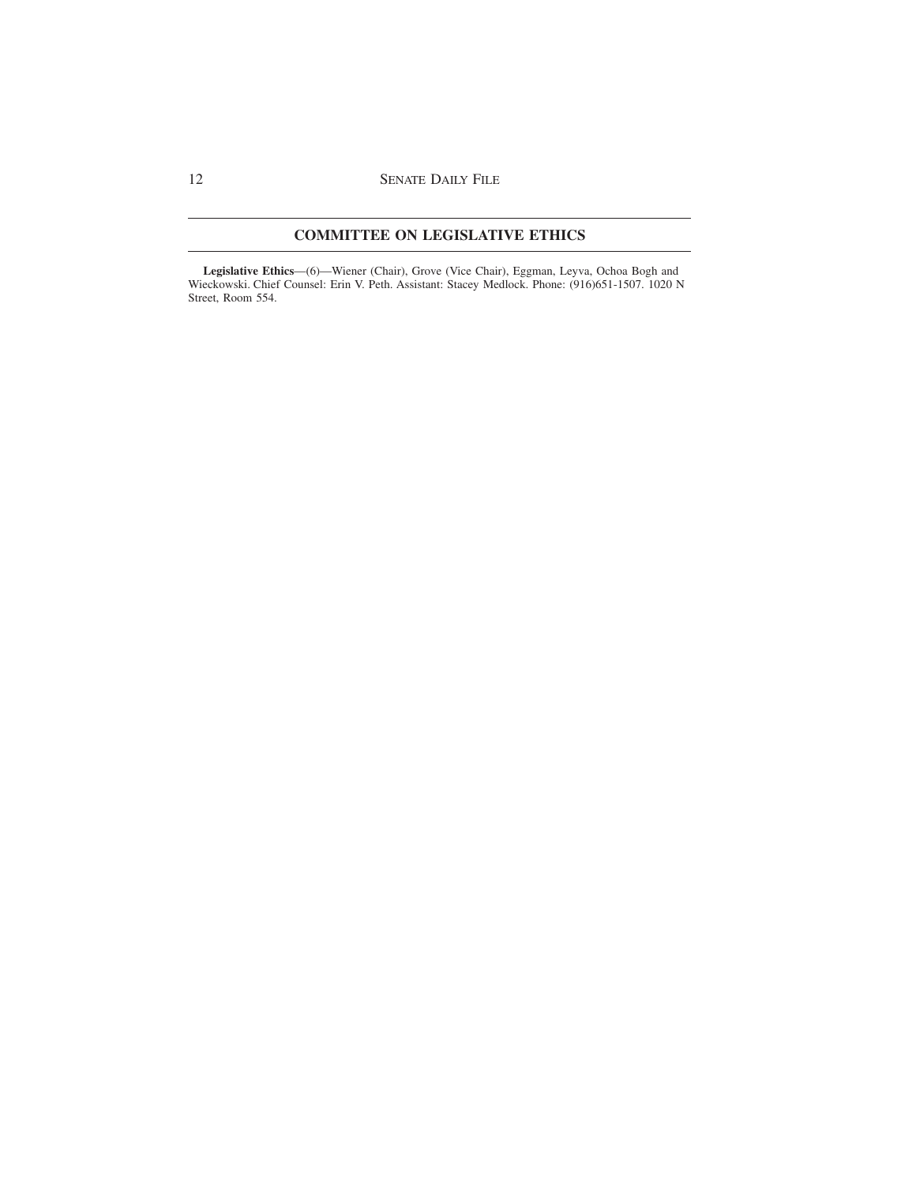## COMMITTEE ON LEGISLATIVE ETHICS

**Legislative Ethics**—(6)—Wiener (Chair), Grove (Vice Chair), Eggman, Leyva, Ochoa Bogh and Wieckowski. Chief Counsel: Erin V. Peth. Assistant: Stacey Medlock. Phone: (916)651-1507. 1020 N Street, Room 554.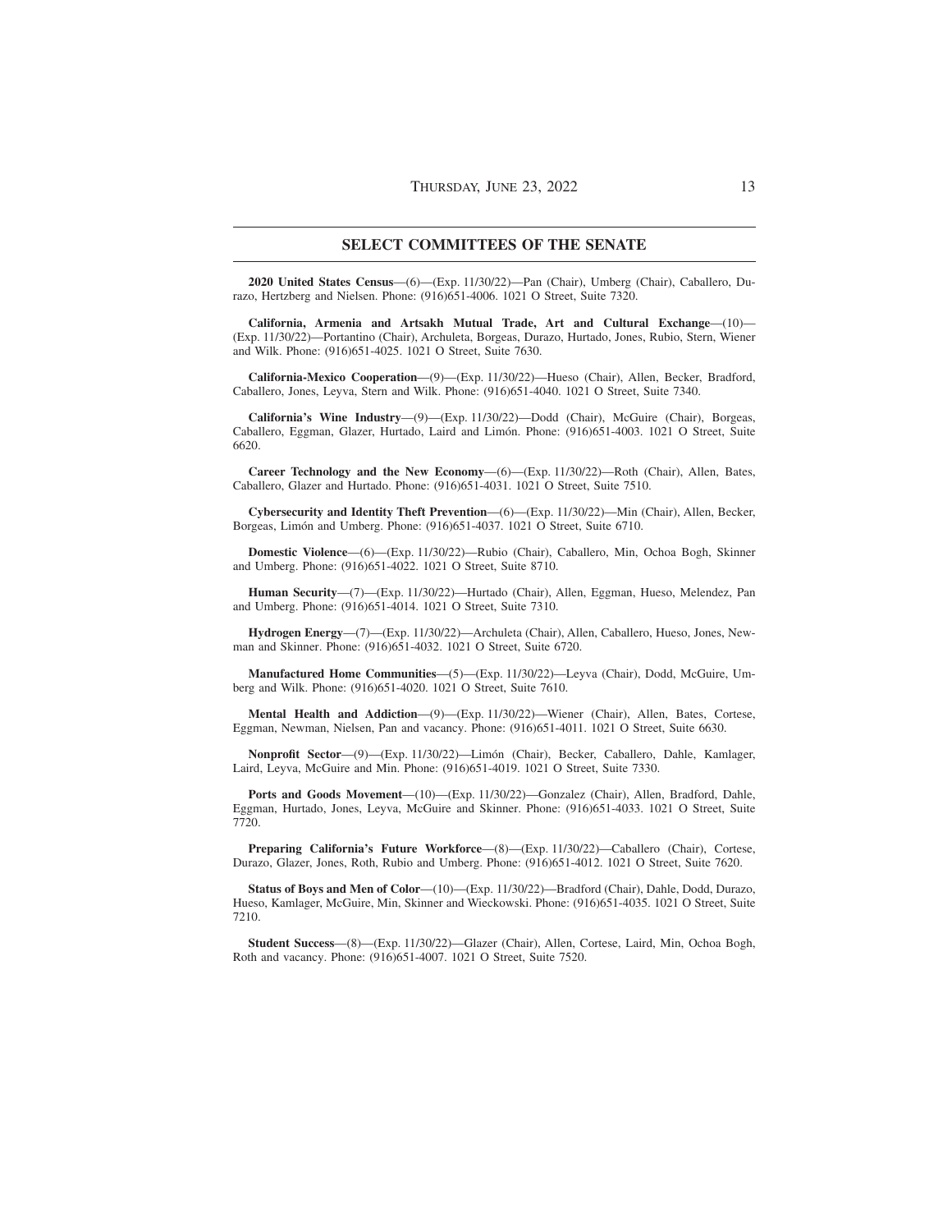## SELECT COMMITTEES OF THE SENATE

**2020 United States Census**—(6)—(Exp. 11/30/22)—Pan (Chair), Umberg (Chair), Caballero, Durazo, Hertzberg and Nielsen. Phone: (916)651-4006. 1021 O Street, Suite 7320.

**California, Armenia and Artsakh Mutual Trade, Art and Cultural Exchange**—(10)—(Exp. 11/30/22)—Portantino (Chair), Archuleta, Borgeas, Durazo, Hurtado, Jones, Rubio, Stern, Wiener and Wilk. Phone: (916)651-4025. 1021 O Street, Suite 7630.

**California-Mexico Cooperation**—(9)—(Exp. 11/30/22)—Hueso (Chair), Allen, Becker, Bradford, Caballero, Jones, Leyva, Stern and Wilk. Phone: (916)651-4040. 1021 O Street, Suite 7340.

**California's Wine Industry**—(9)—(Exp. 11/30/22)—Dodd (Chair), McGuire (Chair), Borgeas, Caballero, Eggman, Glazer, Hurtado, Laird and Limón. Phone: (916)651-4003. 1021 O Street, Suite 6620.

**Career Technology and the New Economy**—(6)—(Exp. 11/30/22)—Roth (Chair), Allen, Bates, Caballero, Glazer and Hurtado. Phone: (916)651-4031. 1021 O Street, Suite 7510.

**Cybersecurity and Identity Theft Prevention**—(6)—(Exp. 11/30/22)—Min (Chair), Allen, Becker, Borgeas, Limón and Umberg. Phone: (916)651-4037. 1021 O Street, Suite 6710.

**Domestic Violence**—(6)—(Exp. 11/30/22)—Rubio (Chair), Caballero, Min, Ochoa Bogh, Skinner and Umberg. Phone: (916)651-4022. 1021 O Street, Suite 8710.

**Human Security**—(7)—(Exp. 11/30/22)—Hurtado (Chair), Allen, Eggman, Hueso, Melendez, Pan and Umberg. Phone: (916)651-4014. 1021 O Street, Suite 7310.

**Hydrogen Energy**—(7)—(Exp. 11/30/22)—Archuleta (Chair), Allen, Caballero, Hueso, Jones, Newman and Skinner. Phone: (916)651-4032. 1021 O Street, Suite 6720.

**Manufactured Home Communities**—(5)—(Exp. 11/30/22)—Leyva (Chair), Dodd, McGuire, Umberg and Wilk. Phone: (916)651-4020. 1021 O Street, Suite 7610.

**Mental Health and Addiction**—(9)—(Exp. 11/30/22)—Wiener (Chair), Allen, Bates, Cortese, Eggman, Newman, Nielsen, Pan and vacancy. Phone: (916)651-4011. 1021 O Street, Suite 6630.

**Nonprofit Sector**—(9)—(Exp. 11/30/22)—Limón (Chair), Becker, Caballero, Dahle, Kamlager, Laird, Leyva, McGuire and Min. Phone: (916)651-4019. 1021 O Street, Suite 7330.

**Ports and Goods Movement**—(10)—(Exp. 11/30/22)—Gonzalez (Chair), Allen, Bradford, Dahle, Eggman, Hurtado, Jones, Leyva, McGuire and Skinner. Phone: (916)651-4033. 1021 O Street, Suite 7720.

**Preparing California's Future Workforce**—(8)—(Exp. 11/30/22)—Caballero (Chair), Cortese, Durazo, Glazer, Jones, Roth, Rubio and Umberg. Phone: (916)651-4012. 1021 O Street, Suite 7620.

**Status of Boys and Men of Color**—(10)—(Exp. 11/30/22)—Bradford (Chair), Dahle, Dodd, Durazo, Hueso, Kamlager, McGuire, Min, Skinner and Wieckowski. Phone: (916)651-4035. 1021 O Street, Suite 7210.

**Student Success**—(8)—(Exp. 11/30/22)—Glazer (Chair), Allen, Cortese, Laird, Min, Ochoa Bogh, Roth and vacancy. Phone: (916)651-4007. 1021 O Street, Suite 7520.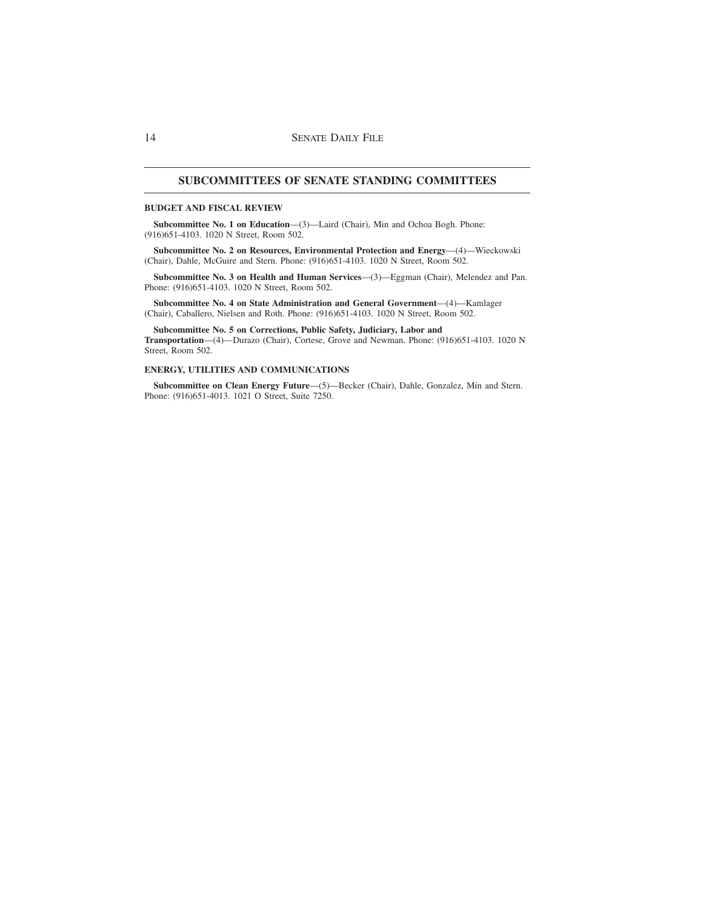## SUBCOMMITTEES OF SENATE STANDING COMMITTEES

### BUDGET AND FISCAL REVIEW

**Subcommittee No. 1 on Education**—(3)—Laird (Chair), Min and Ochoa Bogh. Phone: (916)651-4103. 1020 N Street, Room 502.

**Subcommittee No. 2 on Resources, Environmental Protection and Energy**—(4)—Wieckowski (Chair), Dahle, McGuire and Stern. Phone: (916)651-4103. 1020 N Street, Room 502.

**Subcommittee No. 3 on Health and Human Services**—(3)—Eggman (Chair), Melendez and Pan. Phone: (916)651-4103. 1020 N Street, Room 502.

**Subcommittee No. 4 on State Administration and General Government**—(4)—Kamlager (Chair), Caballero, Nielsen and Roth. Phone: (916)651-4103. 1020 N Street, Room 502.

**Subcommittee No. 5 on Corrections, Public Safety, Judiciary, Labor and Transportation**—(4)—Durazo (Chair), Cortese, Grove and Newman. Phone: (916)651-4103. 1020 N Street, Room 502.

### ENERGY, UTILITIES AND COMMUNICATIONS

**Subcommittee on Clean Energy Future**—(5)—Becker (Chair), Dahle, Gonzalez, Min and Stern. Phone: (916)651-4013. 1021 O Street, Suite 7250.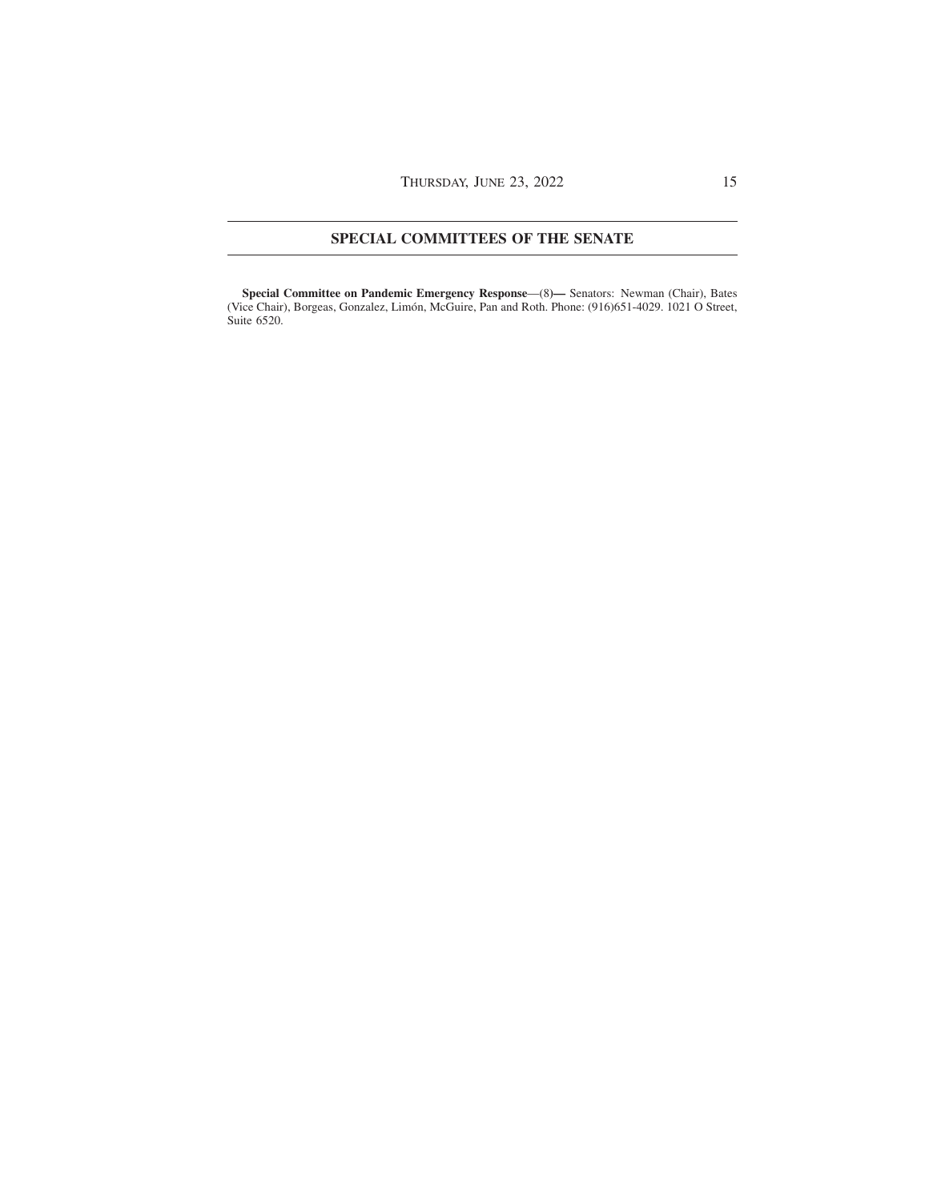## SPECIAL COMMITTEES OF THE SENATE

**Special Committee on Pandemic Emergency Response**—(8)— Senators: Newman (Chair), Bates (Vice Chair), Borgeas, Gonzalez, Limón, McGuire, Pan and Roth. Phone: (916)651-4029. 1021 O Street, Suite 6520.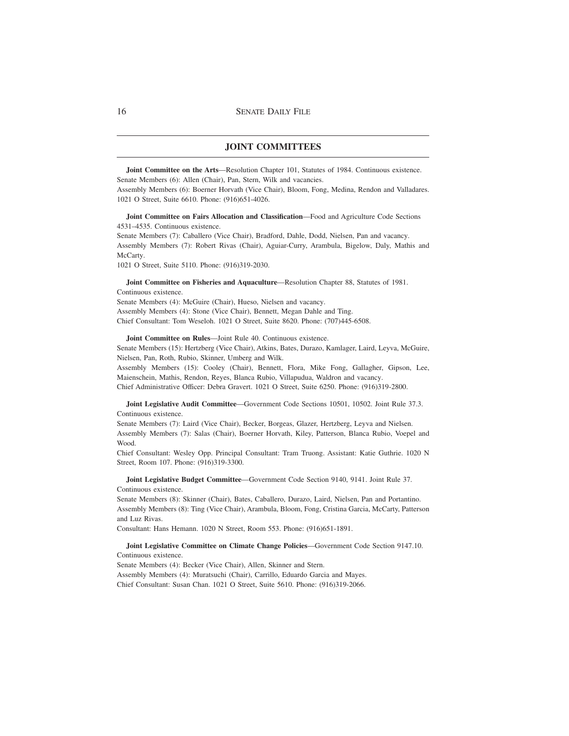## JOINT COMMITTEES

**Joint Committee on the Arts**—Resolution Chapter 101, Statutes of 1984. Continuous existence.
Senate Members (6): Allen (Chair), Pan, Stern, Wilk and vacancies.
Assembly Members (6): Boerner Horvath (Vice Chair), Bloom, Fong, Medina, Rendon and Valladares.
1021 O Street, Suite 6610. Phone: (916)651-4026.

**Joint Committee on Fairs Allocation and Classification**—Food and Agriculture Code Sections 4531–4535. Continuous existence.
Senate Members (7): Caballero (Vice Chair), Bradford, Dahle, Dodd, Nielsen, Pan and vacancy.
Assembly Members (7): Robert Rivas (Chair), Aguiar-Curry, Arambula, Bigelow, Daly, Mathis and McCarty.
1021 O Street, Suite 5110. Phone: (916)319-2030.

**Joint Committee on Fisheries and Aquaculture**—Resolution Chapter 88, Statutes of 1981. Continuous existence.
Senate Members (4): McGuire (Chair), Hueso, Nielsen and vacancy.
Assembly Members (4): Stone (Vice Chair), Bennett, Megan Dahle and Ting.
Chief Consultant: Tom Weseloh. 1021 O Street, Suite 8620. Phone: (707)445-6508.

**Joint Committee on Rules**—Joint Rule 40. Continuous existence.
Senate Members (15): Hertzberg (Vice Chair), Atkins, Bates, Durazo, Kamlager, Laird, Leyva, McGuire, Nielsen, Pan, Roth, Rubio, Skinner, Umberg and Wilk.
Assembly Members (15): Cooley (Chair), Bennett, Flora, Mike Fong, Gallagher, Gipson, Lee, Maienschein, Mathis, Rendon, Reyes, Blanca Rubio, Villapudua, Waldron and vacancy.
Chief Administrative Officer: Debra Gravert. 1021 O Street, Suite 6250. Phone: (916)319-2800.

**Joint Legislative Audit Committee**—Government Code Sections 10501, 10502. Joint Rule 37.3. Continuous existence.
Senate Members (7): Laird (Vice Chair), Becker, Borgeas, Glazer, Hertzberg, Leyva and Nielsen.
Assembly Members (7): Salas (Chair), Boerner Horvath, Kiley, Patterson, Blanca Rubio, Voepel and Wood.
Chief Consultant: Wesley Opp. Principal Consultant: Tram Truong. Assistant: Katie Guthrie. 1020 N Street, Room 107. Phone: (916)319-3300.

**Joint Legislative Budget Committee**—Government Code Section 9140, 9141. Joint Rule 37. Continuous existence.
Senate Members (8): Skinner (Chair), Bates, Caballero, Durazo, Laird, Nielsen, Pan and Portantino.
Assembly Members (8): Ting (Vice Chair), Arambula, Bloom, Fong, Cristina Garcia, McCarty, Patterson and Luz Rivas.
Consultant: Hans Hemann. 1020 N Street, Room 553. Phone: (916)651-1891.

**Joint Legislative Committee on Climate Change Policies**—Government Code Section 9147.10. Continuous existence.
Senate Members (4): Becker (Vice Chair), Allen, Skinner and Stern.
Assembly Members (4): Muratsuchi (Chair), Carrillo, Eduardo Garcia and Mayes.
Chief Consultant: Susan Chan. 1021 O Street, Suite 5610. Phone: (916)319-2066.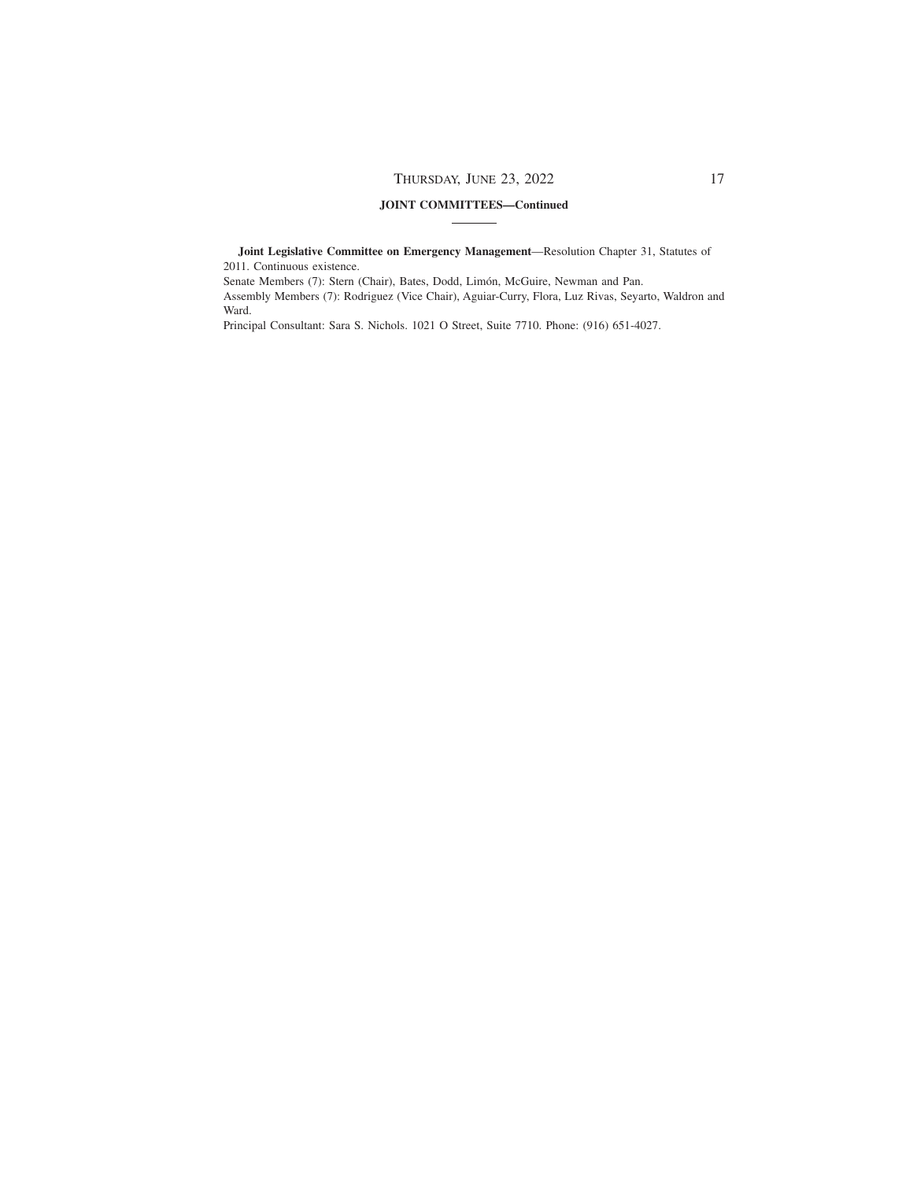**JOINT COMMITTEES—Continued**

**Joint Legislative Committee on Emergency Management**—Resolution Chapter 31, Statutes of 2011. Continuous existence.

Senate Members (7): Stern (Chair), Bates, Dodd, Limón, McGuire, Newman and Pan.

Assembly Members (7): Rodriguez (Vice Chair), Aguiar-Curry, Flora, Luz Rivas, Seyarto, Waldron and Ward.

Principal Consultant: Sara S. Nichols. 1021 O Street, Suite 7710. Phone: (916) 651-4027.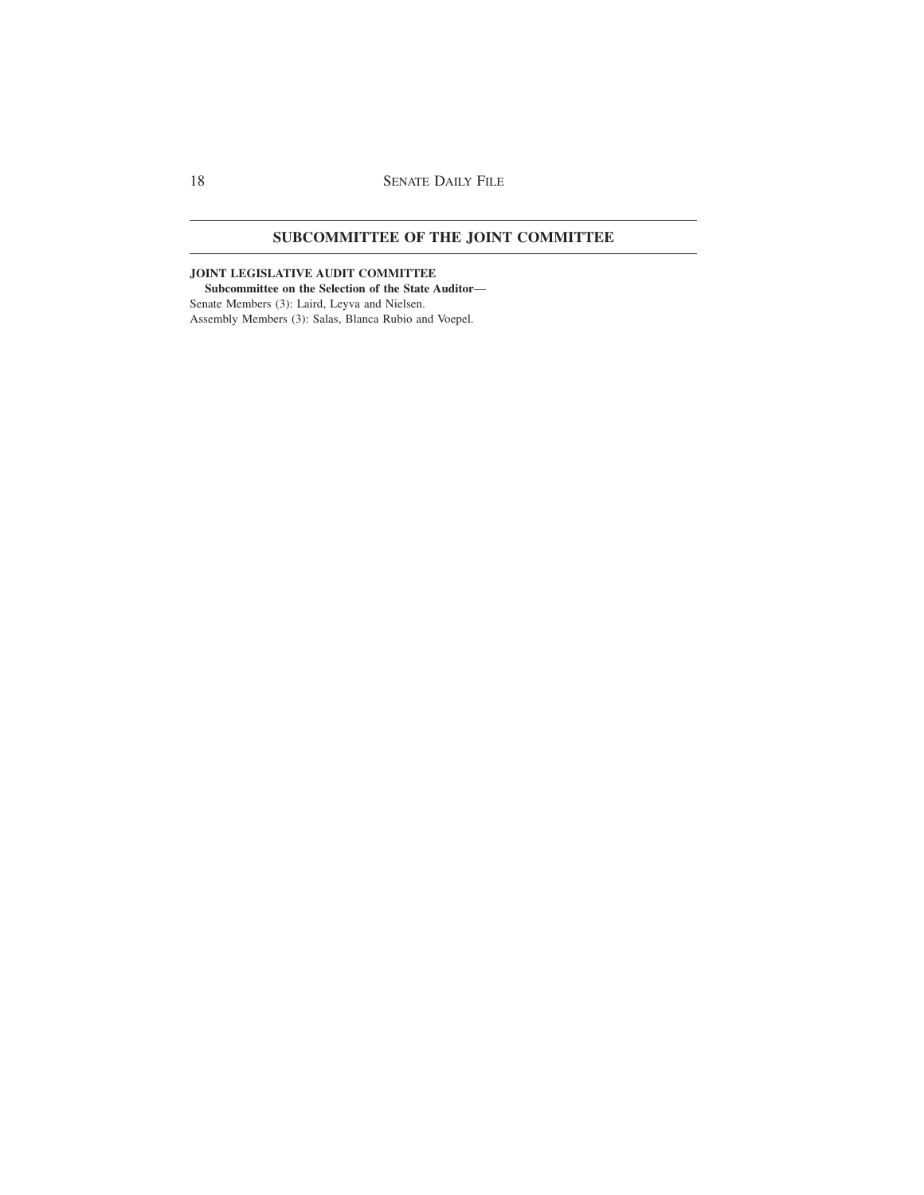## SUBCOMMITTEE OF THE JOINT COMMITTEE

**JOINT LEGISLATIVE AUDIT COMMITTEE**

**Subcommittee on the Selection of the State Auditor—**

Senate Members (3): Laird, Leyva and Nielsen.

Assembly Members (3): Salas, Blanca Rubio and Voepel.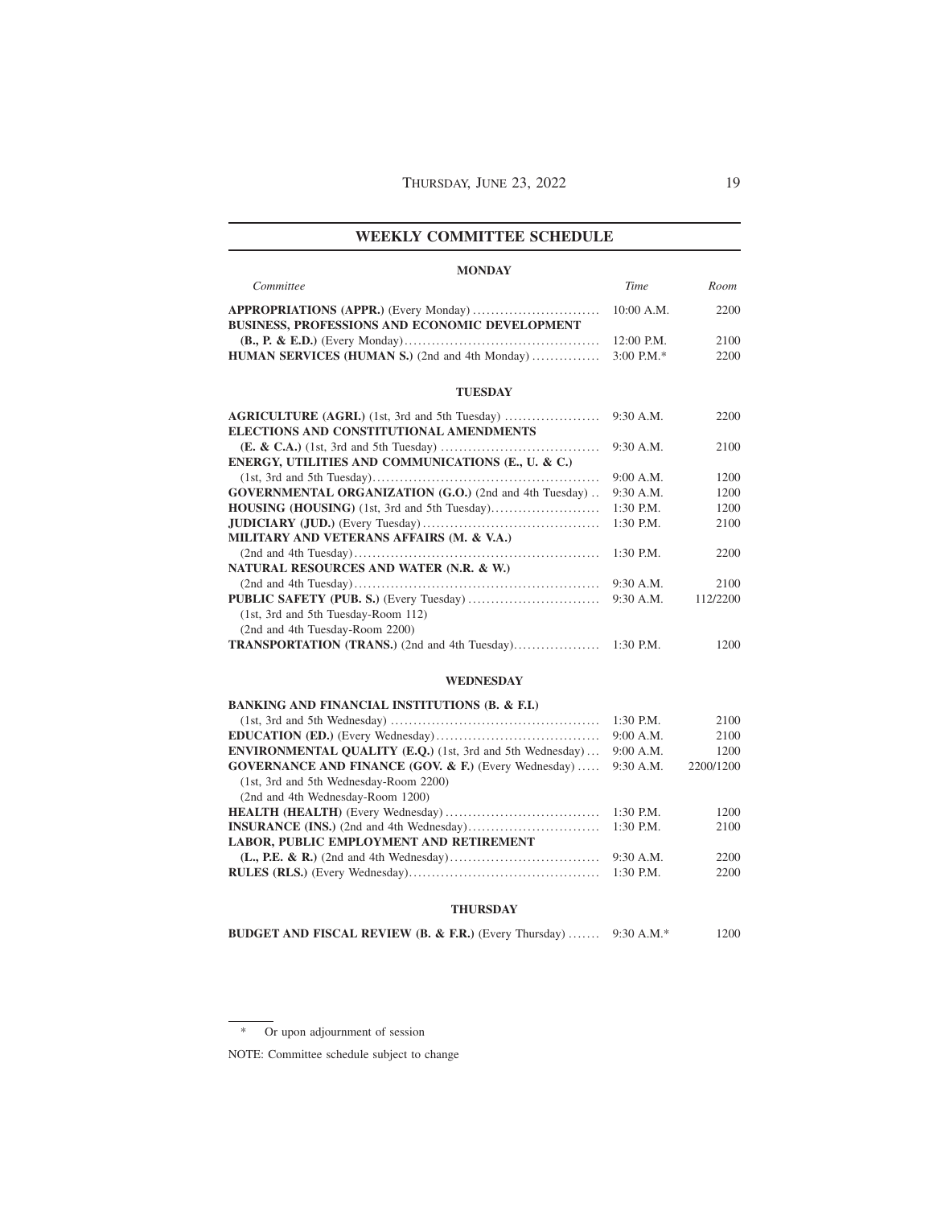## WEEKLY COMMITTEE SCHEDULE

### MONDAY

| *Committee* | *Time* | *Room* |
|---|---|---|
| **APPROPRIATIONS (APPR.)** (Every Monday) | 10:00 A.M. | 2200 |
| **BUSINESS, PROFESSIONS AND ECONOMIC DEVELOPMENT (B., P. & E.D.)** (Every Monday) | 12:00 P.M. | 2100 |
| **HUMAN SERVICES (HUMAN S.)** (2nd and 4th Monday) | 3:00 P.M.* | 2200 |

### TUESDAY

| *Committee* | *Time* | *Room* |
|---|---|---|
| **AGRICULTURE (AGRI.)** (1st, 3rd and 5th Tuesday) | 9:30 A.M. | 2200 |
| **ELECTIONS AND CONSTITUTIONAL AMENDMENTS (E. & C.A.)** (1st, 3rd and 5th Tuesday) | 9:30 A.M. | 2100 |
| **ENERGY, UTILITIES AND COMMUNICATIONS (E., U. & C.)** (1st, 3rd and 5th Tuesday) | 9:00 A.M. | 1200 |
| **GOVERNMENTAL ORGANIZATION (G.O.)** (2nd and 4th Tuesday) | 9:30 A.M. | 1200 |
| **HOUSING (HOUSING)** (1st, 3rd and 5th Tuesday) | 1:30 P.M. | 1200 |
| **JUDICIARY (JUD.)** (Every Tuesday) | 1:30 P.M. | 2100 |
| **MILITARY AND VETERANS AFFAIRS (M. & V.A.)** (2nd and 4th Tuesday) | 1:30 P.M. | 2200 |
| **NATURAL RESOURCES AND WATER (N.R. & W.)** (2nd and 4th Tuesday) | 9:30 A.M. | 2100 |
| **PUBLIC SAFETY (PUB. S.)** (Every Tuesday) (1st, 3rd and 5th Tuesday-Room 112) (2nd and 4th Tuesday-Room 2200) | 9:30 A.M. | 112/2200 |
| **TRANSPORTATION (TRANS.)** (2nd and 4th Tuesday) | 1:30 P.M. | 1200 |

### WEDNESDAY

| *Committee* | *Time* | *Room* |
|---|---|---|
| **BANKING AND FINANCIAL INSTITUTIONS (B. & F.I.)** (1st, 3rd and 5th Wednesday) | 1:30 P.M. | 2100 |
| **EDUCATION (ED.)** (Every Wednesday) | 9:00 A.M. | 2100 |
| **ENVIRONMENTAL QUALITY (E.Q.)** (1st, 3rd and 5th Wednesday) | 9:00 A.M. | 1200 |
| **GOVERNANCE AND FINANCE (GOV. & F.)** (Every Wednesday) (1st, 3rd and 5th Wednesday-Room 2200) (2nd and 4th Wednesday-Room 1200) | 9:30 A.M. | 2200/1200 |
| **HEALTH (HEALTH)** (Every Wednesday) | 1:30 P.M. | 1200 |
| **INSURANCE (INS.)** (2nd and 4th Wednesday) | 1:30 P.M. | 2100 |
| **LABOR, PUBLIC EMPLOYMENT AND RETIREMENT (L., P.E. & R.)** (2nd and 4th Wednesday) | 9:30 A.M. | 2200 |
| **RULES (RLS.)** (Every Wednesday) | 1:30 P.M. | 2200 |

### THURSDAY

| *Committee* | *Time* | *Room* |
|---|---|---|
| **BUDGET AND FISCAL REVIEW (B. & F.R.)** (Every Thursday) | 9:30 A.M.* | 1200 |

\* Or upon adjournment of session

NOTE: Committee schedule subject to change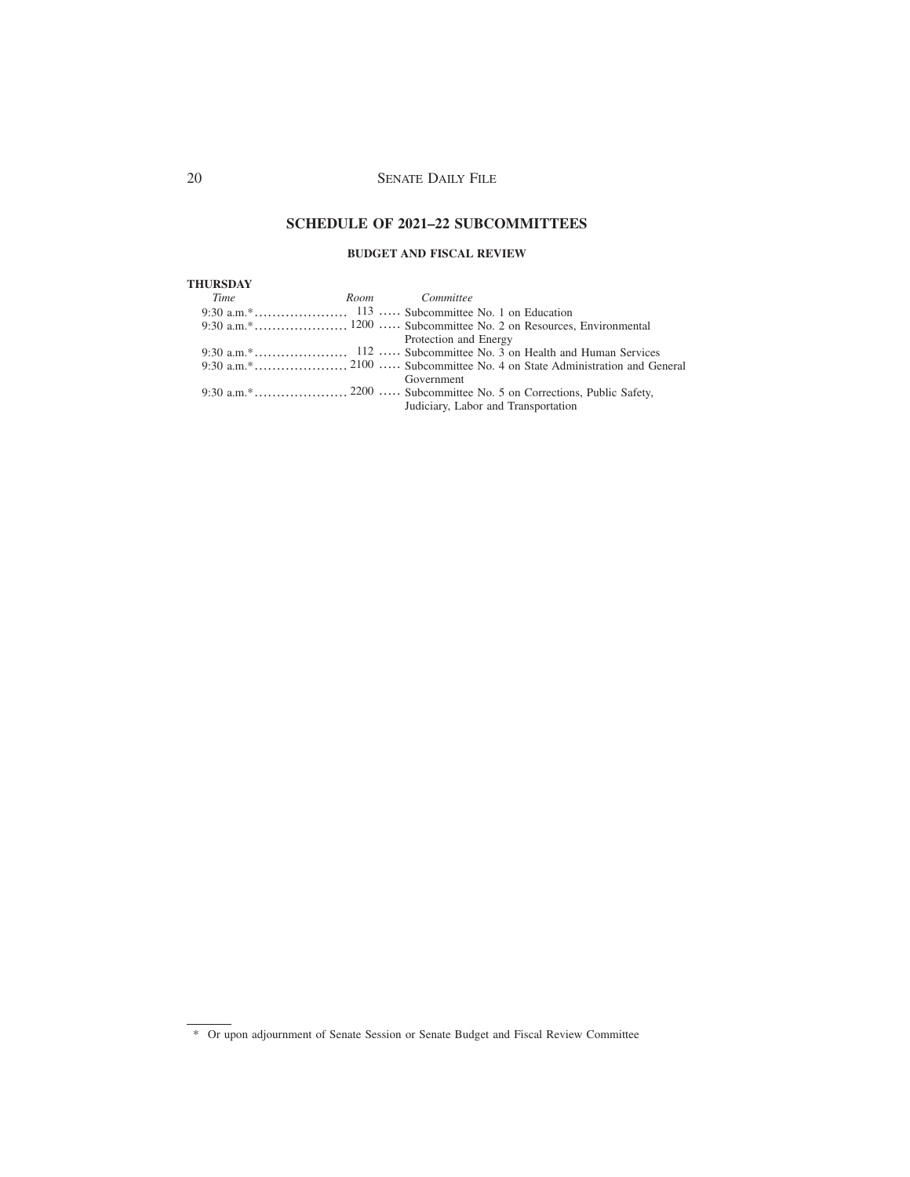## SCHEDULE OF 2021–22 SUBCOMMITTEES

### BUDGET AND FISCAL REVIEW

**THURSDAY**

| *Time* | *Room* | *Committee* |
|---|---|---|
| 9:30 a.m.* | 113 | Subcommittee No. 1 on Education |
| 9:30 a.m.* | 1200 | Subcommittee No. 2 on Resources, Environmental Protection and Energy |
| 9:30 a.m.* | 112 | Subcommittee No. 3 on Health and Human Services |
| 9:30 a.m.* | 2100 | Subcommittee No. 4 on State Administration and General Government |
| 9:30 a.m.* | 2200 | Subcommittee No. 5 on Corrections, Public Safety, Judiciary, Labor and Transportation |

\* Or upon adjournment of Senate Session or Senate Budget and Fiscal Review Committee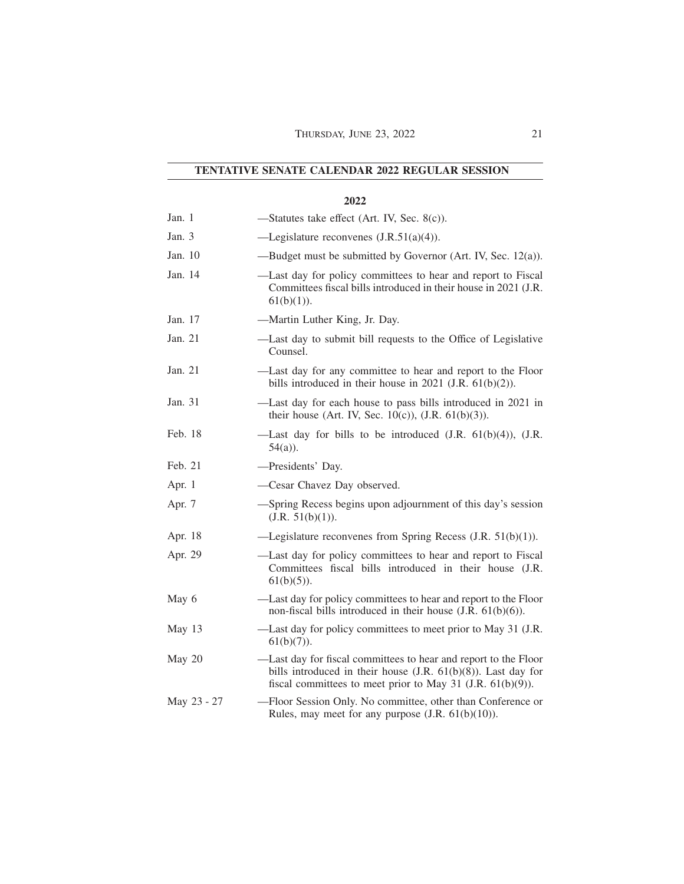## TENTATIVE SENATE CALENDAR 2022 REGULAR SESSION

### 2022

| | |
|---|---|
| Jan. 1 | —Statutes take effect (Art. IV, Sec. 8(c)). |
| Jan. 3 | —Legislature reconvenes (J.R.51(a)(4)). |
| Jan. 10 | —Budget must be submitted by Governor (Art. IV, Sec. 12(a)). |
| Jan. 14 | —Last day for policy committees to hear and report to Fiscal Committees fiscal bills introduced in their house in 2021 (J.R. 61(b)(1)). |
| Jan. 17 | —Martin Luther King, Jr. Day. |
| Jan. 21 | —Last day to submit bill requests to the Office of Legislative Counsel. |
| Jan. 21 | —Last day for any committee to hear and report to the Floor bills introduced in their house in 2021 (J.R. 61(b)(2)). |
| Jan. 31 | —Last day for each house to pass bills introduced in 2021 in their house (Art. IV, Sec. 10(c)), (J.R. 61(b)(3)). |
| Feb. 18 | —Last day for bills to be introduced (J.R. 61(b)(4)), (J.R. 54(a)). |
| Feb. 21 | —Presidents' Day. |
| Apr. 1 | —Cesar Chavez Day observed. |
| Apr. 7 | —Spring Recess begins upon adjournment of this day's session (J.R. 51(b)(1)). |
| Apr. 18 | —Legislature reconvenes from Spring Recess (J.R. 51(b)(1)). |
| Apr. 29 | —Last day for policy committees to hear and report to Fiscal Committees fiscal bills introduced in their house (J.R. 61(b)(5)). |
| May 6 | —Last day for policy committees to hear and report to the Floor non-fiscal bills introduced in their house (J.R. 61(b)(6)). |
| May 13 | —Last day for policy committees to meet prior to May 31 (J.R. 61(b)(7)). |
| May 20 | —Last day for fiscal committees to hear and report to the Floor bills introduced in their house (J.R. 61(b)(8)). Last day for fiscal committees to meet prior to May 31 (J.R. 61(b)(9)). |
| May 23 - 27 | —Floor Session Only. No committee, other than Conference or Rules, may meet for any purpose (J.R. 61(b)(10)). |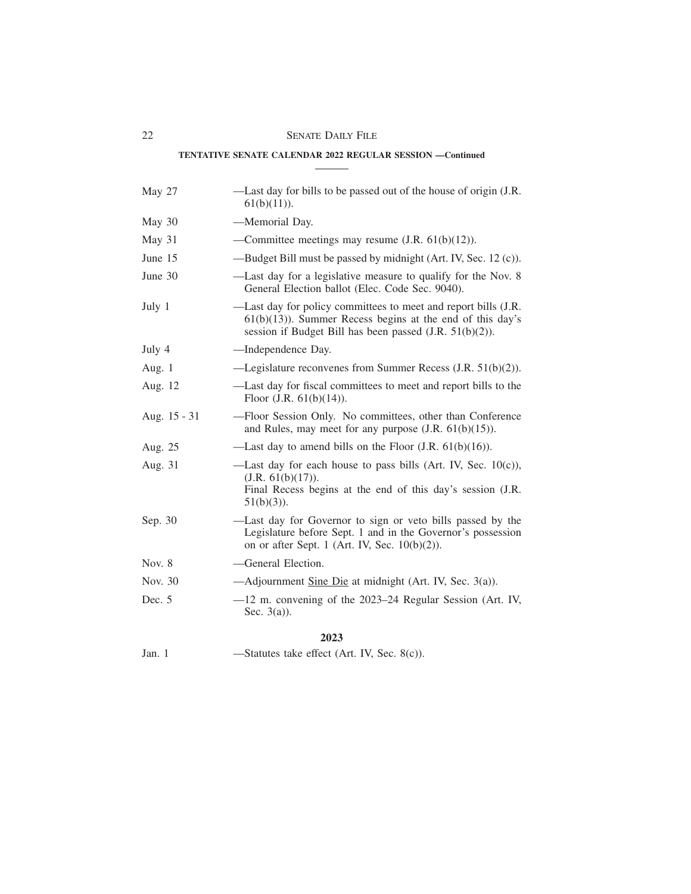**TENTATIVE SENATE CALENDAR 2022 REGULAR SESSION —Continued**

| | |
|---|---|
| May 27 | —Last day for bills to be passed out of the house of origin (J.R. 61(b)(11)). |
| May 30 | —Memorial Day. |
| May 31 | —Committee meetings may resume (J.R. 61(b)(12)). |
| June 15 | —Budget Bill must be passed by midnight (Art. IV, Sec. 12 (c)). |
| June 30 | —Last day for a legislative measure to qualify for the Nov. 8 General Election ballot (Elec. Code Sec. 9040). |
| July 1 | —Last day for policy committees to meet and report bills (J.R. 61(b)(13)). Summer Recess begins at the end of this day's session if Budget Bill has been passed (J.R. 51(b)(2)). |
| July 4 | —Independence Day. |
| Aug. 1 | —Legislature reconvenes from Summer Recess (J.R. 51(b)(2)). |
| Aug. 12 | —Last day for fiscal committees to meet and report bills to the Floor (J.R. 61(b)(14)). |
| Aug. 15 - 31 | —Floor Session Only. No committees, other than Conference and Rules, may meet for any purpose (J.R. 61(b)(15)). |
| Aug. 25 | —Last day to amend bills on the Floor (J.R. 61(b)(16)). |
| Aug. 31 | —Last day for each house to pass bills (Art. IV, Sec. 10(c)), (J.R. 61(b)(17)). Final Recess begins at the end of this day's session (J.R. 51(b)(3)). |
| Sep. 30 | —Last day for Governor to sign or veto bills passed by the Legislature before Sept. 1 and in the Governor's possession on or after Sept. 1 (Art. IV, Sec. 10(b)(2)). |
| Nov. 8 | —General Election. |
| Nov. 30 | —Adjournment Sine Die at midnight (Art. IV, Sec. 3(a)). |
| Dec. 5 | —12 m. convening of the 2023–24 Regular Session (Art. IV, Sec. 3(a)). |

**2023**

| | |
|---|---|
| Jan. 1 | —Statutes take effect (Art. IV, Sec. 8(c)). |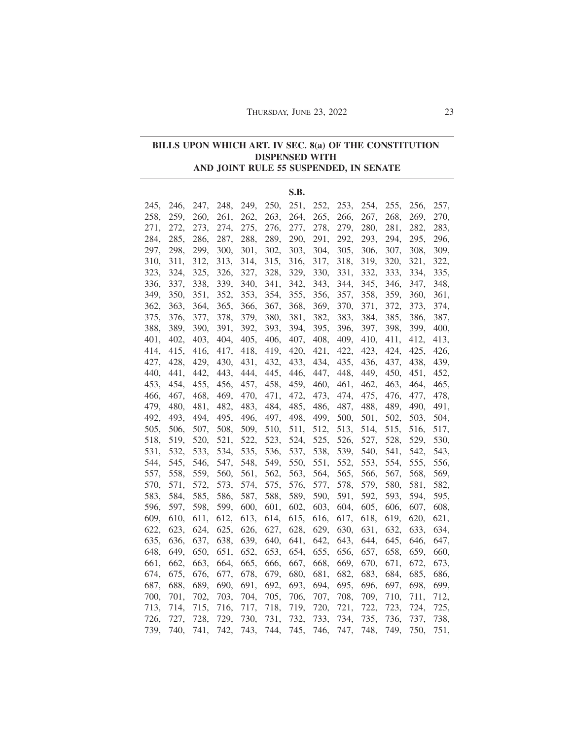## BILLS UPON WHICH ART. IV SEC. 8(a) OF THE CONSTITUTION DISPENSED WITH AND JOINT RULE 55 SUSPENDED, IN SENATE

**S.B.**

245, 246, 247, 248, 249, 250, 251, 252, 253, 254, 255, 256, 257, 258, 259, 260, 261, 262, 263, 264, 265, 266, 267, 268, 269, 270, 271, 272, 273, 274, 275, 276, 277, 278, 279, 280, 281, 282, 283, 284, 285, 286, 287, 288, 289, 290, 291, 292, 293, 294, 295, 296, 297, 298, 299, 300, 301, 302, 303, 304, 305, 306, 307, 308, 309, 310, 311, 312, 313, 314, 315, 316, 317, 318, 319, 320, 321, 322, 323, 324, 325, 326, 327, 328, 329, 330, 331, 332, 333, 334, 335, 336, 337, 338, 339, 340, 341, 342, 343, 344, 345, 346, 347, 348, 349, 350, 351, 352, 353, 354, 355, 356, 357, 358, 359, 360, 361, 362, 363, 364, 365, 366, 367, 368, 369, 370, 371, 372, 373, 374, 375, 376, 377, 378, 379, 380, 381, 382, 383, 384, 385, 386, 387, 388, 389, 390, 391, 392, 393, 394, 395, 396, 397, 398, 399, 400, 401, 402, 403, 404, 405, 406, 407, 408, 409, 410, 411, 412, 413, 414, 415, 416, 417, 418, 419, 420, 421, 422, 423, 424, 425, 426, 427, 428, 429, 430, 431, 432, 433, 434, 435, 436, 437, 438, 439, 440, 441, 442, 443, 444, 445, 446, 447, 448, 449, 450, 451, 452, 453, 454, 455, 456, 457, 458, 459, 460, 461, 462, 463, 464, 465, 466, 467, 468, 469, 470, 471, 472, 473, 474, 475, 476, 477, 478, 479, 480, 481, 482, 483, 484, 485, 486, 487, 488, 489, 490, 491, 492, 493, 494, 495, 496, 497, 498, 499, 500, 501, 502, 503, 504, 505, 506, 507, 508, 509, 510, 511, 512, 513, 514, 515, 516, 517, 518, 519, 520, 521, 522, 523, 524, 525, 526, 527, 528, 529, 530, 531, 532, 533, 534, 535, 536, 537, 538, 539, 540, 541, 542, 543, 544, 545, 546, 547, 548, 549, 550, 551, 552, 553, 554, 555, 556, 557, 558, 559, 560, 561, 562, 563, 564, 565, 566, 567, 568, 569, 570, 571, 572, 573, 574, 575, 576, 577, 578, 579, 580, 581, 582, 583, 584, 585, 586, 587, 588, 589, 590, 591, 592, 593, 594, 595, 596, 597, 598, 599, 600, 601, 602, 603, 604, 605, 606, 607, 608, 609, 610, 611, 612, 613, 614, 615, 616, 617, 618, 619, 620, 621, 622, 623, 624, 625, 626, 627, 628, 629, 630, 631, 632, 633, 634, 635, 636, 637, 638, 639, 640, 641, 642, 643, 644, 645, 646, 647, 648, 649, 650, 651, 652, 653, 654, 655, 656, 657, 658, 659, 660, 661, 662, 663, 664, 665, 666, 667, 668, 669, 670, 671, 672, 673, 674, 675, 676, 677, 678, 679, 680, 681, 682, 683, 684, 685, 686, 687, 688, 689, 690, 691, 692, 693, 694, 695, 696, 697, 698, 699, 700, 701, 702, 703, 704, 705, 706, 707, 708, 709, 710, 711, 712, 713, 714, 715, 716, 717, 718, 719, 720, 721, 722, 723, 724, 725, 726, 727, 728, 729, 730, 731, 732, 733, 734, 735, 736, 737, 738, 739, 740, 741, 742, 743, 744, 745, 746, 747, 748, 749, 750, 751,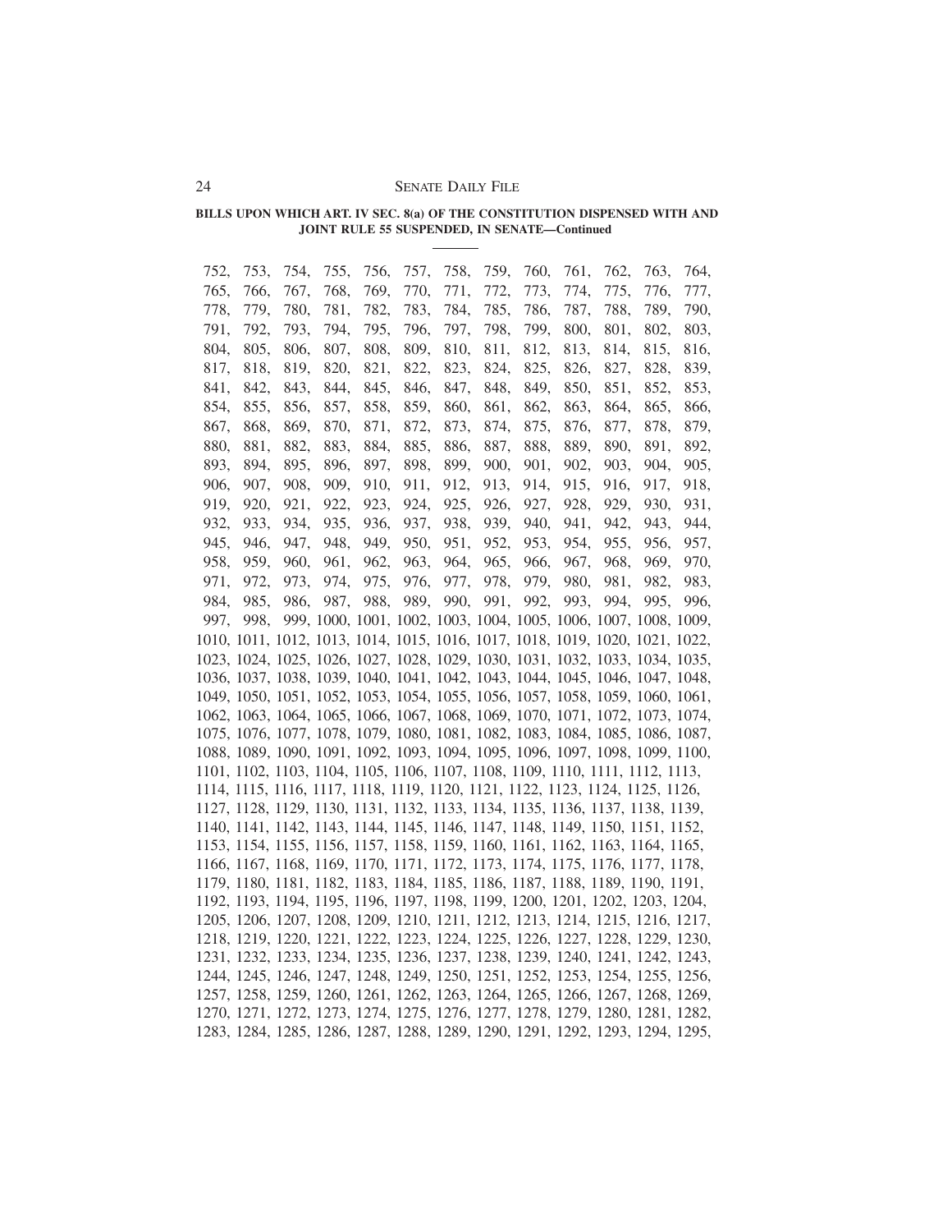**BILLS UPON WHICH ART. IV SEC. 8(a) OF THE CONSTITUTION DISPENSED WITH AND JOINT RULE 55 SUSPENDED, IN SENATE—Continued**

752, 753, 754, 755, 756, 757, 758, 759, 760, 761, 762, 763, 764,
765, 766, 767, 768, 769, 770, 771, 772, 773, 774, 775, 776, 777,
778, 779, 780, 781, 782, 783, 784, 785, 786, 787, 788, 789, 790,
791, 792, 793, 794, 795, 796, 797, 798, 799, 800, 801, 802, 803,
804, 805, 806, 807, 808, 809, 810, 811, 812, 813, 814, 815, 816,
817, 818, 819, 820, 821, 822, 823, 824, 825, 826, 827, 828, 839,
841, 842, 843, 844, 845, 846, 847, 848, 849, 850, 851, 852, 853,
854, 855, 856, 857, 858, 859, 860, 861, 862, 863, 864, 865, 866,
867, 868, 869, 870, 871, 872, 873, 874, 875, 876, 877, 878, 879,
880, 881, 882, 883, 884, 885, 886, 887, 888, 889, 890, 891, 892,
893, 894, 895, 896, 897, 898, 899, 900, 901, 902, 903, 904, 905,
906, 907, 908, 909, 910, 911, 912, 913, 914, 915, 916, 917, 918,
919, 920, 921, 922, 923, 924, 925, 926, 927, 928, 929, 930, 931,
932, 933, 934, 935, 936, 937, 938, 939, 940, 941, 942, 943, 944,
945, 946, 947, 948, 949, 950, 951, 952, 953, 954, 955, 956, 957,
958, 959, 960, 961, 962, 963, 964, 965, 966, 967, 968, 969, 970,
971, 972, 973, 974, 975, 976, 977, 978, 979, 980, 981, 982, 983,
984, 985, 986, 987, 988, 989, 990, 991, 992, 993, 994, 995, 996,
997, 998, 999, 1000, 1001, 1002, 1003, 1004, 1005, 1006, 1007, 1008, 1009,
1010, 1011, 1012, 1013, 1014, 1015, 1016, 1017, 1018, 1019, 1020, 1021, 1022,
1023, 1024, 1025, 1026, 1027, 1028, 1029, 1030, 1031, 1032, 1033, 1034, 1035,
1036, 1037, 1038, 1039, 1040, 1041, 1042, 1043, 1044, 1045, 1046, 1047, 1048,
1049, 1050, 1051, 1052, 1053, 1054, 1055, 1056, 1057, 1058, 1059, 1060, 1061,
1062, 1063, 1064, 1065, 1066, 1067, 1068, 1069, 1070, 1071, 1072, 1073, 1074,
1075, 1076, 1077, 1078, 1079, 1080, 1081, 1082, 1083, 1084, 1085, 1086, 1087,
1088, 1089, 1090, 1091, 1092, 1093, 1094, 1095, 1096, 1097, 1098, 1099, 1100,
1101, 1102, 1103, 1104, 1105, 1106, 1107, 1108, 1109, 1110, 1111, 1112, 1113,
1114, 1115, 1116, 1117, 1118, 1119, 1120, 1121, 1122, 1123, 1124, 1125, 1126,
1127, 1128, 1129, 1130, 1131, 1132, 1133, 1134, 1135, 1136, 1137, 1138, 1139,
1140, 1141, 1142, 1143, 1144, 1145, 1146, 1147, 1148, 1149, 1150, 1151, 1152,
1153, 1154, 1155, 1156, 1157, 1158, 1159, 1160, 1161, 1162, 1163, 1164, 1165,
1166, 1167, 1168, 1169, 1170, 1171, 1172, 1173, 1174, 1175, 1176, 1177, 1178,
1179, 1180, 1181, 1182, 1183, 1184, 1185, 1186, 1187, 1188, 1189, 1190, 1191,
1192, 1193, 1194, 1195, 1196, 1197, 1198, 1199, 1200, 1201, 1202, 1203, 1204,
1205, 1206, 1207, 1208, 1209, 1210, 1211, 1212, 1213, 1214, 1215, 1216, 1217,
1218, 1219, 1220, 1221, 1222, 1223, 1224, 1225, 1226, 1227, 1228, 1229, 1230,
1231, 1232, 1233, 1234, 1235, 1236, 1237, 1238, 1239, 1240, 1241, 1242, 1243,
1244, 1245, 1246, 1247, 1248, 1249, 1250, 1251, 1252, 1253, 1254, 1255, 1256,
1257, 1258, 1259, 1260, 1261, 1262, 1263, 1264, 1265, 1266, 1267, 1268, 1269,
1270, 1271, 1272, 1273, 1274, 1275, 1276, 1277, 1278, 1279, 1280, 1281, 1282,
1283, 1284, 1285, 1286, 1287, 1288, 1289, 1290, 1291, 1292, 1293, 1294, 1295,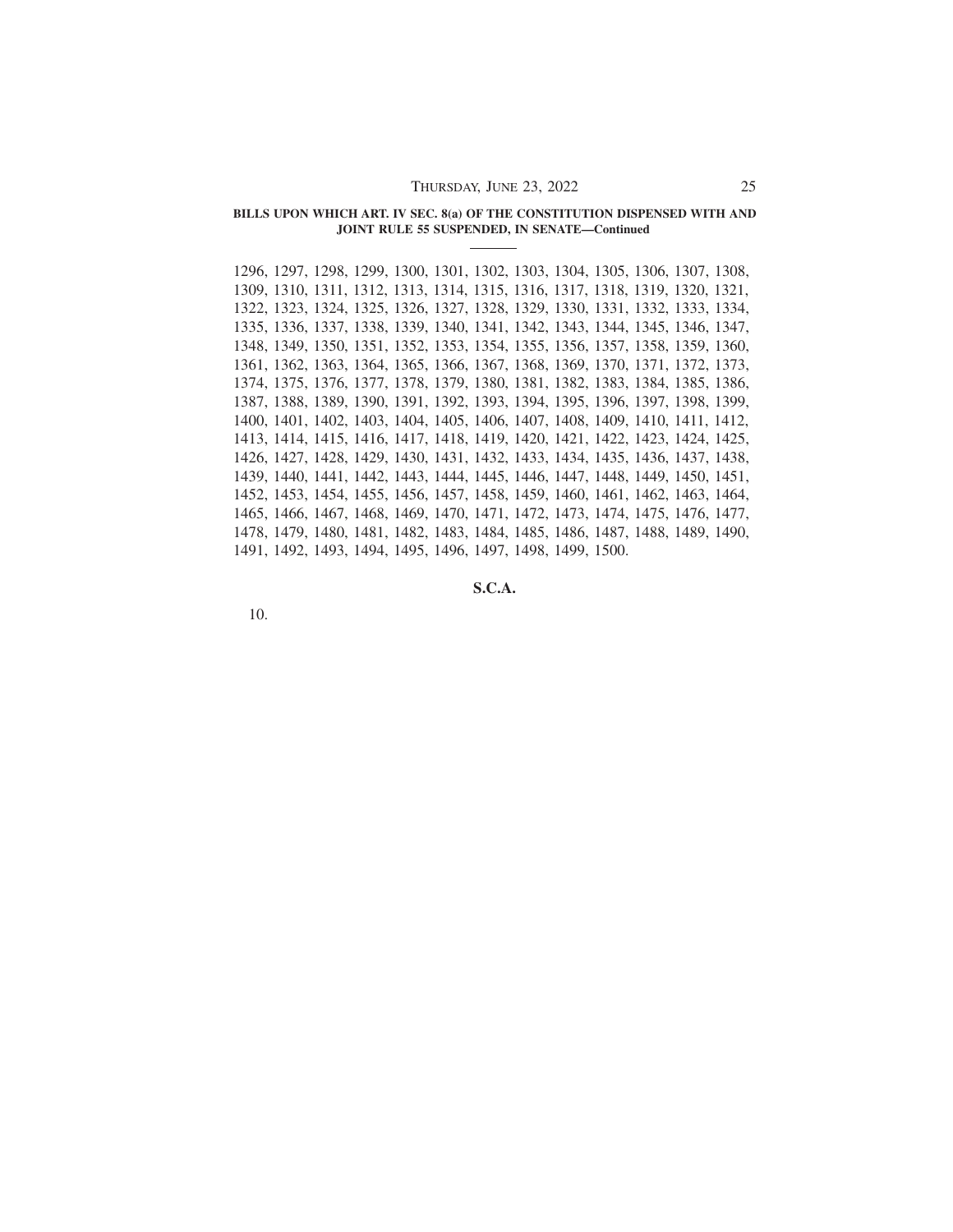**BILLS UPON WHICH ART. IV SEC. 8(a) OF THE CONSTITUTION DISPENSED WITH AND JOINT RULE 55 SUSPENDED, IN SENATE—Continued**

1296, 1297, 1298, 1299, 1300, 1301, 1302, 1303, 1304, 1305, 1306, 1307, 1308, 1309, 1310, 1311, 1312, 1313, 1314, 1315, 1316, 1317, 1318, 1319, 1320, 1321, 1322, 1323, 1324, 1325, 1326, 1327, 1328, 1329, 1330, 1331, 1332, 1333, 1334, 1335, 1336, 1337, 1338, 1339, 1340, 1341, 1342, 1343, 1344, 1345, 1346, 1347, 1348, 1349, 1350, 1351, 1352, 1353, 1354, 1355, 1356, 1357, 1358, 1359, 1360, 1361, 1362, 1363, 1364, 1365, 1366, 1367, 1368, 1369, 1370, 1371, 1372, 1373, 1374, 1375, 1376, 1377, 1378, 1379, 1380, 1381, 1382, 1383, 1384, 1385, 1386, 1387, 1388, 1389, 1390, 1391, 1392, 1393, 1394, 1395, 1396, 1397, 1398, 1399, 1400, 1401, 1402, 1403, 1404, 1405, 1406, 1407, 1408, 1409, 1410, 1411, 1412, 1413, 1414, 1415, 1416, 1417, 1418, 1419, 1420, 1421, 1422, 1423, 1424, 1425, 1426, 1427, 1428, 1429, 1430, 1431, 1432, 1433, 1434, 1435, 1436, 1437, 1438, 1439, 1440, 1441, 1442, 1443, 1444, 1445, 1446, 1447, 1448, 1449, 1450, 1451, 1452, 1453, 1454, 1455, 1456, 1457, 1458, 1459, 1460, 1461, 1462, 1463, 1464, 1465, 1466, 1467, 1468, 1469, 1470, 1471, 1472, 1473, 1474, 1475, 1476, 1477, 1478, 1479, 1480, 1481, 1482, 1483, 1484, 1485, 1486, 1487, 1488, 1489, 1490, 1491, 1492, 1493, 1494, 1495, 1496, 1497, 1498, 1499, 1500.

**S.C.A.**

10.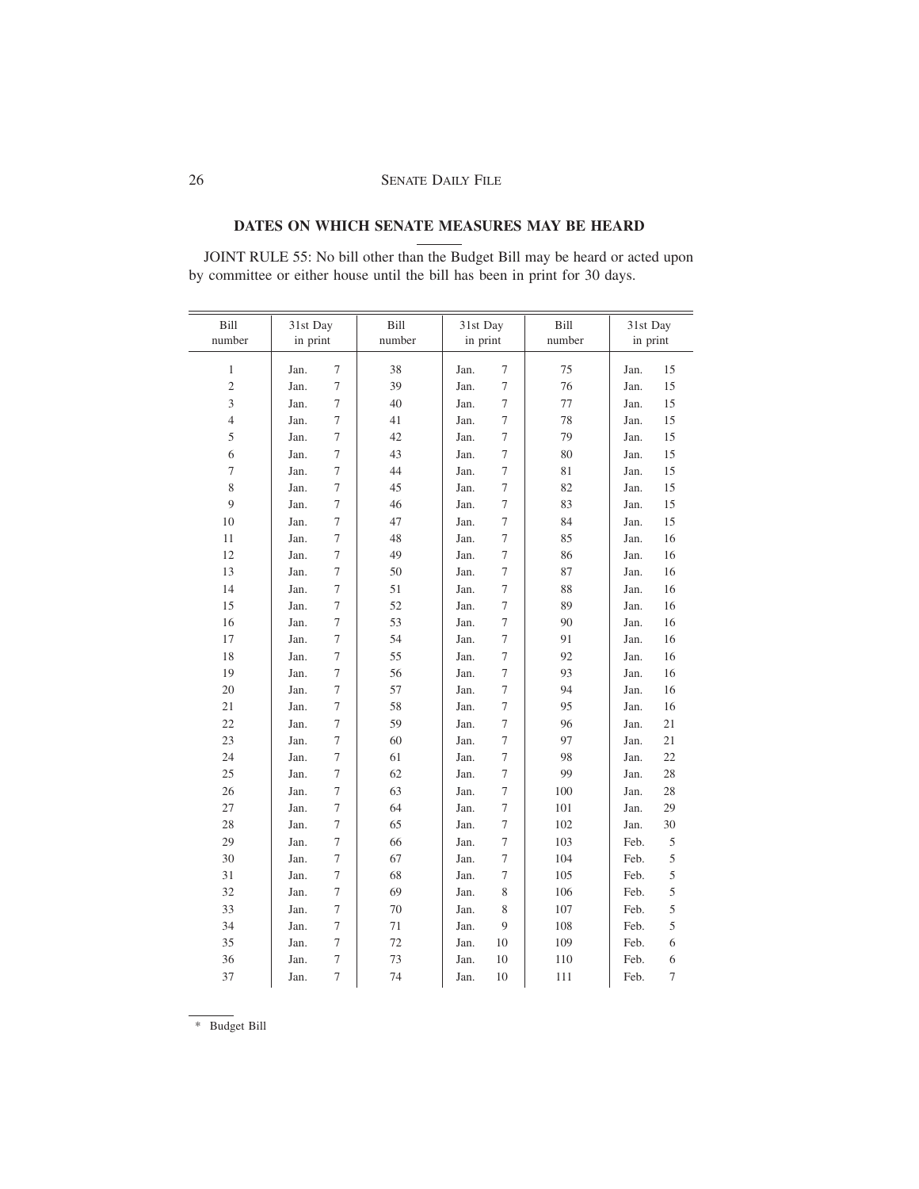## DATES ON WHICH SENATE MEASURES MAY BE HEARD

JOINT RULE 55: No bill other than the Budget Bill may be heard or acted upon by committee or either house until the bill has been in print for 30 days.

| Bill number | 31st Day in print | Bill number | 31st Day in print | Bill number | 31st Day in print |
|---|---|---|---|---|---|
| 1 | Jan. 7 | 38 | Jan. 7 | 75 | Jan. 15 |
| 2 | Jan. 7 | 39 | Jan. 7 | 76 | Jan. 15 |
| 3 | Jan. 7 | 40 | Jan. 7 | 77 | Jan. 15 |
| 4 | Jan. 7 | 41 | Jan. 7 | 78 | Jan. 15 |
| 5 | Jan. 7 | 42 | Jan. 7 | 79 | Jan. 15 |
| 6 | Jan. 7 | 43 | Jan. 7 | 80 | Jan. 15 |
| 7 | Jan. 7 | 44 | Jan. 7 | 81 | Jan. 15 |
| 8 | Jan. 7 | 45 | Jan. 7 | 82 | Jan. 15 |
| 9 | Jan. 7 | 46 | Jan. 7 | 83 | Jan. 15 |
| 10 | Jan. 7 | 47 | Jan. 7 | 84 | Jan. 15 |
| 11 | Jan. 7 | 48 | Jan. 7 | 85 | Jan. 16 |
| 12 | Jan. 7 | 49 | Jan. 7 | 86 | Jan. 16 |
| 13 | Jan. 7 | 50 | Jan. 7 | 87 | Jan. 16 |
| 14 | Jan. 7 | 51 | Jan. 7 | 88 | Jan. 16 |
| 15 | Jan. 7 | 52 | Jan. 7 | 89 | Jan. 16 |
| 16 | Jan. 7 | 53 | Jan. 7 | 90 | Jan. 16 |
| 17 | Jan. 7 | 54 | Jan. 7 | 91 | Jan. 16 |
| 18 | Jan. 7 | 55 | Jan. 7 | 92 | Jan. 16 |
| 19 | Jan. 7 | 56 | Jan. 7 | 93 | Jan. 16 |
| 20 | Jan. 7 | 57 | Jan. 7 | 94 | Jan. 16 |
| 21 | Jan. 7 | 58 | Jan. 7 | 95 | Jan. 16 |
| 22 | Jan. 7 | 59 | Jan. 7 | 96 | Jan. 21 |
| 23 | Jan. 7 | 60 | Jan. 7 | 97 | Jan. 21 |
| 24 | Jan. 7 | 61 | Jan. 7 | 98 | Jan. 22 |
| 25 | Jan. 7 | 62 | Jan. 7 | 99 | Jan. 28 |
| 26 | Jan. 7 | 63 | Jan. 7 | 100 | Jan. 28 |
| 27 | Jan. 7 | 64 | Jan. 7 | 101 | Jan. 29 |
| 28 | Jan. 7 | 65 | Jan. 7 | 102 | Jan. 30 |
| 29 | Jan. 7 | 66 | Jan. 7 | 103 | Feb. 5 |
| 30 | Jan. 7 | 67 | Jan. 7 | 104 | Feb. 5 |
| 31 | Jan. 7 | 68 | Jan. 7 | 105 | Feb. 5 |
| 32 | Jan. 7 | 69 | Jan. 8 | 106 | Feb. 5 |
| 33 | Jan. 7 | 70 | Jan. 8 | 107 | Feb. 5 |
| 34 | Jan. 7 | 71 | Jan. 9 | 108 | Feb. 5 |
| 35 | Jan. 7 | 72 | Jan. 10 | 109 | Feb. 6 |
| 36 | Jan. 7 | 73 | Jan. 10 | 110 | Feb. 6 |
| 37 | Jan. 7 | 74 | Jan. 10 | 111 | Feb. 7 |

* Budget Bill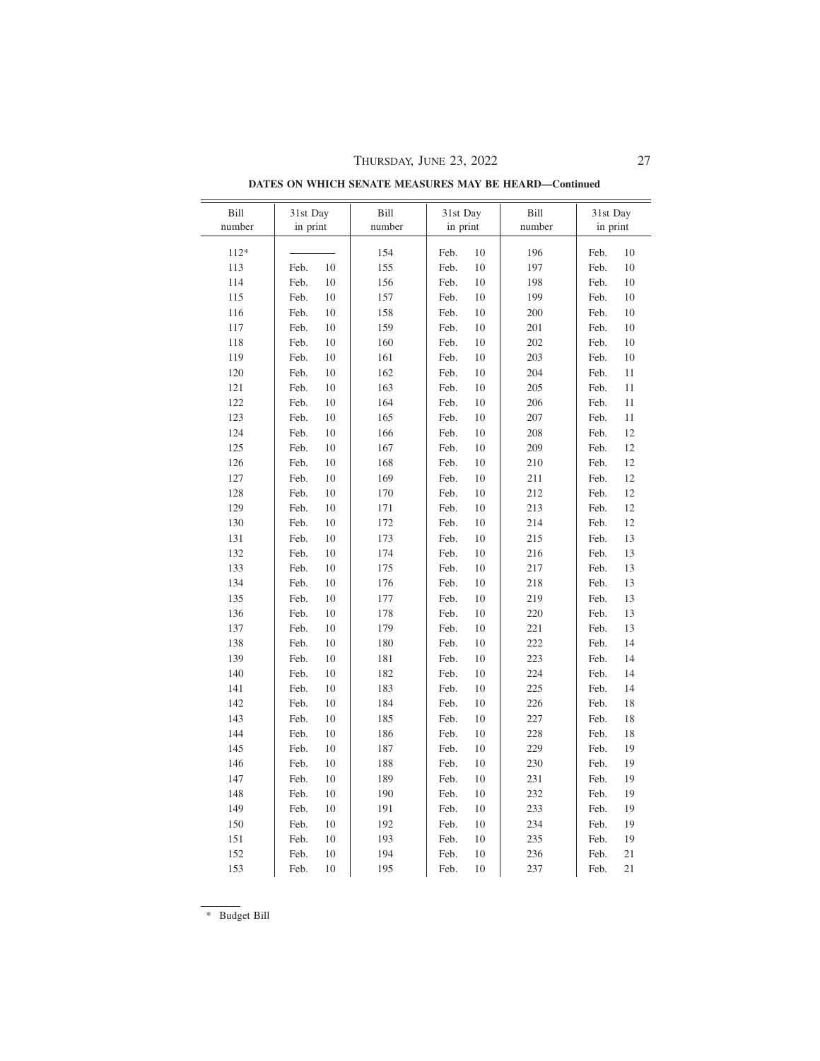**DATES ON WHICH SENATE MEASURES MAY BE HEARD—Continued**

| Bill number | 31st Day in print | Bill number | 31st Day in print | Bill number | 31st Day in print |
|---|---|---|---|---|---|
| 112* | ———— | 154 | Feb. 10 | 196 | Feb. 10 |
| 113 | Feb. 10 | 155 | Feb. 10 | 197 | Feb. 10 |
| 114 | Feb. 10 | 156 | Feb. 10 | 198 | Feb. 10 |
| 115 | Feb. 10 | 157 | Feb. 10 | 199 | Feb. 10 |
| 116 | Feb. 10 | 158 | Feb. 10 | 200 | Feb. 10 |
| 117 | Feb. 10 | 159 | Feb. 10 | 201 | Feb. 10 |
| 118 | Feb. 10 | 160 | Feb. 10 | 202 | Feb. 10 |
| 119 | Feb. 10 | 161 | Feb. 10 | 203 | Feb. 10 |
| 120 | Feb. 10 | 162 | Feb. 10 | 204 | Feb. 11 |
| 121 | Feb. 10 | 163 | Feb. 10 | 205 | Feb. 11 |
| 122 | Feb. 10 | 164 | Feb. 10 | 206 | Feb. 11 |
| 123 | Feb. 10 | 165 | Feb. 10 | 207 | Feb. 11 |
| 124 | Feb. 10 | 166 | Feb. 10 | 208 | Feb. 12 |
| 125 | Feb. 10 | 167 | Feb. 10 | 209 | Feb. 12 |
| 126 | Feb. 10 | 168 | Feb. 10 | 210 | Feb. 12 |
| 127 | Feb. 10 | 169 | Feb. 10 | 211 | Feb. 12 |
| 128 | Feb. 10 | 170 | Feb. 10 | 212 | Feb. 12 |
| 129 | Feb. 10 | 171 | Feb. 10 | 213 | Feb. 12 |
| 130 | Feb. 10 | 172 | Feb. 10 | 214 | Feb. 12 |
| 131 | Feb. 10 | 173 | Feb. 10 | 215 | Feb. 13 |
| 132 | Feb. 10 | 174 | Feb. 10 | 216 | Feb. 13 |
| 133 | Feb. 10 | 175 | Feb. 10 | 217 | Feb. 13 |
| 134 | Feb. 10 | 176 | Feb. 10 | 218 | Feb. 13 |
| 135 | Feb. 10 | 177 | Feb. 10 | 219 | Feb. 13 |
| 136 | Feb. 10 | 178 | Feb. 10 | 220 | Feb. 13 |
| 137 | Feb. 10 | 179 | Feb. 10 | 221 | Feb. 13 |
| 138 | Feb. 10 | 180 | Feb. 10 | 222 | Feb. 14 |
| 139 | Feb. 10 | 181 | Feb. 10 | 223 | Feb. 14 |
| 140 | Feb. 10 | 182 | Feb. 10 | 224 | Feb. 14 |
| 141 | Feb. 10 | 183 | Feb. 10 | 225 | Feb. 14 |
| 142 | Feb. 10 | 184 | Feb. 10 | 226 | Feb. 18 |
| 143 | Feb. 10 | 185 | Feb. 10 | 227 | Feb. 18 |
| 144 | Feb. 10 | 186 | Feb. 10 | 228 | Feb. 18 |
| 145 | Feb. 10 | 187 | Feb. 10 | 229 | Feb. 19 |
| 146 | Feb. 10 | 188 | Feb. 10 | 230 | Feb. 19 |
| 147 | Feb. 10 | 189 | Feb. 10 | 231 | Feb. 19 |
| 148 | Feb. 10 | 190 | Feb. 10 | 232 | Feb. 19 |
| 149 | Feb. 10 | 191 | Feb. 10 | 233 | Feb. 19 |
| 150 | Feb. 10 | 192 | Feb. 10 | 234 | Feb. 19 |
| 151 | Feb. 10 | 193 | Feb. 10 | 235 | Feb. 19 |
| 152 | Feb. 10 | 194 | Feb. 10 | 236 | Feb. 21 |
| 153 | Feb. 10 | 195 | Feb. 10 | 237 | Feb. 21 |

\* Budget Bill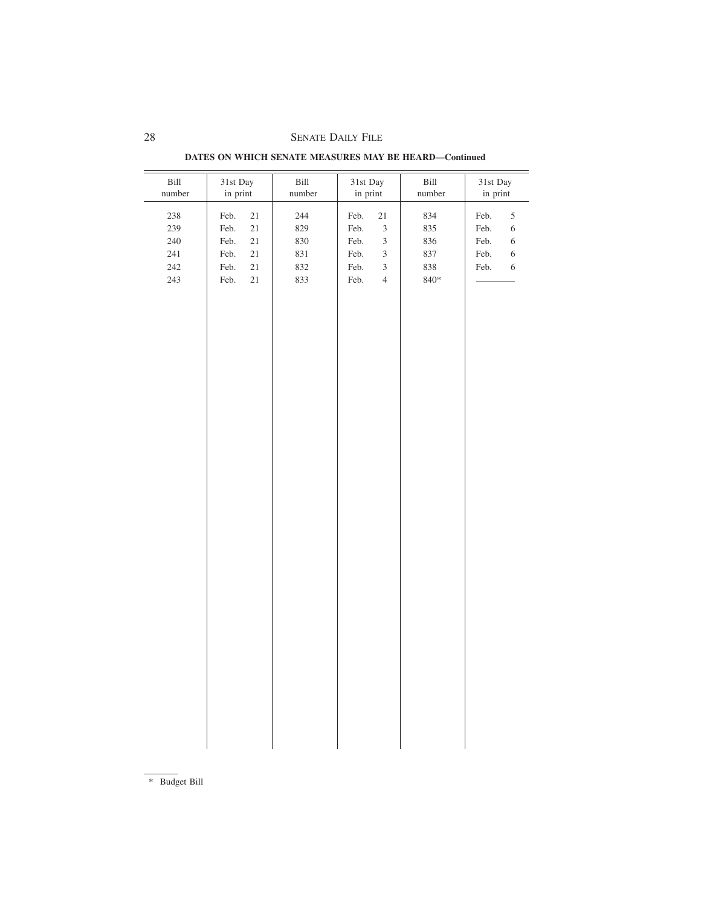**DATES ON WHICH SENATE MEASURES MAY BE HEARD—Continued**

| Bill number | 31st Day in print | Bill number | 31st Day in print | Bill number | 31st Day in print |
|---|---|---|---|---|---|
| 238 | Feb. 21 | 244 | Feb. 21 | 834 | Feb. 5 |
| 239 | Feb. 21 | 829 | Feb. 3 | 835 | Feb. 6 |
| 240 | Feb. 21 | 830 | Feb. 3 | 836 | Feb. 6 |
| 241 | Feb. 21 | 831 | Feb. 3 | 837 | Feb. 6 |
| 242 | Feb. 21 | 832 | Feb. 3 | 838 | Feb. 6 |
| 243 | Feb. 21 | 833 | Feb. 4 | 840* | ——— |

* Budget Bill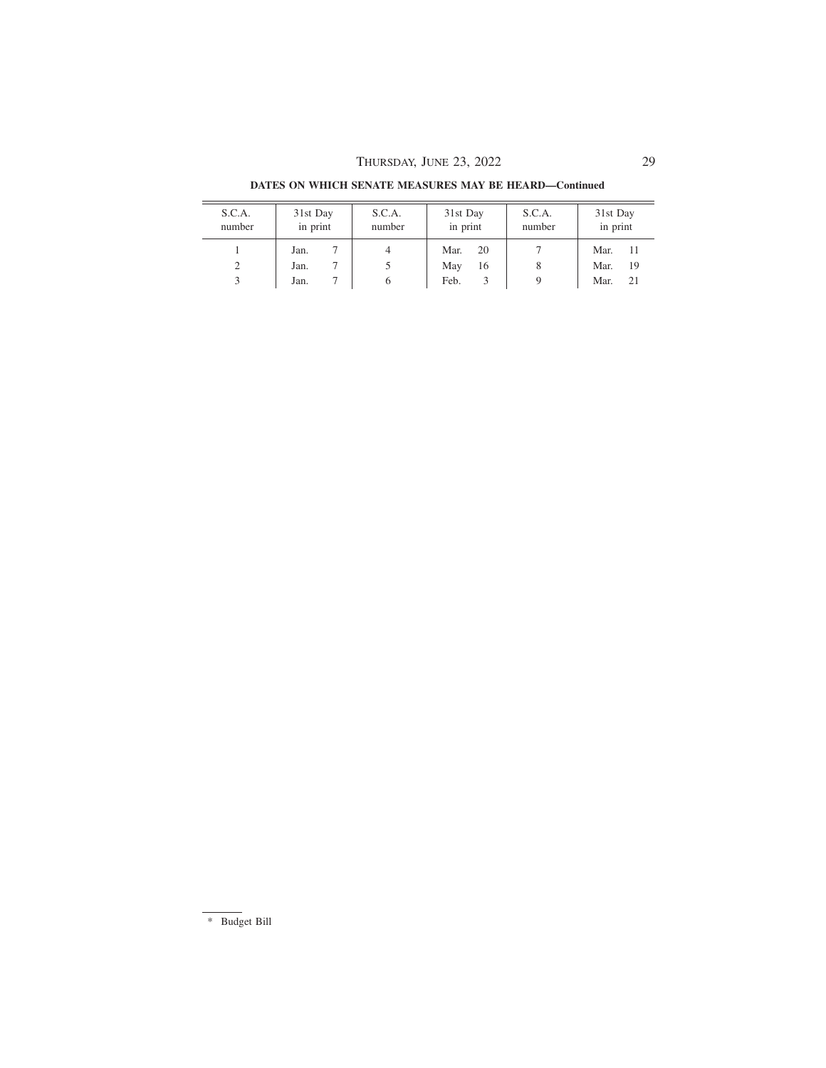**DATES ON WHICH SENATE MEASURES MAY BE HEARD—Continued**

| S.C.A. number | 31st Day in print | S.C.A. number | 31st Day in print | S.C.A. number | 31st Day in print |
|---|---|---|---|---|---|
| 1 | Jan. 7 | 4 | Mar. 20 | 7 | Mar. 11 |
| 2 | Jan. 7 | 5 | May 16 | 8 | Mar. 19 |
| 3 | Jan. 7 | 6 | Feb. 3 | 9 | Mar. 21 |

* Budget Bill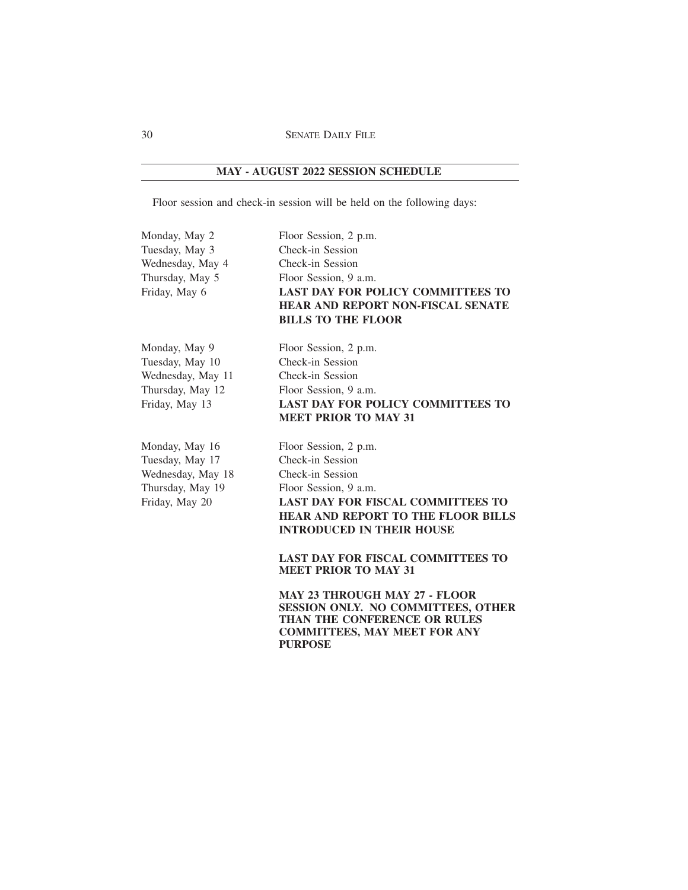## MAY - AUGUST 2022 SESSION SCHEDULE

Floor session and check-in session will be held on the following days:

| | |
|---|---|
| Monday, May 2 | Floor Session, 2 p.m. |
| Tuesday, May 3 | Check-in Session |
| Wednesday, May 4 | Check-in Session |
| Thursday, May 5 | Floor Session, 9 a.m. |
| Friday, May 6 | **LAST DAY FOR POLICY COMMITTEES TO HEAR AND REPORT NON-FISCAL SENATE BILLS TO THE FLOOR** |
| Monday, May 9 | Floor Session, 2 p.m. |
| Tuesday, May 10 | Check-in Session |
| Wednesday, May 11 | Check-in Session |
| Thursday, May 12 | Floor Session, 9 a.m. |
| Friday, May 13 | **LAST DAY FOR POLICY COMMITTEES TO MEET PRIOR TO MAY 31** |
| Monday, May 16 | Floor Session, 2 p.m. |
| Tuesday, May 17 | Check-in Session |
| Wednesday, May 18 | Check-in Session |
| Thursday, May 19 | Floor Session, 9 a.m. |
| Friday, May 20 | **LAST DAY FOR FISCAL COMMITTEES TO HEAR AND REPORT TO THE FLOOR BILLS INTRODUCED IN THEIR HOUSE** |
| | **LAST DAY FOR FISCAL COMMITTEES TO MEET PRIOR TO MAY 31** |
| | **MAY 23 THROUGH MAY 27 - FLOOR SESSION ONLY. NO COMMITTEES, OTHER THAN THE CONFERENCE OR RULES COMMITTEES, MAY MEET FOR ANY PURPOSE** |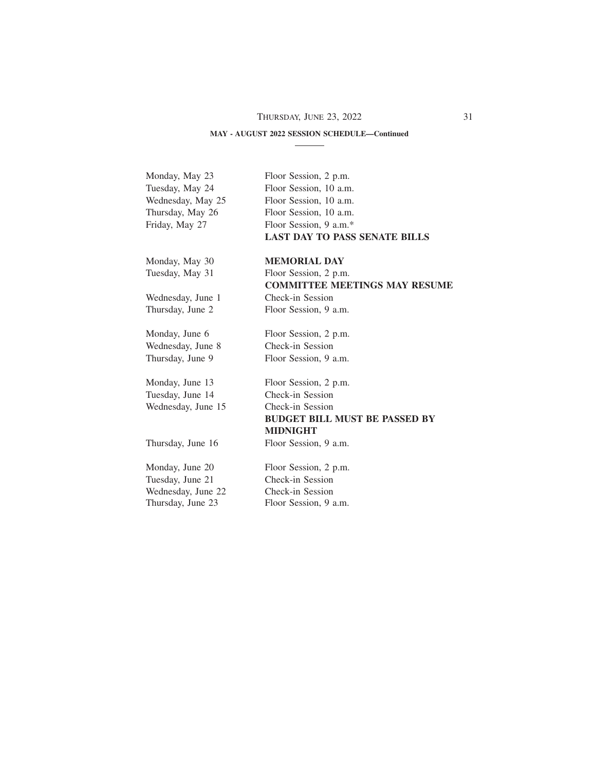**MAY - AUGUST 2022 SESSION SCHEDULE—Continued**

| | |
|---|---|
| Monday, May 23 | Floor Session, 2 p.m. |
| Tuesday, May 24 | Floor Session, 10 a.m. |
| Wednesday, May 25 | Floor Session, 10 a.m. |
| Thursday, May 26 | Floor Session, 10 a.m. |
| Friday, May 27 | Floor Session, 9 a.m.* |
| | **LAST DAY TO PASS SENATE BILLS** |
| Monday, May 30 | **MEMORIAL DAY** |
| Tuesday, May 31 | Floor Session, 2 p.m. |
| | **COMMITTEE MEETINGS MAY RESUME** |
| Wednesday, June 1 | Check-in Session |
| Thursday, June 2 | Floor Session, 9 a.m. |
| Monday, June 6 | Floor Session, 2 p.m. |
| Wednesday, June 8 | Check-in Session |
| Thursday, June 9 | Floor Session, 9 a.m. |
| Monday, June 13 | Floor Session, 2 p.m. |
| Tuesday, June 14 | Check-in Session |
| Wednesday, June 15 | Check-in Session |
| | **BUDGET BILL MUST BE PASSED BY MIDNIGHT** |
| Thursday, June 16 | Floor Session, 9 a.m. |
| Monday, June 20 | Floor Session, 2 p.m. |
| Tuesday, June 21 | Check-in Session |
| Wednesday, June 22 | Check-in Session |
| Thursday, June 23 | Floor Session, 9 a.m. |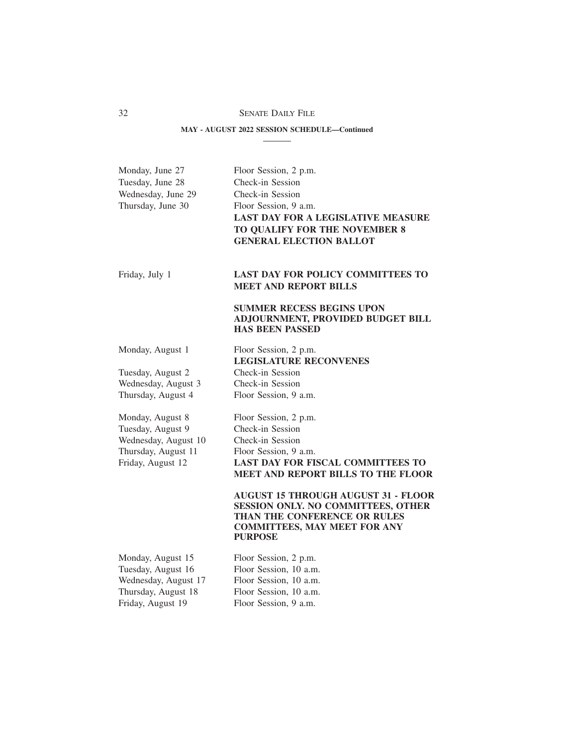**MAY - AUGUST 2022 SESSION SCHEDULE—Continued**

| | |
|---|---|
| Monday, June 27 | Floor Session, 2 p.m. |
| Tuesday, June 28 | Check-in Session |
| Wednesday, June 29 | Check-in Session |
| Thursday, June 30 | Floor Session, 9 a.m. |
| | **LAST DAY FOR A LEGISLATIVE MEASURE TO QUALIFY FOR THE NOVEMBER 8 GENERAL ELECTION BALLOT** |
| Friday, July 1 | **LAST DAY FOR POLICY COMMITTEES TO MEET AND REPORT BILLS** |
| | **SUMMER RECESS BEGINS UPON ADJOURNMENT, PROVIDED BUDGET BILL HAS BEEN PASSED** |
| Monday, August 1 | Floor Session, 2 p.m. |
| | **LEGISLATURE RECONVENES** |
| Tuesday, August 2 | Check-in Session |
| Wednesday, August 3 | Check-in Session |
| Thursday, August 4 | Floor Session, 9 a.m. |
| Monday, August 8 | Floor Session, 2 p.m. |
| Tuesday, August 9 | Check-in Session |
| Wednesday, August 10 | Check-in Session |
| Thursday, August 11 | Floor Session, 9 a.m. |
| Friday, August 12 | **LAST DAY FOR FISCAL COMMITTEES TO MEET AND REPORT BILLS TO THE FLOOR** |
| | **AUGUST 15 THROUGH AUGUST 31 - FLOOR SESSION ONLY. NO COMMITTEES, OTHER THAN THE CONFERENCE OR RULES COMMITTEES, MAY MEET FOR ANY PURPOSE** |
| Monday, August 15 | Floor Session, 2 p.m. |
| Tuesday, August 16 | Floor Session, 10 a.m. |
| Wednesday, August 17 | Floor Session, 10 a.m. |
| Thursday, August 18 | Floor Session, 10 a.m. |
| Friday, August 19 | Floor Session, 9 a.m. |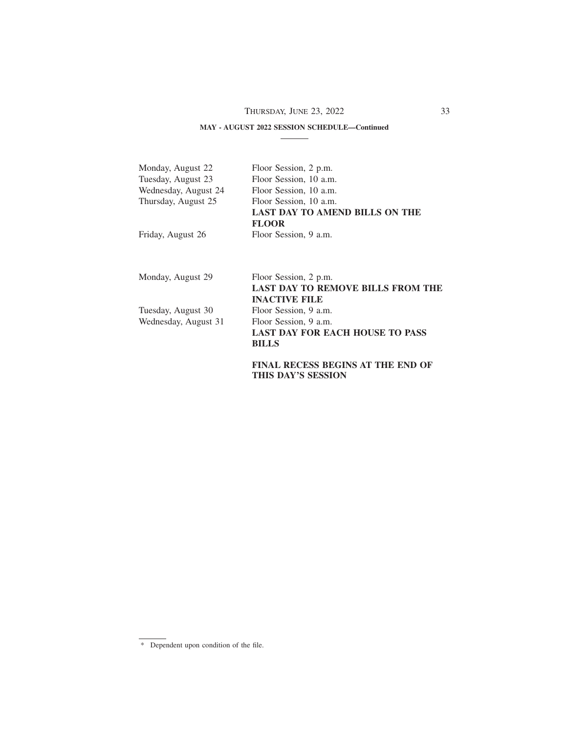**MAY - AUGUST 2022 SESSION SCHEDULE—Continued**

| | |
|---|---|
| Monday, August 22 | Floor Session, 2 p.m. |
| Tuesday, August 23 | Floor Session, 10 a.m. |
| Wednesday, August 24 | Floor Session, 10 a.m. |
| Thursday, August 25 | Floor Session, 10 a.m. **LAST DAY TO AMEND BILLS ON THE FLOOR** |
| Friday, August 26 | Floor Session, 9 a.m. |
| | |
| Monday, August 29 | Floor Session, 2 p.m. **LAST DAY TO REMOVE BILLS FROM THE INACTIVE FILE** |
| Tuesday, August 30 | Floor Session, 9 a.m. |
| Wednesday, August 31 | Floor Session, 9 a.m. **LAST DAY FOR EACH HOUSE TO PASS BILLS** |
| | **FINAL RECESS BEGINS AT THE END OF THIS DAY'S SESSION** |

* Dependent upon condition of the file.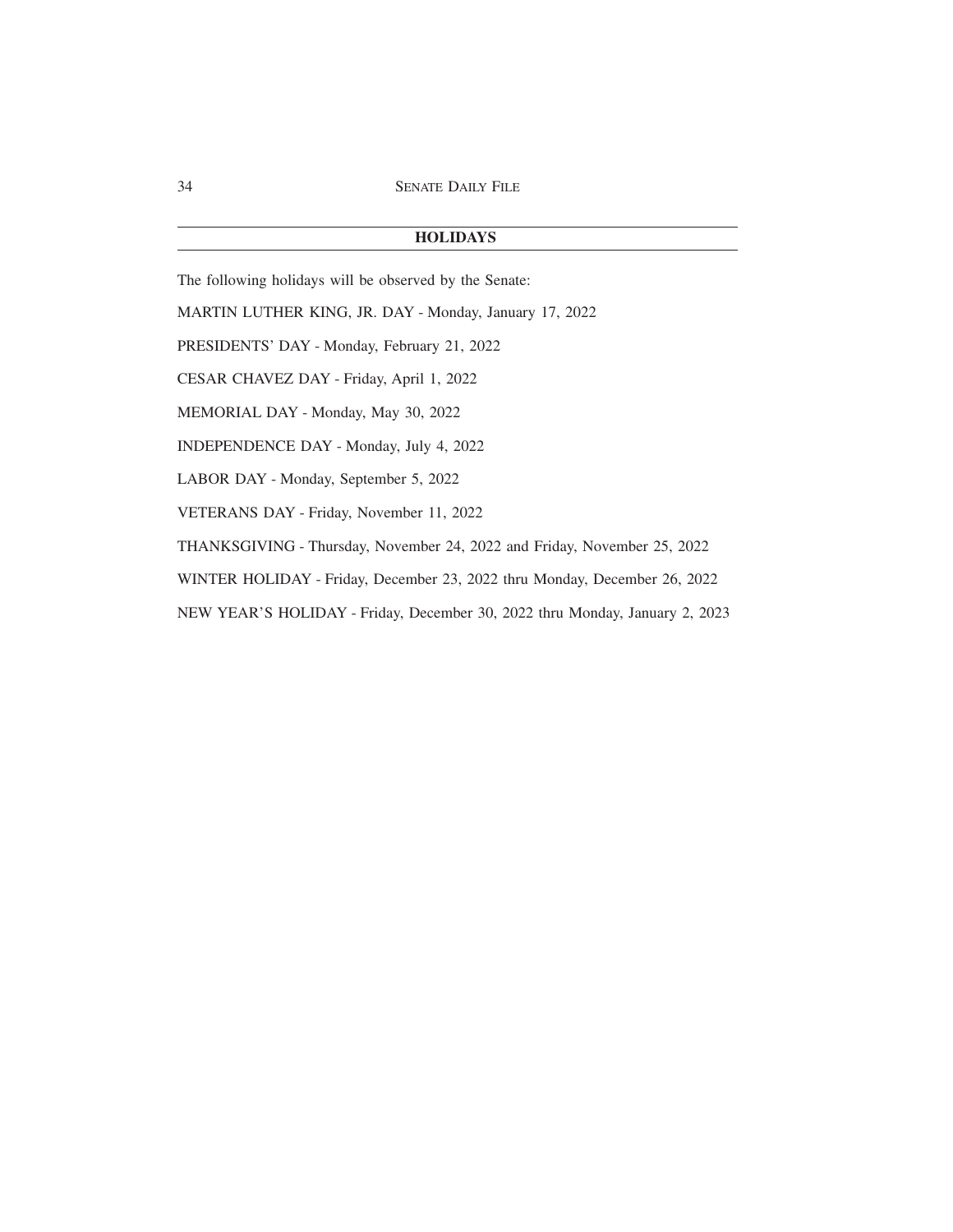## HOLIDAYS

The following holidays will be observed by the Senate:

MARTIN LUTHER KING, JR. DAY - Monday, January 17, 2022

PRESIDENTS' DAY - Monday, February 21, 2022

CESAR CHAVEZ DAY - Friday, April 1, 2022

MEMORIAL DAY - Monday, May 30, 2022

INDEPENDENCE DAY - Monday, July 4, 2022

LABOR DAY - Monday, September 5, 2022

VETERANS DAY - Friday, November 11, 2022

THANKSGIVING - Thursday, November 24, 2022 and Friday, November 25, 2022

WINTER HOLIDAY - Friday, December 23, 2022 thru Monday, December 26, 2022

NEW YEAR'S HOLIDAY - Friday, December 30, 2022 thru Monday, January 2, 2023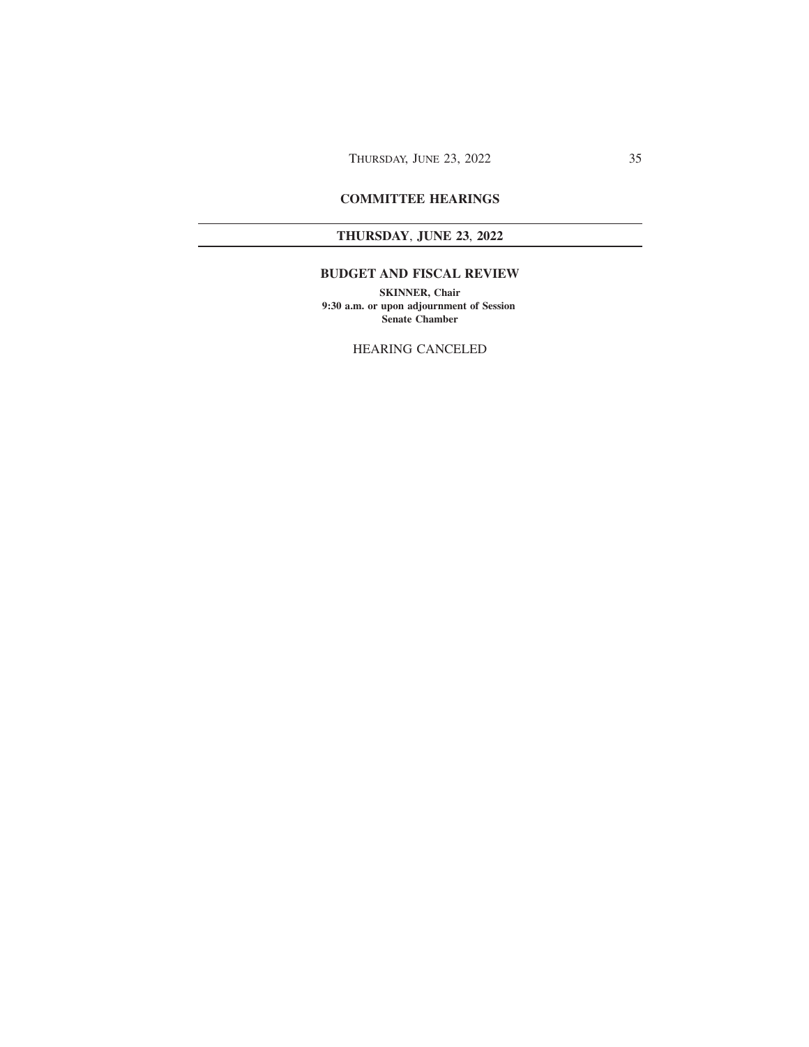## COMMITTEE HEARINGS

## THURSDAY, JUNE 23, 2022

### BUDGET AND FISCAL REVIEW

**SKINNER, Chair**
**9:30 a.m. or upon adjournment of Session**
**Senate Chamber**

HEARING CANCELED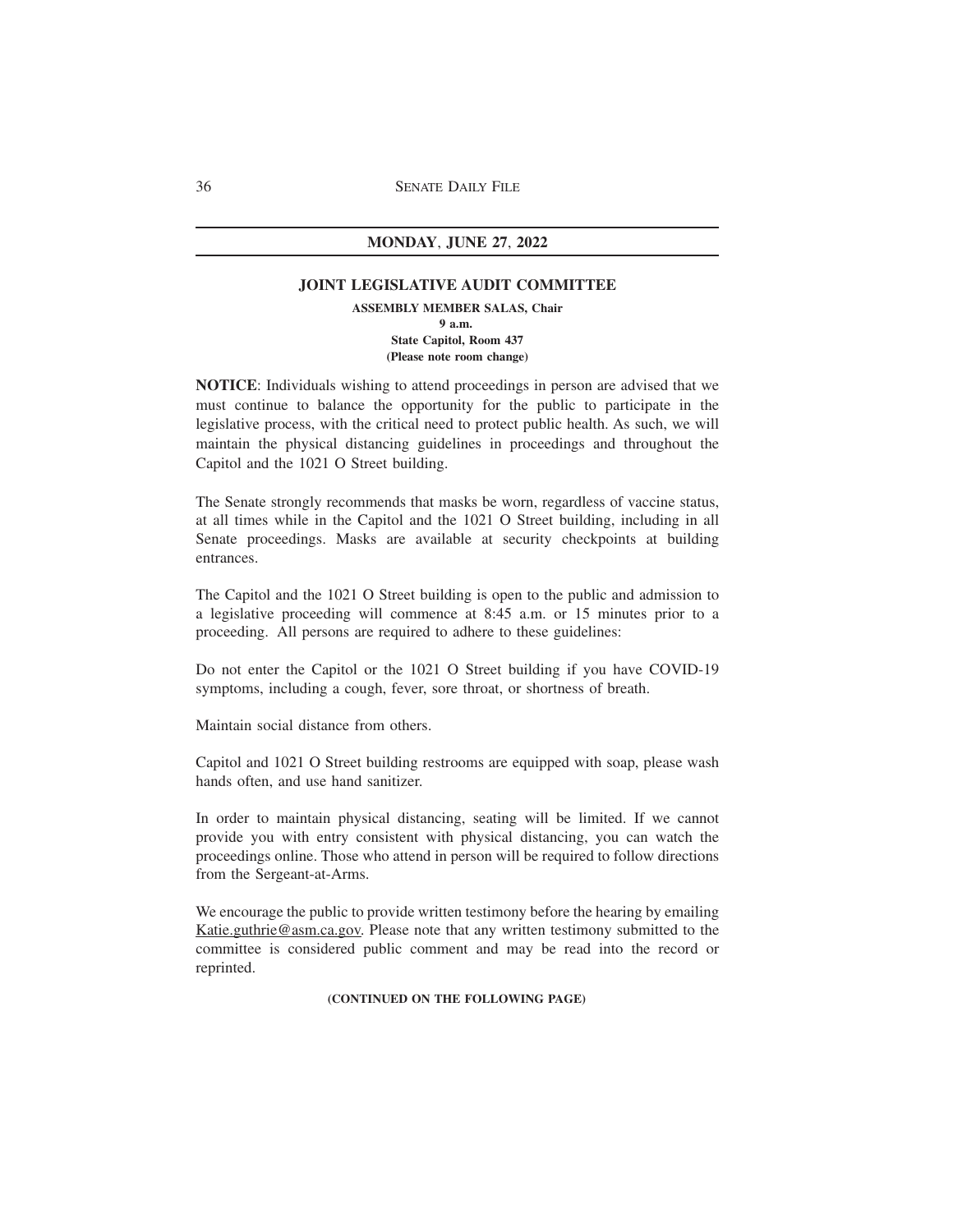## MONDAY, JUNE 27, 2022

### JOINT LEGISLATIVE AUDIT COMMITTEE

**ASSEMBLY MEMBER SALAS, Chair**
**9 a.m.**
**State Capitol, Room 437**
**(Please note room change)**

**NOTICE**: Individuals wishing to attend proceedings in person are advised that we must continue to balance the opportunity for the public to participate in the legislative process, with the critical need to protect public health. As such, we will maintain the physical distancing guidelines in proceedings and throughout the Capitol and the 1021 O Street building.

The Senate strongly recommends that masks be worn, regardless of vaccine status, at all times while in the Capitol and the 1021 O Street building, including in all Senate proceedings. Masks are available at security checkpoints at building entrances.

The Capitol and the 1021 O Street building is open to the public and admission to a legislative proceeding will commence at 8:45 a.m. or 15 minutes prior to a proceeding. All persons are required to adhere to these guidelines:

Do not enter the Capitol or the 1021 O Street building if you have COVID-19 symptoms, including a cough, fever, sore throat, or shortness of breath.

Maintain social distance from others.

Capitol and 1021 O Street building restrooms are equipped with soap, please wash hands often, and use hand sanitizer.

In order to maintain physical distancing, seating will be limited. If we cannot provide you with entry consistent with physical distancing, you can watch the proceedings online. Those who attend in person will be required to follow directions from the Sergeant-at-Arms.

We encourage the public to provide written testimony before the hearing by emailing Katie.guthrie@asm.ca.gov. Please note that any written testimony submitted to the committee is considered public comment and may be read into the record or reprinted.

**(CONTINUED ON THE FOLLOWING PAGE)**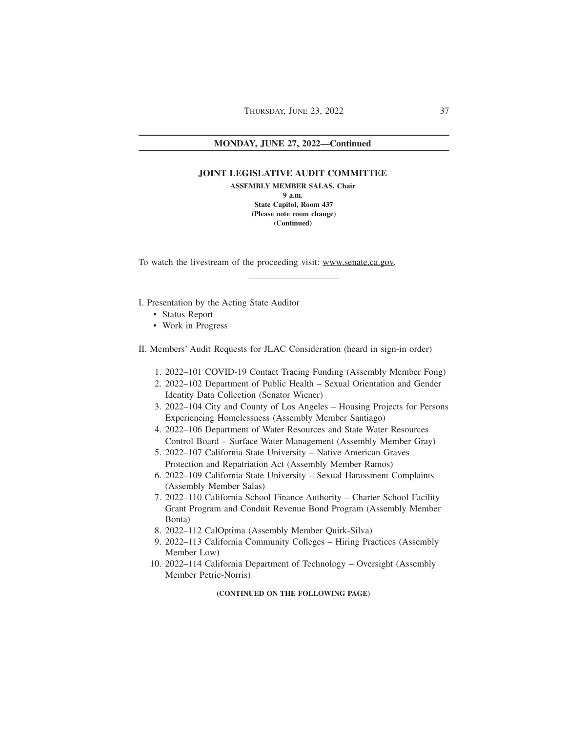## MONDAY, JUNE 27, 2022—Continued

### JOINT LEGISLATIVE AUDIT COMMITTEE

**ASSEMBLY MEMBER SALAS, Chair**
**9 a.m.**
**State Capitol, Room 437**
**(Please note room change)**
**(Continued)**

To watch the livestream of the proceeding visit: www.senate.ca.gov.

---

I. Presentation by the Acting State Auditor

- Status Report
- Work in Progress

II. Members' Audit Requests for JLAC Consideration (heard in sign-in order)

1. 2022–101 COVID-19 Contact Tracing Funding (Assembly Member Fong)
2. 2022–102 Department of Public Health – Sexual Orientation and Gender Identity Data Collection (Senator Wiener)
3. 2022–104 City and County of Los Angeles – Housing Projects for Persons Experiencing Homelessness (Assembly Member Santiago)
4. 2022–106 Department of Water Resources and State Water Resources Control Board – Surface Water Management (Assembly Member Gray)
5. 2022–107 California State University – Native American Graves Protection and Repatriation Act (Assembly Member Ramos)
6. 2022–109 California State University – Sexual Harassment Complaints (Assembly Member Salas)
7. 2022–110 California School Finance Authority – Charter School Facility Grant Program and Conduit Revenue Bond Program (Assembly Member Bonta)
8. 2022–112 CalOptima (Assembly Member Quirk-Silva)
9. 2022–113 California Community Colleges – Hiring Practices (Assembly Member Low)
10. 2022–114 California Department of Technology – Oversight (Assembly Member Petrie-Norris)

**(CONTINUED ON THE FOLLOWING PAGE)**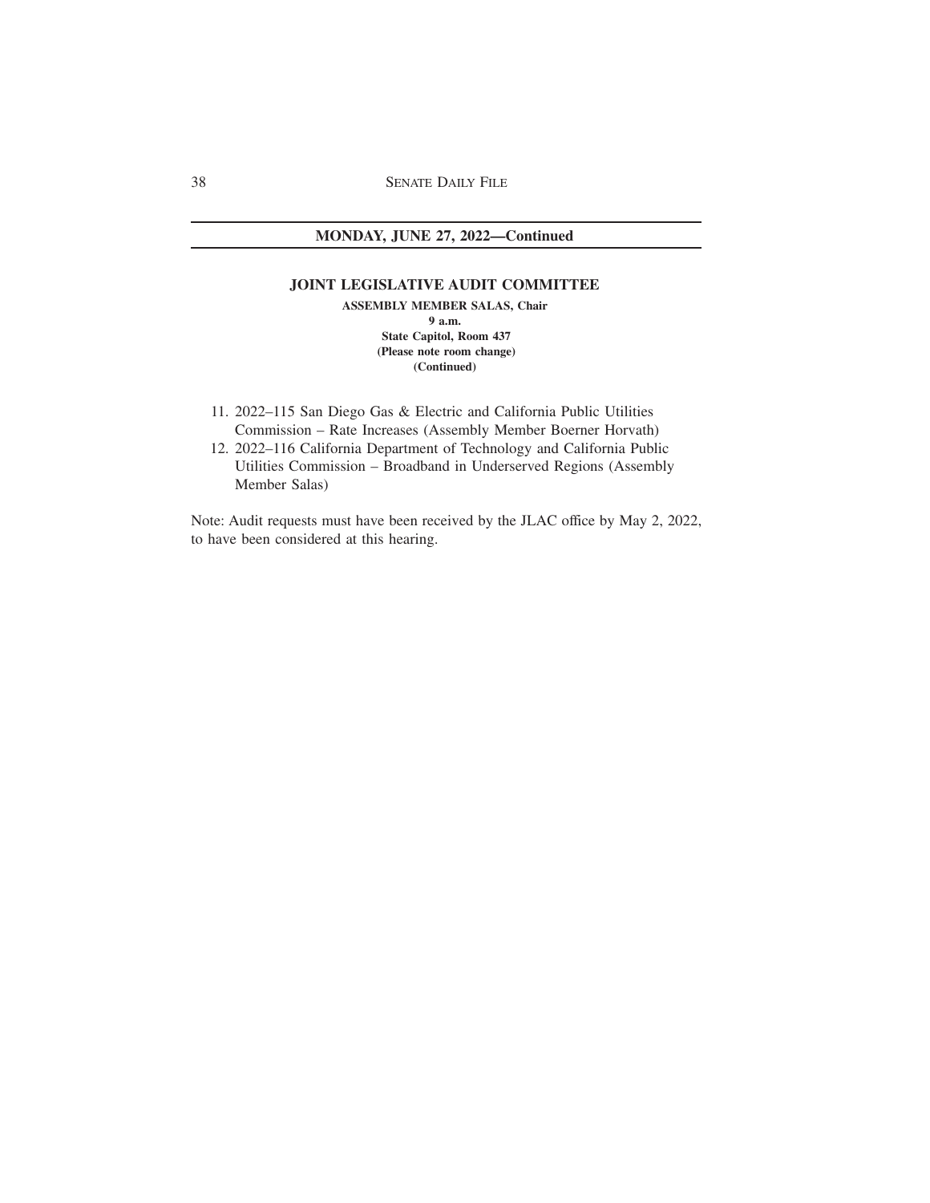## MONDAY, JUNE 27, 2022—Continued

### JOINT LEGISLATIVE AUDIT COMMITTEE

**ASSEMBLY MEMBER SALAS, Chair**
**9 a.m.**
**State Capitol, Room 437**
**(Please note room change)**
**(Continued)**

11. 2022–115 San Diego Gas & Electric and California Public Utilities Commission – Rate Increases (Assembly Member Boerner Horvath)
12. 2022–116 California Department of Technology and California Public Utilities Commission – Broadband in Underserved Regions (Assembly Member Salas)

Note: Audit requests must have been received by the JLAC office by May 2, 2022, to have been considered at this hearing.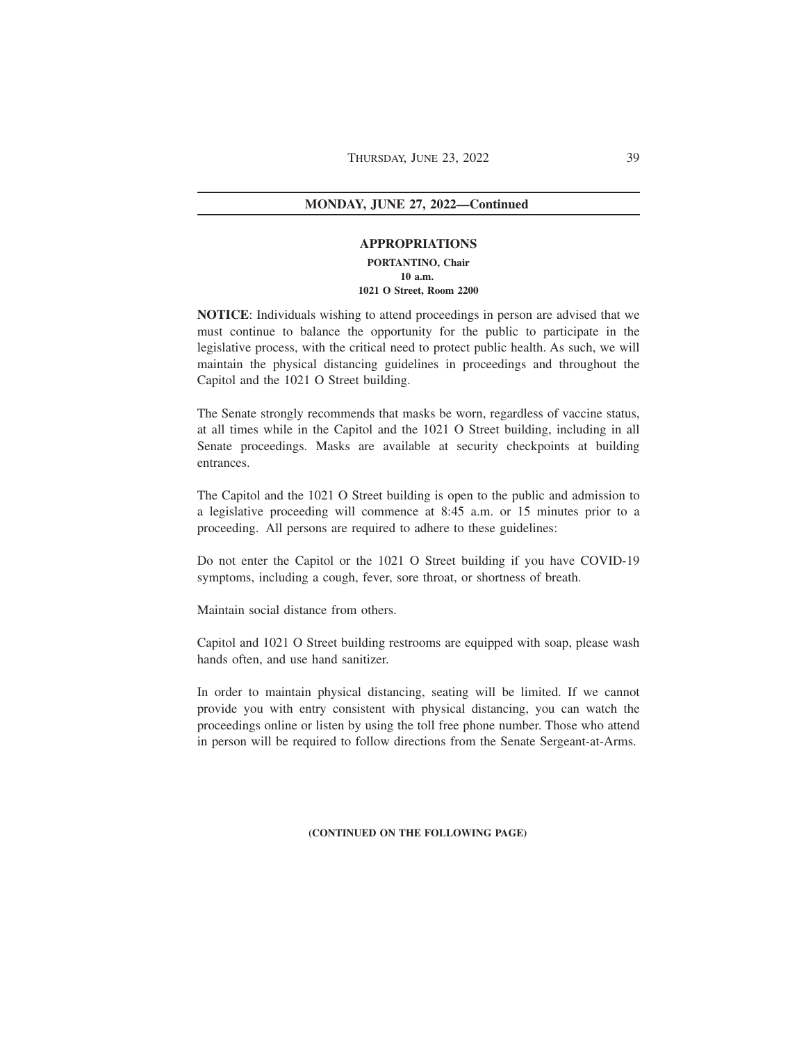**MONDAY, JUNE 27, 2022—Continued**

## APPROPRIATIONS

**PORTANTINO, Chair**
**10 a.m.**
**1021 O Street, Room 2200**

**NOTICE**: Individuals wishing to attend proceedings in person are advised that we must continue to balance the opportunity for the public to participate in the legislative process, with the critical need to protect public health. As such, we will maintain the physical distancing guidelines in proceedings and throughout the Capitol and the 1021 O Street building.

The Senate strongly recommends that masks be worn, regardless of vaccine status, at all times while in the Capitol and the 1021 O Street building, including in all Senate proceedings. Masks are available at security checkpoints at building entrances.

The Capitol and the 1021 O Street building is open to the public and admission to a legislative proceeding will commence at 8:45 a.m. or 15 minutes prior to a proceeding. All persons are required to adhere to these guidelines:

Do not enter the Capitol or the 1021 O Street building if you have COVID-19 symptoms, including a cough, fever, sore throat, or shortness of breath.

Maintain social distance from others.

Capitol and 1021 O Street building restrooms are equipped with soap, please wash hands often, and use hand sanitizer.

In order to maintain physical distancing, seating will be limited. If we cannot provide you with entry consistent with physical distancing, you can watch the proceedings online or listen by using the toll free phone number. Those who attend in person will be required to follow directions from the Senate Sergeant-at-Arms.

**(CONTINUED ON THE FOLLOWING PAGE)**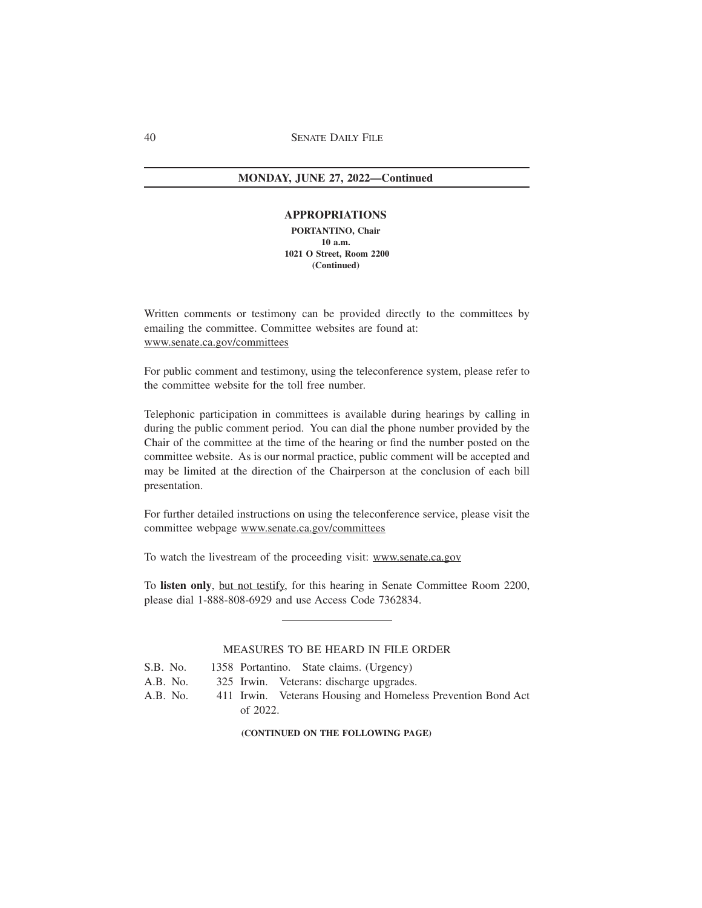**MONDAY, JUNE 27, 2022—Continued**

## APPROPRIATIONS

**PORTANTINO, Chair**
**10 a.m.**
**1021 O Street, Room 2200**
**(Continued)**

Written comments or testimony can be provided directly to the committees by emailing the committee. Committee websites are found at: www.senate.ca.gov/committees

For public comment and testimony, using the teleconference system, please refer to the committee website for the toll free number.

Telephonic participation in committees is available during hearings by calling in during the public comment period. You can dial the phone number provided by the Chair of the committee at the time of the hearing or find the number posted on the committee website. As is our normal practice, public comment will be accepted and may be limited at the direction of the Chairperson at the conclusion of each bill presentation.

For further detailed instructions on using the teleconference service, please visit the committee webpage www.senate.ca.gov/committees

To watch the livestream of the proceeding visit: www.senate.ca.gov

To **listen only**, but not testify, for this hearing in Senate Committee Room 2200, please dial 1-888-808-6929 and use Access Code 7362834.

---

MEASURES TO BE HEARD IN FILE ORDER

S.B. No. 1358 Portantino. State claims. (Urgency)
A.B. No. 325 Irwin. Veterans: discharge upgrades.
A.B. No. 411 Irwin. Veterans Housing and Homeless Prevention Bond Act of 2022.

**(CONTINUED ON THE FOLLOWING PAGE)**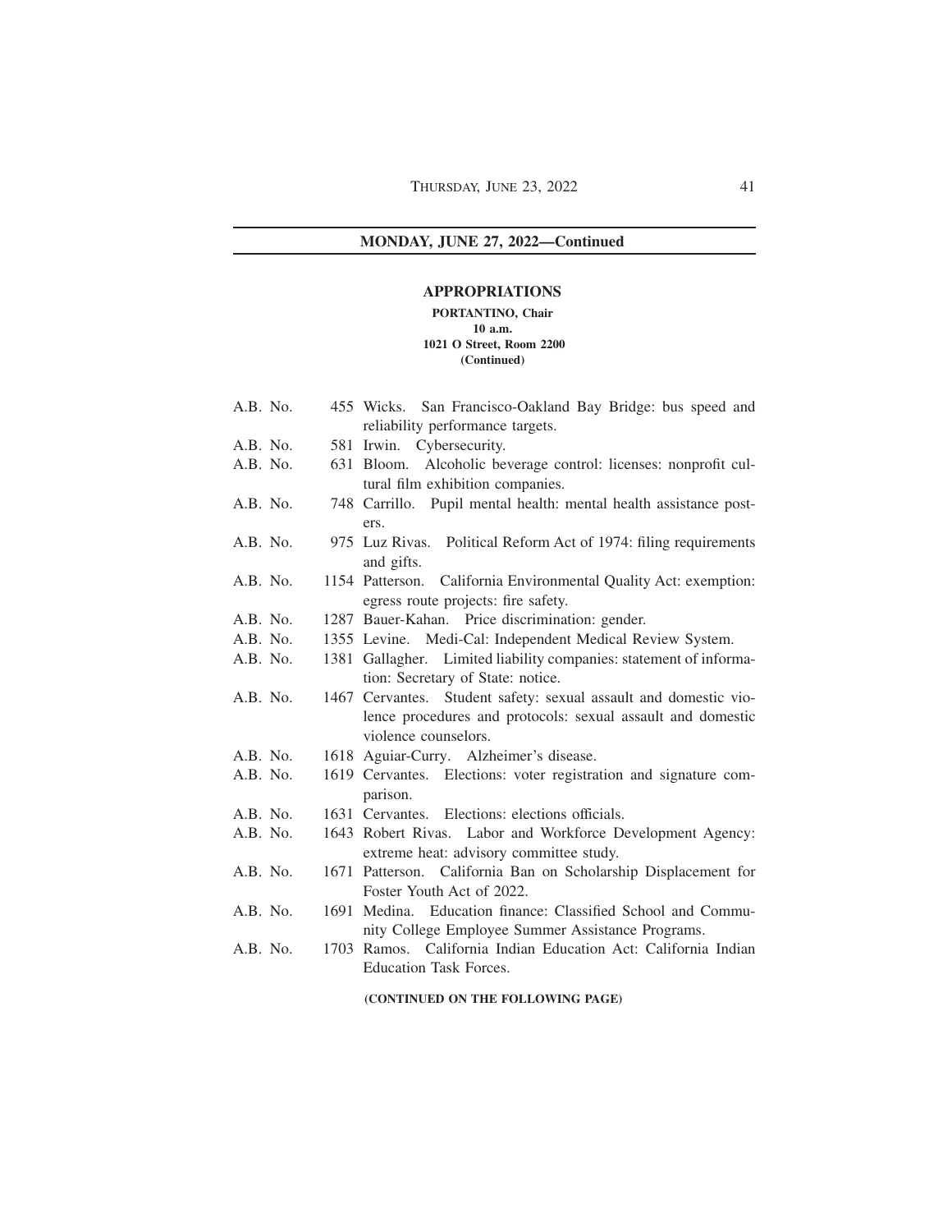**MONDAY, JUNE 27, 2022—Continued**

## APPROPRIATIONS

**PORTANTINO, Chair**
**10 a.m.**
**1021 O Street, Room 2200**
**(Continued)**

| | | |
|---|---|---|
| A.B. No. | 455 | Wicks. San Francisco-Oakland Bay Bridge: bus speed and reliability performance targets. |
| A.B. No. | 581 | Irwin. Cybersecurity. |
| A.B. No. | 631 | Bloom. Alcoholic beverage control: licenses: nonprofit cultural film exhibition companies. |
| A.B. No. | 748 | Carrillo. Pupil mental health: mental health assistance posters. |
| A.B. No. | 975 | Luz Rivas. Political Reform Act of 1974: filing requirements and gifts. |
| A.B. No. | 1154 | Patterson. California Environmental Quality Act: exemption: egress route projects: fire safety. |
| A.B. No. | 1287 | Bauer-Kahan. Price discrimination: gender. |
| A.B. No. | 1355 | Levine. Medi-Cal: Independent Medical Review System. |
| A.B. No. | 1381 | Gallagher. Limited liability companies: statement of information: Secretary of State: notice. |
| A.B. No. | 1467 | Cervantes. Student safety: sexual assault and domestic violence procedures and protocols: sexual assault and domestic violence counselors. |
| A.B. No. | 1618 | Aguiar-Curry. Alzheimer's disease. |
| A.B. No. | 1619 | Cervantes. Elections: voter registration and signature comparison. |
| A.B. No. | 1631 | Cervantes. Elections: elections officials. |
| A.B. No. | 1643 | Robert Rivas. Labor and Workforce Development Agency: extreme heat: advisory committee study. |
| A.B. No. | 1671 | Patterson. California Ban on Scholarship Displacement for Foster Youth Act of 2022. |
| A.B. No. | 1691 | Medina. Education finance: Classified School and Community College Employee Summer Assistance Programs. |
| A.B. No. | 1703 | Ramos. California Indian Education Act: California Indian Education Task Forces. |

**(CONTINUED ON THE FOLLOWING PAGE)**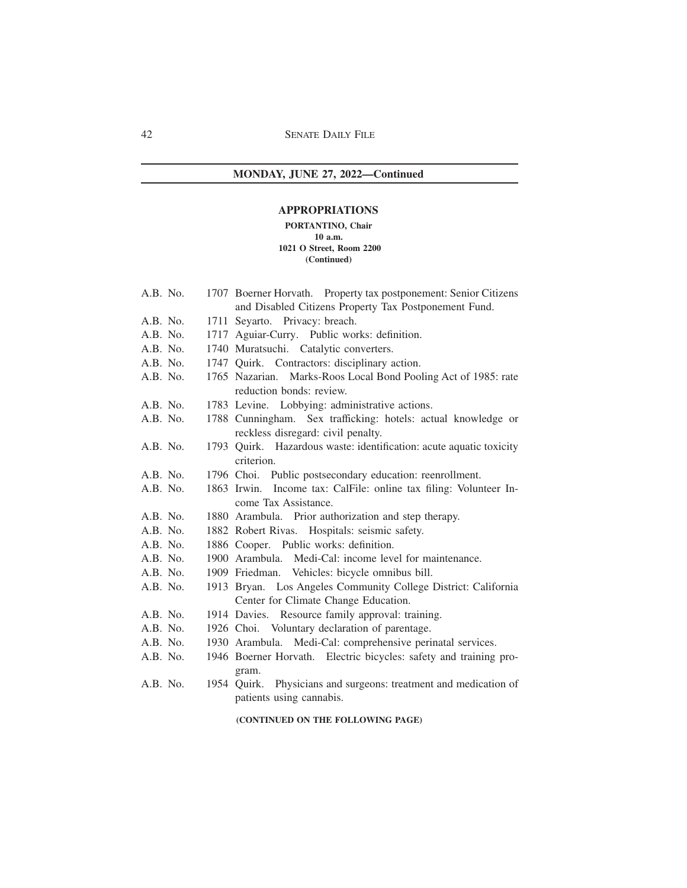**MONDAY, JUNE 27, 2022—Continued**

## APPROPRIATIONS

**PORTANTINO, Chair**
**10 a.m.**
**1021 O Street, Room 2200**
**(Continued)**

A.B. No. 1707 Boerner Horvath. Property tax postponement: Senior Citizens and Disabled Citizens Property Tax Postponement Fund.

A.B. No. 1711 Seyarto. Privacy: breach.

A.B. No. 1717 Aguiar-Curry. Public works: definition.

A.B. No. 1740 Muratsuchi. Catalytic converters.

A.B. No. 1747 Quirk. Contractors: disciplinary action.

A.B. No. 1765 Nazarian. Marks-Roos Local Bond Pooling Act of 1985: rate reduction bonds: review.

A.B. No. 1783 Levine. Lobbying: administrative actions.

A.B. No. 1788 Cunningham. Sex trafficking: hotels: actual knowledge or reckless disregard: civil penalty.

A.B. No. 1793 Quirk. Hazardous waste: identification: acute aquatic toxicity criterion.

A.B. No. 1796 Choi. Public postsecondary education: reenrollment.

A.B. No. 1863 Irwin. Income tax: CalFile: online tax filing: Volunteer Income Tax Assistance.

A.B. No. 1880 Arambula. Prior authorization and step therapy.

A.B. No. 1882 Robert Rivas. Hospitals: seismic safety.

A.B. No. 1886 Cooper. Public works: definition.

A.B. No. 1900 Arambula. Medi-Cal: income level for maintenance.

A.B. No. 1909 Friedman. Vehicles: bicycle omnibus bill.

A.B. No. 1913 Bryan. Los Angeles Community College District: California Center for Climate Change Education.

A.B. No. 1914 Davies. Resource family approval: training.

A.B. No. 1926 Choi. Voluntary declaration of parentage.

A.B. No. 1930 Arambula. Medi-Cal: comprehensive perinatal services.

A.B. No. 1946 Boerner Horvath. Electric bicycles: safety and training program.

A.B. No. 1954 Quirk. Physicians and surgeons: treatment and medication of patients using cannabis.

**(CONTINUED ON THE FOLLOWING PAGE)**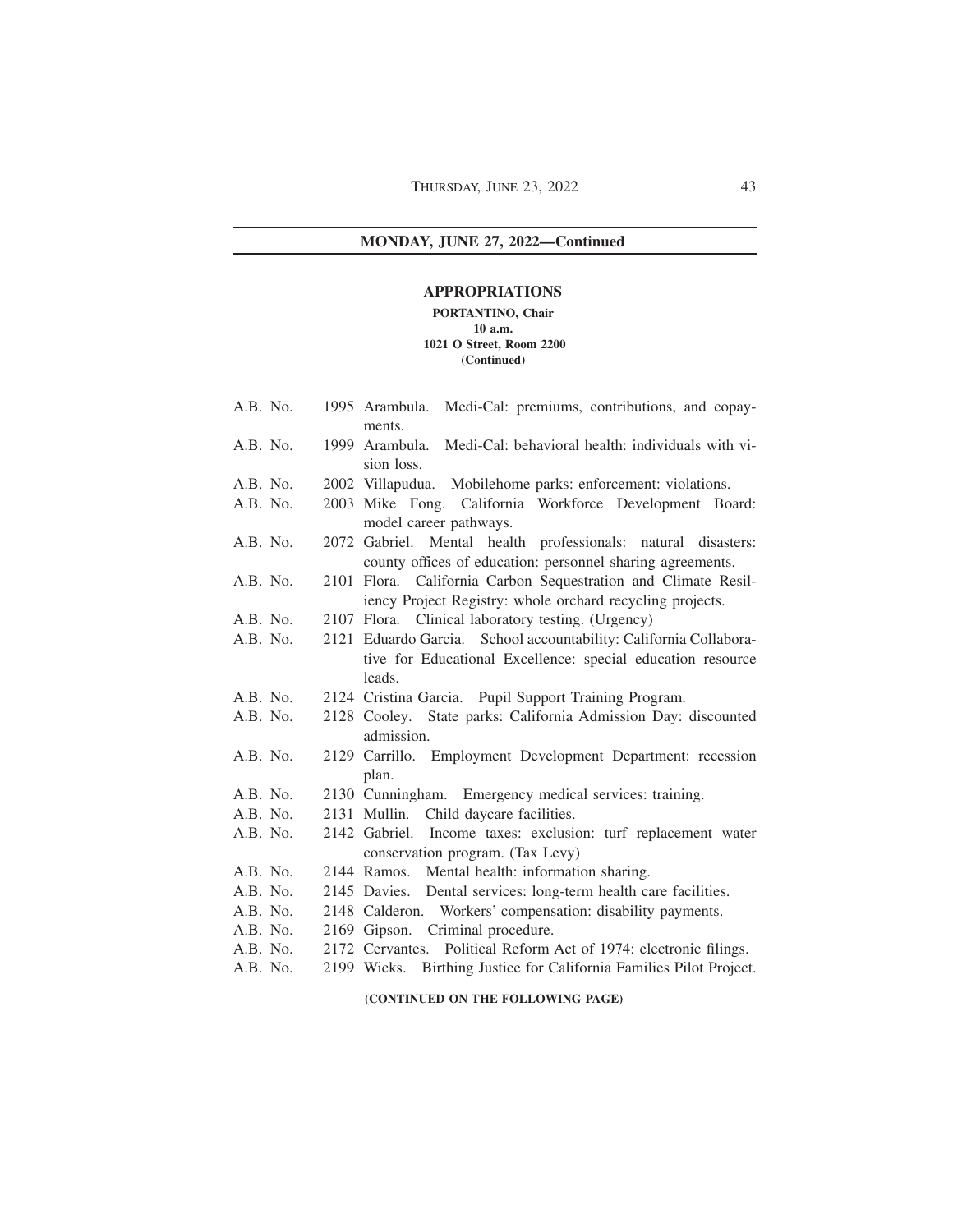**MONDAY, JUNE 27, 2022—Continued**

## APPROPRIATIONS

**PORTANTINO, Chair**
**10 a.m.**
**1021 O Street, Room 2200**
**(Continued)**

A.B. No. 1995 Arambula. Medi-Cal: premiums, contributions, and copayments.
A.B. No. 1999 Arambula. Medi-Cal: behavioral health: individuals with vision loss.
A.B. No. 2002 Villapudua. Mobilehome parks: enforcement: violations.
A.B. No. 2003 Mike Fong. California Workforce Development Board: model career pathways.
A.B. No. 2072 Gabriel. Mental health professionals: natural disasters: county offices of education: personnel sharing agreements.
A.B. No. 2101 Flora. California Carbon Sequestration and Climate Resiliency Project Registry: whole orchard recycling projects.
A.B. No. 2107 Flora. Clinical laboratory testing. (Urgency)
A.B. No. 2121 Eduardo Garcia. School accountability: California Collaborative for Educational Excellence: special education resource leads.
A.B. No. 2124 Cristina Garcia. Pupil Support Training Program.
A.B. No. 2128 Cooley. State parks: California Admission Day: discounted admission.
A.B. No. 2129 Carrillo. Employment Development Department: recession plan.
A.B. No. 2130 Cunningham. Emergency medical services: training.
A.B. No. 2131 Mullin. Child daycare facilities.
A.B. No. 2142 Gabriel. Income taxes: exclusion: turf replacement water conservation program. (Tax Levy)
A.B. No. 2144 Ramos. Mental health: information sharing.
A.B. No. 2145 Davies. Dental services: long-term health care facilities.
A.B. No. 2148 Calderon. Workers' compensation: disability payments.
A.B. No. 2169 Gipson. Criminal procedure.
A.B. No. 2172 Cervantes. Political Reform Act of 1974: electronic filings.
A.B. No. 2199 Wicks. Birthing Justice for California Families Pilot Project.

**(CONTINUED ON THE FOLLOWING PAGE)**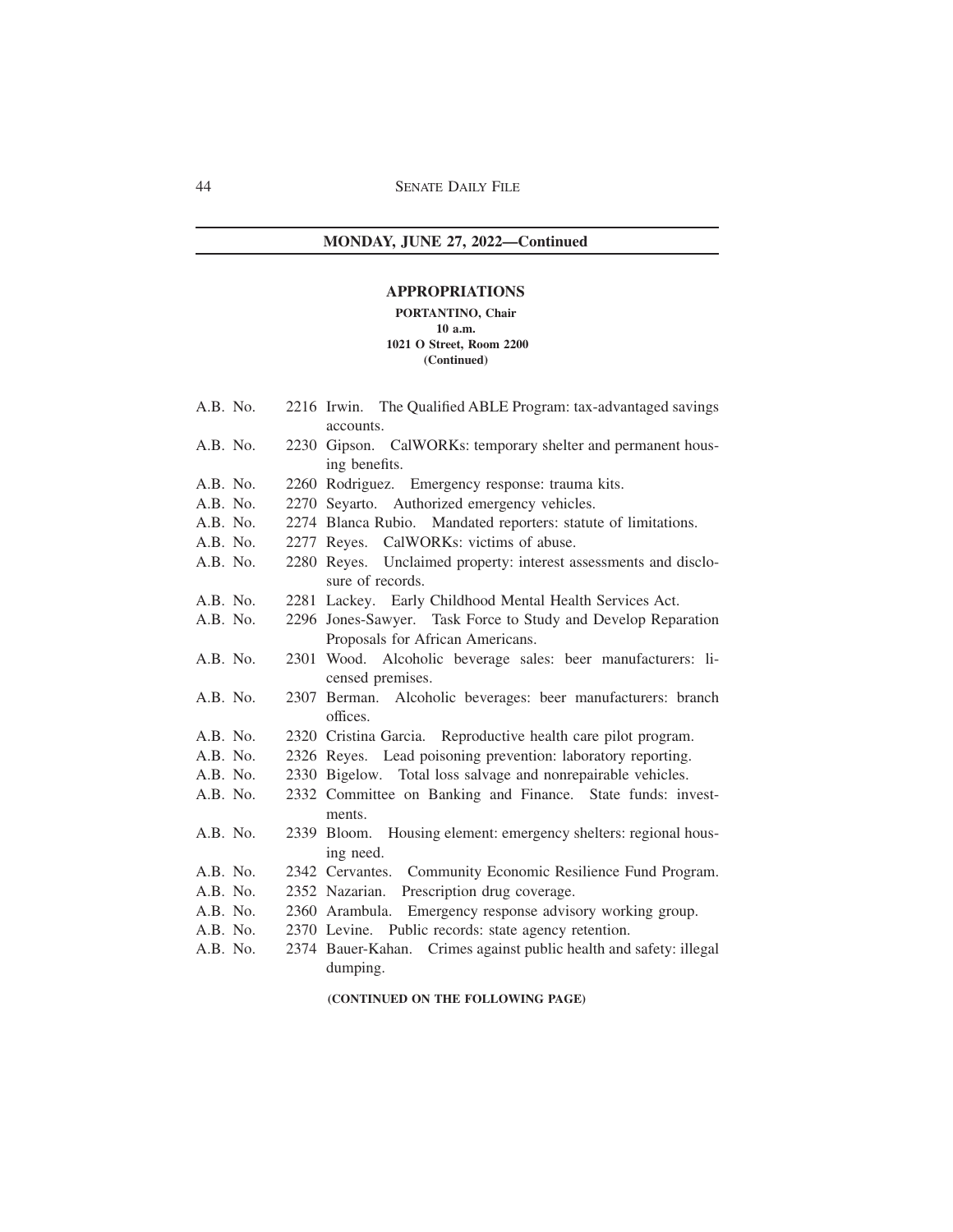**MONDAY, JUNE 27, 2022—Continued**

## APPROPRIATIONS

**PORTANTINO, Chair**
**10 a.m.**
**1021 O Street, Room 2200**
**(Continued)**

A.B. No. 2216 Irwin. The Qualified ABLE Program: tax-advantaged savings accounts.

A.B. No. 2230 Gipson. CalWORKs: temporary shelter and permanent housing benefits.

A.B. No. 2260 Rodriguez. Emergency response: trauma kits.

A.B. No. 2270 Seyarto. Authorized emergency vehicles.

A.B. No. 2274 Blanca Rubio. Mandated reporters: statute of limitations.

A.B. No. 2277 Reyes. CalWORKs: victims of abuse.

A.B. No. 2280 Reyes. Unclaimed property: interest assessments and disclosure of records.

A.B. No. 2281 Lackey. Early Childhood Mental Health Services Act.

A.B. No. 2296 Jones-Sawyer. Task Force to Study and Develop Reparation Proposals for African Americans.

A.B. No. 2301 Wood. Alcoholic beverage sales: beer manufacturers: licensed premises.

A.B. No. 2307 Berman. Alcoholic beverages: beer manufacturers: branch offices.

A.B. No. 2320 Cristina Garcia. Reproductive health care pilot program.

A.B. No. 2326 Reyes. Lead poisoning prevention: laboratory reporting.

A.B. No. 2330 Bigelow. Total loss salvage and nonrepairable vehicles.

A.B. No. 2332 Committee on Banking and Finance. State funds: investments.

A.B. No. 2339 Bloom. Housing element: emergency shelters: regional housing need.

A.B. No. 2342 Cervantes. Community Economic Resilience Fund Program.

A.B. No. 2352 Nazarian. Prescription drug coverage.

A.B. No. 2360 Arambula. Emergency response advisory working group.

A.B. No. 2370 Levine. Public records: state agency retention.

A.B. No. 2374 Bauer-Kahan. Crimes against public health and safety: illegal dumping.

**(CONTINUED ON THE FOLLOWING PAGE)**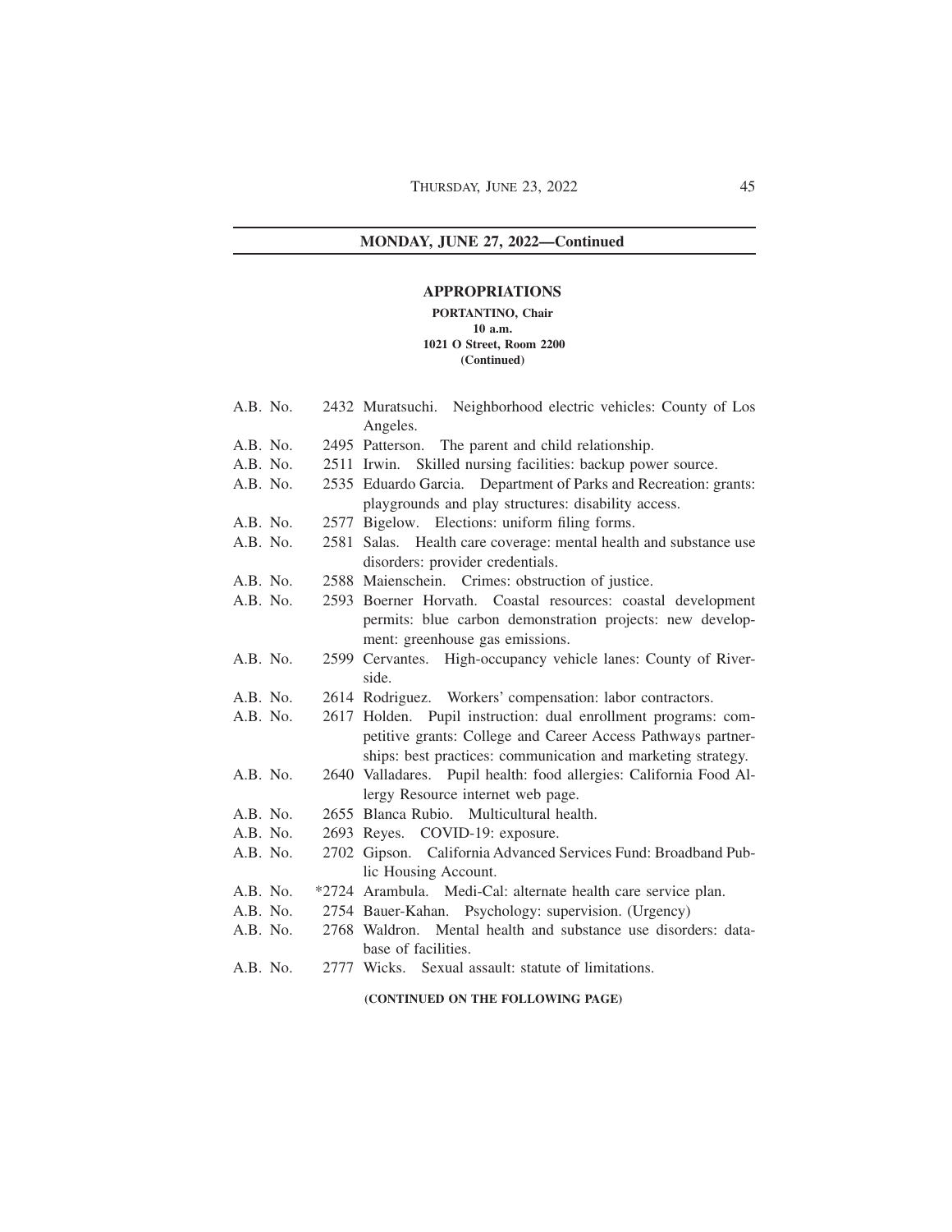## MONDAY, JUNE 27, 2022—Continued

### APPROPRIATIONS

**PORTANTINO, Chair**
**10 a.m.**
**1021 O Street, Room 2200**
**(Continued)**

A.B. No. 2432 Muratsuchi. Neighborhood electric vehicles: County of Los Angeles.

A.B. No. 2495 Patterson. The parent and child relationship.

A.B. No. 2511 Irwin. Skilled nursing facilities: backup power source.

A.B. No. 2535 Eduardo Garcia. Department of Parks and Recreation: grants: playgrounds and play structures: disability access.

A.B. No. 2577 Bigelow. Elections: uniform filing forms.

A.B. No. 2581 Salas. Health care coverage: mental health and substance use disorders: provider credentials.

A.B. No. 2588 Maienschein. Crimes: obstruction of justice.

A.B. No. 2593 Boerner Horvath. Coastal resources: coastal development permits: blue carbon demonstration projects: new development: greenhouse gas emissions.

A.B. No. 2599 Cervantes. High-occupancy vehicle lanes: County of Riverside.

A.B. No. 2614 Rodriguez. Workers' compensation: labor contractors.

A.B. No. 2617 Holden. Pupil instruction: dual enrollment programs: competitive grants: College and Career Access Pathways partnerships: best practices: communication and marketing strategy.

A.B. No. 2640 Valladares. Pupil health: food allergies: California Food Allergy Resource internet web page.

A.B. No. 2655 Blanca Rubio. Multicultural health.

A.B. No. 2693 Reyes. COVID-19: exposure.

A.B. No. 2702 Gipson. California Advanced Services Fund: Broadband Public Housing Account.

A.B. No. *2724 Arambula. Medi-Cal: alternate health care service plan.

A.B. No. 2754 Bauer-Kahan. Psychology: supervision. (Urgency)

A.B. No. 2768 Waldron. Mental health and substance use disorders: database of facilities.

A.B. No. 2777 Wicks. Sexual assault: statute of limitations.

**(CONTINUED ON THE FOLLOWING PAGE)**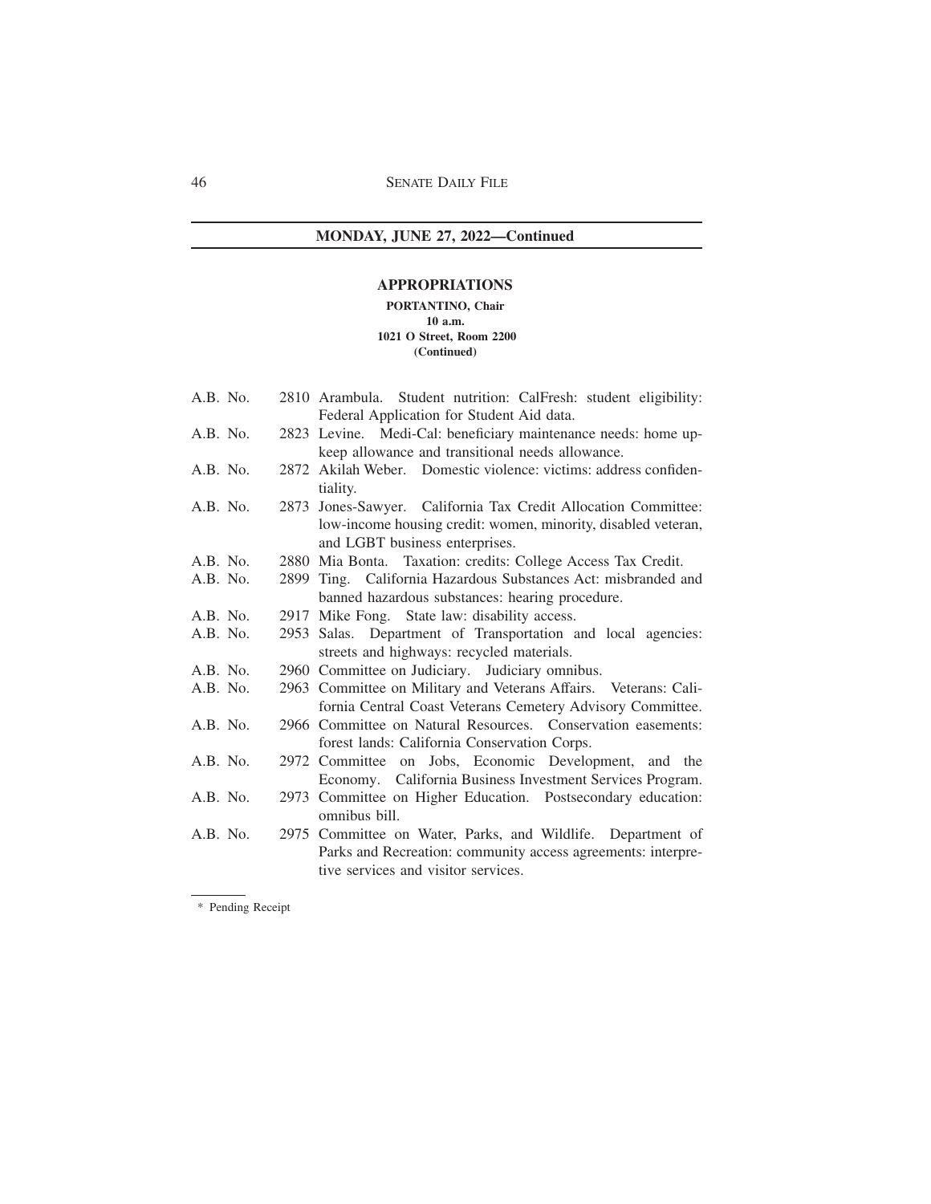## MONDAY, JUNE 27, 2022—Continued

### APPROPRIATIONS

**PORTANTINO, Chair**
**10 a.m.**
**1021 O Street, Room 2200**
**(Continued)**

A.B. No. 2810 Arambula. Student nutrition: CalFresh: student eligibility: Federal Application for Student Aid data.

A.B. No. 2823 Levine. Medi-Cal: beneficiary maintenance needs: home upkeep allowance and transitional needs allowance.

A.B. No. 2872 Akilah Weber. Domestic violence: victims: address confidentiality.

A.B. No. 2873 Jones-Sawyer. California Tax Credit Allocation Committee: low-income housing credit: women, minority, disabled veteran, and LGBT business enterprises.

A.B. No. 2880 Mia Bonta. Taxation: credits: College Access Tax Credit.

A.B. No. 2899 Ting. California Hazardous Substances Act: misbranded and banned hazardous substances: hearing procedure.

A.B. No. 2917 Mike Fong. State law: disability access.

A.B. No. 2953 Salas. Department of Transportation and local agencies: streets and highways: recycled materials.

A.B. No. 2960 Committee on Judiciary. Judiciary omnibus.

A.B. No. 2963 Committee on Military and Veterans Affairs. Veterans: California Central Coast Veterans Cemetery Advisory Committee.

A.B. No. 2966 Committee on Natural Resources. Conservation easements: forest lands: California Conservation Corps.

A.B. No. 2972 Committee on Jobs, Economic Development, and the Economy. California Business Investment Services Program.

A.B. No. 2973 Committee on Higher Education. Postsecondary education: omnibus bill.

A.B. No. 2975 Committee on Water, Parks, and Wildlife. Department of Parks and Recreation: community access agreements: interpretive services and visitor services.

---

* Pending Receipt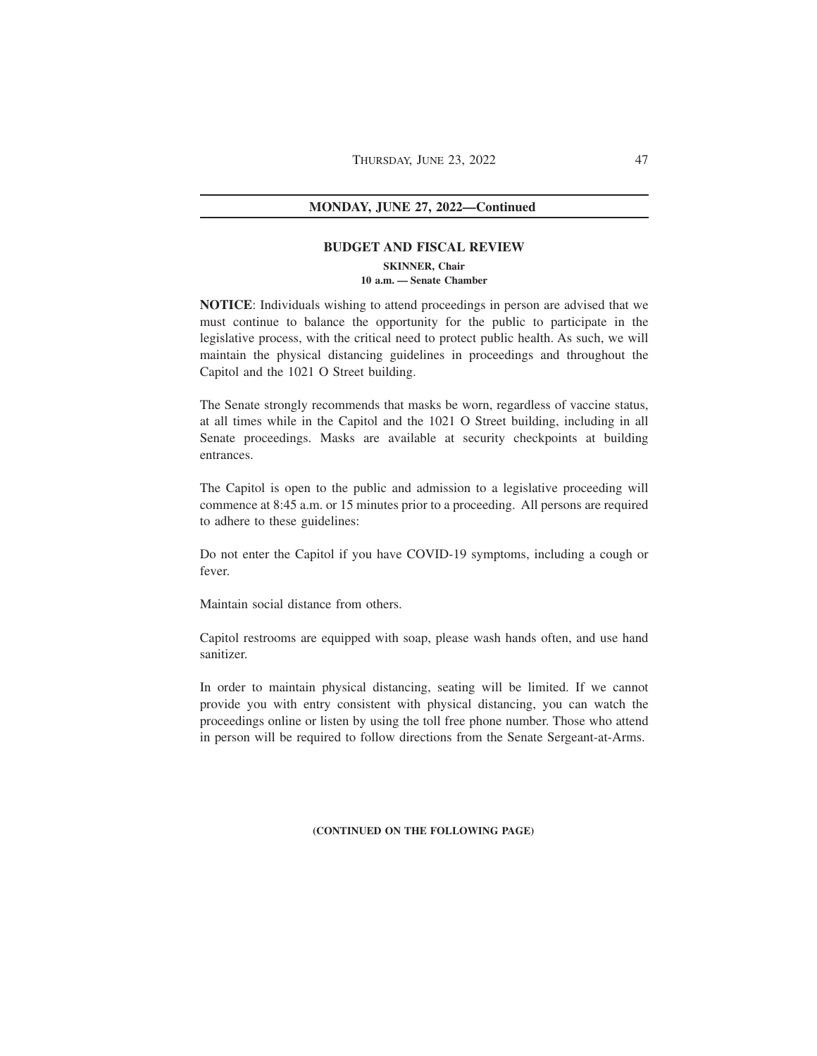## MONDAY, JUNE 27, 2022—Continued

### BUDGET AND FISCAL REVIEW

**SKINNER, Chair**
**10 a.m. — Senate Chamber**

**NOTICE**: Individuals wishing to attend proceedings in person are advised that we must continue to balance the opportunity for the public to participate in the legislative process, with the critical need to protect public health. As such, we will maintain the physical distancing guidelines in proceedings and throughout the Capitol and the 1021 O Street building.

The Senate strongly recommends that masks be worn, regardless of vaccine status, at all times while in the Capitol and the 1021 O Street building, including in all Senate proceedings. Masks are available at security checkpoints at building entrances.

The Capitol is open to the public and admission to a legislative proceeding will commence at 8:45 a.m. or 15 minutes prior to a proceeding. All persons are required to adhere to these guidelines:

Do not enter the Capitol if you have COVID-19 symptoms, including a cough or fever.

Maintain social distance from others.

Capitol restrooms are equipped with soap, please wash hands often, and use hand sanitizer.

In order to maintain physical distancing, seating will be limited. If we cannot provide you with entry consistent with physical distancing, you can watch the proceedings online or listen by using the toll free phone number. Those who attend in person will be required to follow directions from the Senate Sergeant-at-Arms.

**(CONTINUED ON THE FOLLOWING PAGE)**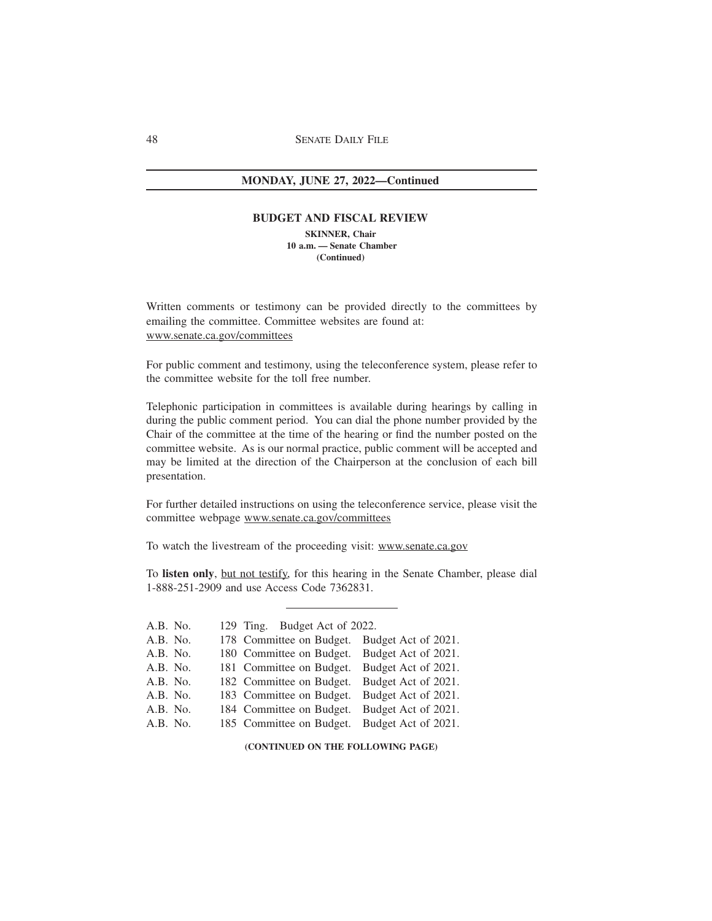**MONDAY, JUNE 27, 2022—Continued**

## BUDGET AND FISCAL REVIEW

**SKINNER, Chair**
**10 a.m. — Senate Chamber**
**(Continued)**

Written comments or testimony can be provided directly to the committees by emailing the committee. Committee websites are found at: www.senate.ca.gov/committees

For public comment and testimony, using the teleconference system, please refer to the committee website for the toll free number.

Telephonic participation in committees is available during hearings by calling in during the public comment period. You can dial the phone number provided by the Chair of the committee at the time of the hearing or find the number posted on the committee website. As is our normal practice, public comment will be accepted and may be limited at the direction of the Chairperson at the conclusion of each bill presentation.

For further detailed instructions on using the teleconference service, please visit the committee webpage www.senate.ca.gov/committees

To watch the livestream of the proceeding visit: www.senate.ca.gov

To **listen only**, but not testify, for this hearing in the Senate Chamber, please dial 1-888-251-2909 and use Access Code 7362831.

---

A.B. No. 129 Ting. Budget Act of 2022.
A.B. No. 178 Committee on Budget. Budget Act of 2021.
A.B. No. 180 Committee on Budget. Budget Act of 2021.
A.B. No. 181 Committee on Budget. Budget Act of 2021.
A.B. No. 182 Committee on Budget. Budget Act of 2021.
A.B. No. 183 Committee on Budget. Budget Act of 2021.
A.B. No. 184 Committee on Budget. Budget Act of 2021.
A.B. No. 185 Committee on Budget. Budget Act of 2021.

**(CONTINUED ON THE FOLLOWING PAGE)**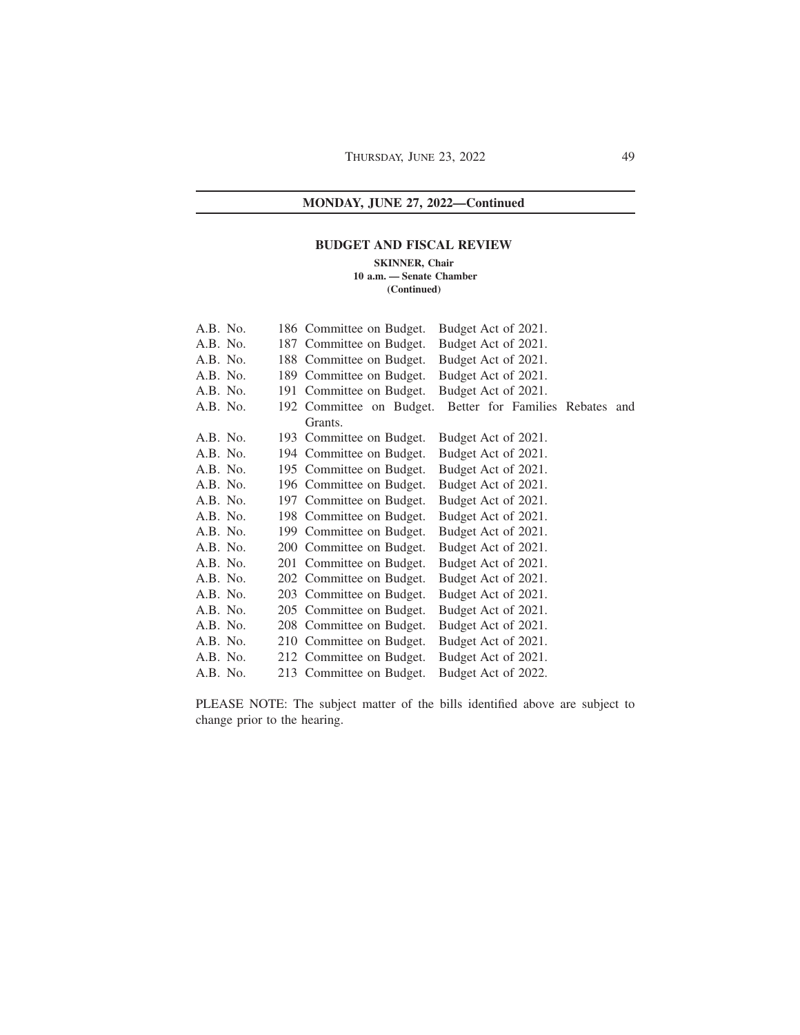## MONDAY, JUNE 27, 2022—Continued

### BUDGET AND FISCAL REVIEW

**SKINNER, Chair**
**10 a.m. — Senate Chamber**
**(Continued)**

A.B. No. 186 Committee on Budget. Budget Act of 2021.
A.B. No. 187 Committee on Budget. Budget Act of 2021.
A.B. No. 188 Committee on Budget. Budget Act of 2021.
A.B. No. 189 Committee on Budget. Budget Act of 2021.
A.B. No. 191 Committee on Budget. Budget Act of 2021.
A.B. No. 192 Committee on Budget. Better for Families Rebates and Grants.
A.B. No. 193 Committee on Budget. Budget Act of 2021.
A.B. No. 194 Committee on Budget. Budget Act of 2021.
A.B. No. 195 Committee on Budget. Budget Act of 2021.
A.B. No. 196 Committee on Budget. Budget Act of 2021.
A.B. No. 197 Committee on Budget. Budget Act of 2021.
A.B. No. 198 Committee on Budget. Budget Act of 2021.
A.B. No. 199 Committee on Budget. Budget Act of 2021.
A.B. No. 200 Committee on Budget. Budget Act of 2021.
A.B. No. 201 Committee on Budget. Budget Act of 2021.
A.B. No. 202 Committee on Budget. Budget Act of 2021.
A.B. No. 203 Committee on Budget. Budget Act of 2021.
A.B. No. 205 Committee on Budget. Budget Act of 2021.
A.B. No. 208 Committee on Budget. Budget Act of 2021.
A.B. No. 210 Committee on Budget. Budget Act of 2021.
A.B. No. 212 Committee on Budget. Budget Act of 2021.
A.B. No. 213 Committee on Budget. Budget Act of 2022.

PLEASE NOTE: The subject matter of the bills identified above are subject to change prior to the hearing.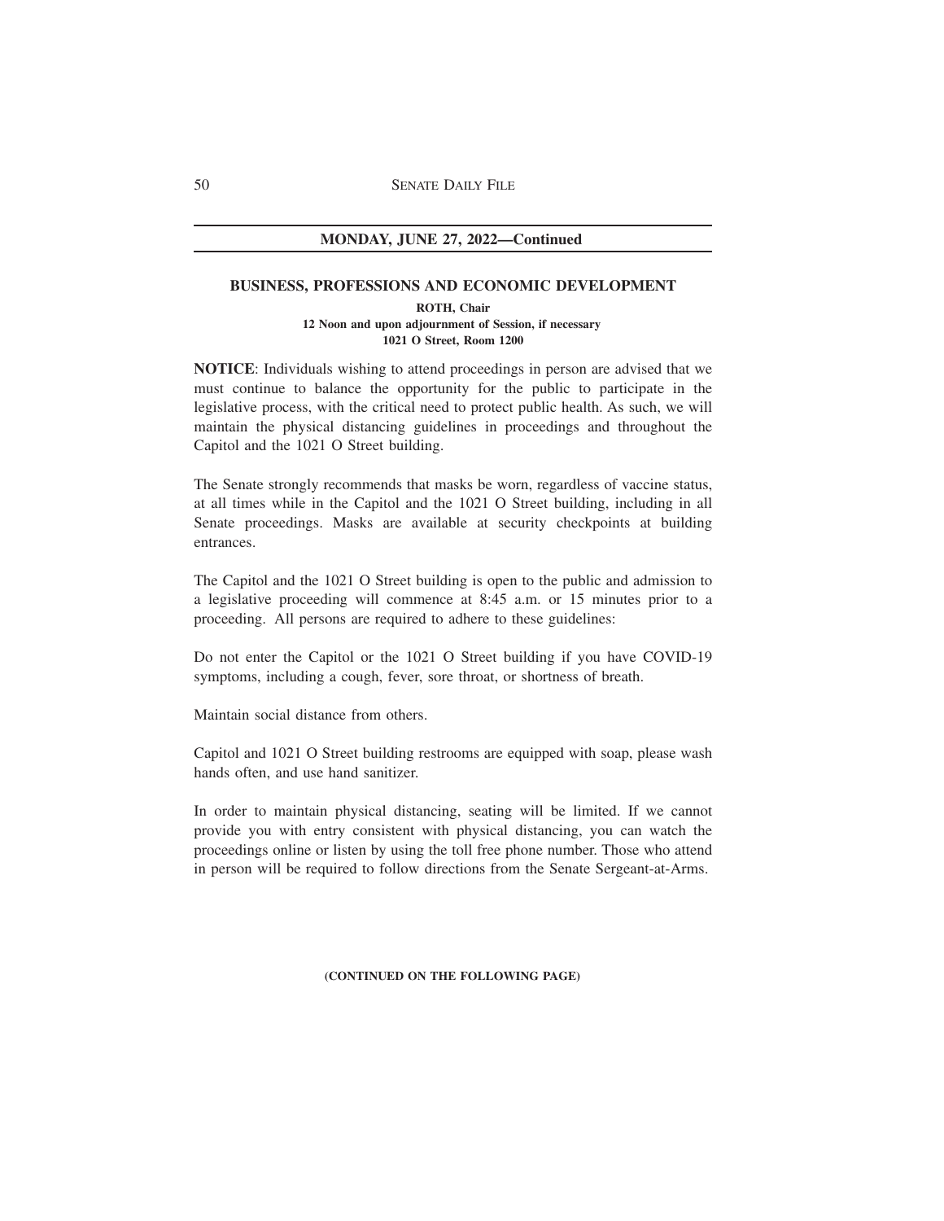**MONDAY, JUNE 27, 2022—Continued**

## BUSINESS, PROFESSIONS AND ECONOMIC DEVELOPMENT

**ROTH, Chair**
**12 Noon and upon adjournment of Session, if necessary**
**1021 O Street, Room 1200**

**NOTICE**: Individuals wishing to attend proceedings in person are advised that we must continue to balance the opportunity for the public to participate in the legislative process, with the critical need to protect public health. As such, we will maintain the physical distancing guidelines in proceedings and throughout the Capitol and the 1021 O Street building.

The Senate strongly recommends that masks be worn, regardless of vaccine status, at all times while in the Capitol and the 1021 O Street building, including in all Senate proceedings. Masks are available at security checkpoints at building entrances.

The Capitol and the 1021 O Street building is open to the public and admission to a legislative proceeding will commence at 8:45 a.m. or 15 minutes prior to a proceeding. All persons are required to adhere to these guidelines:

Do not enter the Capitol or the 1021 O Street building if you have COVID-19 symptoms, including a cough, fever, sore throat, or shortness of breath.

Maintain social distance from others.

Capitol and 1021 O Street building restrooms are equipped with soap, please wash hands often, and use hand sanitizer.

In order to maintain physical distancing, seating will be limited. If we cannot provide you with entry consistent with physical distancing, you can watch the proceedings online or listen by using the toll free phone number. Those who attend in person will be required to follow directions from the Senate Sergeant-at-Arms.

**(CONTINUED ON THE FOLLOWING PAGE)**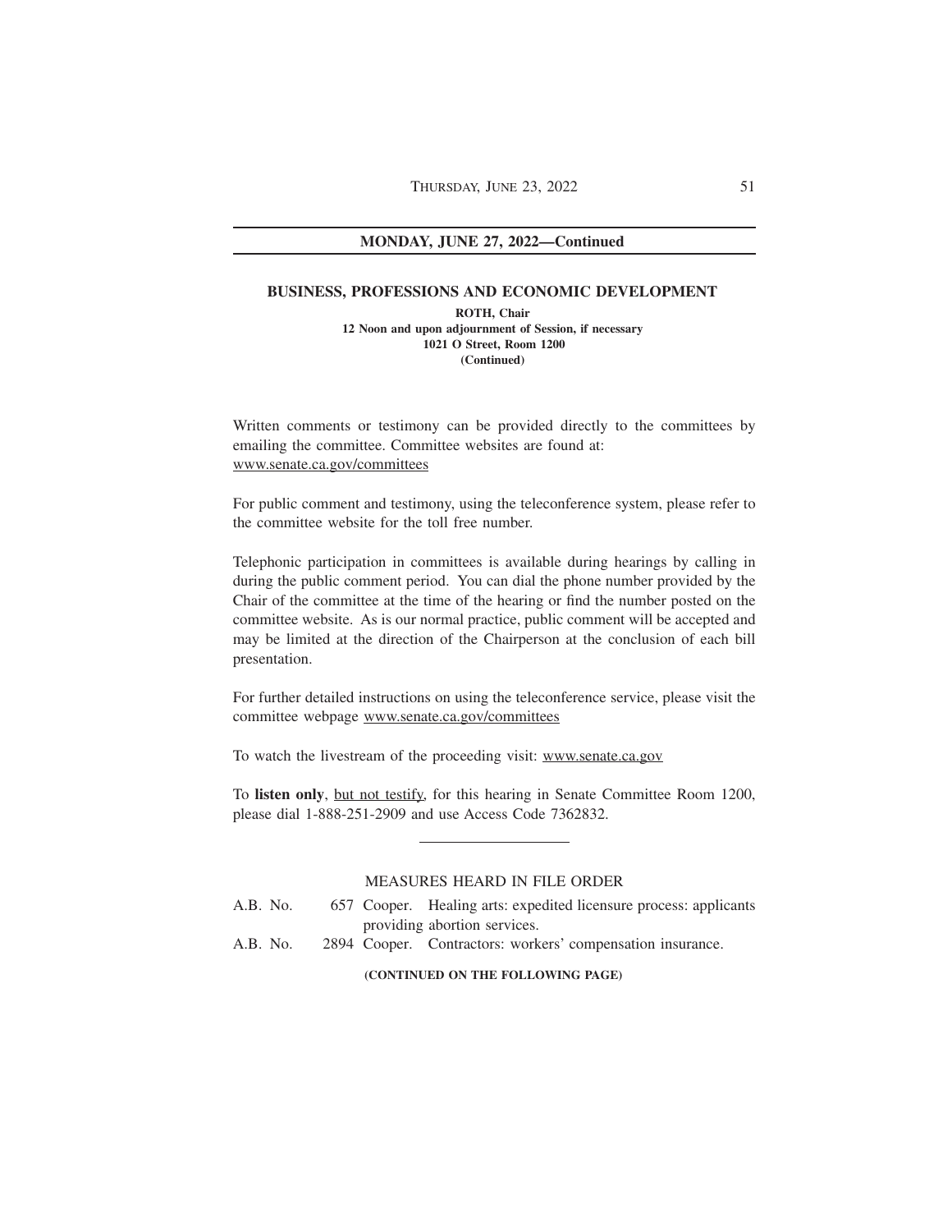## MONDAY, JUNE 27, 2022—Continued

### BUSINESS, PROFESSIONS AND ECONOMIC DEVELOPMENT

**ROTH, Chair**
**12 Noon and upon adjournment of Session, if necessary**
**1021 O Street, Room 1200**
**(Continued)**

Written comments or testimony can be provided directly to the committees by emailing the committee. Committee websites are found at: www.senate.ca.gov/committees

For public comment and testimony, using the teleconference system, please refer to the committee website for the toll free number.

Telephonic participation in committees is available during hearings by calling in during the public comment period. You can dial the phone number provided by the Chair of the committee at the time of the hearing or find the number posted on the committee website. As is our normal practice, public comment will be accepted and may be limited at the direction of the Chairperson at the conclusion of each bill presentation.

For further detailed instructions on using the teleconference service, please visit the committee webpage www.senate.ca.gov/committees

To watch the livestream of the proceeding visit: www.senate.ca.gov

To **listen only**, but not testify, for this hearing in Senate Committee Room 1200, please dial 1-888-251-2909 and use Access Code 7362832.

---

MEASURES HEARD IN FILE ORDER

A.B. No. 657 Cooper. Healing arts: expedited licensure process: applicants providing abortion services.

A.B. No. 2894 Cooper. Contractors: workers' compensation insurance.

**(CONTINUED ON THE FOLLOWING PAGE)**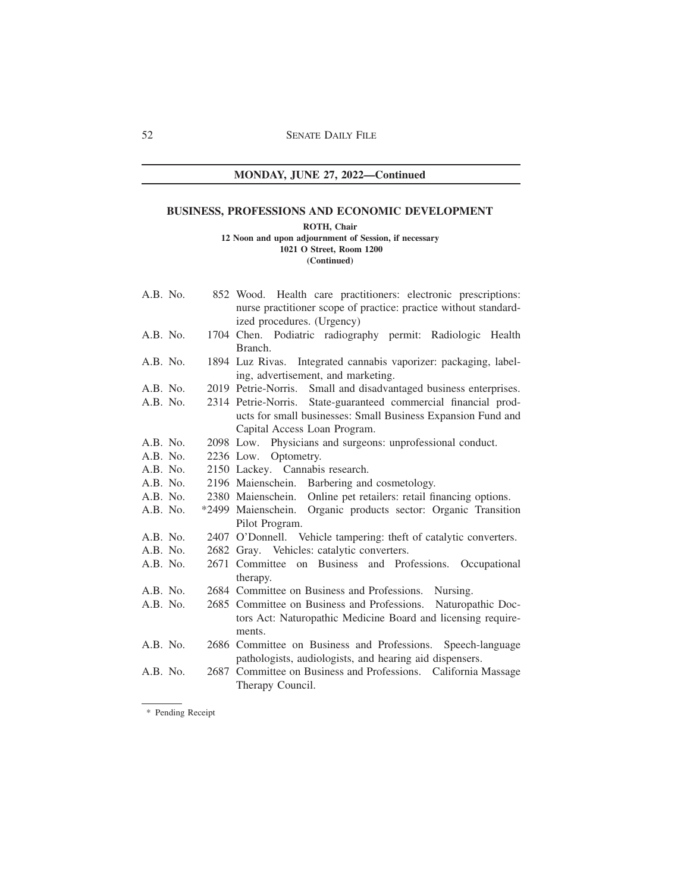**MONDAY, JUNE 27, 2022—Continued**

## BUSINESS, PROFESSIONS AND ECONOMIC DEVELOPMENT

**ROTH, Chair**
**12 Noon and upon adjournment of Session, if necessary**
**1021 O Street, Room 1200**
**(Continued)**

A.B. No. 852 Wood. Health care practitioners: electronic prescriptions: nurse practitioner scope of practice: practice without standardized procedures. (Urgency)

A.B. No. 1704 Chen. Podiatric radiography permit: Radiologic Health Branch.

A.B. No. 1894 Luz Rivas. Integrated cannabis vaporizer: packaging, labeling, advertisement, and marketing.

A.B. No. 2019 Petrie-Norris. Small and disadvantaged business enterprises.

A.B. No. 2314 Petrie-Norris. State-guaranteed commercial financial products for small businesses: Small Business Expansion Fund and Capital Access Loan Program.

A.B. No. 2098 Low. Physicians and surgeons: unprofessional conduct.

A.B. No. 2236 Low. Optometry.

A.B. No. 2150 Lackey. Cannabis research.

A.B. No. 2196 Maienschein. Barbering and cosmetology.

A.B. No. 2380 Maienschein. Online pet retailers: retail financing options.

A.B. No. *2499 Maienschein. Organic products sector: Organic Transition Pilot Program.

A.B. No. 2407 O'Donnell. Vehicle tampering: theft of catalytic converters.

A.B. No. 2682 Gray. Vehicles: catalytic converters.

A.B. No. 2671 Committee on Business and Professions. Occupational therapy.

A.B. No. 2684 Committee on Business and Professions. Nursing.

A.B. No. 2685 Committee on Business and Professions. Naturopathic Doctors Act: Naturopathic Medicine Board and licensing requirements.

A.B. No. 2686 Committee on Business and Professions. Speech-language pathologists, audiologists, and hearing aid dispensers.

A.B. No. 2687 Committee on Business and Professions. California Massage Therapy Council.

---

\* Pending Receipt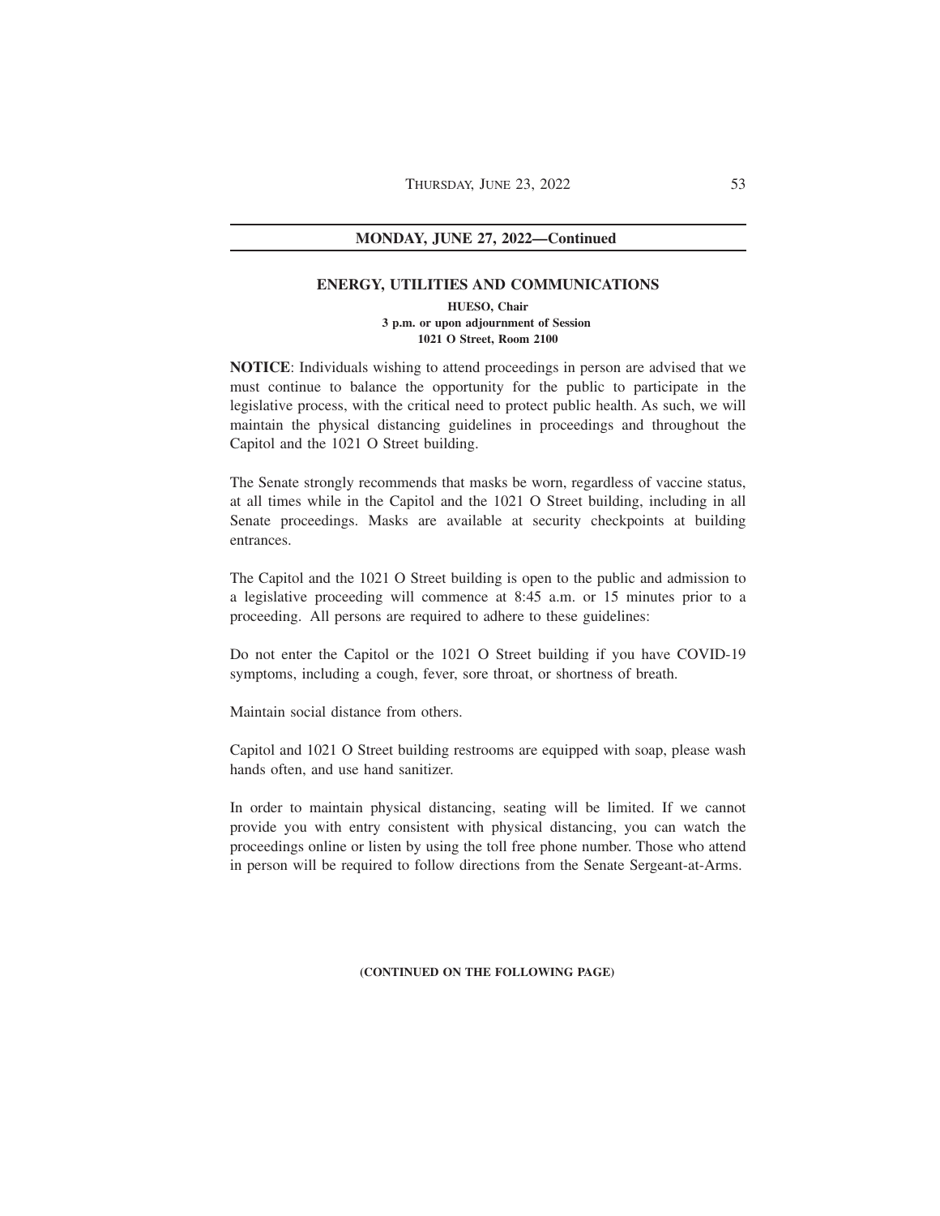## MONDAY, JUNE 27, 2022—Continued

### ENERGY, UTILITIES AND COMMUNICATIONS

**HUESO, Chair**
**3 p.m. or upon adjournment of Session**
**1021 O Street, Room 2100**

**NOTICE**: Individuals wishing to attend proceedings in person are advised that we must continue to balance the opportunity for the public to participate in the legislative process, with the critical need to protect public health. As such, we will maintain the physical distancing guidelines in proceedings and throughout the Capitol and the 1021 O Street building.

The Senate strongly recommends that masks be worn, regardless of vaccine status, at all times while in the Capitol and the 1021 O Street building, including in all Senate proceedings. Masks are available at security checkpoints at building entrances.

The Capitol and the 1021 O Street building is open to the public and admission to a legislative proceeding will commence at 8:45 a.m. or 15 minutes prior to a proceeding. All persons are required to adhere to these guidelines:

Do not enter the Capitol or the 1021 O Street building if you have COVID-19 symptoms, including a cough, fever, sore throat, or shortness of breath.

Maintain social distance from others.

Capitol and 1021 O Street building restrooms are equipped with soap, please wash hands often, and use hand sanitizer.

In order to maintain physical distancing, seating will be limited. If we cannot provide you with entry consistent with physical distancing, you can watch the proceedings online or listen by using the toll free phone number. Those who attend in person will be required to follow directions from the Senate Sergeant-at-Arms.

**(CONTINUED ON THE FOLLOWING PAGE)**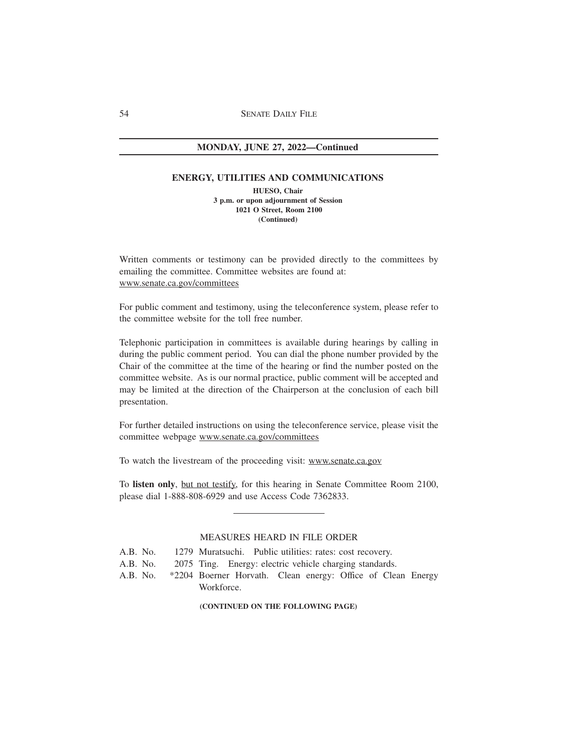## MONDAY, JUNE 27, 2022—Continued

### ENERGY, UTILITIES AND COMMUNICATIONS

**HUESO, Chair**
**3 p.m. or upon adjournment of Session**
**1021 O Street, Room 2100**
**(Continued)**

Written comments or testimony can be provided directly to the committees by emailing the committee. Committee websites are found at: www.senate.ca.gov/committees

For public comment and testimony, using the teleconference system, please refer to the committee website for the toll free number.

Telephonic participation in committees is available during hearings by calling in during the public comment period. You can dial the phone number provided by the Chair of the committee at the time of the hearing or find the number posted on the committee website. As is our normal practice, public comment will be accepted and may be limited at the direction of the Chairperson at the conclusion of each bill presentation.

For further detailed instructions on using the teleconference service, please visit the committee webpage www.senate.ca.gov/committees

To watch the livestream of the proceeding visit: www.senate.ca.gov

To **listen only**, but not testify, for this hearing in Senate Committee Room 2100, please dial 1-888-808-6929 and use Access Code 7362833.

---

MEASURES HEARD IN FILE ORDER

A.B. No. 1279 Muratsuchi. Public utilities: rates: cost recovery.
A.B. No. 2075 Ting. Energy: electric vehicle charging standards.
A.B. No. *2204 Boerner Horvath. Clean energy: Office of Clean Energy Workforce.

**(CONTINUED ON THE FOLLOWING PAGE)**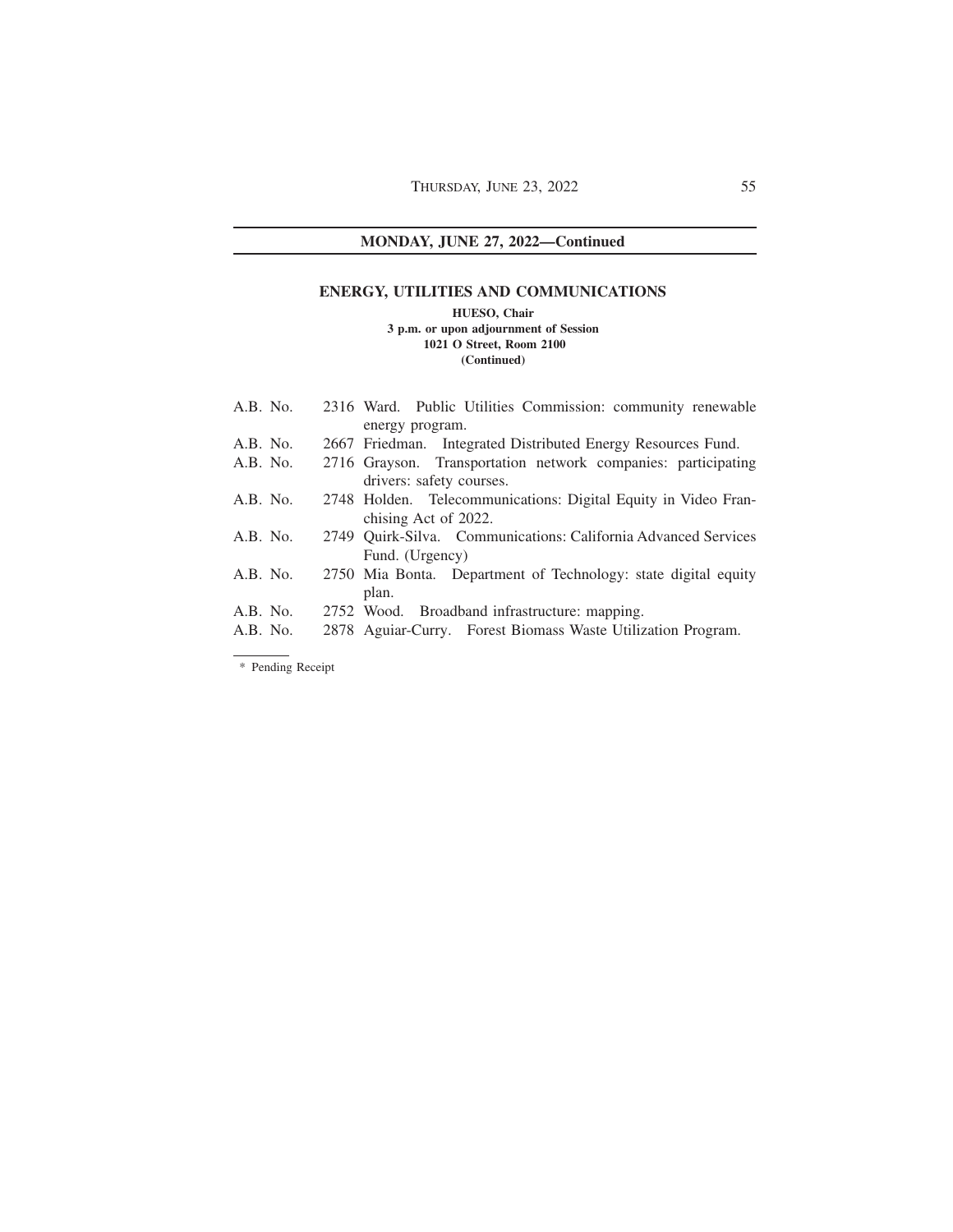## MONDAY, JUNE 27, 2022—Continued

### ENERGY, UTILITIES AND COMMUNICATIONS

**HUESO, Chair**
**3 p.m. or upon adjournment of Session**
**1021 O Street, Room 2100**
**(Continued)**

A.B. No. 2316 Ward. Public Utilities Commission: community renewable energy program.
A.B. No. 2667 Friedman. Integrated Distributed Energy Resources Fund.
A.B. No. 2716 Grayson. Transportation network companies: participating drivers: safety courses.
A.B. No. 2748 Holden. Telecommunications: Digital Equity in Video Franchising Act of 2022.
A.B. No. 2749 Quirk-Silva. Communications: California Advanced Services Fund. (Urgency)
A.B. No. 2750 Mia Bonta. Department of Technology: state digital equity plan.
A.B. No. 2752 Wood. Broadband infrastructure: mapping.
A.B. No. 2878 Aguiar-Curry. Forest Biomass Waste Utilization Program.

---

\* Pending Receipt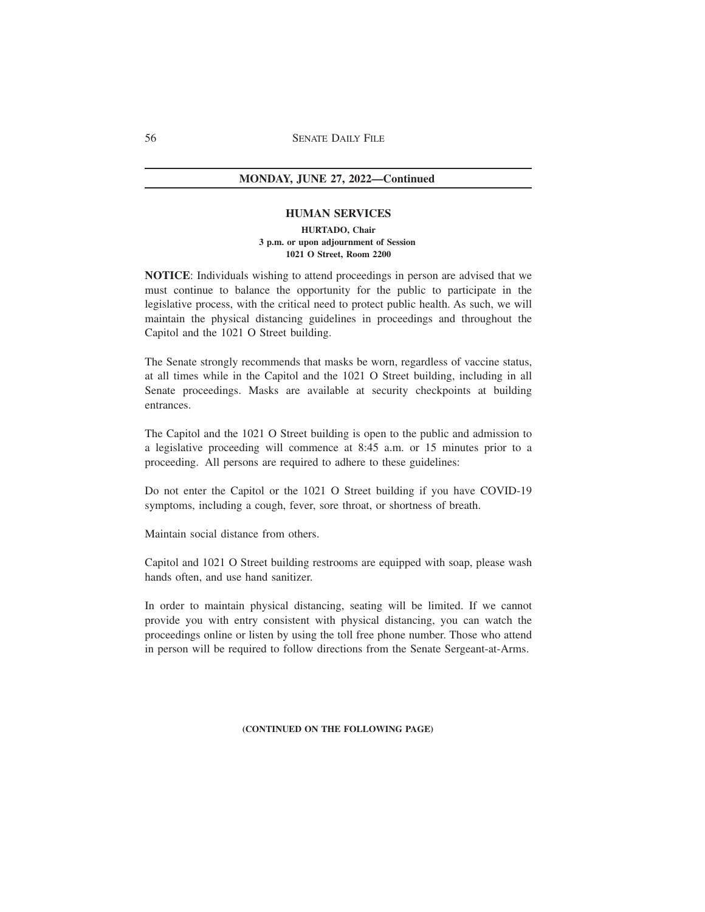**MONDAY, JUNE 27, 2022—Continued**

## HUMAN SERVICES

**HURTADO, Chair**
**3 p.m. or upon adjournment of Session**
**1021 O Street, Room 2200**

**NOTICE**: Individuals wishing to attend proceedings in person are advised that we must continue to balance the opportunity for the public to participate in the legislative process, with the critical need to protect public health. As such, we will maintain the physical distancing guidelines in proceedings and throughout the Capitol and the 1021 O Street building.

The Senate strongly recommends that masks be worn, regardless of vaccine status, at all times while in the Capitol and the 1021 O Street building, including in all Senate proceedings. Masks are available at security checkpoints at building entrances.

The Capitol and the 1021 O Street building is open to the public and admission to a legislative proceeding will commence at 8:45 a.m. or 15 minutes prior to a proceeding. All persons are required to adhere to these guidelines:

Do not enter the Capitol or the 1021 O Street building if you have COVID-19 symptoms, including a cough, fever, sore throat, or shortness of breath.

Maintain social distance from others.

Capitol and 1021 O Street building restrooms are equipped with soap, please wash hands often, and use hand sanitizer.

In order to maintain physical distancing, seating will be limited. If we cannot provide you with entry consistent with physical distancing, you can watch the proceedings online or listen by using the toll free phone number. Those who attend in person will be required to follow directions from the Senate Sergeant-at-Arms.

**(CONTINUED ON THE FOLLOWING PAGE)**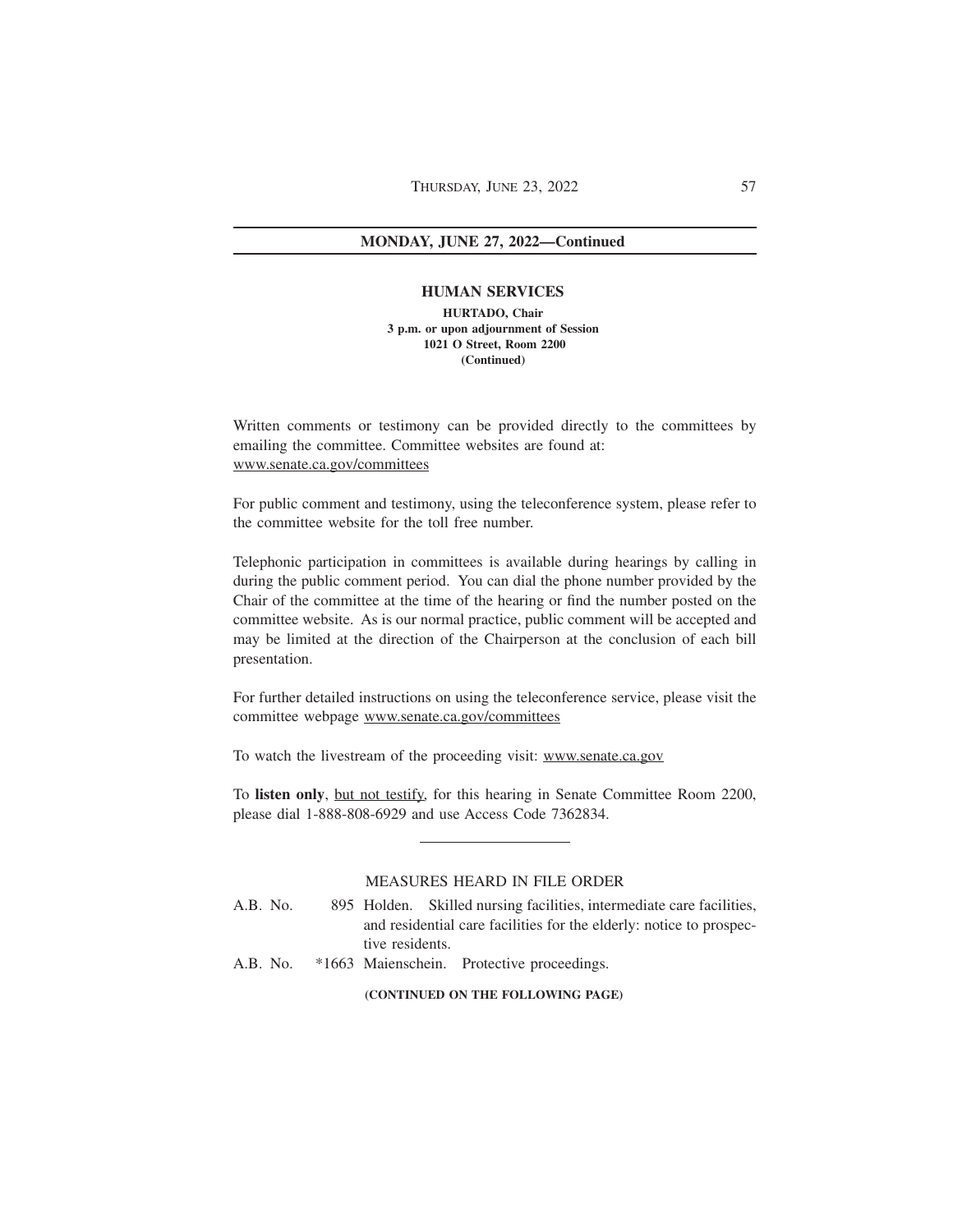## MONDAY, JUNE 27, 2022—Continued

### HUMAN SERVICES

**HURTADO, Chair**
**3 p.m. or upon adjournment of Session**
**1021 O Street, Room 2200**
**(Continued)**

Written comments or testimony can be provided directly to the committees by emailing the committee. Committee websites are found at: www.senate.ca.gov/committees

For public comment and testimony, using the teleconference system, please refer to the committee website for the toll free number.

Telephonic participation in committees is available during hearings by calling in during the public comment period. You can dial the phone number provided by the Chair of the committee at the time of the hearing or find the number posted on the committee website. As is our normal practice, public comment will be accepted and may be limited at the direction of the Chairperson at the conclusion of each bill presentation.

For further detailed instructions on using the teleconference service, please visit the committee webpage www.senate.ca.gov/committees

To watch the livestream of the proceeding visit: www.senate.ca.gov

To **listen only**, but not testify, for this hearing in Senate Committee Room 2200, please dial 1-888-808-6929 and use Access Code 7362834.

---

MEASURES HEARD IN FILE ORDER

A.B. No. 895 Holden. Skilled nursing facilities, intermediate care facilities, and residential care facilities for the elderly: notice to prospective residents.

A.B. No. *1663 Maienschein. Protective proceedings.

**(CONTINUED ON THE FOLLOWING PAGE)**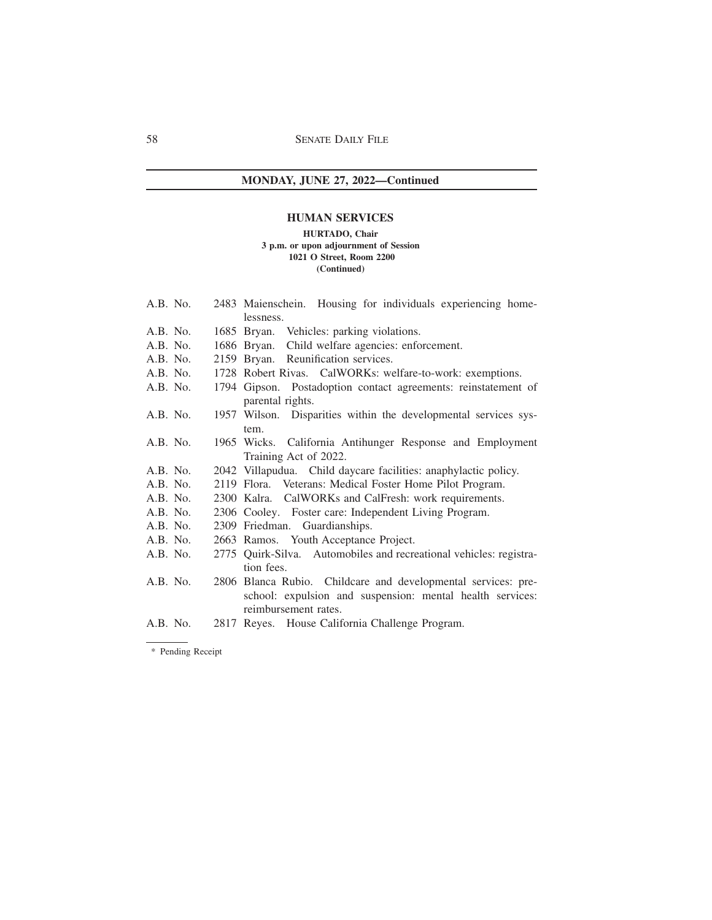**MONDAY, JUNE 27, 2022—Continued**

## HUMAN SERVICES

**HURTADO, Chair**
**3 p.m. or upon adjournment of Session**
**1021 O Street, Room 2200**
**(Continued)**

A.B. No. 2483 Maienschein. Housing for individuals experiencing homelessness.

A.B. No. 1685 Bryan. Vehicles: parking violations.

A.B. No. 1686 Bryan. Child welfare agencies: enforcement.

A.B. No. 2159 Bryan. Reunification services.

A.B. No. 1728 Robert Rivas. CalWORKs: welfare-to-work: exemptions.

A.B. No. 1794 Gipson. Postadoption contact agreements: reinstatement of parental rights.

A.B. No. 1957 Wilson. Disparities within the developmental services system.

A.B. No. 1965 Wicks. California Antihunger Response and Employment Training Act of 2022.

A.B. No. 2042 Villapudua. Child daycare facilities: anaphylactic policy.

A.B. No. 2119 Flora. Veterans: Medical Foster Home Pilot Program.

A.B. No. 2300 Kalra. CalWORKs and CalFresh: work requirements.

A.B. No. 2306 Cooley. Foster care: Independent Living Program.

A.B. No. 2309 Friedman. Guardianships.

A.B. No. 2663 Ramos. Youth Acceptance Project.

A.B. No. 2775 Quirk-Silva. Automobiles and recreational vehicles: registration fees.

A.B. No. 2806 Blanca Rubio. Childcare and developmental services: preschool: expulsion and suspension: mental health services: reimbursement rates.

A.B. No. 2817 Reyes. House California Challenge Program.

---

* Pending Receipt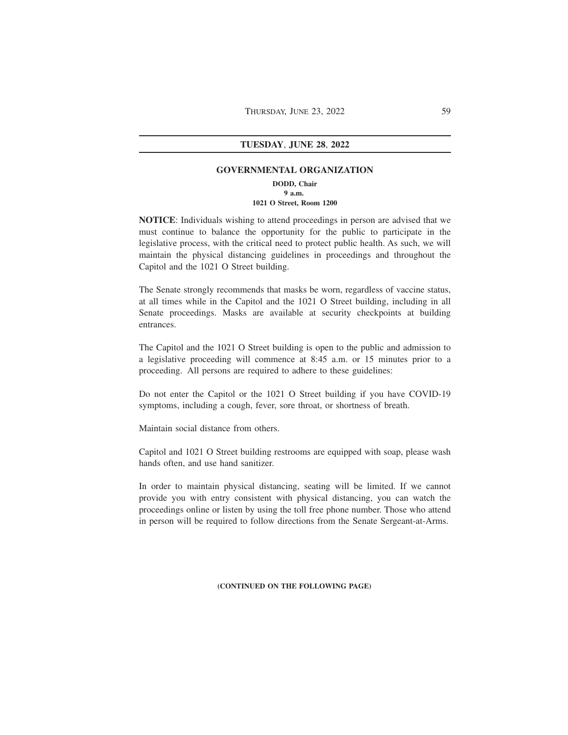## TUESDAY, JUNE 28, 2022

### GOVERNMENTAL ORGANIZATION

**DODD, Chair**
**9 a.m.**
**1021 O Street, Room 1200**

**NOTICE**: Individuals wishing to attend proceedings in person are advised that we must continue to balance the opportunity for the public to participate in the legislative process, with the critical need to protect public health. As such, we will maintain the physical distancing guidelines in proceedings and throughout the Capitol and the 1021 O Street building.

The Senate strongly recommends that masks be worn, regardless of vaccine status, at all times while in the Capitol and the 1021 O Street building, including in all Senate proceedings. Masks are available at security checkpoints at building entrances.

The Capitol and the 1021 O Street building is open to the public and admission to a legislative proceeding will commence at 8:45 a.m. or 15 minutes prior to a proceeding. All persons are required to adhere to these guidelines:

Do not enter the Capitol or the 1021 O Street building if you have COVID-19 symptoms, including a cough, fever, sore throat, or shortness of breath.

Maintain social distance from others.

Capitol and 1021 O Street building restrooms are equipped with soap, please wash hands often, and use hand sanitizer.

In order to maintain physical distancing, seating will be limited. If we cannot provide you with entry consistent with physical distancing, you can watch the proceedings online or listen by using the toll free phone number. Those who attend in person will be required to follow directions from the Senate Sergeant-at-Arms.

**(CONTINUED ON THE FOLLOWING PAGE)**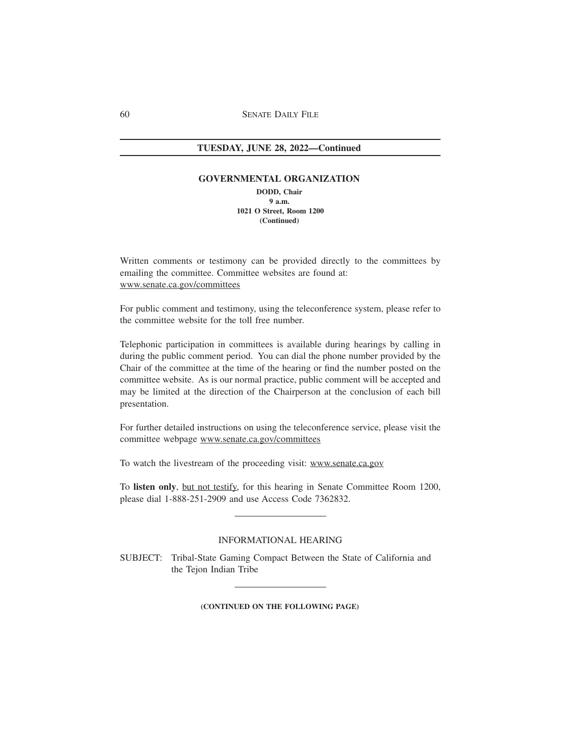## TUESDAY, JUNE 28, 2022—Continued

### GOVERNMENTAL ORGANIZATION

**DODD, Chair**
**9 a.m.**
**1021 O Street, Room 1200**
**(Continued)**

Written comments or testimony can be provided directly to the committees by emailing the committee. Committee websites are found at: www.senate.ca.gov/committees

For public comment and testimony, using the teleconference system, please refer to the committee website for the toll free number.

Telephonic participation in committees is available during hearings by calling in during the public comment period. You can dial the phone number provided by the Chair of the committee at the time of the hearing or find the number posted on the committee website. As is our normal practice, public comment will be accepted and may be limited at the direction of the Chairperson at the conclusion of each bill presentation.

For further detailed instructions on using the teleconference service, please visit the committee webpage www.senate.ca.gov/committees

To watch the livestream of the proceeding visit: www.senate.ca.gov

To **listen only**, but not testify, for this hearing in Senate Committee Room 1200, please dial 1-888-251-2909 and use Access Code 7362832.

---

INFORMATIONAL HEARING

SUBJECT: Tribal-State Gaming Compact Between the State of California and the Tejon Indian Tribe

---

**(CONTINUED ON THE FOLLOWING PAGE)**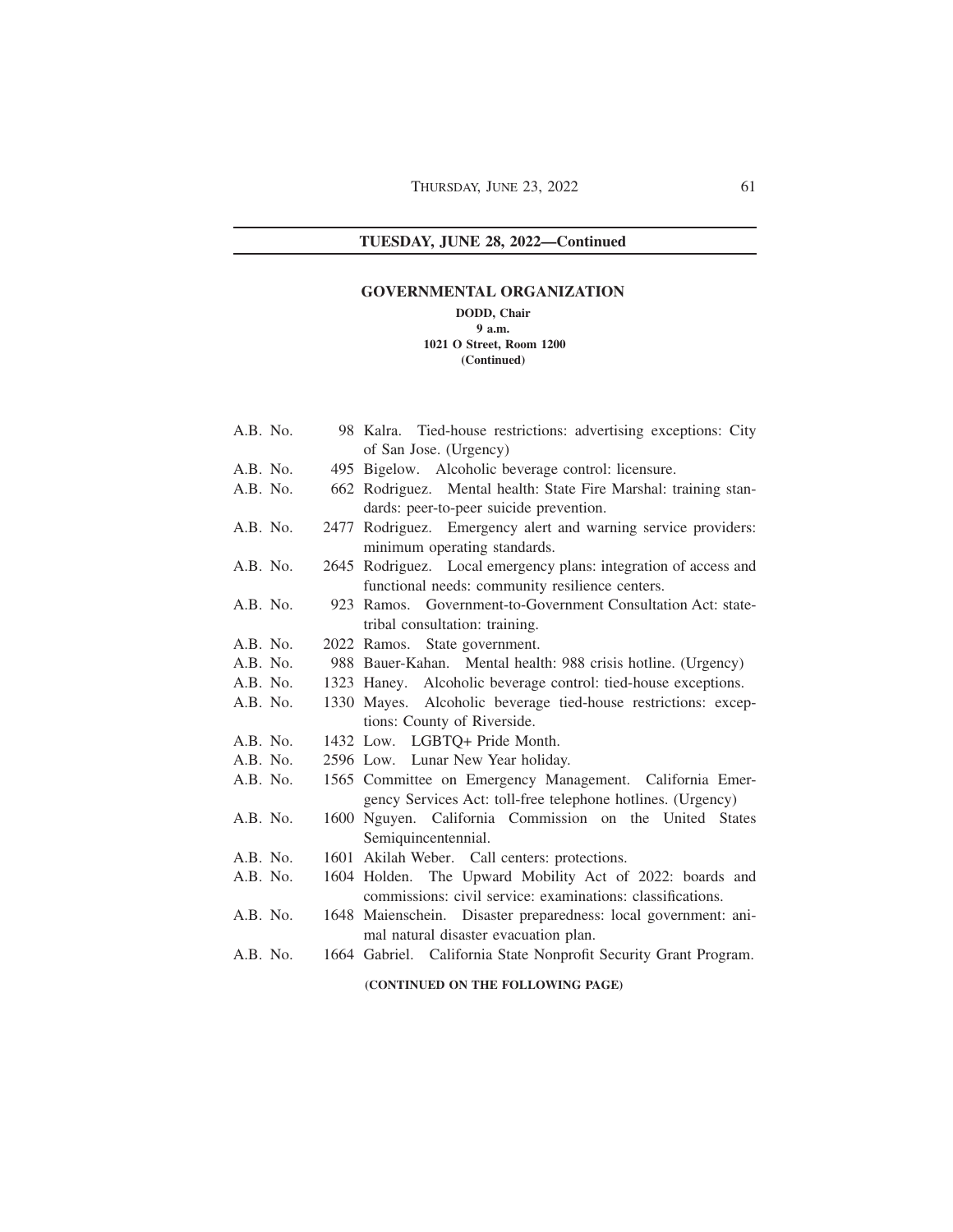## TUESDAY, JUNE 28, 2022—Continued

### GOVERNMENTAL ORGANIZATION

**DODD, Chair**
**9 a.m.**
**1021 O Street, Room 1200**
**(Continued)**

| | | |
|---|---|---|
| A.B. No. | 98 | Kalra. Tied-house restrictions: advertising exceptions: City of San Jose. (Urgency) |
| A.B. No. | 495 | Bigelow. Alcoholic beverage control: licensure. |
| A.B. No. | 662 | Rodriguez. Mental health: State Fire Marshal: training standards: peer-to-peer suicide prevention. |
| A.B. No. | 2477 | Rodriguez. Emergency alert and warning service providers: minimum operating standards. |
| A.B. No. | 2645 | Rodriguez. Local emergency plans: integration of access and functional needs: community resilience centers. |
| A.B. No. | 923 | Ramos. Government-to-Government Consultation Act: state-tribal consultation: training. |
| A.B. No. | 2022 | Ramos. State government. |
| A.B. No. | 988 | Bauer-Kahan. Mental health: 988 crisis hotline. (Urgency) |
| A.B. No. | 1323 | Haney. Alcoholic beverage control: tied-house exceptions. |
| A.B. No. | 1330 | Mayes. Alcoholic beverage tied-house restrictions: exceptions: County of Riverside. |
| A.B. No. | 1432 | Low. LGBTQ+ Pride Month. |
| A.B. No. | 2596 | Low. Lunar New Year holiday. |
| A.B. No. | 1565 | Committee on Emergency Management. California Emergency Services Act: toll-free telephone hotlines. (Urgency) |
| A.B. No. | 1600 | Nguyen. California Commission on the United States Semiquincentennial. |
| A.B. No. | 1601 | Akilah Weber. Call centers: protections. |
| A.B. No. | 1604 | Holden. The Upward Mobility Act of 2022: boards and commissions: civil service: examinations: classifications. |
| A.B. No. | 1648 | Maienschein. Disaster preparedness: local government: animal natural disaster evacuation plan. |
| A.B. No. | 1664 | Gabriel. California State Nonprofit Security Grant Program. |

**(CONTINUED ON THE FOLLOWING PAGE)**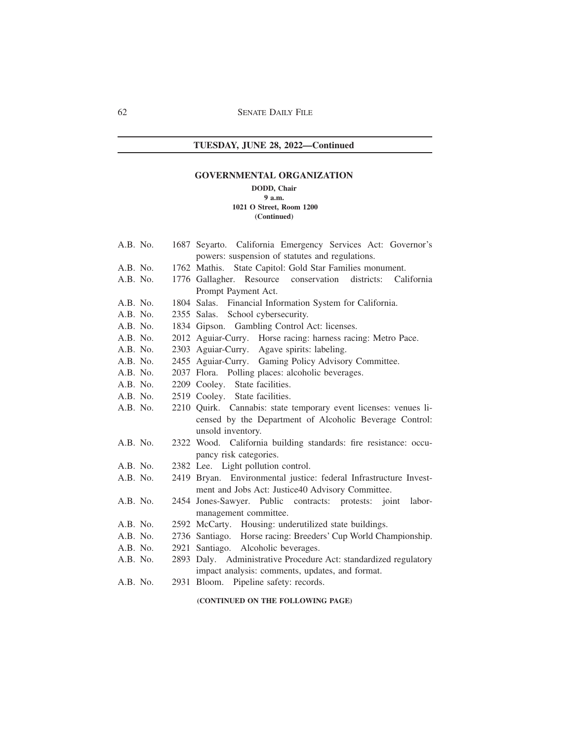## TUESDAY, JUNE 28, 2022—Continued

### GOVERNMENTAL ORGANIZATION

**DODD, Chair**
**9 a.m.**
**1021 O Street, Room 1200**
**(Continued)**

A.B. No. 1687 Seyarto. California Emergency Services Act: Governor's powers: suspension of statutes and regulations.

A.B. No. 1762 Mathis. State Capitol: Gold Star Families monument.

A.B. No. 1776 Gallagher. Resource conservation districts: California Prompt Payment Act.

A.B. No. 1804 Salas. Financial Information System for California.

A.B. No. 2355 Salas. School cybersecurity.

A.B. No. 1834 Gipson. Gambling Control Act: licenses.

A.B. No. 2012 Aguiar-Curry. Horse racing: harness racing: Metro Pace.

A.B. No. 2303 Aguiar-Curry. Agave spirits: labeling.

A.B. No. 2455 Aguiar-Curry. Gaming Policy Advisory Committee.

A.B. No. 2037 Flora. Polling places: alcoholic beverages.

A.B. No. 2209 Cooley. State facilities.

A.B. No. 2519 Cooley. State facilities.

A.B. No. 2210 Quirk. Cannabis: state temporary event licenses: venues licensed by the Department of Alcoholic Beverage Control: unsold inventory.

A.B. No. 2322 Wood. California building standards: fire resistance: occupancy risk categories.

A.B. No. 2382 Lee. Light pollution control.

A.B. No. 2419 Bryan. Environmental justice: federal Infrastructure Investment and Jobs Act: Justice40 Advisory Committee.

A.B. No. 2454 Jones-Sawyer. Public contracts: protests: joint labor-management committee.

A.B. No. 2592 McCarty. Housing: underutilized state buildings.

A.B. No. 2736 Santiago. Horse racing: Breeders' Cup World Championship.

A.B. No. 2921 Santiago. Alcoholic beverages.

A.B. No. 2893 Daly. Administrative Procedure Act: standardized regulatory impact analysis: comments, updates, and format.

A.B. No. 2931 Bloom. Pipeline safety: records.

**(CONTINUED ON THE FOLLOWING PAGE)**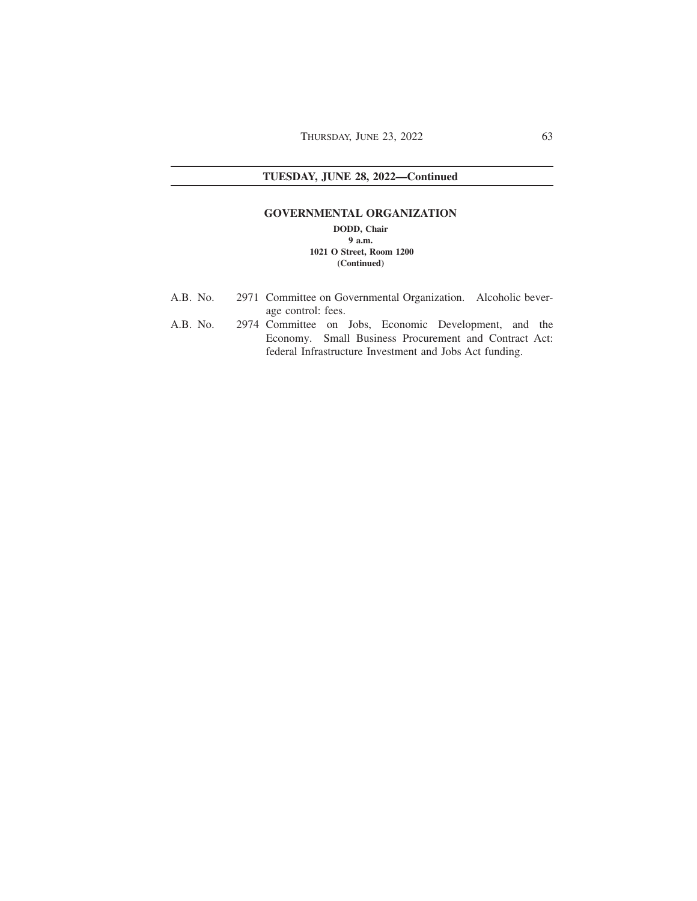## TUESDAY, JUNE 28, 2022—Continued

### GOVERNMENTAL ORGANIZATION

**DODD, Chair**
**9 a.m.**
**1021 O Street, Room 1200**
**(Continued)**

A.B. No. 2971 Committee on Governmental Organization. Alcoholic beverage control: fees.

A.B. No. 2974 Committee on Jobs, Economic Development, and the Economy. Small Business Procurement and Contract Act: federal Infrastructure Investment and Jobs Act funding.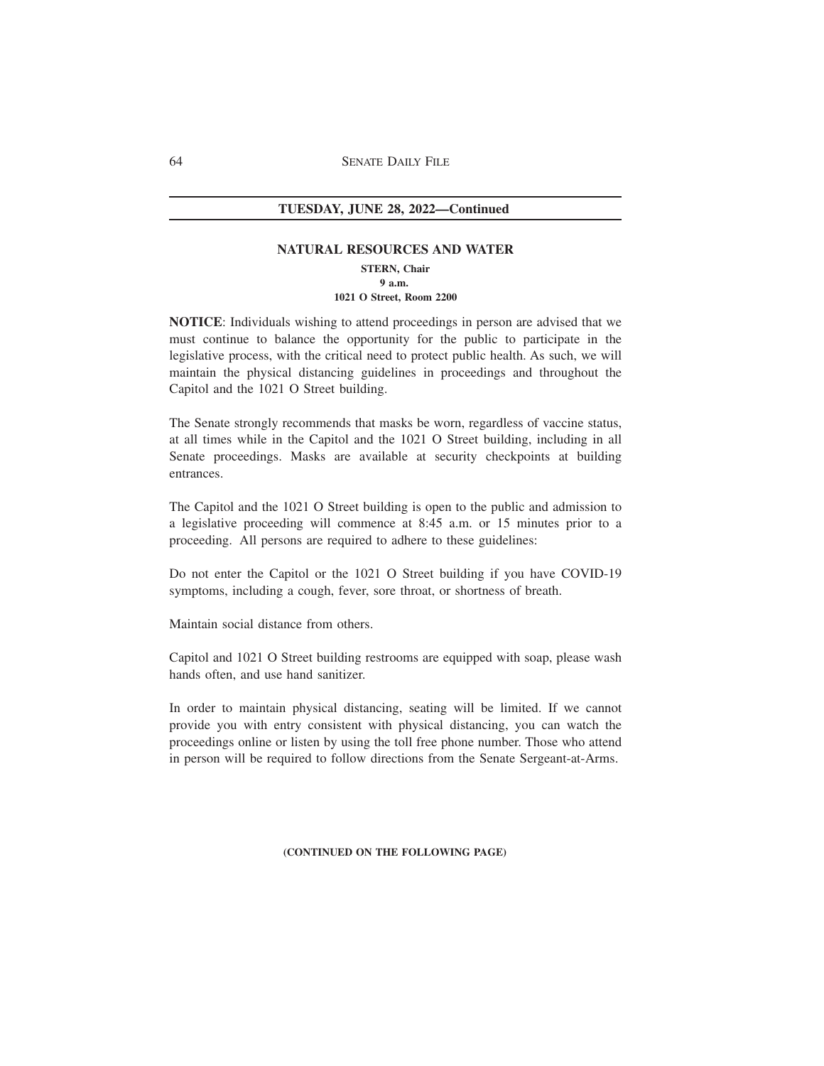## TUESDAY, JUNE 28, 2022—Continued

### NATURAL RESOURCES AND WATER

**STERN, Chair**
**9 a.m.**
**1021 O Street, Room 2200**

**NOTICE**: Individuals wishing to attend proceedings in person are advised that we must continue to balance the opportunity for the public to participate in the legislative process, with the critical need to protect public health. As such, we will maintain the physical distancing guidelines in proceedings and throughout the Capitol and the 1021 O Street building.

The Senate strongly recommends that masks be worn, regardless of vaccine status, at all times while in the Capitol and the 1021 O Street building, including in all Senate proceedings. Masks are available at security checkpoints at building entrances.

The Capitol and the 1021 O Street building is open to the public and admission to a legislative proceeding will commence at 8:45 a.m. or 15 minutes prior to a proceeding. All persons are required to adhere to these guidelines:

Do not enter the Capitol or the 1021 O Street building if you have COVID-19 symptoms, including a cough, fever, sore throat, or shortness of breath.

Maintain social distance from others.

Capitol and 1021 O Street building restrooms are equipped with soap, please wash hands often, and use hand sanitizer.

In order to maintain physical distancing, seating will be limited. If we cannot provide you with entry consistent with physical distancing, you can watch the proceedings online or listen by using the toll free phone number. Those who attend in person will be required to follow directions from the Senate Sergeant-at-Arms.

**(CONTINUED ON THE FOLLOWING PAGE)**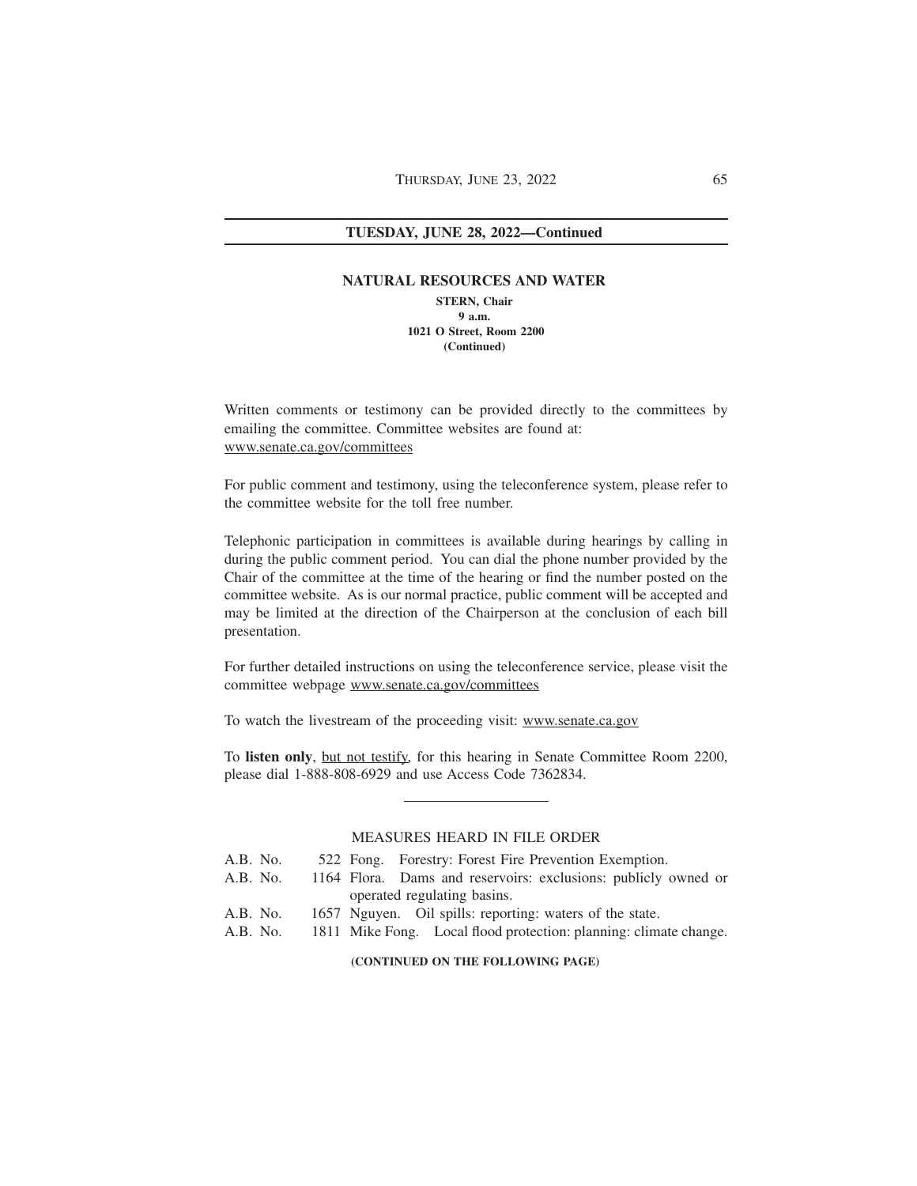## TUESDAY, JUNE 28, 2022—Continued

### NATURAL RESOURCES AND WATER

**STERN, Chair**
**9 a.m.**
**1021 O Street, Room 2200**
**(Continued)**

Written comments or testimony can be provided directly to the committees by emailing the committee. Committee websites are found at: www.senate.ca.gov/committees

For public comment and testimony, using the teleconference system, please refer to the committee website for the toll free number.

Telephonic participation in committees is available during hearings by calling in during the public comment period. You can dial the phone number provided by the Chair of the committee at the time of the hearing or find the number posted on the committee website. As is our normal practice, public comment will be accepted and may be limited at the direction of the Chairperson at the conclusion of each bill presentation.

For further detailed instructions on using the teleconference service, please visit the committee webpage www.senate.ca.gov/committees

To watch the livestream of the proceeding visit: www.senate.ca.gov

To **listen only**, but not testify, for this hearing in Senate Committee Room 2200, please dial 1-888-808-6929 and use Access Code 7362834.

---

MEASURES HEARD IN FILE ORDER

A.B. No. 522 Fong. Forestry: Forest Fire Prevention Exemption.
A.B. No. 1164 Flora. Dams and reservoirs: exclusions: publicly owned or operated regulating basins.
A.B. No. 1657 Nguyen. Oil spills: reporting: waters of the state.
A.B. No. 1811 Mike Fong. Local flood protection: planning: climate change.

**(CONTINUED ON THE FOLLOWING PAGE)**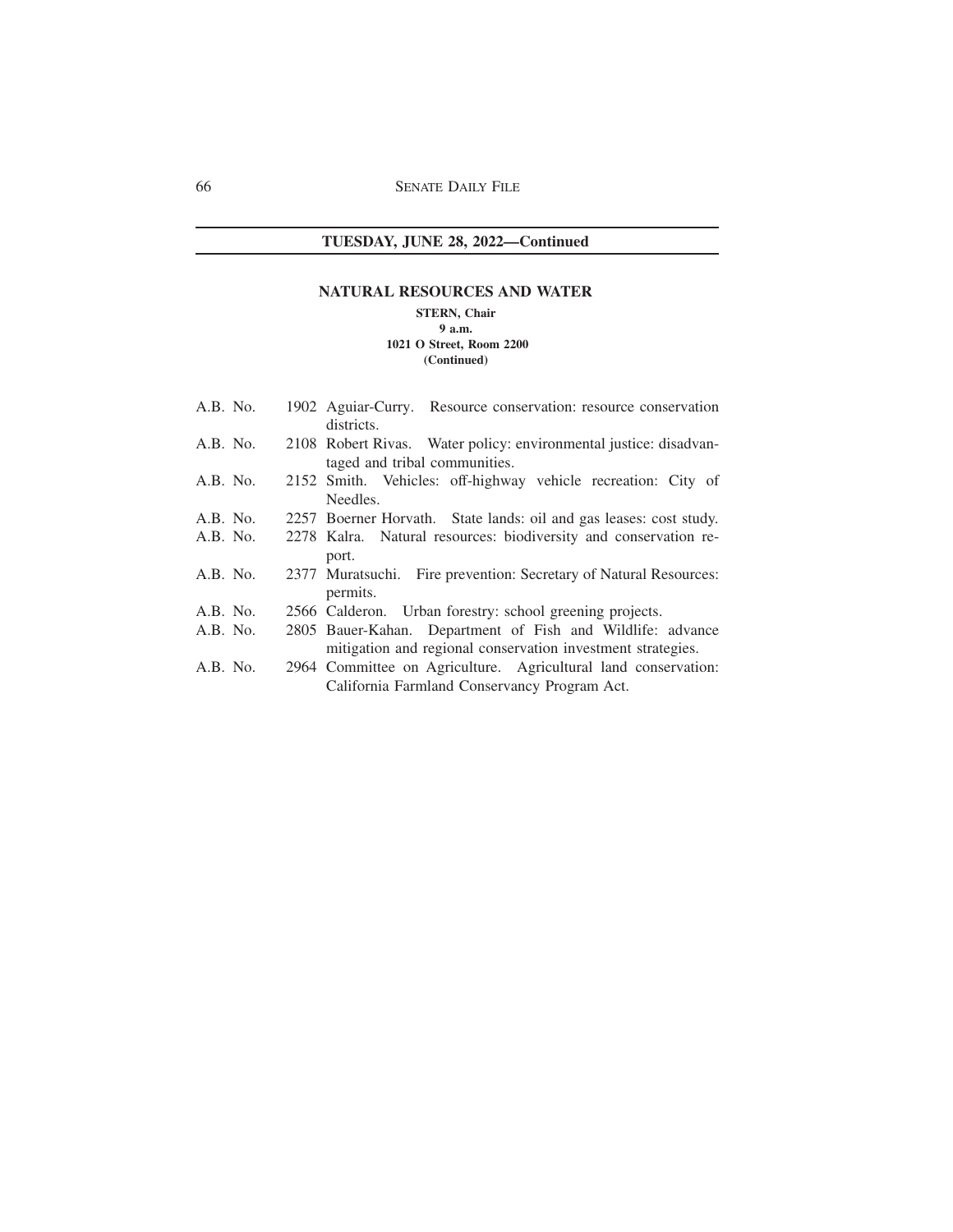**TUESDAY, JUNE 28, 2022—Continued**

## NATURAL RESOURCES AND WATER

**STERN, Chair**
**9 a.m.**
**1021 O Street, Room 2200**
**(Continued)**

A.B. No. 1902 Aguiar-Curry. Resource conservation: resource conservation districts.

A.B. No. 2108 Robert Rivas. Water policy: environmental justice: disadvantaged and tribal communities.

A.B. No. 2152 Smith. Vehicles: off-highway vehicle recreation: City of Needles.

A.B. No. 2257 Boerner Horvath. State lands: oil and gas leases: cost study.

A.B. No. 2278 Kalra. Natural resources: biodiversity and conservation report.

A.B. No. 2377 Muratsuchi. Fire prevention: Secretary of Natural Resources: permits.

A.B. No. 2566 Calderon. Urban forestry: school greening projects.

A.B. No. 2805 Bauer-Kahan. Department of Fish and Wildlife: advance mitigation and regional conservation investment strategies.

A.B. No. 2964 Committee on Agriculture. Agricultural land conservation: California Farmland Conservancy Program Act.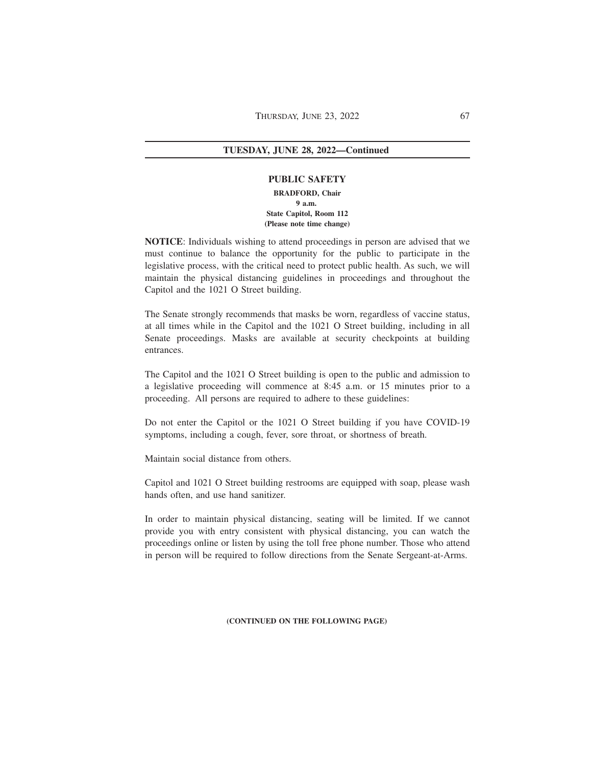## TUESDAY, JUNE 28, 2022—Continued

### PUBLIC SAFETY

**BRADFORD, Chair**
**9 a.m.**
**State Capitol, Room 112**
**(Please note time change)**

**NOTICE**: Individuals wishing to attend proceedings in person are advised that we must continue to balance the opportunity for the public to participate in the legislative process, with the critical need to protect public health. As such, we will maintain the physical distancing guidelines in proceedings and throughout the Capitol and the 1021 O Street building.

The Senate strongly recommends that masks be worn, regardless of vaccine status, at all times while in the Capitol and the 1021 O Street building, including in all Senate proceedings. Masks are available at security checkpoints at building entrances.

The Capitol and the 1021 O Street building is open to the public and admission to a legislative proceeding will commence at 8:45 a.m. or 15 minutes prior to a proceeding. All persons are required to adhere to these guidelines:

Do not enter the Capitol or the 1021 O Street building if you have COVID-19 symptoms, including a cough, fever, sore throat, or shortness of breath.

Maintain social distance from others.

Capitol and 1021 O Street building restrooms are equipped with soap, please wash hands often, and use hand sanitizer.

In order to maintain physical distancing, seating will be limited. If we cannot provide you with entry consistent with physical distancing, you can watch the proceedings online or listen by using the toll free phone number. Those who attend in person will be required to follow directions from the Senate Sergeant-at-Arms.

**(CONTINUED ON THE FOLLOWING PAGE)**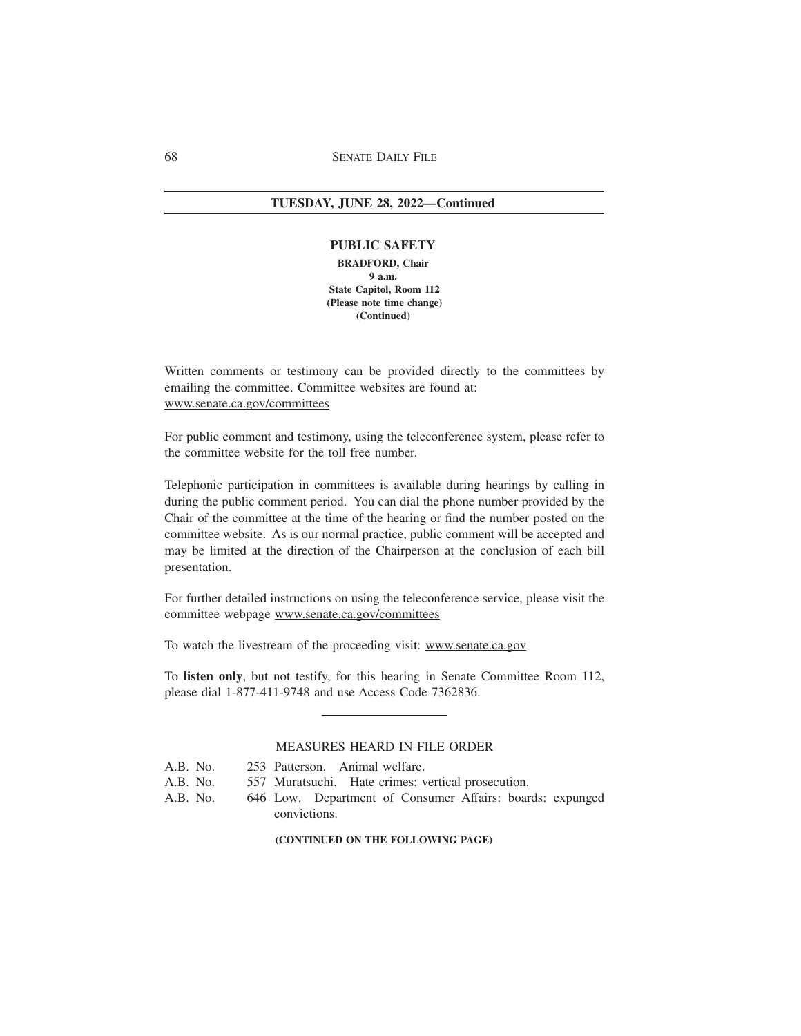**TUESDAY, JUNE 28, 2022—Continued**

## PUBLIC SAFETY

**BRADFORD, Chair**
**9 a.m.**
**State Capitol, Room 112**
**(Please note time change)**
**(Continued)**

Written comments or testimony can be provided directly to the committees by emailing the committee. Committee websites are found at: www.senate.ca.gov/committees

For public comment and testimony, using the teleconference system, please refer to the committee website for the toll free number.

Telephonic participation in committees is available during hearings by calling in during the public comment period. You can dial the phone number provided by the Chair of the committee at the time of the hearing or find the number posted on the committee website. As is our normal practice, public comment will be accepted and may be limited at the direction of the Chairperson at the conclusion of each bill presentation.

For further detailed instructions on using the teleconference service, please visit the committee webpage www.senate.ca.gov/committees

To watch the livestream of the proceeding visit: www.senate.ca.gov

To **listen only**, but not testify, for this hearing in Senate Committee Room 112, please dial 1-877-411-9748 and use Access Code 7362836.

---

MEASURES HEARD IN FILE ORDER

A.B. No. 253 Patterson. Animal welfare.
A.B. No. 557 Muratsuchi. Hate crimes: vertical prosecution.
A.B. No. 646 Low. Department of Consumer Affairs: boards: expunged convictions.

**(CONTINUED ON THE FOLLOWING PAGE)**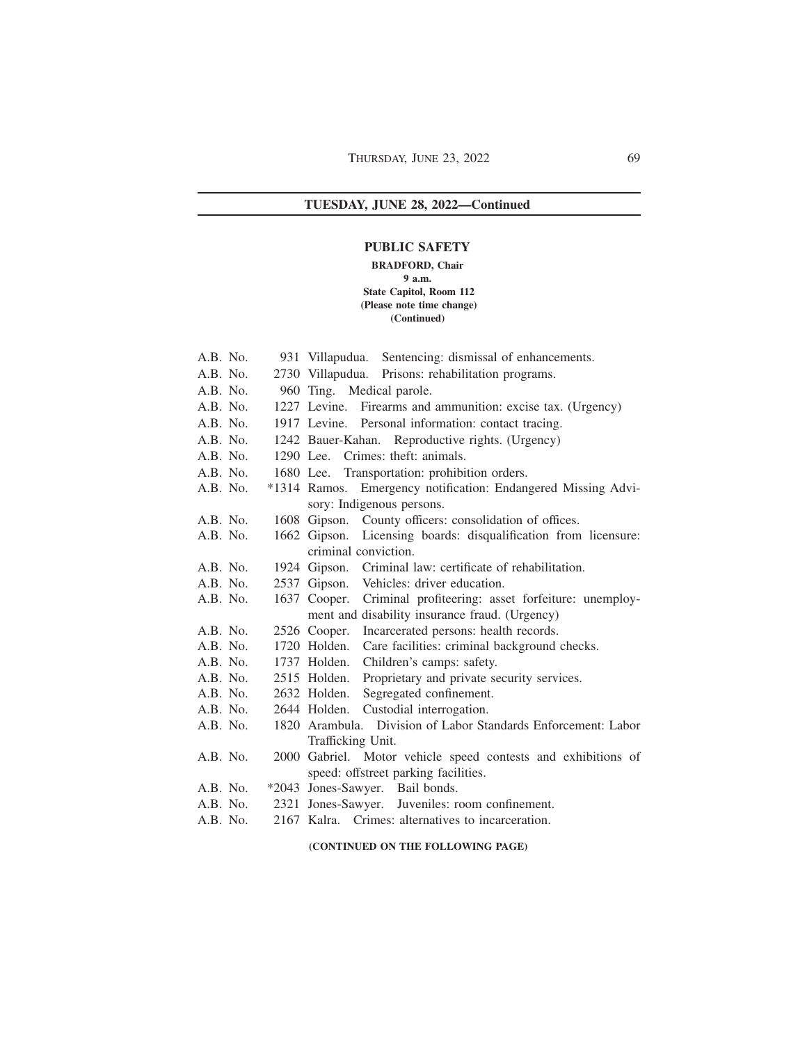## TUESDAY, JUNE 28, 2022—Continued

### PUBLIC SAFETY

**BRADFORD, Chair**
**9 a.m.**
**State Capitol, Room 112**
**(Please note time change)**
**(Continued)**

A.B. No. 931 Villapudua. Sentencing: dismissal of enhancements.
A.B. No. 2730 Villapudua. Prisons: rehabilitation programs.
A.B. No. 960 Ting. Medical parole.
A.B. No. 1227 Levine. Firearms and ammunition: excise tax. (Urgency)
A.B. No. 1917 Levine. Personal information: contact tracing.
A.B. No. 1242 Bauer-Kahan. Reproductive rights. (Urgency)
A.B. No. 1290 Lee. Crimes: theft: animals.
A.B. No. 1680 Lee. Transportation: prohibition orders.
A.B. No. *1314 Ramos. Emergency notification: Endangered Missing Advisory: Indigenous persons.
A.B. No. 1608 Gipson. County officers: consolidation of offices.
A.B. No. 1662 Gipson. Licensing boards: disqualification from licensure: criminal conviction.
A.B. No. 1924 Gipson. Criminal law: certificate of rehabilitation.
A.B. No. 2537 Gipson. Vehicles: driver education.
A.B. No. 1637 Cooper. Criminal profiteering: asset forfeiture: unemployment and disability insurance fraud. (Urgency)
A.B. No. 2526 Cooper. Incarcerated persons: health records.
A.B. No. 1720 Holden. Care facilities: criminal background checks.
A.B. No. 1737 Holden. Children's camps: safety.
A.B. No. 2515 Holden. Proprietary and private security services.
A.B. No. 2632 Holden. Segregated confinement.
A.B. No. 2644 Holden. Custodial interrogation.
A.B. No. 1820 Arambula. Division of Labor Standards Enforcement: Labor Trafficking Unit.
A.B. No. 2000 Gabriel. Motor vehicle speed contests and exhibitions of speed: offstreet parking facilities.
A.B. No. *2043 Jones-Sawyer. Bail bonds.
A.B. No. 2321 Jones-Sawyer. Juveniles: room confinement.
A.B. No. 2167 Kalra. Crimes: alternatives to incarceration.

**(CONTINUED ON THE FOLLOWING PAGE)**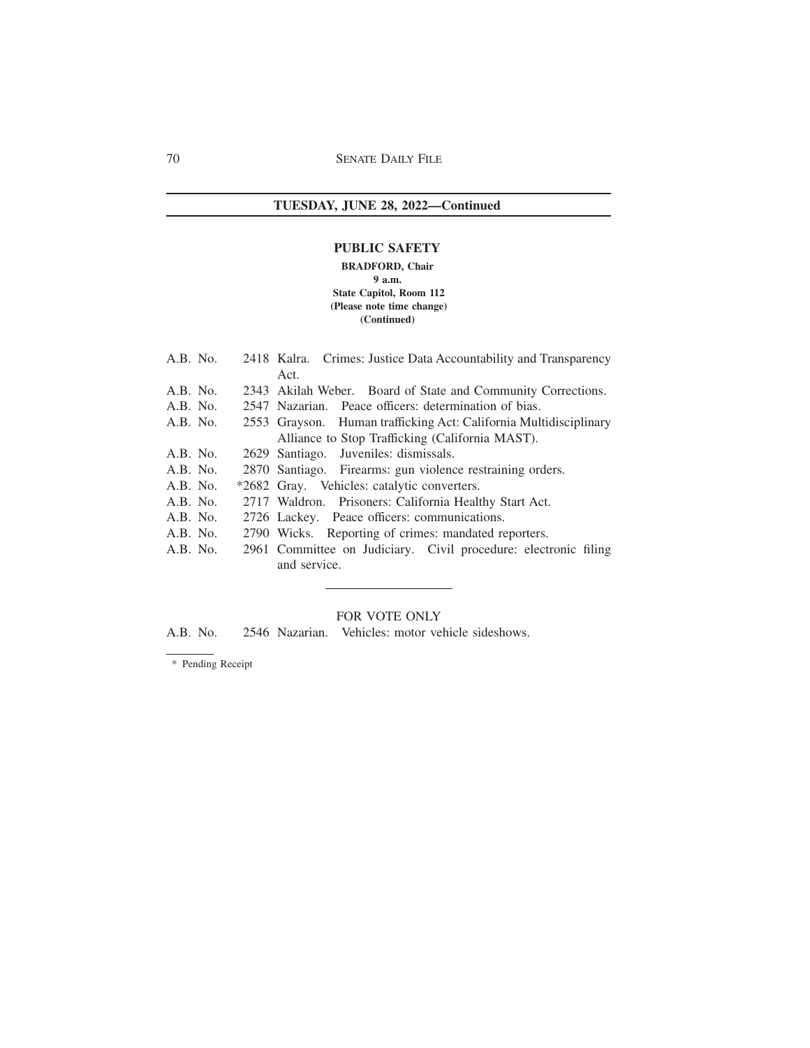**TUESDAY, JUNE 28, 2022—Continued**

## PUBLIC SAFETY

**BRADFORD, Chair**
**9 a.m.**
**State Capitol, Room 112**
**(Please note time change)**
**(Continued)**

A.B. No. 2418 Kalra. Crimes: Justice Data Accountability and Transparency Act.
A.B. No. 2343 Akilah Weber. Board of State and Community Corrections.
A.B. No. 2547 Nazarian. Peace officers: determination of bias.
A.B. No. 2553 Grayson. Human trafficking Act: California Multidisciplinary Alliance to Stop Trafficking (California MAST).
A.B. No. 2629 Santiago. Juveniles: dismissals.
A.B. No. 2870 Santiago. Firearms: gun violence restraining orders.
A.B. No. *2682 Gray. Vehicles: catalytic converters.
A.B. No. 2717 Waldron. Prisoners: California Healthy Start Act.
A.B. No. 2726 Lackey. Peace officers: communications.
A.B. No. 2790 Wicks. Reporting of crimes: mandated reporters.
A.B. No. 2961 Committee on Judiciary. Civil procedure: electronic filing and service.

---

FOR VOTE ONLY

A.B. No. 2546 Nazarian. Vehicles: motor vehicle sideshows.

---

\* Pending Receipt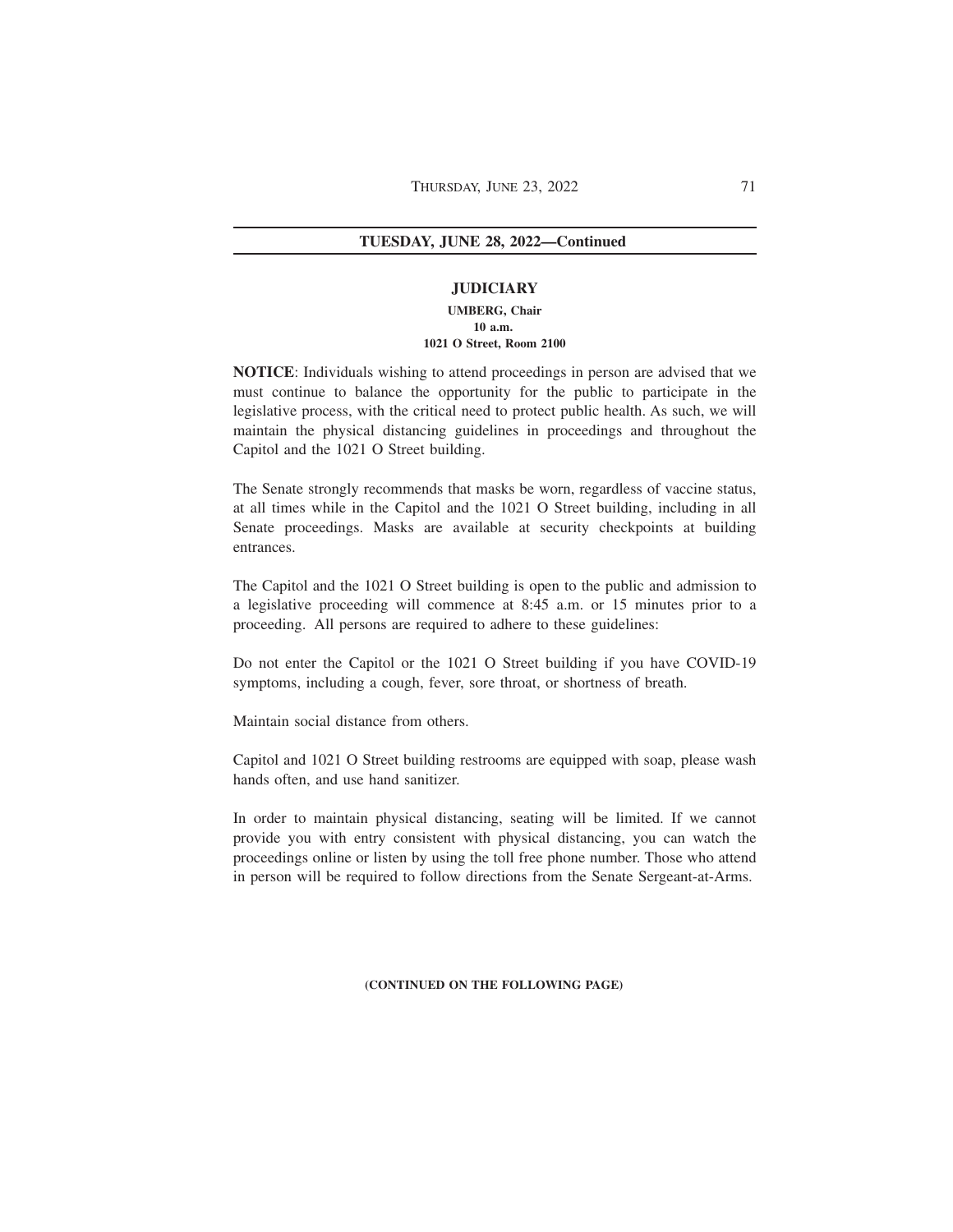## TUESDAY, JUNE 28, 2022—Continued

### JUDICIARY

**UMBERG, Chair**
**10 a.m.**
**1021 O Street, Room 2100**

**NOTICE**: Individuals wishing to attend proceedings in person are advised that we must continue to balance the opportunity for the public to participate in the legislative process, with the critical need to protect public health. As such, we will maintain the physical distancing guidelines in proceedings and throughout the Capitol and the 1021 O Street building.

The Senate strongly recommends that masks be worn, regardless of vaccine status, at all times while in the Capitol and the 1021 O Street building, including in all Senate proceedings. Masks are available at security checkpoints at building entrances.

The Capitol and the 1021 O Street building is open to the public and admission to a legislative proceeding will commence at 8:45 a.m. or 15 minutes prior to a proceeding. All persons are required to adhere to these guidelines:

Do not enter the Capitol or the 1021 O Street building if you have COVID-19 symptoms, including a cough, fever, sore throat, or shortness of breath.

Maintain social distance from others.

Capitol and 1021 O Street building restrooms are equipped with soap, please wash hands often, and use hand sanitizer.

In order to maintain physical distancing, seating will be limited. If we cannot provide you with entry consistent with physical distancing, you can watch the proceedings online or listen by using the toll free phone number. Those who attend in person will be required to follow directions from the Senate Sergeant-at-Arms.

**(CONTINUED ON THE FOLLOWING PAGE)**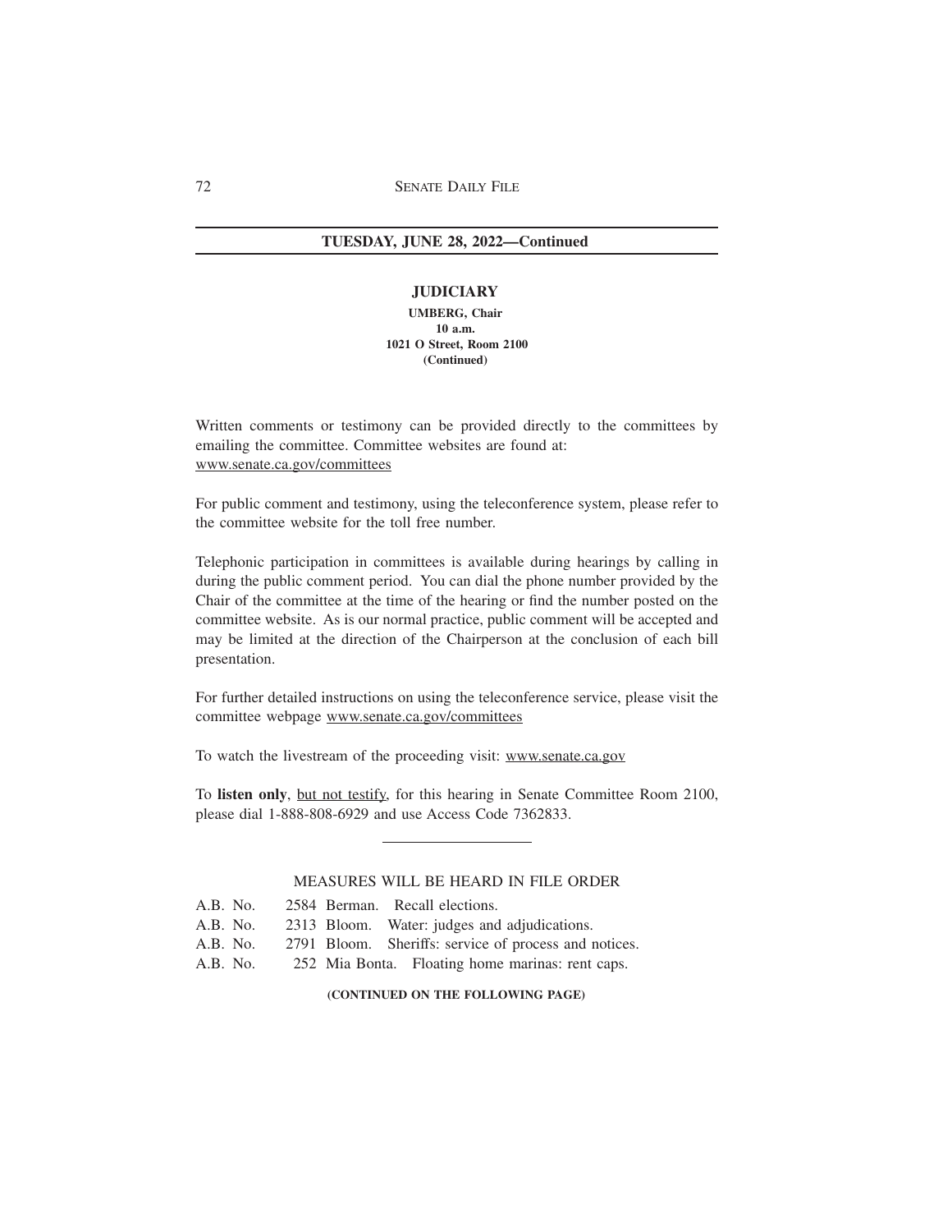## TUESDAY, JUNE 28, 2022—Continued

### JUDICIARY

**UMBERG, Chair**
**10 a.m.**
**1021 O Street, Room 2100**
**(Continued)**

Written comments or testimony can be provided directly to the committees by emailing the committee. Committee websites are found at: www.senate.ca.gov/committees

For public comment and testimony, using the teleconference system, please refer to the committee website for the toll free number.

Telephonic participation in committees is available during hearings by calling in during the public comment period. You can dial the phone number provided by the Chair of the committee at the time of the hearing or find the number posted on the committee website. As is our normal practice, public comment will be accepted and may be limited at the direction of the Chairperson at the conclusion of each bill presentation.

For further detailed instructions on using the teleconference service, please visit the committee webpage www.senate.ca.gov/committees

To watch the livestream of the proceeding visit: www.senate.ca.gov

To **listen only**, but not testify, for this hearing in Senate Committee Room 2100, please dial 1-888-808-6929 and use Access Code 7362833.

---

MEASURES WILL BE HEARD IN FILE ORDER

A.B. No. 2584 Berman. Recall elections.
A.B. No. 2313 Bloom. Water: judges and adjudications.
A.B. No. 2791 Bloom. Sheriffs: service of process and notices.
A.B. No. 252 Mia Bonta. Floating home marinas: rent caps.

**(CONTINUED ON THE FOLLOWING PAGE)**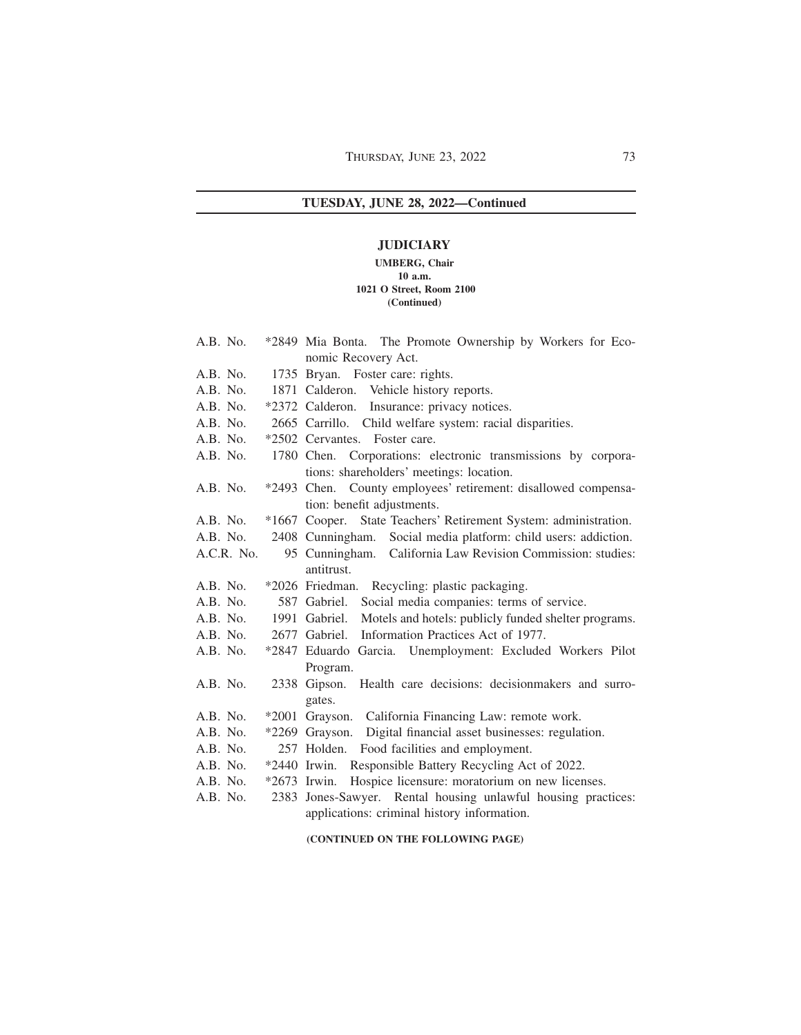## TUESDAY, JUNE 28, 2022—Continued

### JUDICIARY

**UMBERG, Chair**
**10 a.m.**
**1021 O Street, Room 2100**
**(Continued)**

| | | |
|---|---|---|
| A.B. No. | *2849 | Mia Bonta. The Promote Ownership by Workers for Economic Recovery Act. |
| A.B. No. | 1735 | Bryan. Foster care: rights. |
| A.B. No. | 1871 | Calderon. Vehicle history reports. |
| A.B. No. | *2372 | Calderon. Insurance: privacy notices. |
| A.B. No. | 2665 | Carrillo. Child welfare system: racial disparities. |
| A.B. No. | *2502 | Cervantes. Foster care. |
| A.B. No. | 1780 | Chen. Corporations: electronic transmissions by corporations: shareholders' meetings: location. |
| A.B. No. | *2493 | Chen. County employees' retirement: disallowed compensation: benefit adjustments. |
| A.B. No. | *1667 | Cooper. State Teachers' Retirement System: administration. |
| A.B. No. | 2408 | Cunningham. Social media platform: child users: addiction. |
| A.C.R. No. | 95 | Cunningham. California Law Revision Commission: studies: antitrust. |
| A.B. No. | *2026 | Friedman. Recycling: plastic packaging. |
| A.B. No. | 587 | Gabriel. Social media companies: terms of service. |
| A.B. No. | 1991 | Gabriel. Motels and hotels: publicly funded shelter programs. |
| A.B. No. | 2677 | Gabriel. Information Practices Act of 1977. |
| A.B. No. | *2847 | Eduardo Garcia. Unemployment: Excluded Workers Pilot Program. |
| A.B. No. | 2338 | Gipson. Health care decisions: decisionmakers and surrogates. |
| A.B. No. | *2001 | Grayson. California Financing Law: remote work. |
| A.B. No. | *2269 | Grayson. Digital financial asset businesses: regulation. |
| A.B. No. | 257 | Holden. Food facilities and employment. |
| A.B. No. | *2440 | Irwin. Responsible Battery Recycling Act of 2022. |
| A.B. No. | *2673 | Irwin. Hospice licensure: moratorium on new licenses. |
| A.B. No. | 2383 | Jones-Sawyer. Rental housing unlawful housing practices: applications: criminal history information. |

**(CONTINUED ON THE FOLLOWING PAGE)**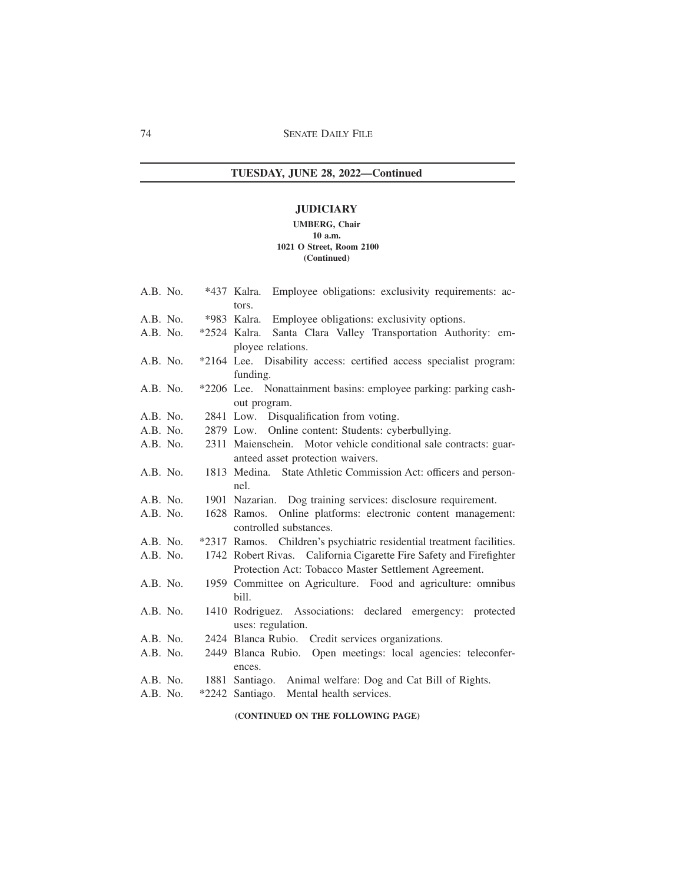**TUESDAY, JUNE 28, 2022—Continued**

## JUDICIARY

**UMBERG, Chair**
**10 a.m.**
**1021 O Street, Room 2100**
**(Continued)**

| | | |
|---|---|---|
| A.B. No. | *437 | Kalra. Employee obligations: exclusivity requirements: actors. |
| A.B. No. | *983 | Kalra. Employee obligations: exclusivity options. |
| A.B. No. | *2524 | Kalra. Santa Clara Valley Transportation Authority: employee relations. |
| A.B. No. | *2164 | Lee. Disability access: certified access specialist program: funding. |
| A.B. No. | *2206 | Lee. Nonattainment basins: employee parking: parking cash-out program. |
| A.B. No. | 2841 | Low. Disqualification from voting. |
| A.B. No. | 2879 | Low. Online content: Students: cyberbullying. |
| A.B. No. | 2311 | Maienschein. Motor vehicle conditional sale contracts: guaranteed asset protection waivers. |
| A.B. No. | 1813 | Medina. State Athletic Commission Act: officers and personnel. |
| A.B. No. | 1901 | Nazarian. Dog training services: disclosure requirement. |
| A.B. No. | 1628 | Ramos. Online platforms: electronic content management: controlled substances. |
| A.B. No. | *2317 | Ramos. Children's psychiatric residential treatment facilities. |
| A.B. No. | 1742 | Robert Rivas. California Cigarette Fire Safety and Firefighter Protection Act: Tobacco Master Settlement Agreement. |
| A.B. No. | 1959 | Committee on Agriculture. Food and agriculture: omnibus bill. |
| A.B. No. | 1410 | Rodriguez. Associations: declared emergency: protected uses: regulation. |
| A.B. No. | 2424 | Blanca Rubio. Credit services organizations. |
| A.B. No. | 2449 | Blanca Rubio. Open meetings: local agencies: teleconferences. |
| A.B. No. | 1881 | Santiago. Animal welfare: Dog and Cat Bill of Rights. |
| A.B. No. | *2242 | Santiago. Mental health services. |

**(CONTINUED ON THE FOLLOWING PAGE)**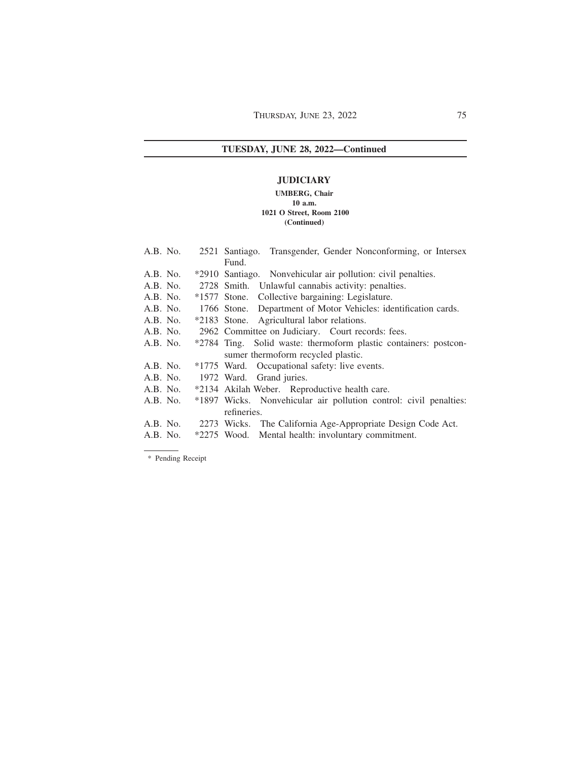## TUESDAY, JUNE 28, 2022—Continued

### JUDICIARY

**UMBERG, Chair**
**10 a.m.**
**1021 O Street, Room 2100**
**(Continued)**

A.B. No. 2521 Santiago. Transgender, Gender Nonconforming, or Intersex Fund.
A.B. No. *2910 Santiago. Nonvehicular air pollution: civil penalties.
A.B. No. 2728 Smith. Unlawful cannabis activity: penalties.
A.B. No. *1577 Stone. Collective bargaining: Legislature.
A.B. No. 1766 Stone. Department of Motor Vehicles: identification cards.
A.B. No. *2183 Stone. Agricultural labor relations.
A.B. No. 2962 Committee on Judiciary. Court records: fees.
A.B. No. *2784 Ting. Solid waste: thermoform plastic containers: postconsumer thermoform recycled plastic.
A.B. No. *1775 Ward. Occupational safety: live events.
A.B. No. 1972 Ward. Grand juries.
A.B. No. *2134 Akilah Weber. Reproductive health care.
A.B. No. *1897 Wicks. Nonvehicular air pollution control: civil penalties: refineries.
A.B. No. 2273 Wicks. The California Age-Appropriate Design Code Act.
A.B. No. *2275 Wood. Mental health: involuntary commitment.

---

* Pending Receipt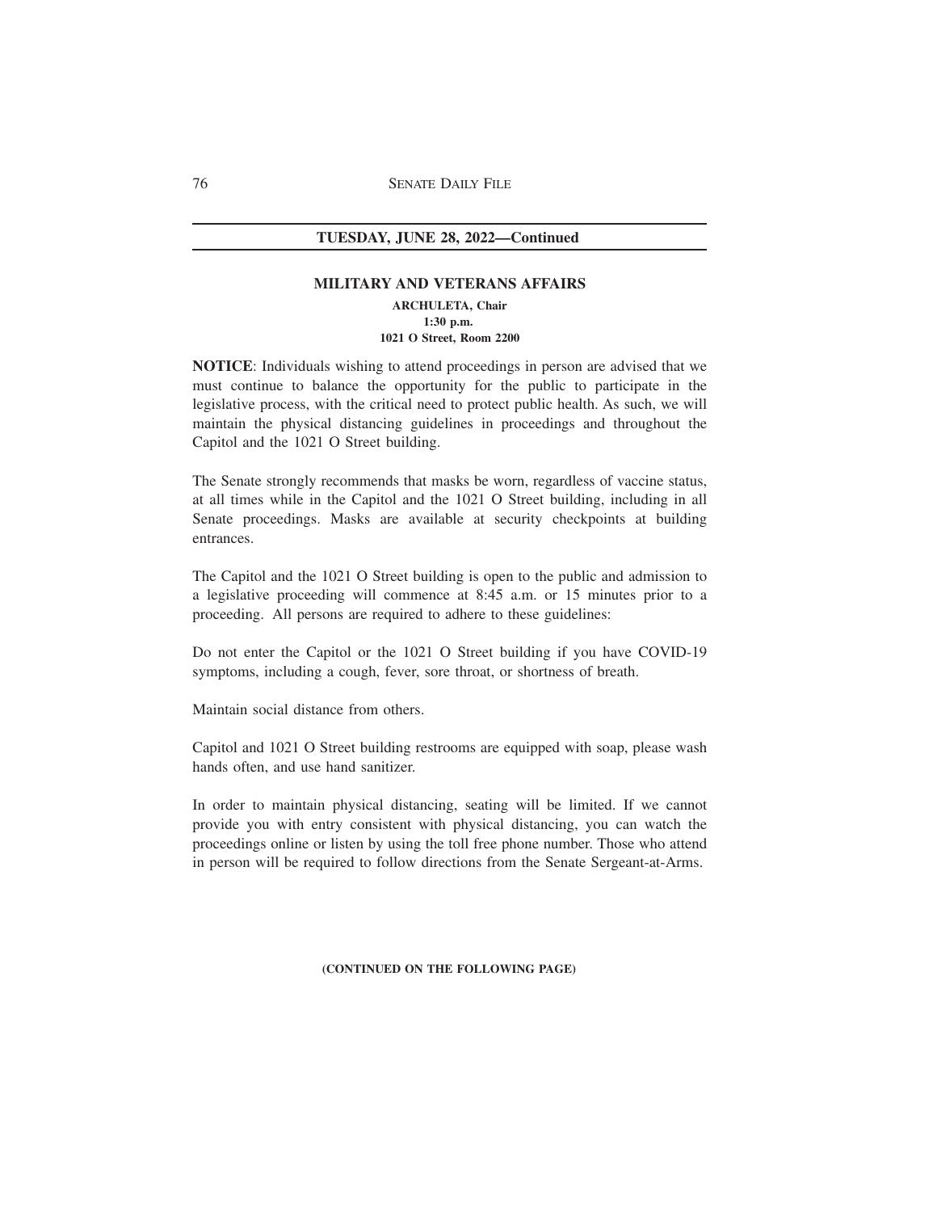**TUESDAY, JUNE 28, 2022—Continued**

## MILITARY AND VETERANS AFFAIRS

**ARCHULETA, Chair**
**1:30 p.m.**
**1021 O Street, Room 2200**

**NOTICE**: Individuals wishing to attend proceedings in person are advised that we must continue to balance the opportunity for the public to participate in the legislative process, with the critical need to protect public health. As such, we will maintain the physical distancing guidelines in proceedings and throughout the Capitol and the 1021 O Street building.

The Senate strongly recommends that masks be worn, regardless of vaccine status, at all times while in the Capitol and the 1021 O Street building, including in all Senate proceedings. Masks are available at security checkpoints at building entrances.

The Capitol and the 1021 O Street building is open to the public and admission to a legislative proceeding will commence at 8:45 a.m. or 15 minutes prior to a proceeding. All persons are required to adhere to these guidelines:

Do not enter the Capitol or the 1021 O Street building if you have COVID-19 symptoms, including a cough, fever, sore throat, or shortness of breath.

Maintain social distance from others.

Capitol and 1021 O Street building restrooms are equipped with soap, please wash hands often, and use hand sanitizer.

In order to maintain physical distancing, seating will be limited. If we cannot provide you with entry consistent with physical distancing, you can watch the proceedings online or listen by using the toll free phone number. Those who attend in person will be required to follow directions from the Senate Sergeant-at-Arms.

**(CONTINUED ON THE FOLLOWING PAGE)**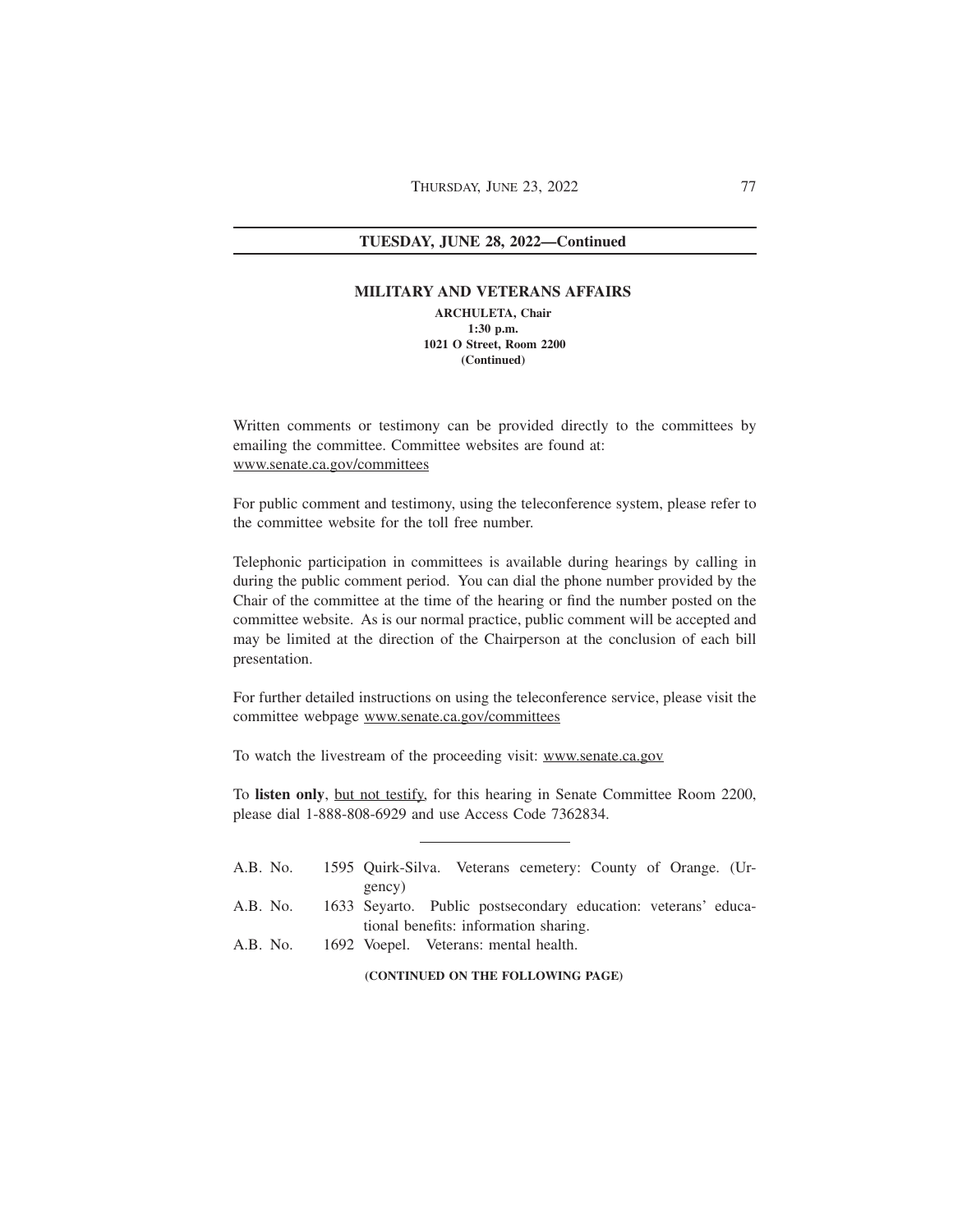## TUESDAY, JUNE 28, 2022—Continued

### MILITARY AND VETERANS AFFAIRS

**ARCHULETA, Chair**
**1:30 p.m.**
**1021 O Street, Room 2200**
**(Continued)**

Written comments or testimony can be provided directly to the committees by emailing the committee. Committee websites are found at: www.senate.ca.gov/committees

For public comment and testimony, using the teleconference system, please refer to the committee website for the toll free number.

Telephonic participation in committees is available during hearings by calling in during the public comment period. You can dial the phone number provided by the Chair of the committee at the time of the hearing or find the number posted on the committee website. As is our normal practice, public comment will be accepted and may be limited at the direction of the Chairperson at the conclusion of each bill presentation.

For further detailed instructions on using the teleconference service, please visit the committee webpage www.senate.ca.gov/committees

To watch the livestream of the proceeding visit: www.senate.ca.gov

To **listen only**, but not testify, for this hearing in Senate Committee Room 2200, please dial 1-888-808-6929 and use Access Code 7362834.

---

A.B. No. 1595 Quirk-Silva. Veterans cemetery: County of Orange. (Urgency)
A.B. No. 1633 Seyarto. Public postsecondary education: veterans' educational benefits: information sharing.
A.B. No. 1692 Voepel. Veterans: mental health.

**(CONTINUED ON THE FOLLOWING PAGE)**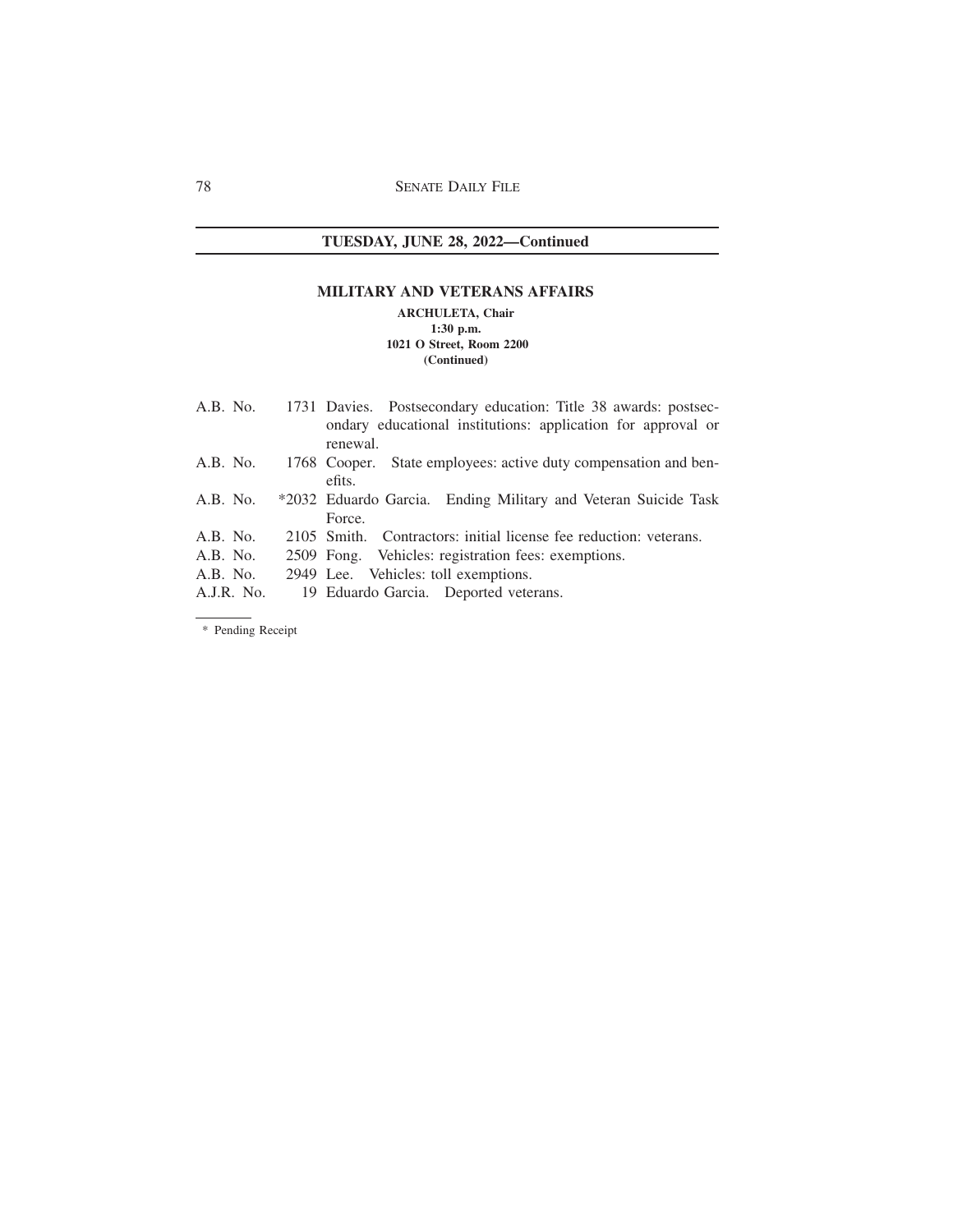## TUESDAY, JUNE 28, 2022—Continued

### MILITARY AND VETERANS AFFAIRS

**ARCHULETA, Chair**
**1:30 p.m.**
**1021 O Street, Room 2200**
**(Continued)**

| | | |
|---|---|---|
| A.B. No. | 1731 | Davies. Postsecondary education: Title 38 awards: postsecondary educational institutions: application for approval or renewal. |
| A.B. No. | 1768 | Cooper. State employees: active duty compensation and benefits. |
| A.B. No. | *2032 | Eduardo Garcia. Ending Military and Veteran Suicide Task Force. |
| A.B. No. | 2105 | Smith. Contractors: initial license fee reduction: veterans. |
| A.B. No. | 2509 | Fong. Vehicles: registration fees: exemptions. |
| A.B. No. | 2949 | Lee. Vehicles: toll exemptions. |
| A.J.R. No. | 19 | Eduardo Garcia. Deported veterans. |

---

* Pending Receipt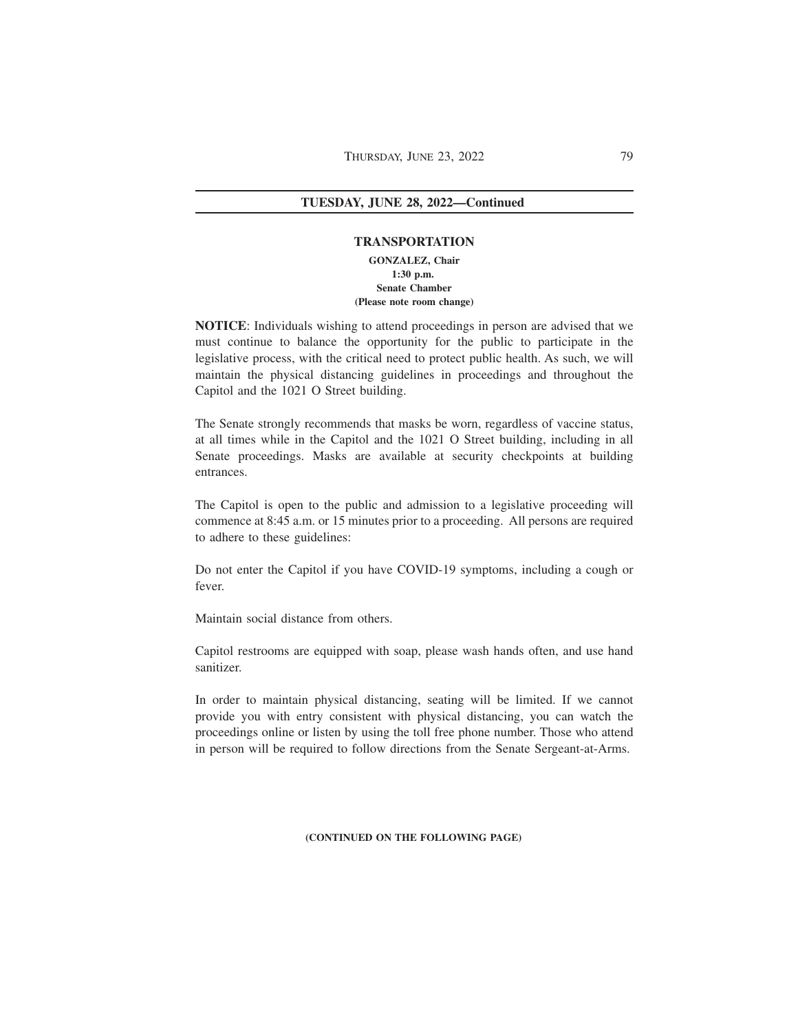## TUESDAY, JUNE 28, 2022—Continued

### TRANSPORTATION

**GONZALEZ, Chair**
**1:30 p.m.**
**Senate Chamber**
**(Please note room change)**

**NOTICE**: Individuals wishing to attend proceedings in person are advised that we must continue to balance the opportunity for the public to participate in the legislative process, with the critical need to protect public health. As such, we will maintain the physical distancing guidelines in proceedings and throughout the Capitol and the 1021 O Street building.

The Senate strongly recommends that masks be worn, regardless of vaccine status, at all times while in the Capitol and the 1021 O Street building, including in all Senate proceedings. Masks are available at security checkpoints at building entrances.

The Capitol is open to the public and admission to a legislative proceeding will commence at 8:45 a.m. or 15 minutes prior to a proceeding. All persons are required to adhere to these guidelines:

Do not enter the Capitol if you have COVID-19 symptoms, including a cough or fever.

Maintain social distance from others.

Capitol restrooms are equipped with soap, please wash hands often, and use hand sanitizer.

In order to maintain physical distancing, seating will be limited. If we cannot provide you with entry consistent with physical distancing, you can watch the proceedings online or listen by using the toll free phone number. Those who attend in person will be required to follow directions from the Senate Sergeant-at-Arms.

**(CONTINUED ON THE FOLLOWING PAGE)**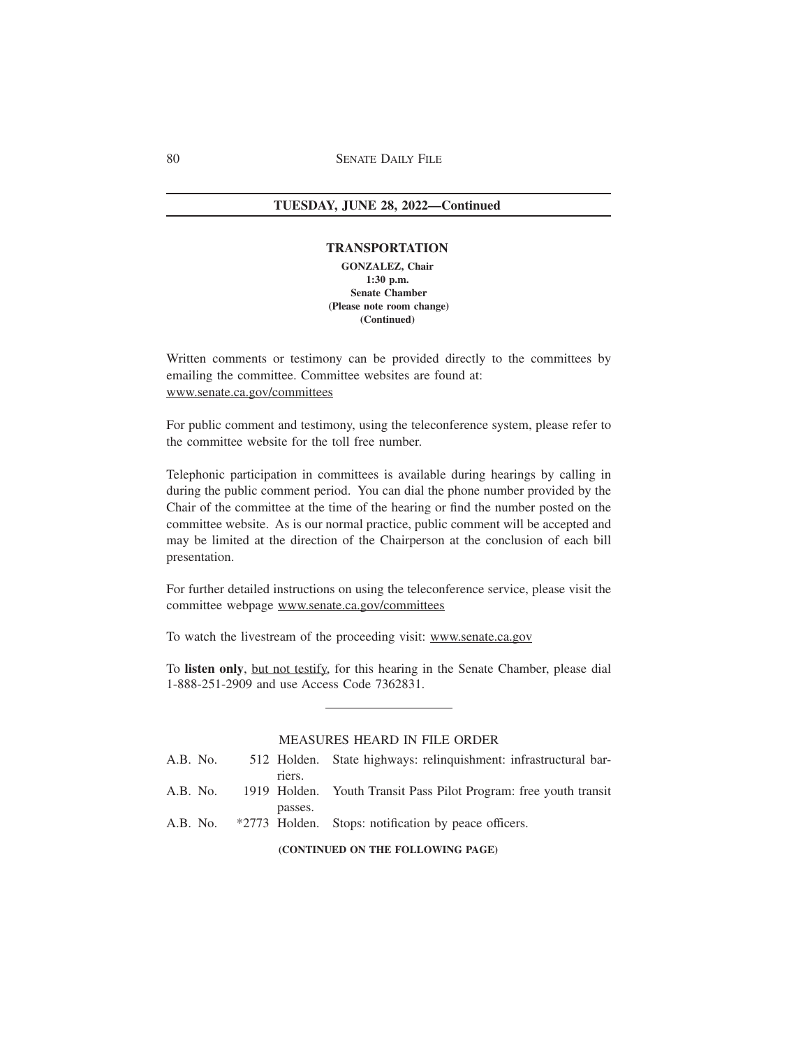**TUESDAY, JUNE 28, 2022—Continued**

### TRANSPORTATION

**GONZALEZ, Chair**
**1:30 p.m.**
**Senate Chamber**
**(Please note room change)**
**(Continued)**

Written comments or testimony can be provided directly to the committees by emailing the committee. Committee websites are found at: www.senate.ca.gov/committees

For public comment and testimony, using the teleconference system, please refer to the committee website for the toll free number.

Telephonic participation in committees is available during hearings by calling in during the public comment period. You can dial the phone number provided by the Chair of the committee at the time of the hearing or find the number posted on the committee website. As is our normal practice, public comment will be accepted and may be limited at the direction of the Chairperson at the conclusion of each bill presentation.

For further detailed instructions on using the teleconference service, please visit the committee webpage www.senate.ca.gov/committees

To watch the livestream of the proceeding visit: www.senate.ca.gov

To **listen only**, but not testify, for this hearing in the Senate Chamber, please dial 1-888-251-2909 and use Access Code 7362831.

---

MEASURES HEARD IN FILE ORDER

A.B. No. 512 Holden. State highways: relinquishment: infrastructural barriers.
A.B. No. 1919 Holden. Youth Transit Pass Pilot Program: free youth transit passes.
A.B. No. *2773 Holden. Stops: notification by peace officers.

**(CONTINUED ON THE FOLLOWING PAGE)**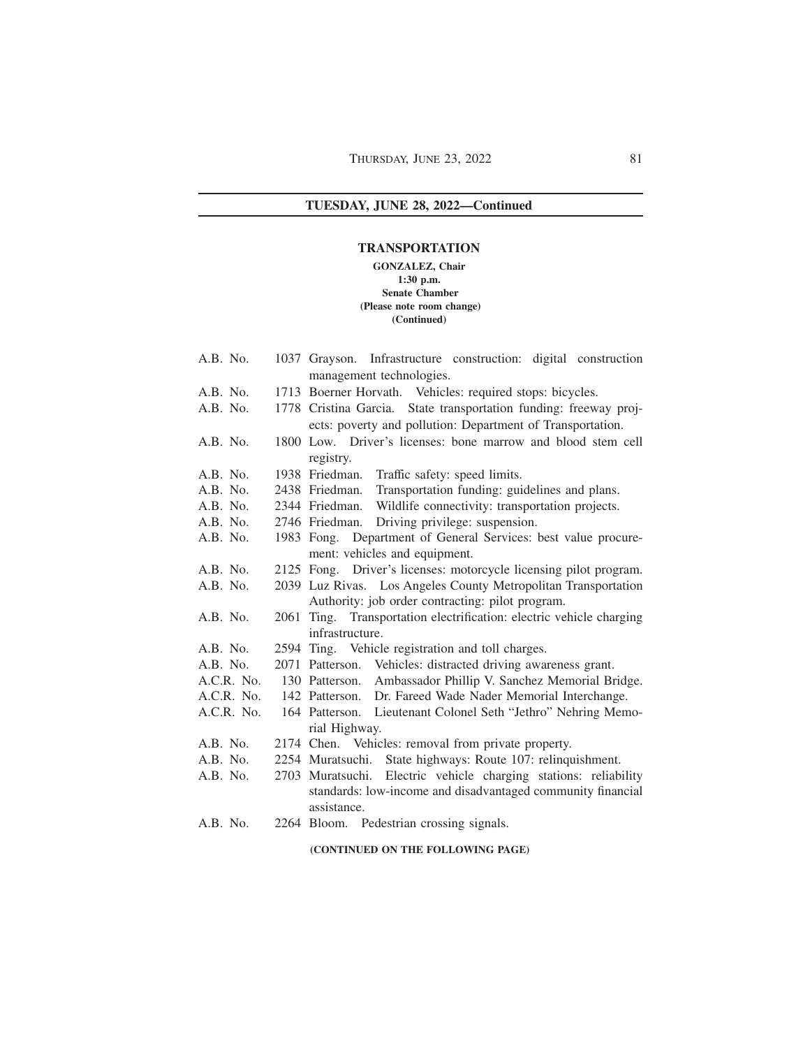## TUESDAY, JUNE 28, 2022—Continued

### TRANSPORTATION

**GONZALEZ, Chair**
**1:30 p.m.**
**Senate Chamber**
**(Please note room change)**
**(Continued)**

| | | |
|---|---|---|
| A.B. No. | 1037 | Grayson. Infrastructure construction: digital construction management technologies. |
| A.B. No. | 1713 | Boerner Horvath. Vehicles: required stops: bicycles. |
| A.B. No. | 1778 | Cristina Garcia. State transportation funding: freeway projects: poverty and pollution: Department of Transportation. |
| A.B. No. | 1800 | Low. Driver's licenses: bone marrow and blood stem cell registry. |
| A.B. No. | 1938 | Friedman. Traffic safety: speed limits. |
| A.B. No. | 2438 | Friedman. Transportation funding: guidelines and plans. |
| A.B. No. | 2344 | Friedman. Wildlife connectivity: transportation projects. |
| A.B. No. | 2746 | Friedman. Driving privilege: suspension. |
| A.B. No. | 1983 | Fong. Department of General Services: best value procurement: vehicles and equipment. |
| A.B. No. | 2125 | Fong. Driver's licenses: motorcycle licensing pilot program. |
| A.B. No. | 2039 | Luz Rivas. Los Angeles County Metropolitan Transportation Authority: job order contracting: pilot program. |
| A.B. No. | 2061 | Ting. Transportation electrification: electric vehicle charging infrastructure. |
| A.B. No. | 2594 | Ting. Vehicle registration and toll charges. |
| A.B. No. | 2071 | Patterson. Vehicles: distracted driving awareness grant. |
| A.C.R. No. | 130 | Patterson. Ambassador Phillip V. Sanchez Memorial Bridge. |
| A.C.R. No. | 142 | Patterson. Dr. Fareed Wade Nader Memorial Interchange. |
| A.C.R. No. | 164 | Patterson. Lieutenant Colonel Seth "Jethro" Nehring Memorial Highway. |
| A.B. No. | 2174 | Chen. Vehicles: removal from private property. |
| A.B. No. | 2254 | Muratsuchi. State highways: Route 107: relinquishment. |
| A.B. No. | 2703 | Muratsuchi. Electric vehicle charging stations: reliability standards: low-income and disadvantaged community financial assistance. |
| A.B. No. | 2264 | Bloom. Pedestrian crossing signals. |

**(CONTINUED ON THE FOLLOWING PAGE)**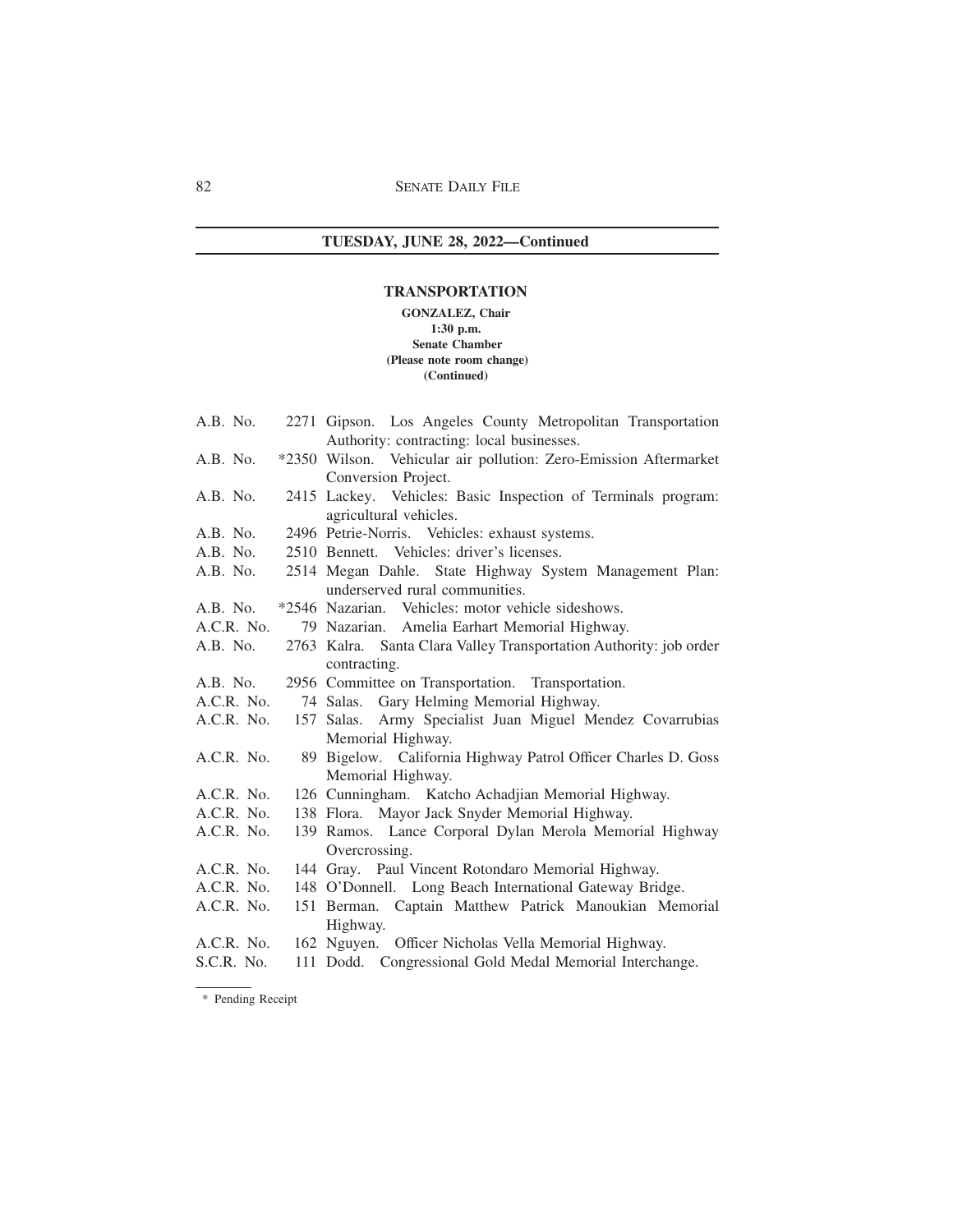**TUESDAY, JUNE 28, 2022—Continued**

## TRANSPORTATION

**GONZALEZ, Chair**
**1:30 p.m.**
**Senate Chamber**
**(Please note room change)**
**(Continued)**

| | | |
|---|---|---|
| A.B. No. | 2271 | Gipson. Los Angeles County Metropolitan Transportation Authority: contracting: local businesses. |
| A.B. No. | *2350 | Wilson. Vehicular air pollution: Zero-Emission Aftermarket Conversion Project. |
| A.B. No. | 2415 | Lackey. Vehicles: Basic Inspection of Terminals program: agricultural vehicles. |
| A.B. No. | 2496 | Petrie-Norris. Vehicles: exhaust systems. |
| A.B. No. | 2510 | Bennett. Vehicles: driver's licenses. |
| A.B. No. | 2514 | Megan Dahle. State Highway System Management Plan: underserved rural communities. |
| A.B. No. | *2546 | Nazarian. Vehicles: motor vehicle sideshows. |
| A.C.R. No. | 79 | Nazarian. Amelia Earhart Memorial Highway. |
| A.B. No. | 2763 | Kalra. Santa Clara Valley Transportation Authority: job order contracting. |
| A.B. No. | 2956 | Committee on Transportation. Transportation. |
| A.C.R. No. | 74 | Salas. Gary Helming Memorial Highway. |
| A.C.R. No. | 157 | Salas. Army Specialist Juan Miguel Mendez Covarrubias Memorial Highway. |
| A.C.R. No. | 89 | Bigelow. California Highway Patrol Officer Charles D. Goss Memorial Highway. |
| A.C.R. No. | 126 | Cunningham. Katcho Achadjian Memorial Highway. |
| A.C.R. No. | 138 | Flora. Mayor Jack Snyder Memorial Highway. |
| A.C.R. No. | 139 | Ramos. Lance Corporal Dylan Merola Memorial Highway Overcrossing. |
| A.C.R. No. | 144 | Gray. Paul Vincent Rotondaro Memorial Highway. |
| A.C.R. No. | 148 | O'Donnell. Long Beach International Gateway Bridge. |
| A.C.R. No. | 151 | Berman. Captain Matthew Patrick Manoukian Memorial Highway. |
| A.C.R. No. | 162 | Nguyen. Officer Nicholas Vella Memorial Highway. |
| S.C.R. No. | 111 | Dodd. Congressional Gold Medal Memorial Interchange. |

\* Pending Receipt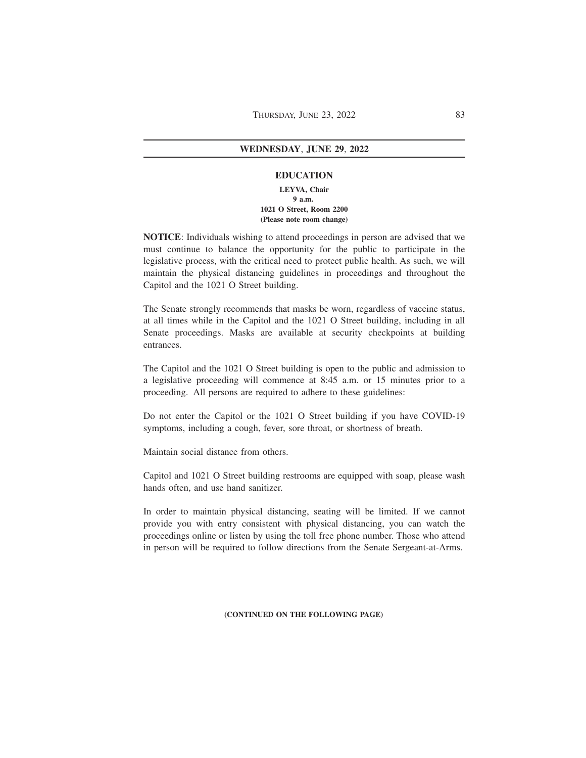## WEDNESDAY, JUNE 29, 2022

### EDUCATION

**LEYVA, Chair**
**9 a.m.**
**1021 O Street, Room 2200**
**(Please note room change)**

**NOTICE**: Individuals wishing to attend proceedings in person are advised that we must continue to balance the opportunity for the public to participate in the legislative process, with the critical need to protect public health. As such, we will maintain the physical distancing guidelines in proceedings and throughout the Capitol and the 1021 O Street building.

The Senate strongly recommends that masks be worn, regardless of vaccine status, at all times while in the Capitol and the 1021 O Street building, including in all Senate proceedings. Masks are available at security checkpoints at building entrances.

The Capitol and the 1021 O Street building is open to the public and admission to a legislative proceeding will commence at 8:45 a.m. or 15 minutes prior to a proceeding. All persons are required to adhere to these guidelines:

Do not enter the Capitol or the 1021 O Street building if you have COVID-19 symptoms, including a cough, fever, sore throat, or shortness of breath.

Maintain social distance from others.

Capitol and 1021 O Street building restrooms are equipped with soap, please wash hands often, and use hand sanitizer.

In order to maintain physical distancing, seating will be limited. If we cannot provide you with entry consistent with physical distancing, you can watch the proceedings online or listen by using the toll free phone number. Those who attend in person will be required to follow directions from the Senate Sergeant-at-Arms.

**(CONTINUED ON THE FOLLOWING PAGE)**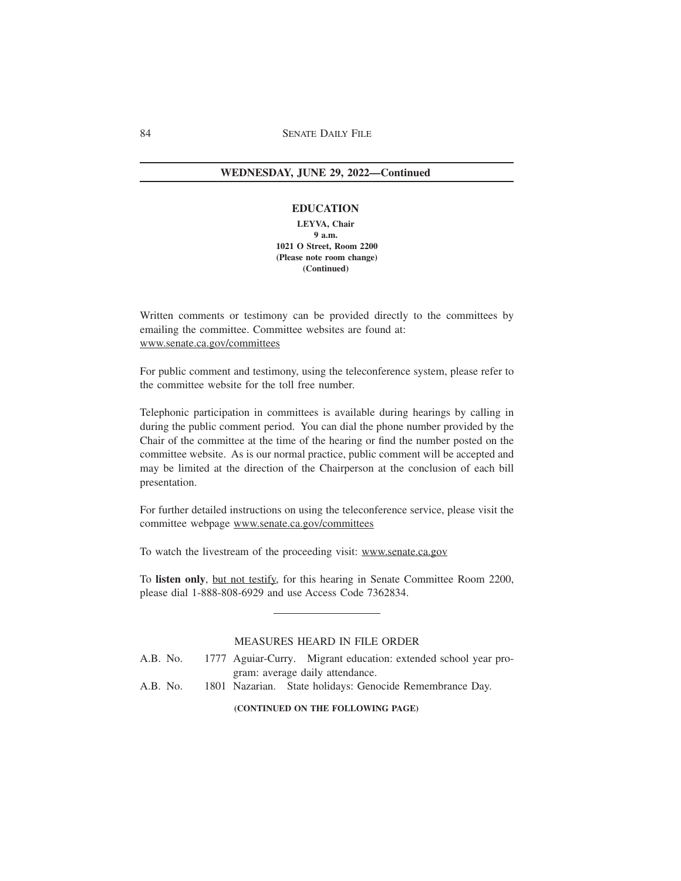## WEDNESDAY, JUNE 29, 2022—Continued

### EDUCATION

**LEYVA, Chair**
**9 a.m.**
**1021 O Street, Room 2200**
**(Please note room change)**
**(Continued)**

Written comments or testimony can be provided directly to the committees by emailing the committee. Committee websites are found at: www.senate.ca.gov/committees

For public comment and testimony, using the teleconference system, please refer to the committee website for the toll free number.

Telephonic participation in committees is available during hearings by calling in during the public comment period. You can dial the phone number provided by the Chair of the committee at the time of the hearing or find the number posted on the committee website. As is our normal practice, public comment will be accepted and may be limited at the direction of the Chairperson at the conclusion of each bill presentation.

For further detailed instructions on using the teleconference service, please visit the committee webpage www.senate.ca.gov/committees

To watch the livestream of the proceeding visit: www.senate.ca.gov

To **listen only**, but not testify, for this hearing in Senate Committee Room 2200, please dial 1-888-808-6929 and use Access Code 7362834.

---

MEASURES HEARD IN FILE ORDER

A.B. No. 1777 Aguiar-Curry. Migrant education: extended school year program: average daily attendance.

A.B. No. 1801 Nazarian. State holidays: Genocide Remembrance Day.

**(CONTINUED ON THE FOLLOWING PAGE)**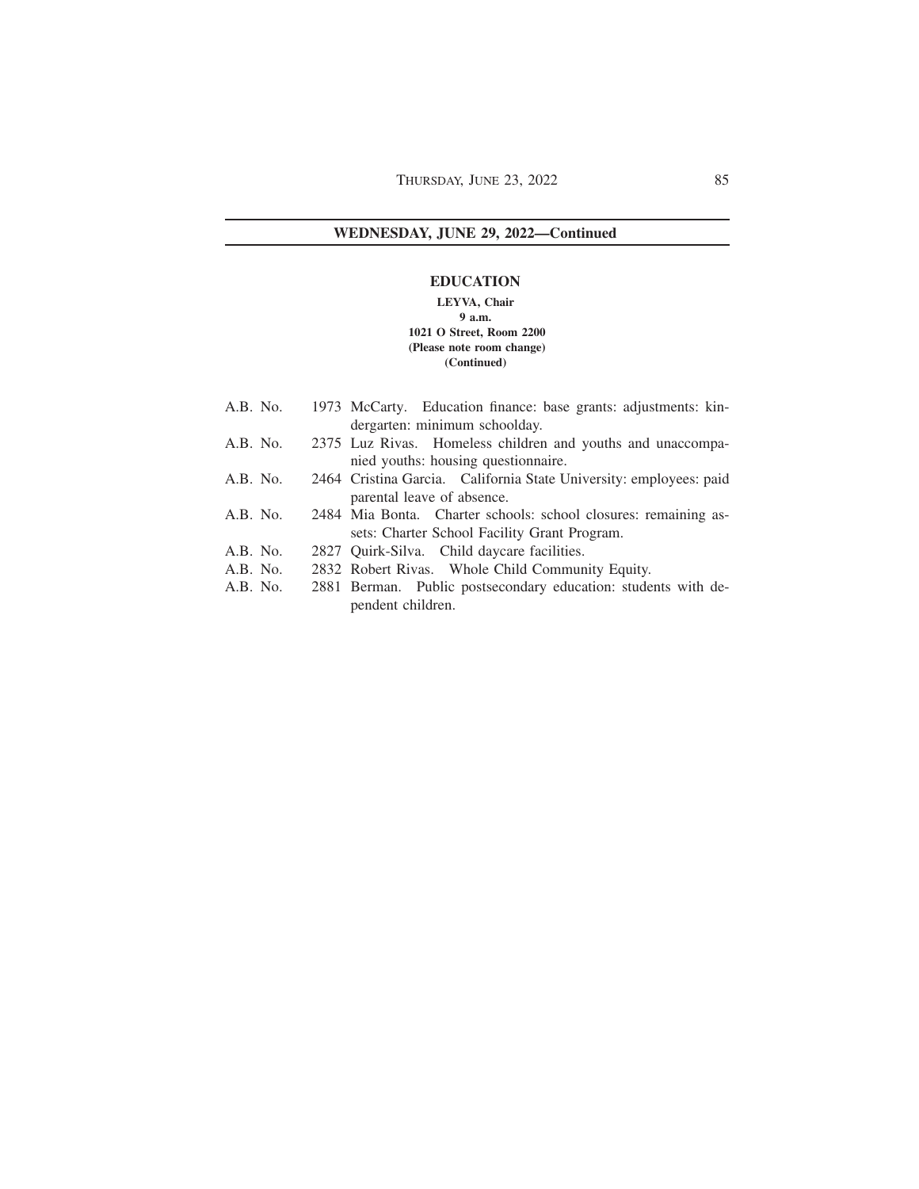## WEDNESDAY, JUNE 29, 2022—Continued

### EDUCATION

**LEYVA, Chair**
**9 a.m.**
**1021 O Street, Room 2200**
**(Please note room change)**
**(Continued)**

A.B. No. 1973 McCarty. Education finance: base grants: adjustments: kindergarten: minimum schoolday.

A.B. No. 2375 Luz Rivas. Homeless children and youths and unaccompanied youths: housing questionnaire.

A.B. No. 2464 Cristina Garcia. California State University: employees: paid parental leave of absence.

A.B. No. 2484 Mia Bonta. Charter schools: school closures: remaining assets: Charter School Facility Grant Program.

A.B. No. 2827 Quirk-Silva. Child daycare facilities.

A.B. No. 2832 Robert Rivas. Whole Child Community Equity.

A.B. No. 2881 Berman. Public postsecondary education: students with dependent children.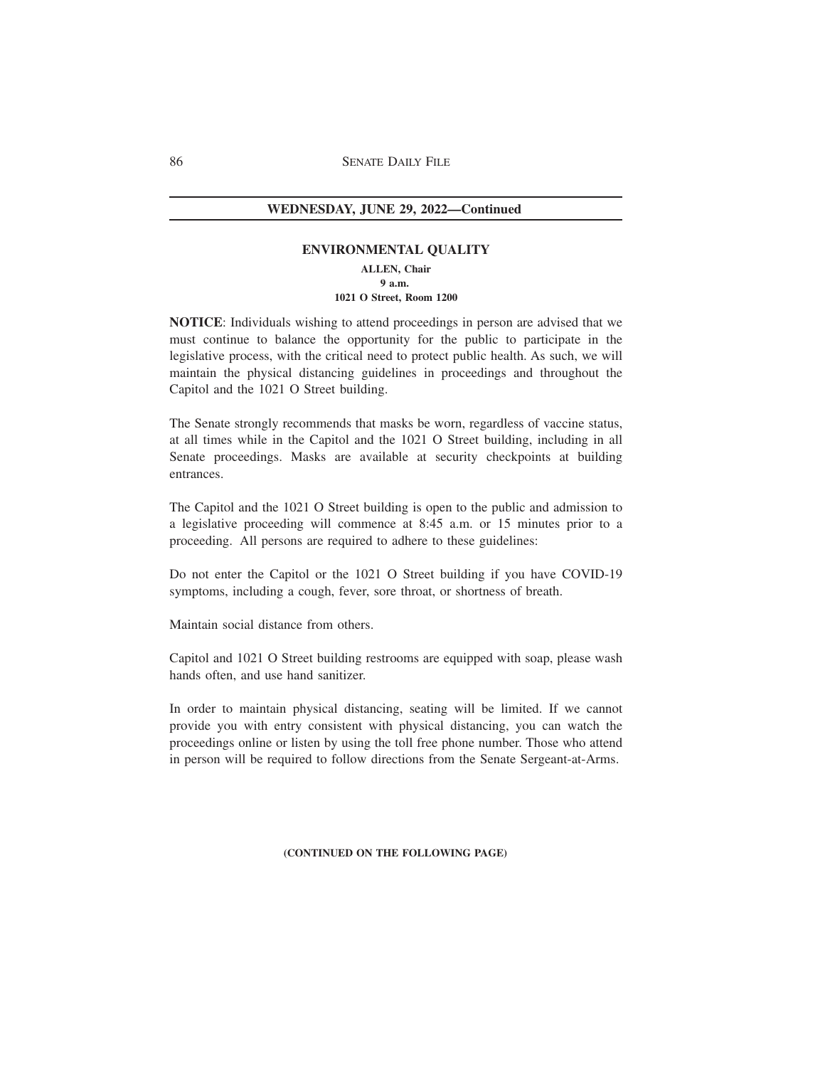**WEDNESDAY, JUNE 29, 2022—Continued**

## ENVIRONMENTAL QUALITY

**ALLEN, Chair**
**9 a.m.**
**1021 O Street, Room 1200**

**NOTICE**: Individuals wishing to attend proceedings in person are advised that we must continue to balance the opportunity for the public to participate in the legislative process, with the critical need to protect public health. As such, we will maintain the physical distancing guidelines in proceedings and throughout the Capitol and the 1021 O Street building.

The Senate strongly recommends that masks be worn, regardless of vaccine status, at all times while in the Capitol and the 1021 O Street building, including in all Senate proceedings. Masks are available at security checkpoints at building entrances.

The Capitol and the 1021 O Street building is open to the public and admission to a legislative proceeding will commence at 8:45 a.m. or 15 minutes prior to a proceeding. All persons are required to adhere to these guidelines:

Do not enter the Capitol or the 1021 O Street building if you have COVID-19 symptoms, including a cough, fever, sore throat, or shortness of breath.

Maintain social distance from others.

Capitol and 1021 O Street building restrooms are equipped with soap, please wash hands often, and use hand sanitizer.

In order to maintain physical distancing, seating will be limited. If we cannot provide you with entry consistent with physical distancing, you can watch the proceedings online or listen by using the toll free phone number. Those who attend in person will be required to follow directions from the Senate Sergeant-at-Arms.

**(CONTINUED ON THE FOLLOWING PAGE)**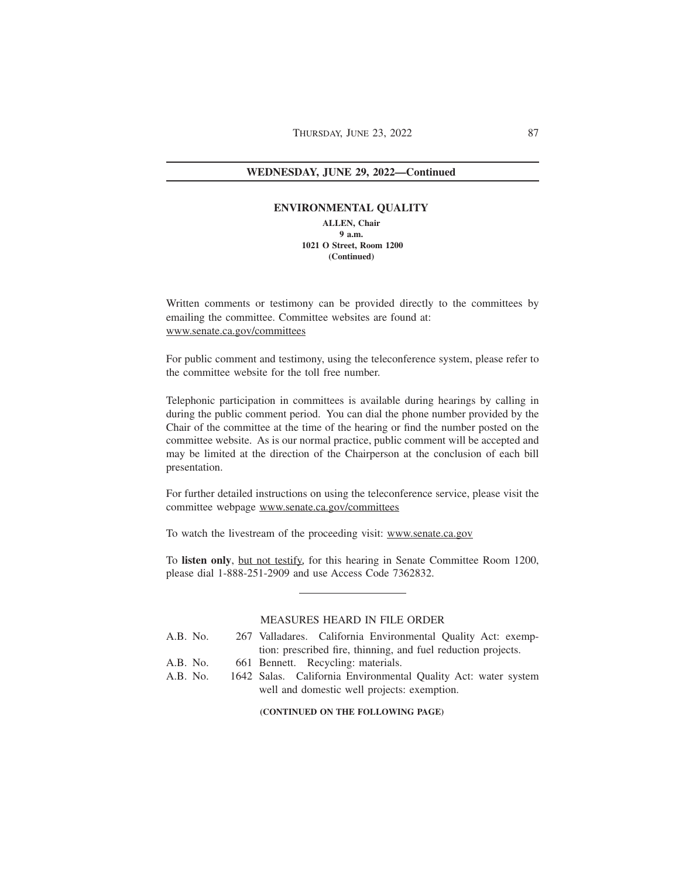## WEDNESDAY, JUNE 29, 2022—Continued

### ENVIRONMENTAL QUALITY

**ALLEN, Chair**
**9 a.m.**
**1021 O Street, Room 1200**
**(Continued)**

Written comments or testimony can be provided directly to the committees by emailing the committee. Committee websites are found at: www.senate.ca.gov/committees

For public comment and testimony, using the teleconference system, please refer to the committee website for the toll free number.

Telephonic participation in committees is available during hearings by calling in during the public comment period. You can dial the phone number provided by the Chair of the committee at the time of the hearing or find the number posted on the committee website. As is our normal practice, public comment will be accepted and may be limited at the direction of the Chairperson at the conclusion of each bill presentation.

For further detailed instructions on using the teleconference service, please visit the committee webpage www.senate.ca.gov/committees

To watch the livestream of the proceeding visit: www.senate.ca.gov

To **listen only**, but not testify, for this hearing in Senate Committee Room 1200, please dial 1-888-251-2909 and use Access Code 7362832.

---

MEASURES HEARD IN FILE ORDER

A.B. No. 267 Valladares. California Environmental Quality Act: exemption: prescribed fire, thinning, and fuel reduction projects.

A.B. No. 661 Bennett. Recycling: materials.

A.B. No. 1642 Salas. California Environmental Quality Act: water system well and domestic well projects: exemption.

**(CONTINUED ON THE FOLLOWING PAGE)**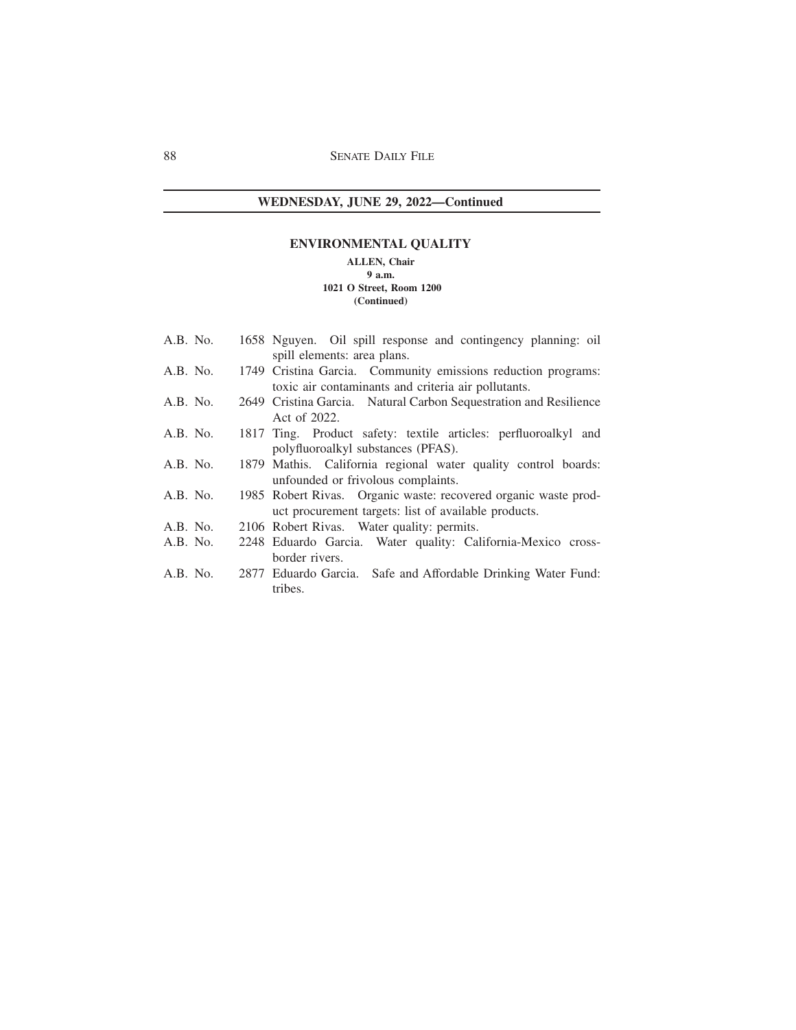## WEDNESDAY, JUNE 29, 2022—Continued

### ENVIRONMENTAL QUALITY

**ALLEN, Chair**
**9 a.m.**
**1021 O Street, Room 1200**
**(Continued)**

A.B. No. 1658 Nguyen. Oil spill response and contingency planning: oil spill elements: area plans.

A.B. No. 1749 Cristina Garcia. Community emissions reduction programs: toxic air contaminants and criteria air pollutants.

A.B. No. 2649 Cristina Garcia. Natural Carbon Sequestration and Resilience Act of 2022.

A.B. No. 1817 Ting. Product safety: textile articles: perfluoroalkyl and polyfluoroalkyl substances (PFAS).

A.B. No. 1879 Mathis. California regional water quality control boards: unfounded or frivolous complaints.

A.B. No. 1985 Robert Rivas. Organic waste: recovered organic waste product procurement targets: list of available products.

A.B. No. 2106 Robert Rivas. Water quality: permits.

A.B. No. 2248 Eduardo Garcia. Water quality: California-Mexico cross-border rivers.

A.B. No. 2877 Eduardo Garcia. Safe and Affordable Drinking Water Fund: tribes.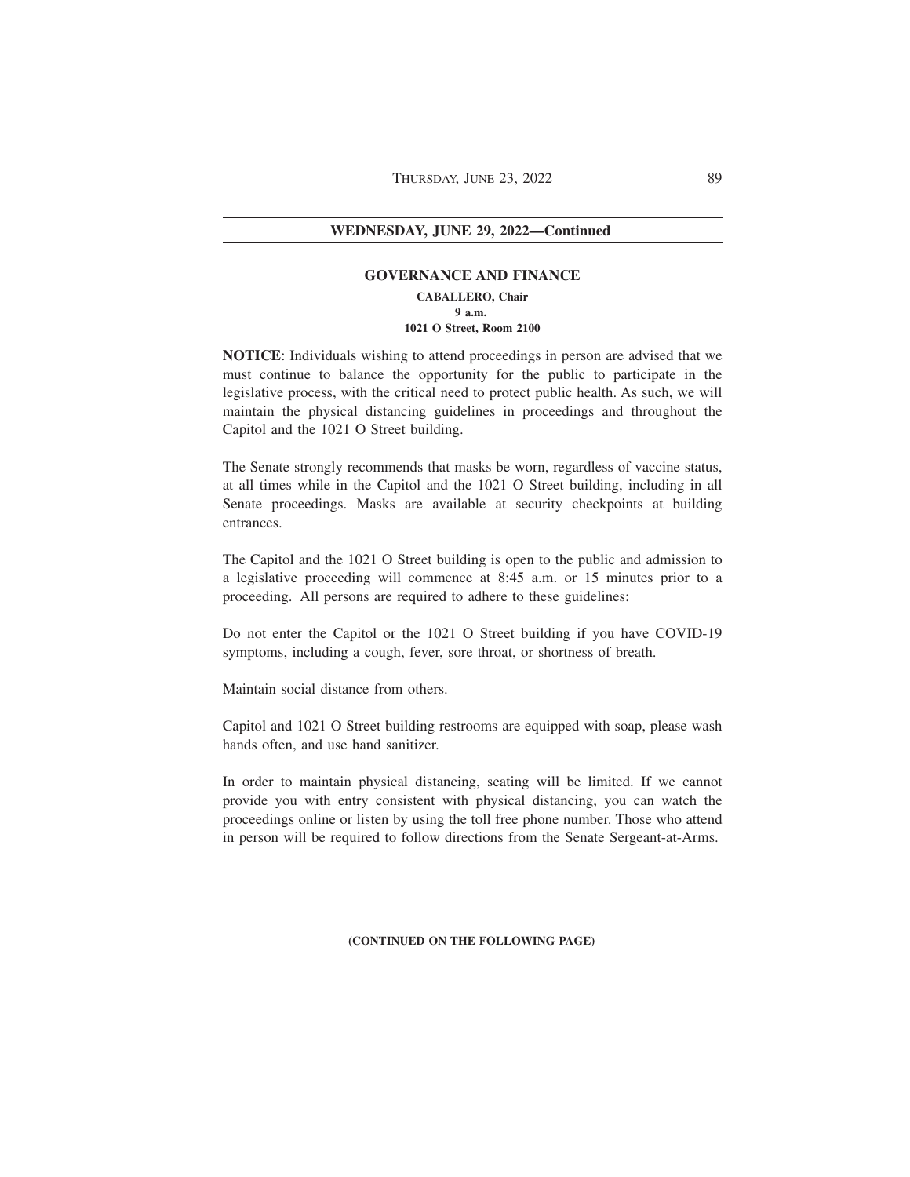## WEDNESDAY, JUNE 29, 2022—Continued

### GOVERNANCE AND FINANCE

**CABALLERO, Chair**
**9 a.m.**
**1021 O Street, Room 2100**

**NOTICE**: Individuals wishing to attend proceedings in person are advised that we must continue to balance the opportunity for the public to participate in the legislative process, with the critical need to protect public health. As such, we will maintain the physical distancing guidelines in proceedings and throughout the Capitol and the 1021 O Street building.

The Senate strongly recommends that masks be worn, regardless of vaccine status, at all times while in the Capitol and the 1021 O Street building, including in all Senate proceedings. Masks are available at security checkpoints at building entrances.

The Capitol and the 1021 O Street building is open to the public and admission to a legislative proceeding will commence at 8:45 a.m. or 15 minutes prior to a proceeding. All persons are required to adhere to these guidelines:

Do not enter the Capitol or the 1021 O Street building if you have COVID-19 symptoms, including a cough, fever, sore throat, or shortness of breath.

Maintain social distance from others.

Capitol and 1021 O Street building restrooms are equipped with soap, please wash hands often, and use hand sanitizer.

In order to maintain physical distancing, seating will be limited. If we cannot provide you with entry consistent with physical distancing, you can watch the proceedings online or listen by using the toll free phone number. Those who attend in person will be required to follow directions from the Senate Sergeant-at-Arms.

**(CONTINUED ON THE FOLLOWING PAGE)**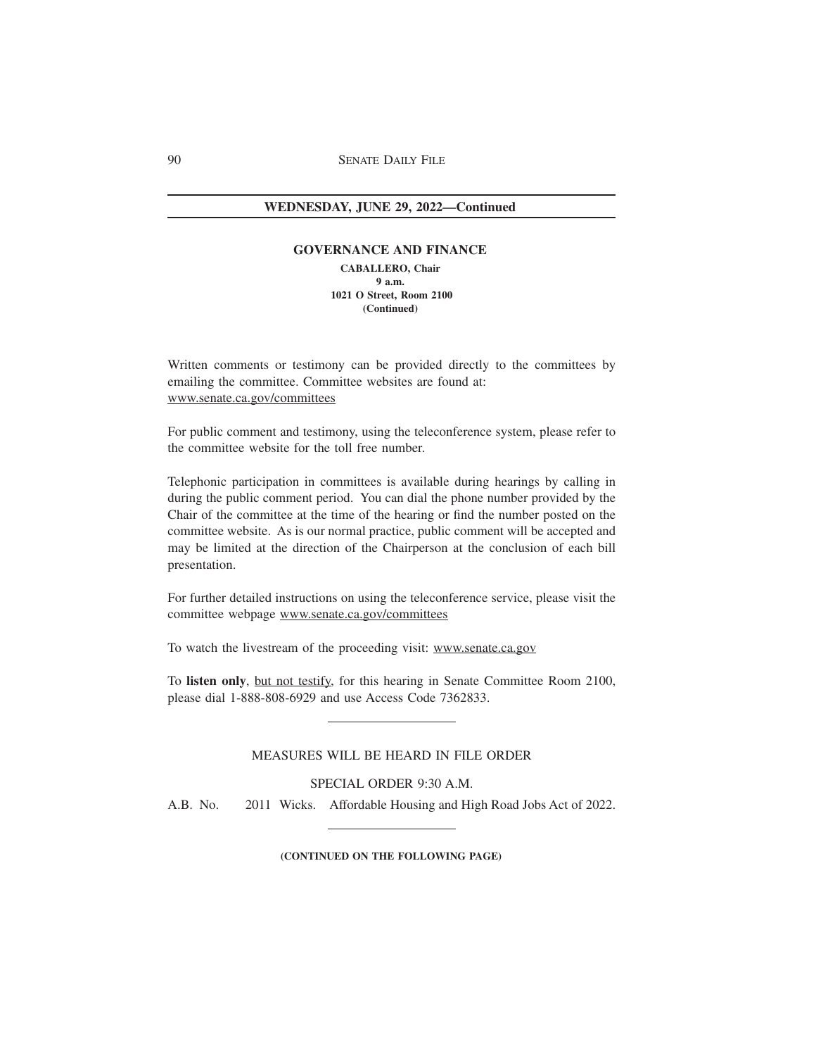## WEDNESDAY, JUNE 29, 2022—Continued

### GOVERNANCE AND FINANCE

**CABALLERO, Chair**
**9 a.m.**
**1021 O Street, Room 2100**
**(Continued)**

Written comments or testimony can be provided directly to the committees by emailing the committee. Committee websites are found at: www.senate.ca.gov/committees

For public comment and testimony, using the teleconference system, please refer to the committee website for the toll free number.

Telephonic participation in committees is available during hearings by calling in during the public comment period. You can dial the phone number provided by the Chair of the committee at the time of the hearing or find the number posted on the committee website. As is our normal practice, public comment will be accepted and may be limited at the direction of the Chairperson at the conclusion of each bill presentation.

For further detailed instructions on using the teleconference service, please visit the committee webpage www.senate.ca.gov/committees

To watch the livestream of the proceeding visit: www.senate.ca.gov

To **listen only**, but not testify, for this hearing in Senate Committee Room 2100, please dial 1-888-808-6929 and use Access Code 7362833.

---

MEASURES WILL BE HEARD IN FILE ORDER

SPECIAL ORDER 9:30 A.M.

A.B. No. 2011 Wicks. Affordable Housing and High Road Jobs Act of 2022.

---

**(CONTINUED ON THE FOLLOWING PAGE)**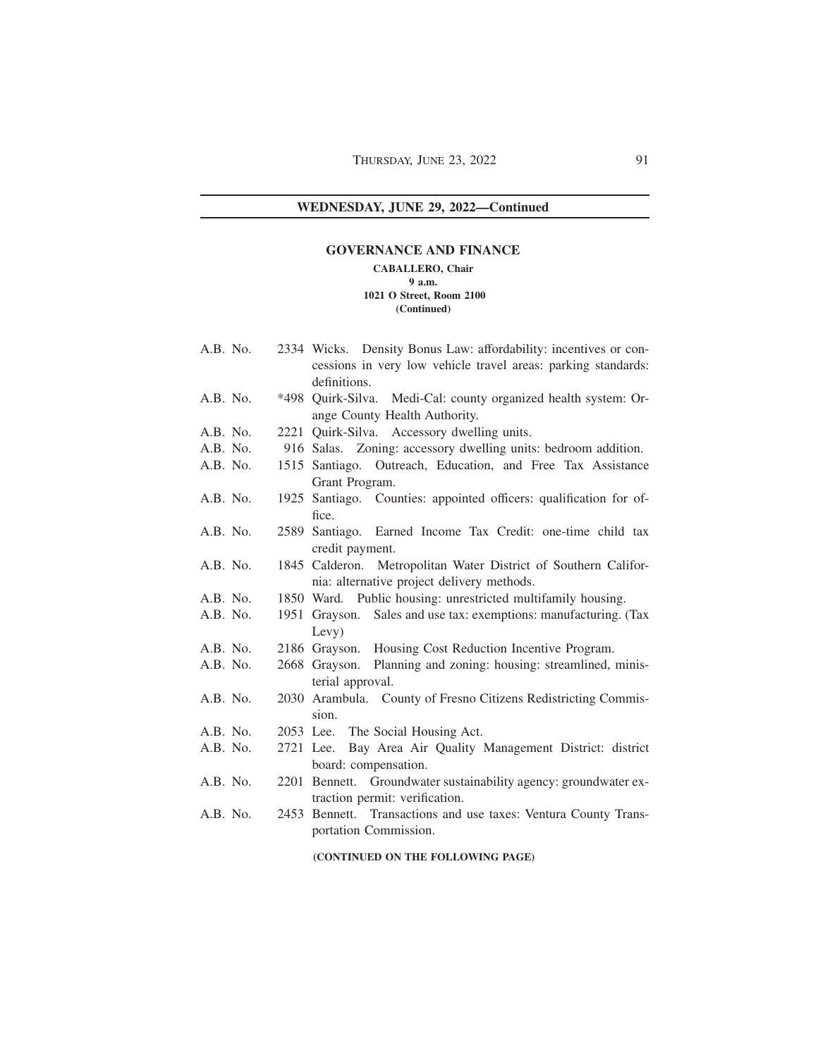## WEDNESDAY, JUNE 29, 2022—Continued

### GOVERNANCE AND FINANCE

**CABALLERO, Chair**
**9 a.m.**
**1021 O Street, Room 2100**
**(Continued)**

A.B. No. 2334 Wicks. Density Bonus Law: affordability: incentives or concessions in very low vehicle travel areas: parking standards: definitions.
A.B. No. *498 Quirk-Silva. Medi-Cal: county organized health system: Orange County Health Authority.
A.B. No. 2221 Quirk-Silva. Accessory dwelling units.
A.B. No. 916 Salas. Zoning: accessory dwelling units: bedroom addition.
A.B. No. 1515 Santiago. Outreach, Education, and Free Tax Assistance Grant Program.
A.B. No. 1925 Santiago. Counties: appointed officers: qualification for office.
A.B. No. 2589 Santiago. Earned Income Tax Credit: one-time child tax credit payment.
A.B. No. 1845 Calderon. Metropolitan Water District of Southern California: alternative project delivery methods.
A.B. No. 1850 Ward. Public housing: unrestricted multifamily housing.
A.B. No. 1951 Grayson. Sales and use tax: exemptions: manufacturing. (Tax Levy)
A.B. No. 2186 Grayson. Housing Cost Reduction Incentive Program.
A.B. No. 2668 Grayson. Planning and zoning: housing: streamlined, ministerial approval.
A.B. No. 2030 Arambula. County of Fresno Citizens Redistricting Commission.
A.B. No. 2053 Lee. The Social Housing Act.
A.B. No. 2721 Lee. Bay Area Air Quality Management District: district board: compensation.
A.B. No. 2201 Bennett. Groundwater sustainability agency: groundwater extraction permit: verification.
A.B. No. 2453 Bennett. Transactions and use taxes: Ventura County Transportation Commission.

**(CONTINUED ON THE FOLLOWING PAGE)**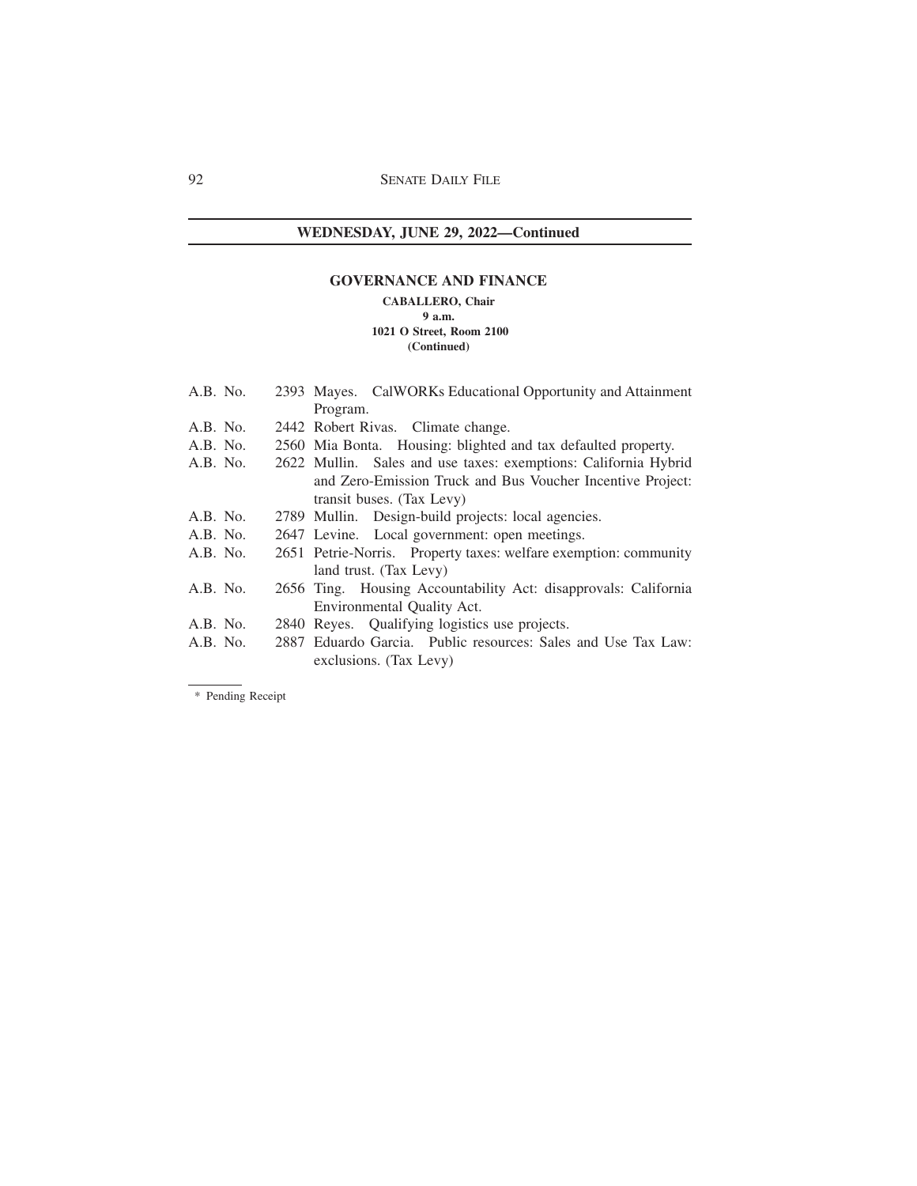## WEDNESDAY, JUNE 29, 2022—Continued

### GOVERNANCE AND FINANCE

**CABALLERO, Chair**
**9 a.m.**
**1021 O Street, Room 2100**
**(Continued)**

A.B. No. 2393 Mayes. CalWORKs Educational Opportunity and Attainment Program.

A.B. No. 2442 Robert Rivas. Climate change.

A.B. No. 2560 Mia Bonta. Housing: blighted and tax defaulted property.

A.B. No. 2622 Mullin. Sales and use taxes: exemptions: California Hybrid and Zero-Emission Truck and Bus Voucher Incentive Project: transit buses. (Tax Levy)

A.B. No. 2789 Mullin. Design-build projects: local agencies.

A.B. No. 2647 Levine. Local government: open meetings.

A.B. No. 2651 Petrie-Norris. Property taxes: welfare exemption: community land trust. (Tax Levy)

A.B. No. 2656 Ting. Housing Accountability Act: disapprovals: California Environmental Quality Act.

A.B. No. 2840 Reyes. Qualifying logistics use projects.

A.B. No. 2887 Eduardo Garcia. Public resources: Sales and Use Tax Law: exclusions. (Tax Levy)

---

\* Pending Receipt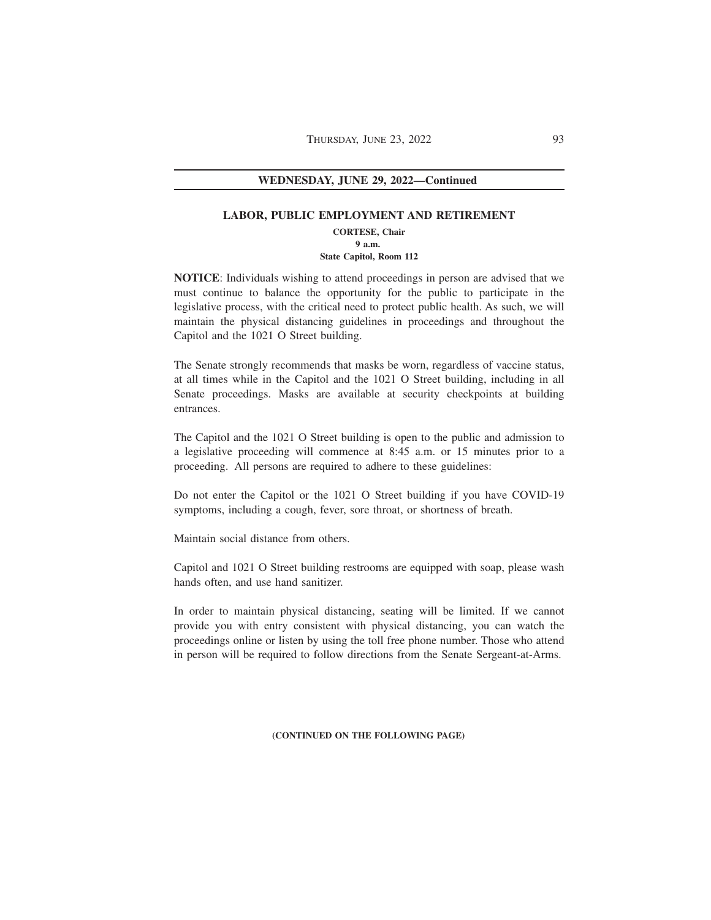## WEDNESDAY, JUNE 29, 2022—Continued

### LABOR, PUBLIC EMPLOYMENT AND RETIREMENT

**CORTESE, Chair**
**9 a.m.**
**State Capitol, Room 112**

**NOTICE**: Individuals wishing to attend proceedings in person are advised that we must continue to balance the opportunity for the public to participate in the legislative process, with the critical need to protect public health. As such, we will maintain the physical distancing guidelines in proceedings and throughout the Capitol and the 1021 O Street building.

The Senate strongly recommends that masks be worn, regardless of vaccine status, at all times while in the Capitol and the 1021 O Street building, including in all Senate proceedings. Masks are available at security checkpoints at building entrances.

The Capitol and the 1021 O Street building is open to the public and admission to a legislative proceeding will commence at 8:45 a.m. or 15 minutes prior to a proceeding. All persons are required to adhere to these guidelines:

Do not enter the Capitol or the 1021 O Street building if you have COVID-19 symptoms, including a cough, fever, sore throat, or shortness of breath.

Maintain social distance from others.

Capitol and 1021 O Street building restrooms are equipped with soap, please wash hands often, and use hand sanitizer.

In order to maintain physical distancing, seating will be limited. If we cannot provide you with entry consistent with physical distancing, you can watch the proceedings online or listen by using the toll free phone number. Those who attend in person will be required to follow directions from the Senate Sergeant-at-Arms.

**(CONTINUED ON THE FOLLOWING PAGE)**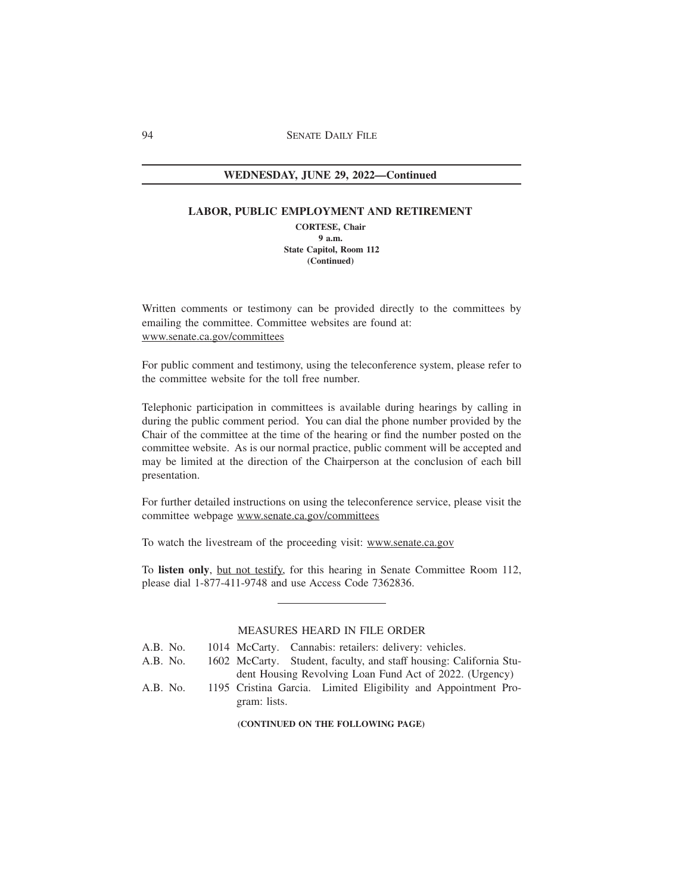## WEDNESDAY, JUNE 29, 2022—Continued

### LABOR, PUBLIC EMPLOYMENT AND RETIREMENT

**CORTESE, Chair**
**9 a.m.**
**State Capitol, Room 112**
**(Continued)**

Written comments or testimony can be provided directly to the committees by emailing the committee. Committee websites are found at: www.senate.ca.gov/committees

For public comment and testimony, using the teleconference system, please refer to the committee website for the toll free number.

Telephonic participation in committees is available during hearings by calling in during the public comment period. You can dial the phone number provided by the Chair of the committee at the time of the hearing or find the number posted on the committee website. As is our normal practice, public comment will be accepted and may be limited at the direction of the Chairperson at the conclusion of each bill presentation.

For further detailed instructions on using the teleconference service, please visit the committee webpage www.senate.ca.gov/committees

To watch the livestream of the proceeding visit: www.senate.ca.gov

To **listen only**, but not testify, for this hearing in Senate Committee Room 112, please dial 1-877-411-9748 and use Access Code 7362836.

---

MEASURES HEARD IN FILE ORDER

A.B. No. 1014 McCarty. Cannabis: retailers: delivery: vehicles.
A.B. No. 1602 McCarty. Student, faculty, and staff housing: California Student Housing Revolving Loan Fund Act of 2022. (Urgency)
A.B. No. 1195 Cristina Garcia. Limited Eligibility and Appointment Program: lists.

**(CONTINUED ON THE FOLLOWING PAGE)**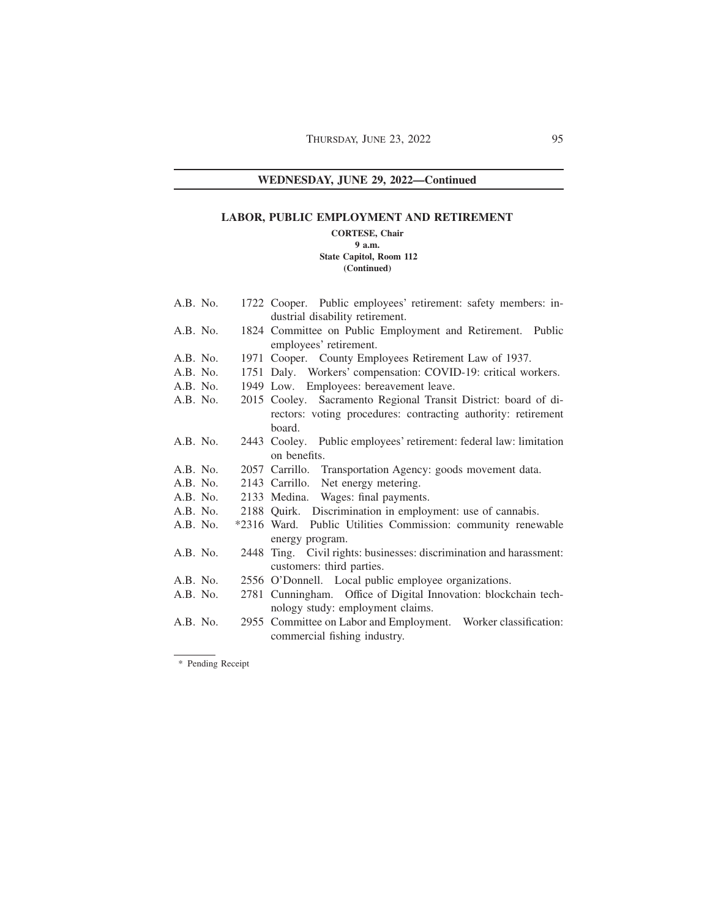**WEDNESDAY, JUNE 29, 2022—Continued**

## LABOR, PUBLIC EMPLOYMENT AND RETIREMENT

**CORTESE, Chair**
**9 a.m.**
**State Capitol, Room 112**
**(Continued)**

| | | |
|---|---|---|
| A.B. No. | 1722 | Cooper. Public employees' retirement: safety members: industrial disability retirement. |
| A.B. No. | 1824 | Committee on Public Employment and Retirement. Public employees' retirement. |
| A.B. No. | 1971 | Cooper. County Employees Retirement Law of 1937. |
| A.B. No. | 1751 | Daly. Workers' compensation: COVID-19: critical workers. |
| A.B. No. | 1949 | Low. Employees: bereavement leave. |
| A.B. No. | 2015 | Cooley. Sacramento Regional Transit District: board of directors: voting procedures: contracting authority: retirement board. |
| A.B. No. | 2443 | Cooley. Public employees' retirement: federal law: limitation on benefits. |
| A.B. No. | 2057 | Carrillo. Transportation Agency: goods movement data. |
| A.B. No. | 2143 | Carrillo. Net energy metering. |
| A.B. No. | 2133 | Medina. Wages: final payments. |
| A.B. No. | 2188 | Quirk. Discrimination in employment: use of cannabis. |
| A.B. No. | *2316 | Ward. Public Utilities Commission: community renewable energy program. |
| A.B. No. | 2448 | Ting. Civil rights: businesses: discrimination and harassment: customers: third parties. |
| A.B. No. | 2556 | O'Donnell. Local public employee organizations. |
| A.B. No. | 2781 | Cunningham. Office of Digital Innovation: blockchain technology study: employment claims. |
| A.B. No. | 2955 | Committee on Labor and Employment. Worker classification: commercial fishing industry. |

* Pending Receipt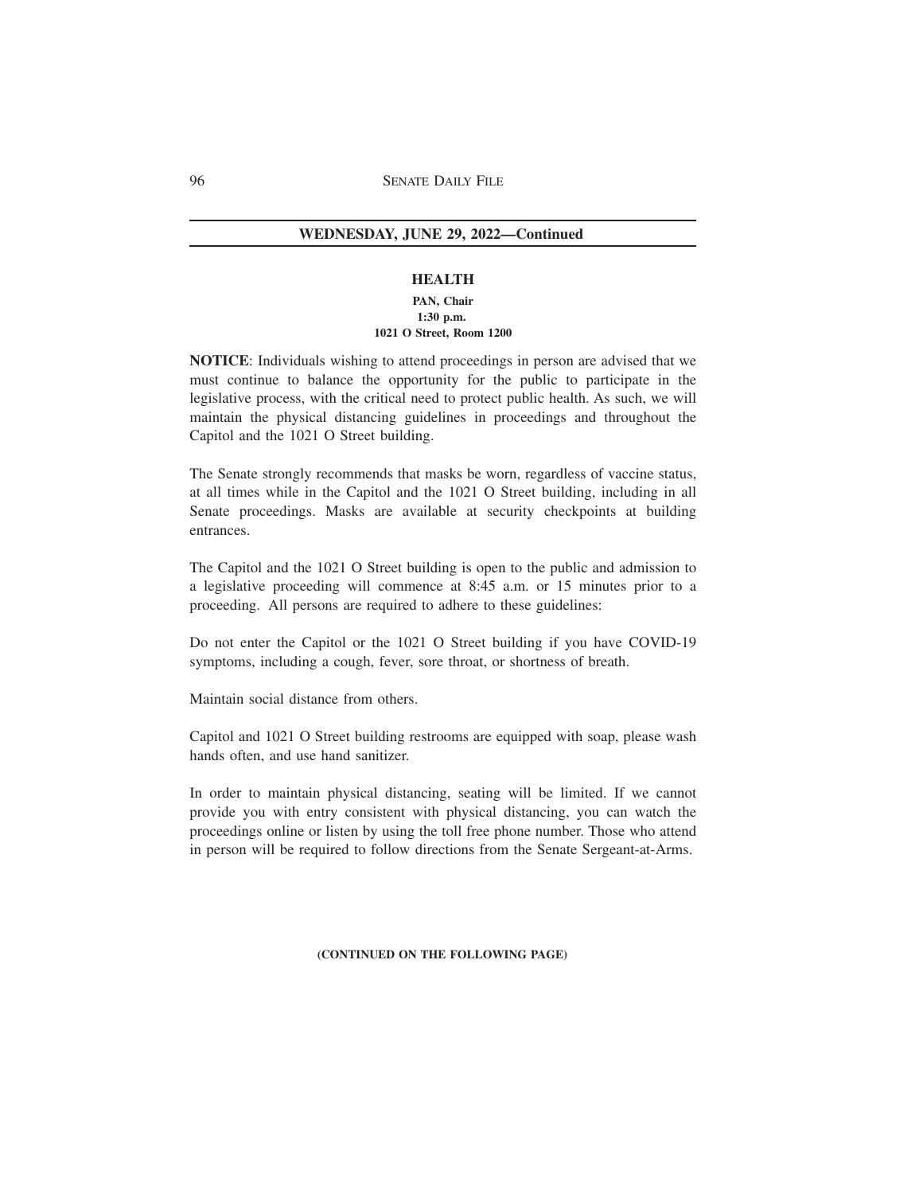## WEDNESDAY, JUNE 29, 2022—Continued

### HEALTH

**PAN, Chair**
**1:30 p.m.**
**1021 O Street, Room 1200**

**NOTICE**: Individuals wishing to attend proceedings in person are advised that we must continue to balance the opportunity for the public to participate in the legislative process, with the critical need to protect public health. As such, we will maintain the physical distancing guidelines in proceedings and throughout the Capitol and the 1021 O Street building.

The Senate strongly recommends that masks be worn, regardless of vaccine status, at all times while in the Capitol and the 1021 O Street building, including in all Senate proceedings. Masks are available at security checkpoints at building entrances.

The Capitol and the 1021 O Street building is open to the public and admission to a legislative proceeding will commence at 8:45 a.m. or 15 minutes prior to a proceeding. All persons are required to adhere to these guidelines:

Do not enter the Capitol or the 1021 O Street building if you have COVID-19 symptoms, including a cough, fever, sore throat, or shortness of breath.

Maintain social distance from others.

Capitol and 1021 O Street building restrooms are equipped with soap, please wash hands often, and use hand sanitizer.

In order to maintain physical distancing, seating will be limited. If we cannot provide you with entry consistent with physical distancing, you can watch the proceedings online or listen by using the toll free phone number. Those who attend in person will be required to follow directions from the Senate Sergeant-at-Arms.

**(CONTINUED ON THE FOLLOWING PAGE)**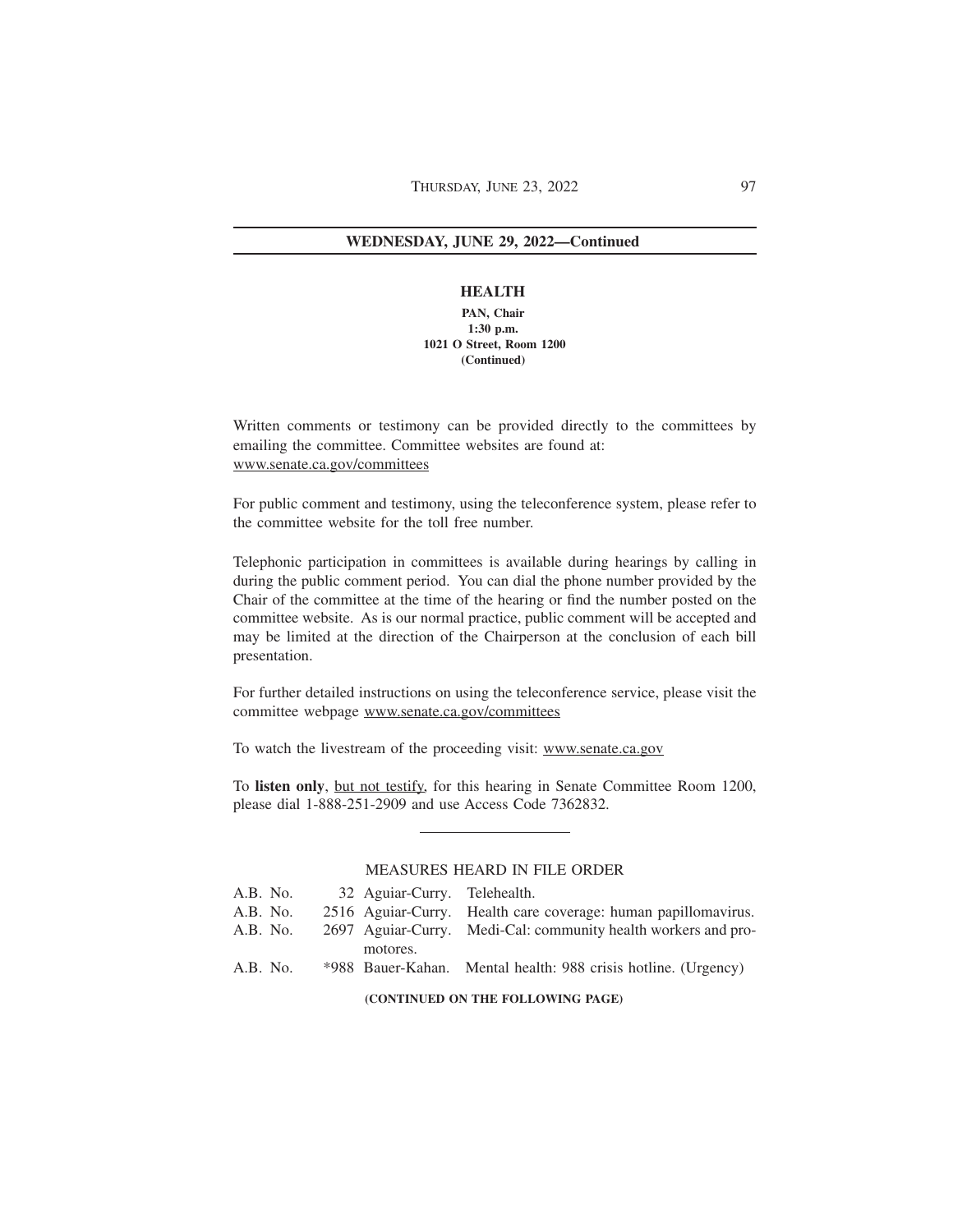**WEDNESDAY, JUNE 29, 2022—Continued**

### HEALTH

**PAN, Chair**
**1:30 p.m.**
**1021 O Street, Room 1200**
**(Continued)**

Written comments or testimony can be provided directly to the committees by emailing the committee. Committee websites are found at: www.senate.ca.gov/committees

For public comment and testimony, using the teleconference system, please refer to the committee website for the toll free number.

Telephonic participation in committees is available during hearings by calling in during the public comment period. You can dial the phone number provided by the Chair of the committee at the time of the hearing or find the number posted on the committee website. As is our normal practice, public comment will be accepted and may be limited at the direction of the Chairperson at the conclusion of each bill presentation.

For further detailed instructions on using the teleconference service, please visit the committee webpage www.senate.ca.gov/committees

To watch the livestream of the proceeding visit: www.senate.ca.gov

To **listen only**, but not testify, for this hearing in Senate Committee Room 1200, please dial 1-888-251-2909 and use Access Code 7362832.

---

MEASURES HEARD IN FILE ORDER

A.B. No. 32 Aguiar-Curry. Telehealth.
A.B. No. 2516 Aguiar-Curry. Health care coverage: human papillomavirus.
A.B. No. 2697 Aguiar-Curry. Medi-Cal: community health workers and promotores.
A.B. No. *988 Bauer-Kahan. Mental health: 988 crisis hotline. (Urgency)

**(CONTINUED ON THE FOLLOWING PAGE)**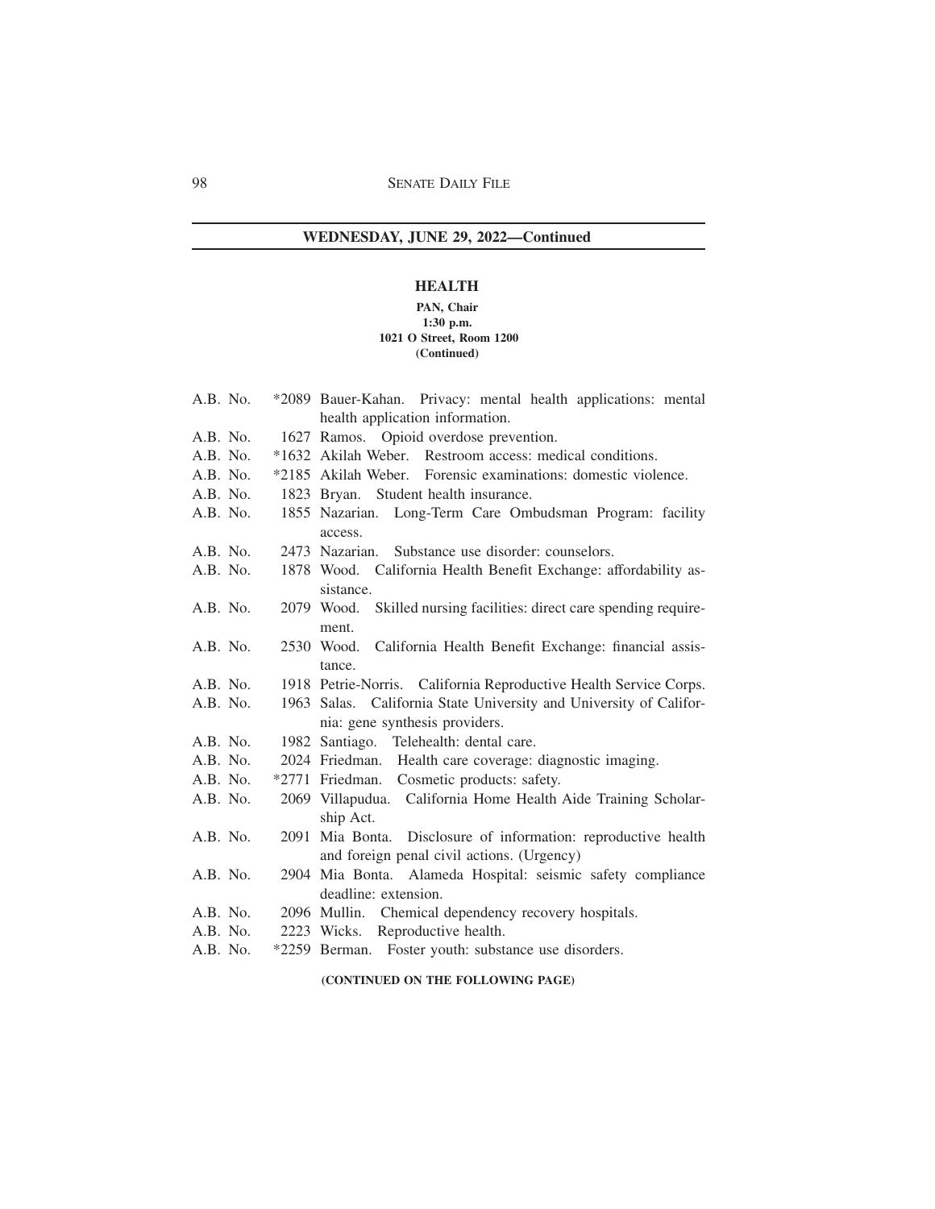## WEDNESDAY, JUNE 29, 2022—Continued

### HEALTH

**PAN, Chair**
**1:30 p.m.**
**1021 O Street, Room 1200**
**(Continued)**

A.B. No. *2089 Bauer-Kahan. Privacy: mental health applications: mental health application information.
A.B. No. 1627 Ramos. Opioid overdose prevention.
A.B. No. *1632 Akilah Weber. Restroom access: medical conditions.
A.B. No. *2185 Akilah Weber. Forensic examinations: domestic violence.
A.B. No. 1823 Bryan. Student health insurance.
A.B. No. 1855 Nazarian. Long-Term Care Ombudsman Program: facility access.
A.B. No. 2473 Nazarian. Substance use disorder: counselors.
A.B. No. 1878 Wood. California Health Benefit Exchange: affordability assistance.
A.B. No. 2079 Wood. Skilled nursing facilities: direct care spending requirement.
A.B. No. 2530 Wood. California Health Benefit Exchange: financial assistance.
A.B. No. 1918 Petrie-Norris. California Reproductive Health Service Corps.
A.B. No. 1963 Salas. California State University and University of California: gene synthesis providers.
A.B. No. 1982 Santiago. Telehealth: dental care.
A.B. No. 2024 Friedman. Health care coverage: diagnostic imaging.
A.B. No. *2771 Friedman. Cosmetic products: safety.
A.B. No. 2069 Villapudua. California Home Health Aide Training Scholarship Act.
A.B. No. 2091 Mia Bonta. Disclosure of information: reproductive health and foreign penal civil actions. (Urgency)
A.B. No. 2904 Mia Bonta. Alameda Hospital: seismic safety compliance deadline: extension.
A.B. No. 2096 Mullin. Chemical dependency recovery hospitals.
A.B. No. 2223 Wicks. Reproductive health.
A.B. No. *2259 Berman. Foster youth: substance use disorders.

**(CONTINUED ON THE FOLLOWING PAGE)**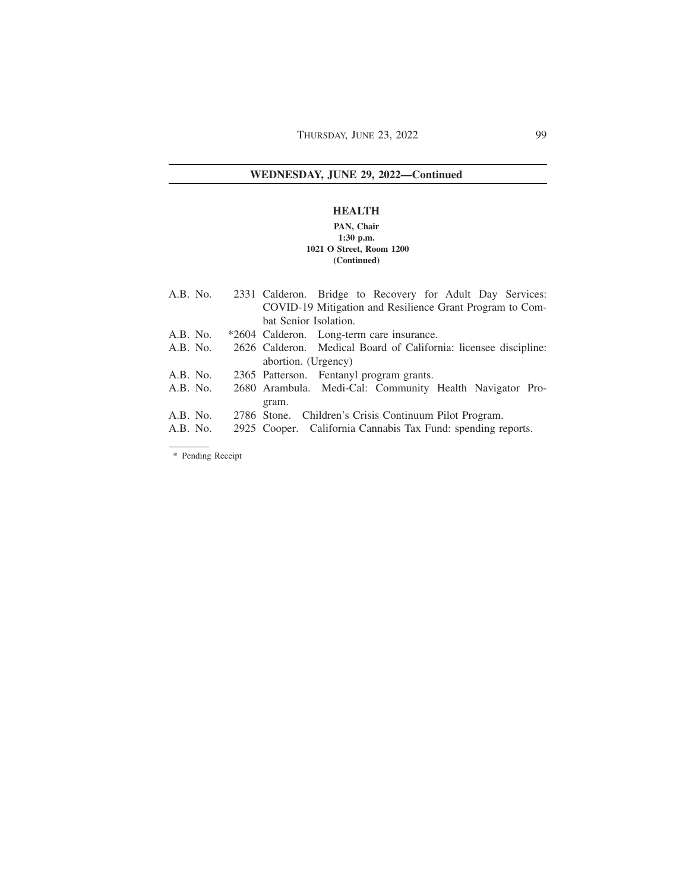## WEDNESDAY, JUNE 29, 2022—Continued

### HEALTH

**PAN, Chair**
**1:30 p.m.**
**1021 O Street, Room 1200**
**(Continued)**

| | | |
|---|---|---|
| A.B. No. | 2331 | Calderon. Bridge to Recovery for Adult Day Services: COVID-19 Mitigation and Resilience Grant Program to Combat Senior Isolation. |
| A.B. No. | *2604 | Calderon. Long-term care insurance. |
| A.B. No. | 2626 | Calderon. Medical Board of California: licensee discipline: abortion. (Urgency) |
| A.B. No. | 2365 | Patterson. Fentanyl program grants. |
| A.B. No. | 2680 | Arambula. Medi-Cal: Community Health Navigator Program. |
| A.B. No. | 2786 | Stone. Children's Crisis Continuum Pilot Program. |
| A.B. No. | 2925 | Cooper. California Cannabis Tax Fund: spending reports. |

---

\* Pending Receipt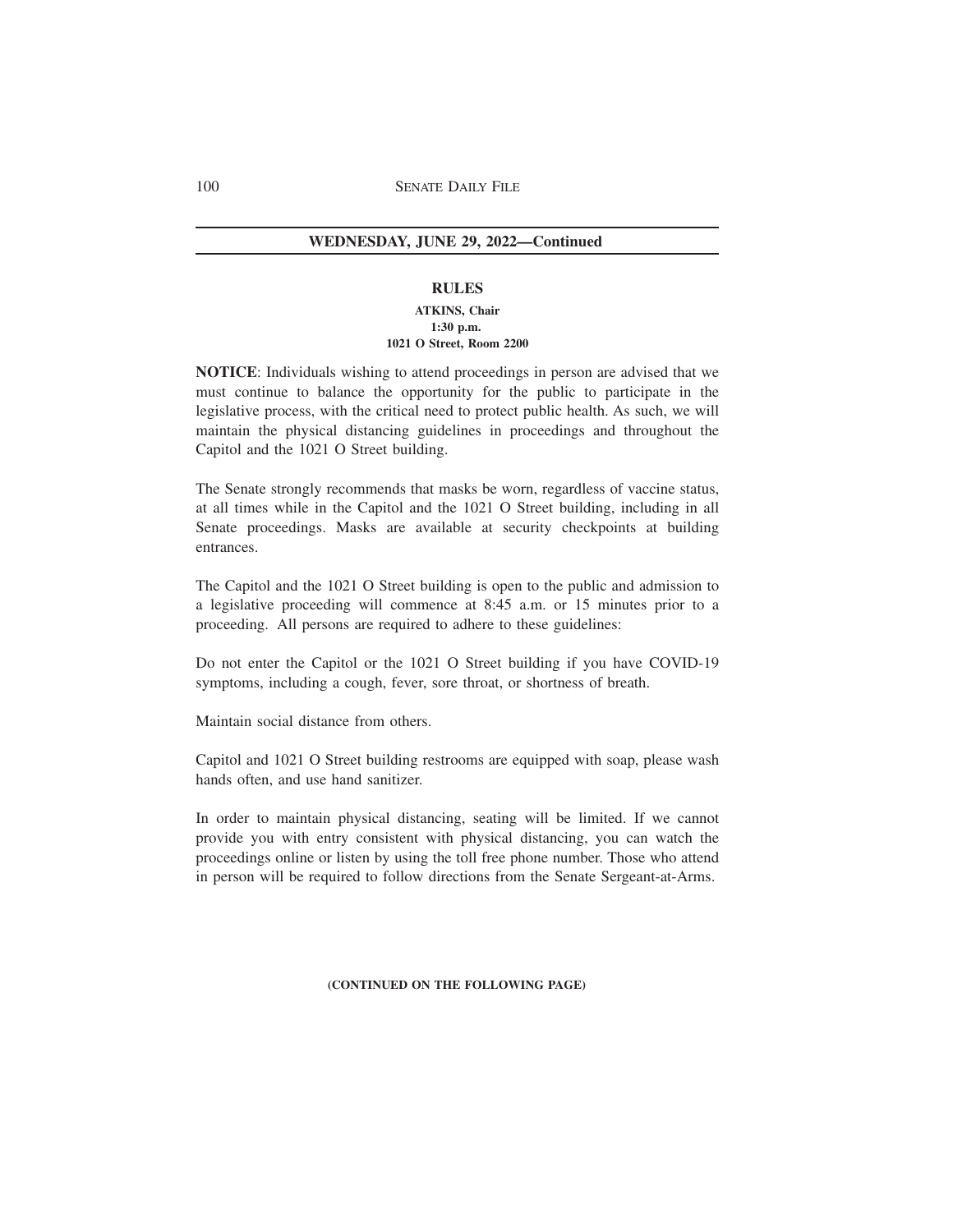**WEDNESDAY, JUNE 29, 2022—Continued**

## RULES

**ATKINS, Chair**
**1:30 p.m.**
**1021 O Street, Room 2200**

**NOTICE**: Individuals wishing to attend proceedings in person are advised that we must continue to balance the opportunity for the public to participate in the legislative process, with the critical need to protect public health. As such, we will maintain the physical distancing guidelines in proceedings and throughout the Capitol and the 1021 O Street building.

The Senate strongly recommends that masks be worn, regardless of vaccine status, at all times while in the Capitol and the 1021 O Street building, including in all Senate proceedings. Masks are available at security checkpoints at building entrances.

The Capitol and the 1021 O Street building is open to the public and admission to a legislative proceeding will commence at 8:45 a.m. or 15 minutes prior to a proceeding. All persons are required to adhere to these guidelines:

Do not enter the Capitol or the 1021 O Street building if you have COVID-19 symptoms, including a cough, fever, sore throat, or shortness of breath.

Maintain social distance from others.

Capitol and 1021 O Street building restrooms are equipped with soap, please wash hands often, and use hand sanitizer.

In order to maintain physical distancing, seating will be limited. If we cannot provide you with entry consistent with physical distancing, you can watch the proceedings online or listen by using the toll free phone number. Those who attend in person will be required to follow directions from the Senate Sergeant-at-Arms.

**(CONTINUED ON THE FOLLOWING PAGE)**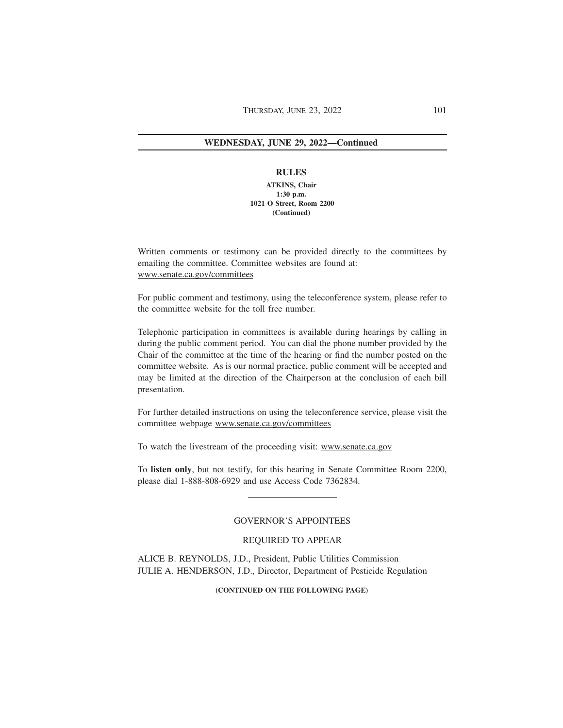## WEDNESDAY, JUNE 29, 2022—Continued

### RULES

**ATKINS, Chair**
**1:30 p.m.**
**1021 O Street, Room 2200**
**(Continued)**

Written comments or testimony can be provided directly to the committees by emailing the committee. Committee websites are found at: www.senate.ca.gov/committees

For public comment and testimony, using the teleconference system, please refer to the committee website for the toll free number.

Telephonic participation in committees is available during hearings by calling in during the public comment period. You can dial the phone number provided by the Chair of the committee at the time of the hearing or find the number posted on the committee website. As is our normal practice, public comment will be accepted and may be limited at the direction of the Chairperson at the conclusion of each bill presentation.

For further detailed instructions on using the teleconference service, please visit the committee webpage www.senate.ca.gov/committees

To watch the livestream of the proceeding visit: www.senate.ca.gov

To **listen only**, but not testify, for this hearing in Senate Committee Room 2200, please dial 1-888-808-6929 and use Access Code 7362834.

---

GOVERNOR'S APPOINTEES

REQUIRED TO APPEAR

ALICE B. REYNOLDS, J.D., President, Public Utilities Commission
JULIE A. HENDERSON, J.D., Director, Department of Pesticide Regulation

**(CONTINUED ON THE FOLLOWING PAGE)**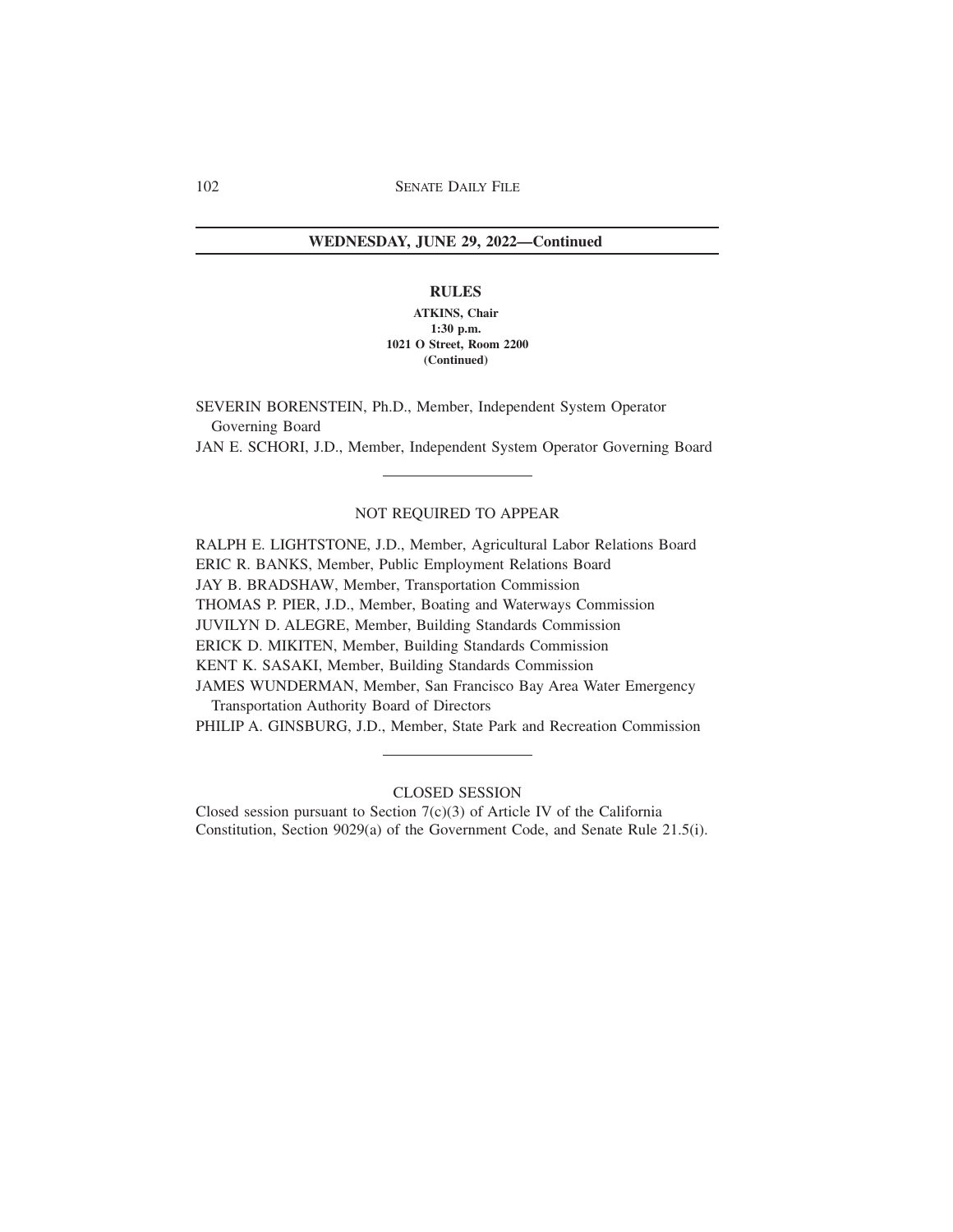## WEDNESDAY, JUNE 29, 2022—Continued

### RULES

**ATKINS, Chair**
**1:30 p.m.**
**1021 O Street, Room 2200**
**(Continued)**

SEVERIN BORENSTEIN, Ph.D., Member, Independent System Operator Governing Board
JAN E. SCHORI, J.D., Member, Independent System Operator Governing Board

---

NOT REQUIRED TO APPEAR

RALPH E. LIGHTSTONE, J.D., Member, Agricultural Labor Relations Board
ERIC R. BANKS, Member, Public Employment Relations Board
JAY B. BRADSHAW, Member, Transportation Commission
THOMAS P. PIER, J.D., Member, Boating and Waterways Commission
JUVILYN D. ALEGRE, Member, Building Standards Commission
ERICK D. MIKITEN, Member, Building Standards Commission
KENT K. SASAKI, Member, Building Standards Commission
JAMES WUNDERMAN, Member, San Francisco Bay Area Water Emergency Transportation Authority Board of Directors
PHILIP A. GINSBURG, J.D., Member, State Park and Recreation Commission

---

CLOSED SESSION

Closed session pursuant to Section 7(c)(3) of Article IV of the California Constitution, Section 9029(a) of the Government Code, and Senate Rule 21.5(i).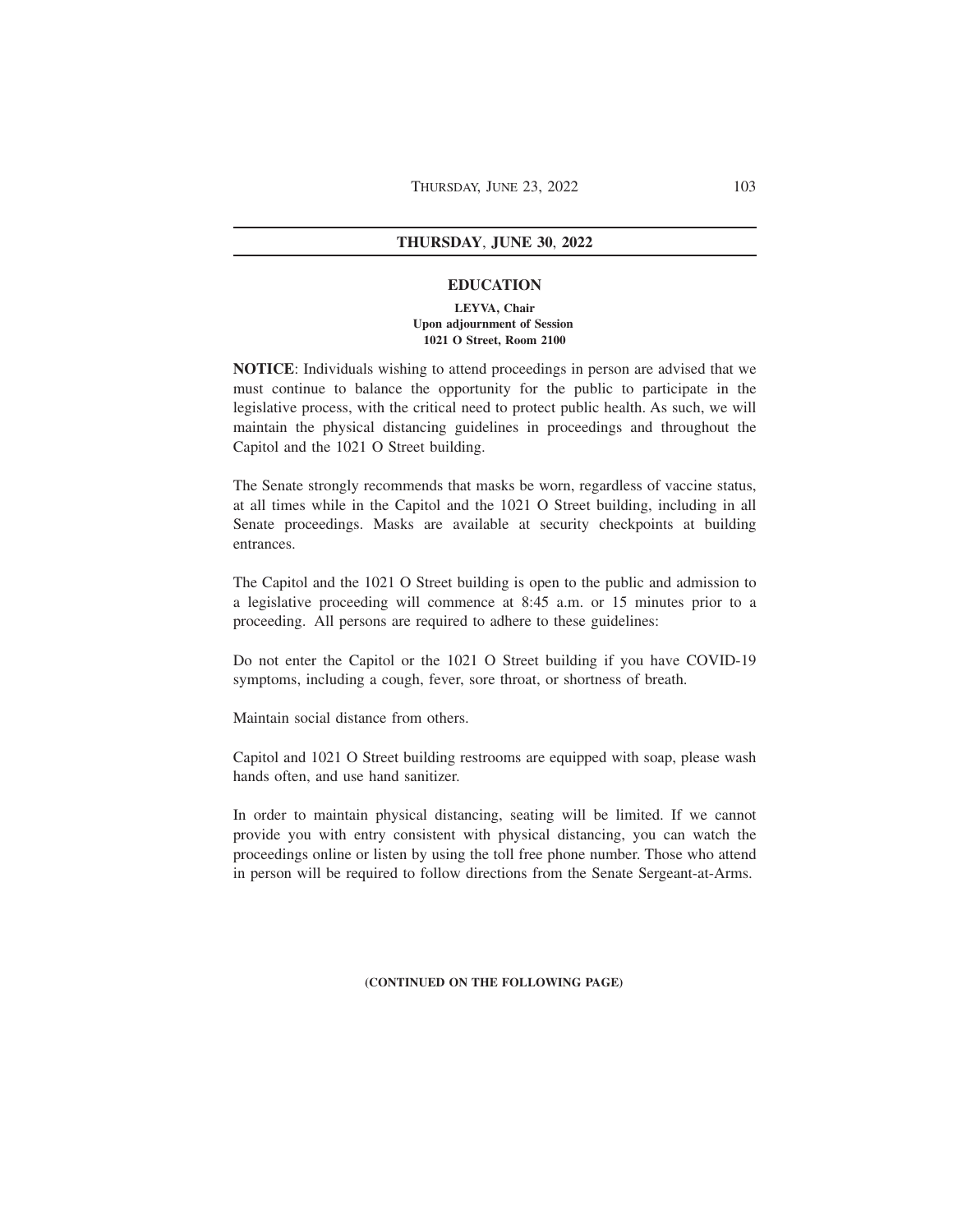## THURSDAY, JUNE 30, 2022

### EDUCATION

**LEYVA, Chair**
**Upon adjournment of Session**
**1021 O Street, Room 2100**

**NOTICE**: Individuals wishing to attend proceedings in person are advised that we must continue to balance the opportunity for the public to participate in the legislative process, with the critical need to protect public health. As such, we will maintain the physical distancing guidelines in proceedings and throughout the Capitol and the 1021 O Street building.

The Senate strongly recommends that masks be worn, regardless of vaccine status, at all times while in the Capitol and the 1021 O Street building, including in all Senate proceedings. Masks are available at security checkpoints at building entrances.

The Capitol and the 1021 O Street building is open to the public and admission to a legislative proceeding will commence at 8:45 a.m. or 15 minutes prior to a proceeding. All persons are required to adhere to these guidelines:

Do not enter the Capitol or the 1021 O Street building if you have COVID-19 symptoms, including a cough, fever, sore throat, or shortness of breath.

Maintain social distance from others.

Capitol and 1021 O Street building restrooms are equipped with soap, please wash hands often, and use hand sanitizer.

In order to maintain physical distancing, seating will be limited. If we cannot provide you with entry consistent with physical distancing, you can watch the proceedings online or listen by using the toll free phone number. Those who attend in person will be required to follow directions from the Senate Sergeant-at-Arms.

**(CONTINUED ON THE FOLLOWING PAGE)**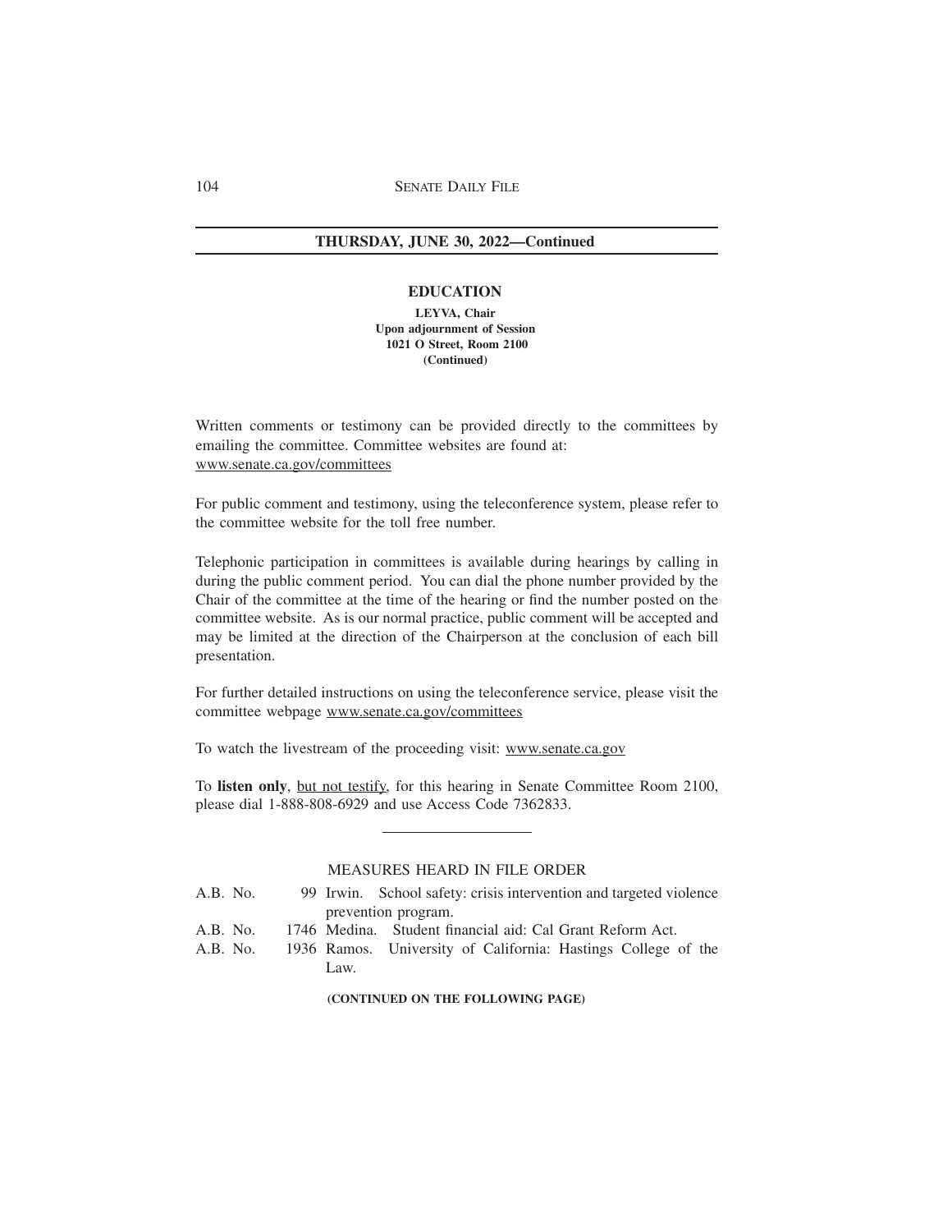## THURSDAY, JUNE 30, 2022—Continued

### EDUCATION

**LEYVA, Chair**
**Upon adjournment of Session**
**1021 O Street, Room 2100**
**(Continued)**

Written comments or testimony can be provided directly to the committees by emailing the committee. Committee websites are found at: www.senate.ca.gov/committees

For public comment and testimony, using the teleconference system, please refer to the committee website for the toll free number.

Telephonic participation in committees is available during hearings by calling in during the public comment period. You can dial the phone number provided by the Chair of the committee at the time of the hearing or find the number posted on the committee website. As is our normal practice, public comment will be accepted and may be limited at the direction of the Chairperson at the conclusion of each bill presentation.

For further detailed instructions on using the teleconference service, please visit the committee webpage www.senate.ca.gov/committees

To watch the livestream of the proceeding visit: www.senate.ca.gov

To **listen only**, but not testify, for this hearing in Senate Committee Room 2100, please dial 1-888-808-6929 and use Access Code 7362833.

---

MEASURES HEARD IN FILE ORDER

A.B. No. 99 Irwin. School safety: crisis intervention and targeted violence prevention program.

A.B. No. 1746 Medina. Student financial aid: Cal Grant Reform Act.

A.B. No. 1936 Ramos. University of California: Hastings College of the Law.

**(CONTINUED ON THE FOLLOWING PAGE)**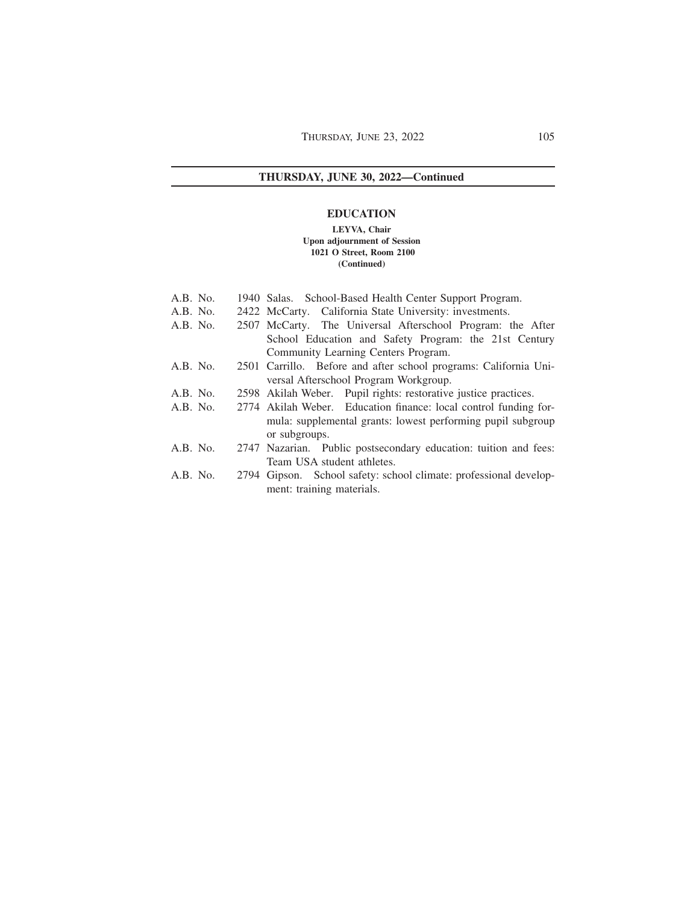**THURSDAY, JUNE 30, 2022—Continued**

## EDUCATION

**LEYVA, Chair**
**Upon adjournment of Session**
**1021 O Street, Room 2100**
**(Continued)**

A.B. No. 1940 Salas. School-Based Health Center Support Program.

A.B. No. 2422 McCarty. California State University: investments.

A.B. No. 2507 McCarty. The Universal Afterschool Program: the After School Education and Safety Program: the 21st Century Community Learning Centers Program.

A.B. No. 2501 Carrillo. Before and after school programs: California Universal Afterschool Program Workgroup.

A.B. No. 2598 Akilah Weber. Pupil rights: restorative justice practices.

A.B. No. 2774 Akilah Weber. Education finance: local control funding formula: supplemental grants: lowest performing pupil subgroup or subgroups.

A.B. No. 2747 Nazarian. Public postsecondary education: tuition and fees: Team USA student athletes.

A.B. No. 2794 Gipson. School safety: school climate: professional development: training materials.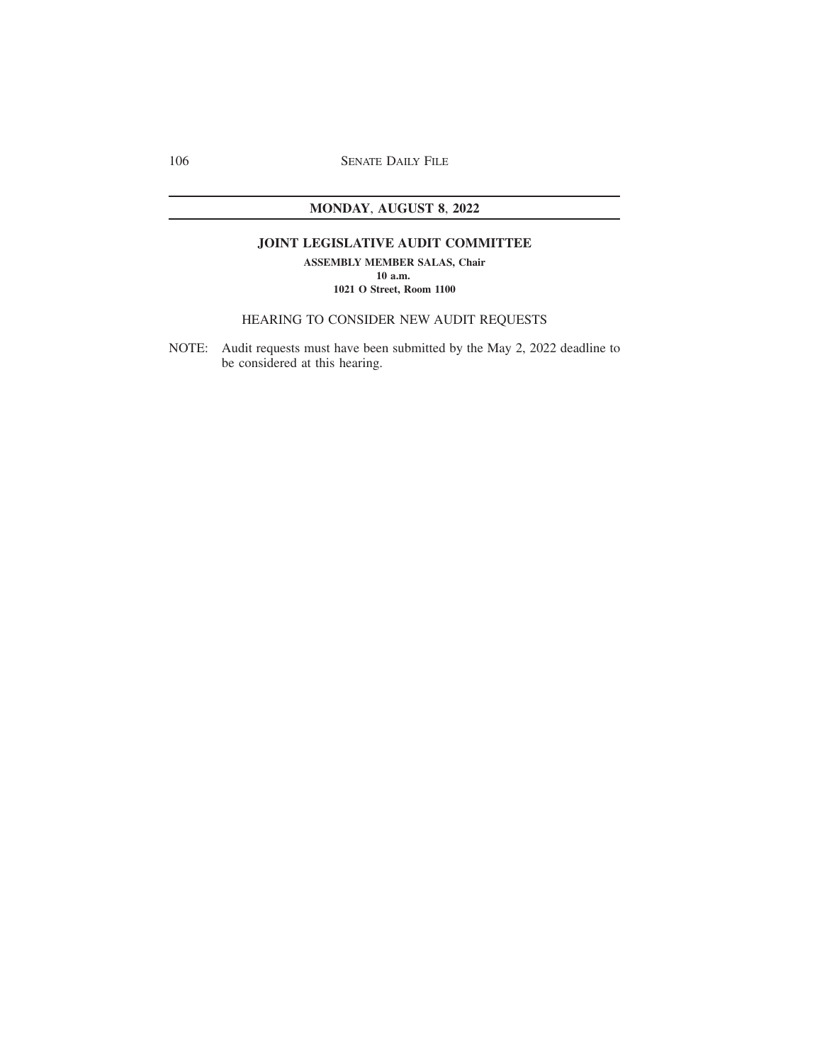## MONDAY, AUGUST 8, 2022

### JOINT LEGISLATIVE AUDIT COMMITTEE

**ASSEMBLY MEMBER SALAS, Chair**
**10 a.m.**
**1021 O Street, Room 1100**

HEARING TO CONSIDER NEW AUDIT REQUESTS

NOTE: Audit requests must have been submitted by the May 2, 2022 deadline to be considered at this hearing.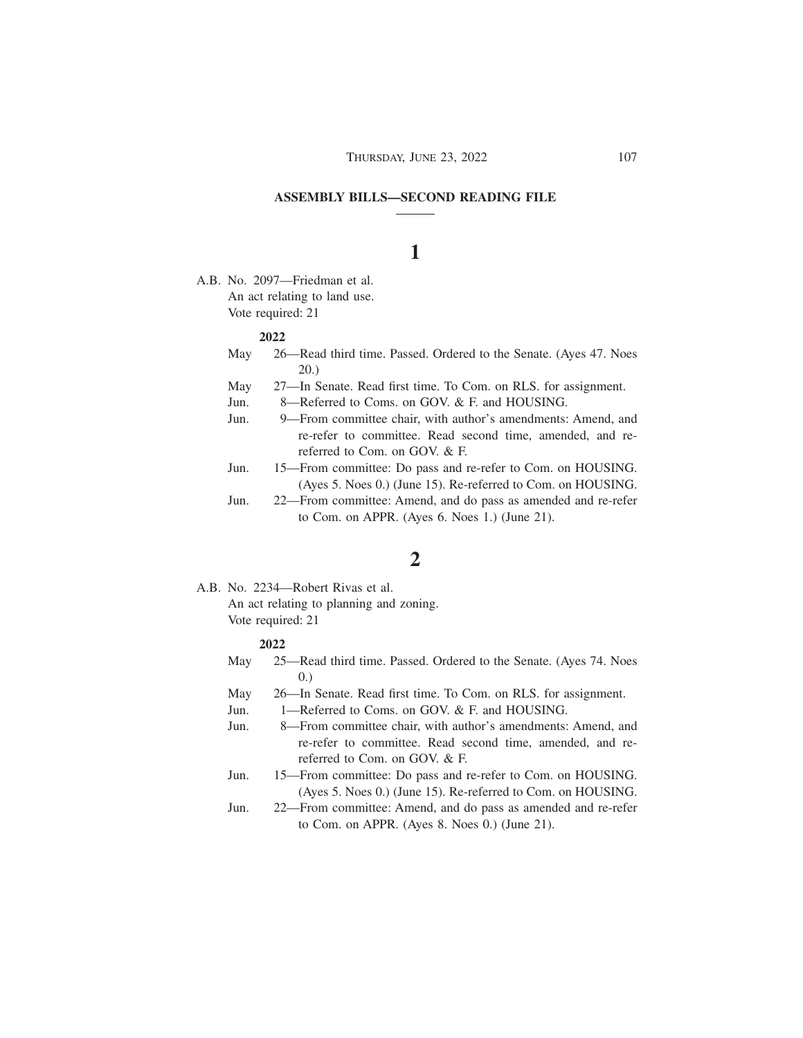## ASSEMBLY BILLS—SECOND READING FILE

### 1

A.B. No. 2097—Friedman et al.
An act relating to land use.
Vote required: 21

**2022**

- May 26—Read third time. Passed. Ordered to the Senate. (Ayes 47. Noes 20.)
- May 27—In Senate. Read first time. To Com. on RLS. for assignment.
- Jun. 8—Referred to Coms. on GOV. & F. and HOUSING.
- Jun. 9—From committee chair, with author's amendments: Amend, and re-refer to committee. Read second time, amended, and re-referred to Com. on GOV. & F.
- Jun. 15—From committee: Do pass and re-refer to Com. on HOUSING. (Ayes 5. Noes 0.) (June 15). Re-referred to Com. on HOUSING.
- Jun. 22—From committee: Amend, and do pass as amended and re-refer to Com. on APPR. (Ayes 6. Noes 1.) (June 21).

### 2

A.B. No. 2234—Robert Rivas et al.
An act relating to planning and zoning.
Vote required: 21

**2022**

- May 25—Read third time. Passed. Ordered to the Senate. (Ayes 74. Noes 0.)
- May 26—In Senate. Read first time. To Com. on RLS. for assignment.
- Jun. 1—Referred to Coms. on GOV. & F. and HOUSING.
- Jun. 8—From committee chair, with author's amendments: Amend, and re-refer to committee. Read second time, amended, and re-referred to Com. on GOV. & F.
- Jun. 15—From committee: Do pass and re-refer to Com. on HOUSING. (Ayes 5. Noes 0.) (June 15). Re-referred to Com. on HOUSING.
- Jun. 22—From committee: Amend, and do pass as amended and re-refer to Com. on APPR. (Ayes 8. Noes 0.) (June 21).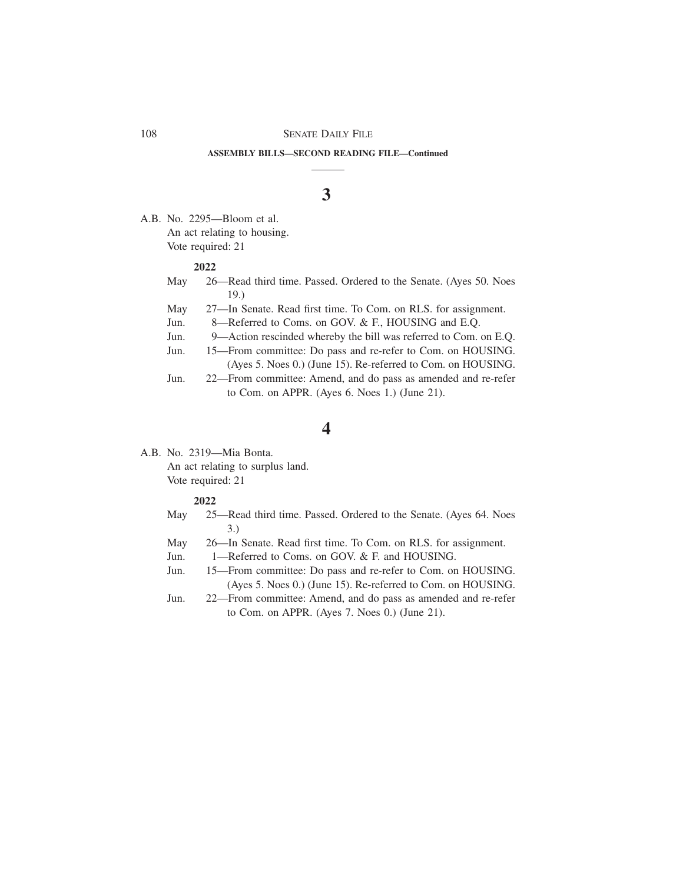**ASSEMBLY BILLS—SECOND READING FILE—Continued**

## 3

A.B. No. 2295—Bloom et al.
An act relating to housing.
Vote required: 21

**2022**

- May 26—Read third time. Passed. Ordered to the Senate. (Ayes 50. Noes 19.)
- May 27—In Senate. Read first time. To Com. on RLS. for assignment.
- Jun. 8—Referred to Coms. on GOV. & F., HOUSING and E.Q.
- Jun. 9—Action rescinded whereby the bill was referred to Com. on E.Q.
- Jun. 15—From committee: Do pass and re-refer to Com. on HOUSING. (Ayes 5. Noes 0.) (June 15). Re-referred to Com. on HOUSING.
- Jun. 22—From committee: Amend, and do pass as amended and re-refer to Com. on APPR. (Ayes 6. Noes 1.) (June 21).

## 4

A.B. No. 2319—Mia Bonta.
An act relating to surplus land.
Vote required: 21

**2022**

- May 25—Read third time. Passed. Ordered to the Senate. (Ayes 64. Noes 3.)
- May 26—In Senate. Read first time. To Com. on RLS. for assignment.
- Jun. 1—Referred to Coms. on GOV. & F. and HOUSING.
- Jun. 15—From committee: Do pass and re-refer to Com. on HOUSING. (Ayes 5. Noes 0.) (June 15). Re-referred to Com. on HOUSING.
- Jun. 22—From committee: Amend, and do pass as amended and re-refer to Com. on APPR. (Ayes 7. Noes 0.) (June 21).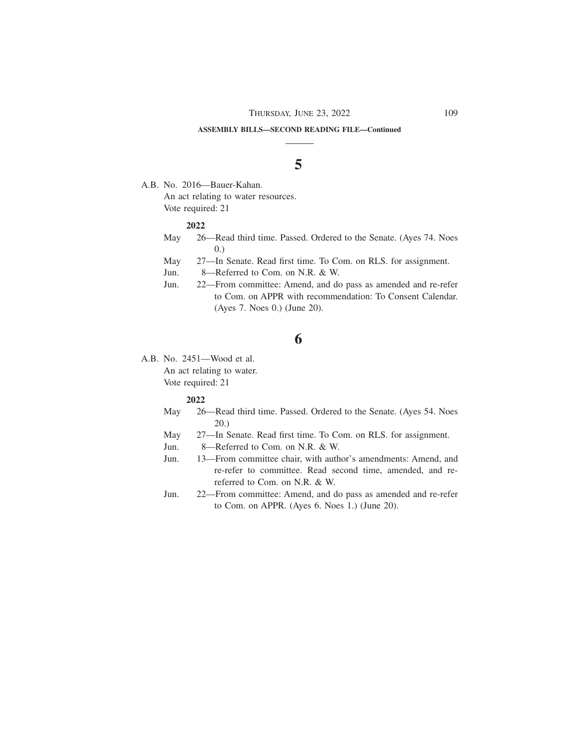**ASSEMBLY BILLS—SECOND READING FILE—Continued**

## 5

A.B. No. 2016—Bauer-Kahan.

An act relating to water resources.

Vote required: 21

**2022**

- May 26—Read third time. Passed. Ordered to the Senate. (Ayes 74. Noes 0.)
- May 27—In Senate. Read first time. To Com. on RLS. for assignment.
- Jun. 8—Referred to Com. on N.R. & W.
- Jun. 22—From committee: Amend, and do pass as amended and re-refer to Com. on APPR with recommendation: To Consent Calendar. (Ayes 7. Noes 0.) (June 20).

## 6

A.B. No. 2451—Wood et al.

An act relating to water.

Vote required: 21

**2022**

- May 26—Read third time. Passed. Ordered to the Senate. (Ayes 54. Noes 20.)
- May 27—In Senate. Read first time. To Com. on RLS. for assignment.
- Jun. 8—Referred to Com. on N.R. & W.
- Jun. 13—From committee chair, with author's amendments: Amend, and re-refer to committee. Read second time, amended, and re-referred to Com. on N.R. & W.
- Jun. 22—From committee: Amend, and do pass as amended and re-refer to Com. on APPR. (Ayes 6. Noes 1.) (June 20).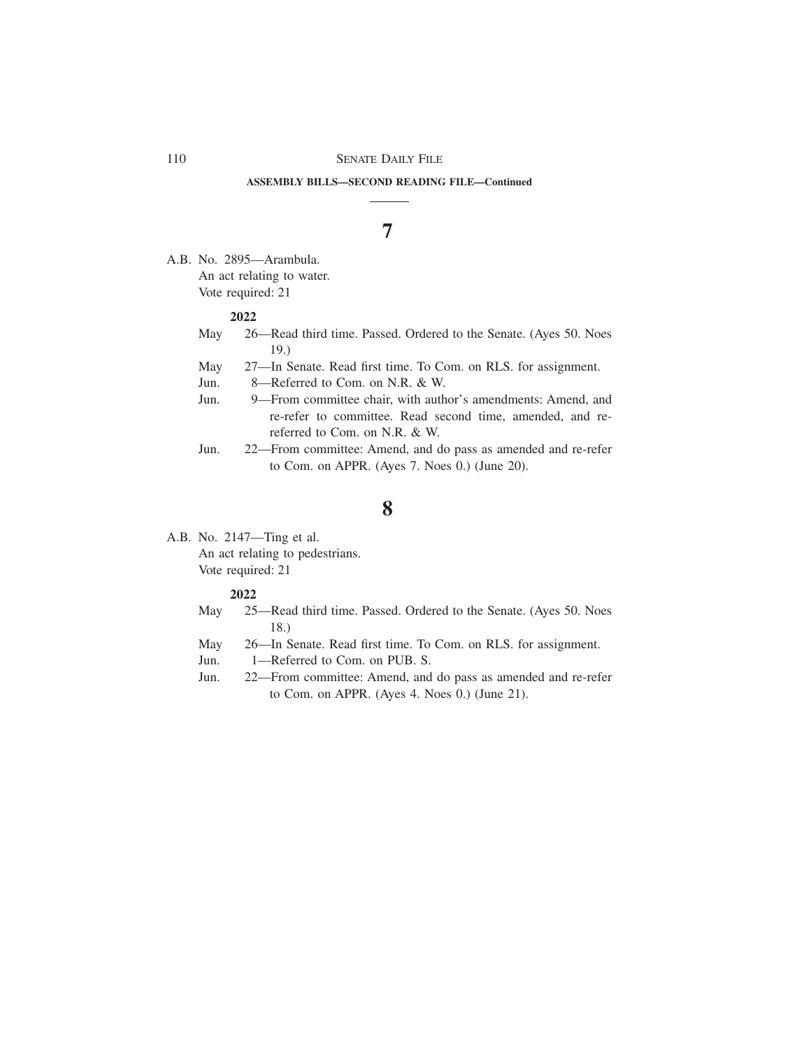**ASSEMBLY BILLS—SECOND READING FILE—Continued**

## 7

A.B. No. 2895—Arambula.
An act relating to water.
Vote required: 21

**2022**

- May 26—Read third time. Passed. Ordered to the Senate. (Ayes 50. Noes 19.)
- May 27—In Senate. Read first time. To Com. on RLS. for assignment.
- Jun. 8—Referred to Com. on N.R. & W.
- Jun. 9—From committee chair, with author's amendments: Amend, and re-refer to committee. Read second time, amended, and re-referred to Com. on N.R. & W.
- Jun. 22—From committee: Amend, and do pass as amended and re-refer to Com. on APPR. (Ayes 7. Noes 0.) (June 20).

## 8

A.B. No. 2147—Ting et al.
An act relating to pedestrians.
Vote required: 21

**2022**

- May 25—Read third time. Passed. Ordered to the Senate. (Ayes 50. Noes 18.)
- May 26—In Senate. Read first time. To Com. on RLS. for assignment.
- Jun. 1—Referred to Com. on PUB. S.
- Jun. 22—From committee: Amend, and do pass as amended and re-refer to Com. on APPR. (Ayes 4. Noes 0.) (June 21).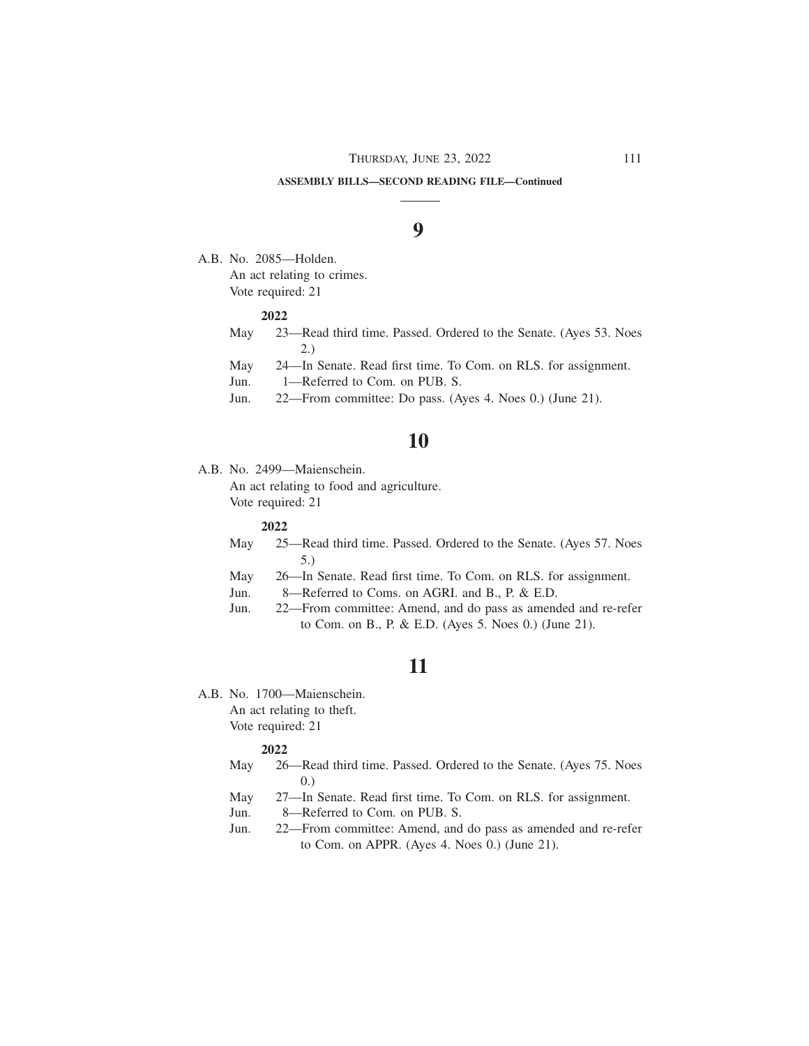**ASSEMBLY BILLS—SECOND READING FILE—Continued**

## 9

A.B. No. 2085—Holden.
An act relating to crimes.
Vote required: 21

**2022**

- May 23—Read third time. Passed. Ordered to the Senate. (Ayes 53. Noes 2.)
- May 24—In Senate. Read first time. To Com. on RLS. for assignment.
- Jun. 1—Referred to Com. on PUB. S.
- Jun. 22—From committee: Do pass. (Ayes 4. Noes 0.) (June 21).

## 10

A.B. No. 2499—Maienschein.
An act relating to food and agriculture.
Vote required: 21

**2022**

- May 25—Read third time. Passed. Ordered to the Senate. (Ayes 57. Noes 5.)
- May 26—In Senate. Read first time. To Com. on RLS. for assignment.
- Jun. 8—Referred to Coms. on AGRI. and B., P. & E.D.
- Jun. 22—From committee: Amend, and do pass as amended and re-refer to Com. on B., P. & E.D. (Ayes 5. Noes 0.) (June 21).

## 11

A.B. No. 1700—Maienschein.
An act relating to theft.
Vote required: 21

**2022**

- May 26—Read third time. Passed. Ordered to the Senate. (Ayes 75. Noes 0.)
- May 27—In Senate. Read first time. To Com. on RLS. for assignment.
- Jun. 8—Referred to Com. on PUB. S.
- Jun. 22—From committee: Amend, and do pass as amended and re-refer to Com. on APPR. (Ayes 4. Noes 0.) (June 21).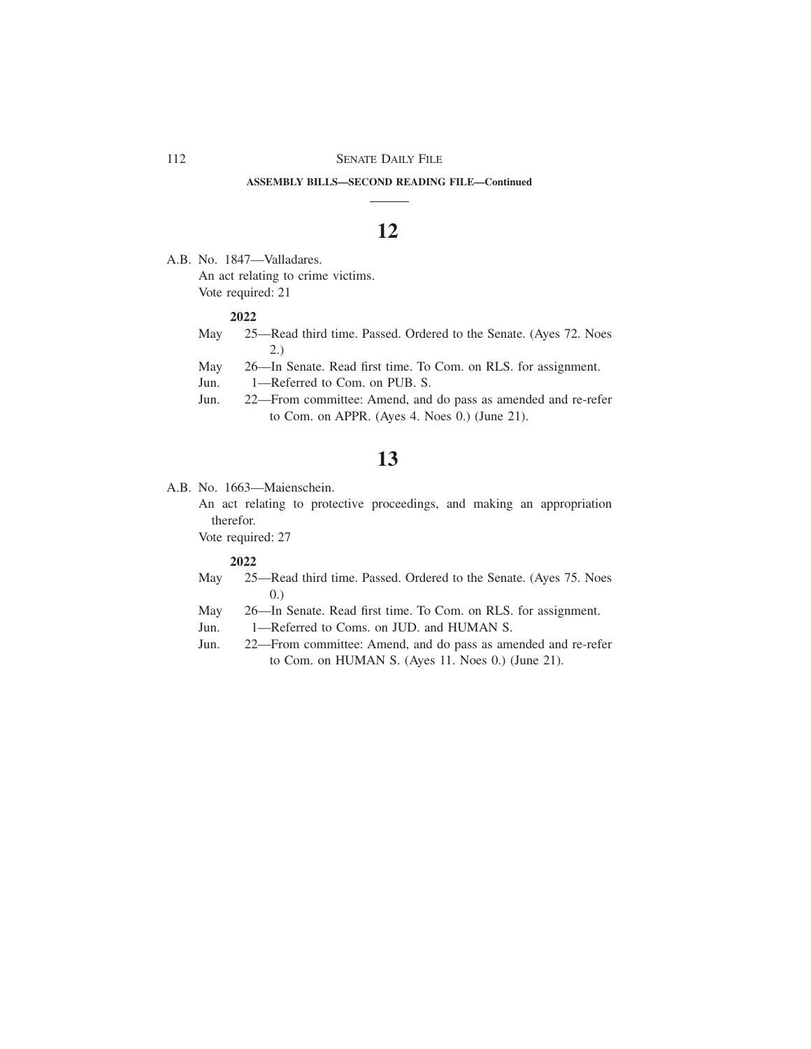**ASSEMBLY BILLS—SECOND READING FILE—Continued**

## 12

A.B. No. 1847—Valladares.

An act relating to crime victims.

Vote required: 21

**2022**

May 25—Read third time. Passed. Ordered to the Senate. (Ayes 72. Noes 2.)

May 26—In Senate. Read first time. To Com. on RLS. for assignment.

Jun. 1—Referred to Com. on PUB. S.

Jun. 22—From committee: Amend, and do pass as amended and re-refer to Com. on APPR. (Ayes 4. Noes 0.) (June 21).

## 13

A.B. No. 1663—Maienschein.

An act relating to protective proceedings, and making an appropriation therefor.

Vote required: 27

**2022**

May 25—Read third time. Passed. Ordered to the Senate. (Ayes 75. Noes 0.)

May 26—In Senate. Read first time. To Com. on RLS. for assignment.

Jun. 1—Referred to Coms. on JUD. and HUMAN S.

Jun. 22—From committee: Amend, and do pass as amended and re-refer to Com. on HUMAN S. (Ayes 11. Noes 0.) (June 21).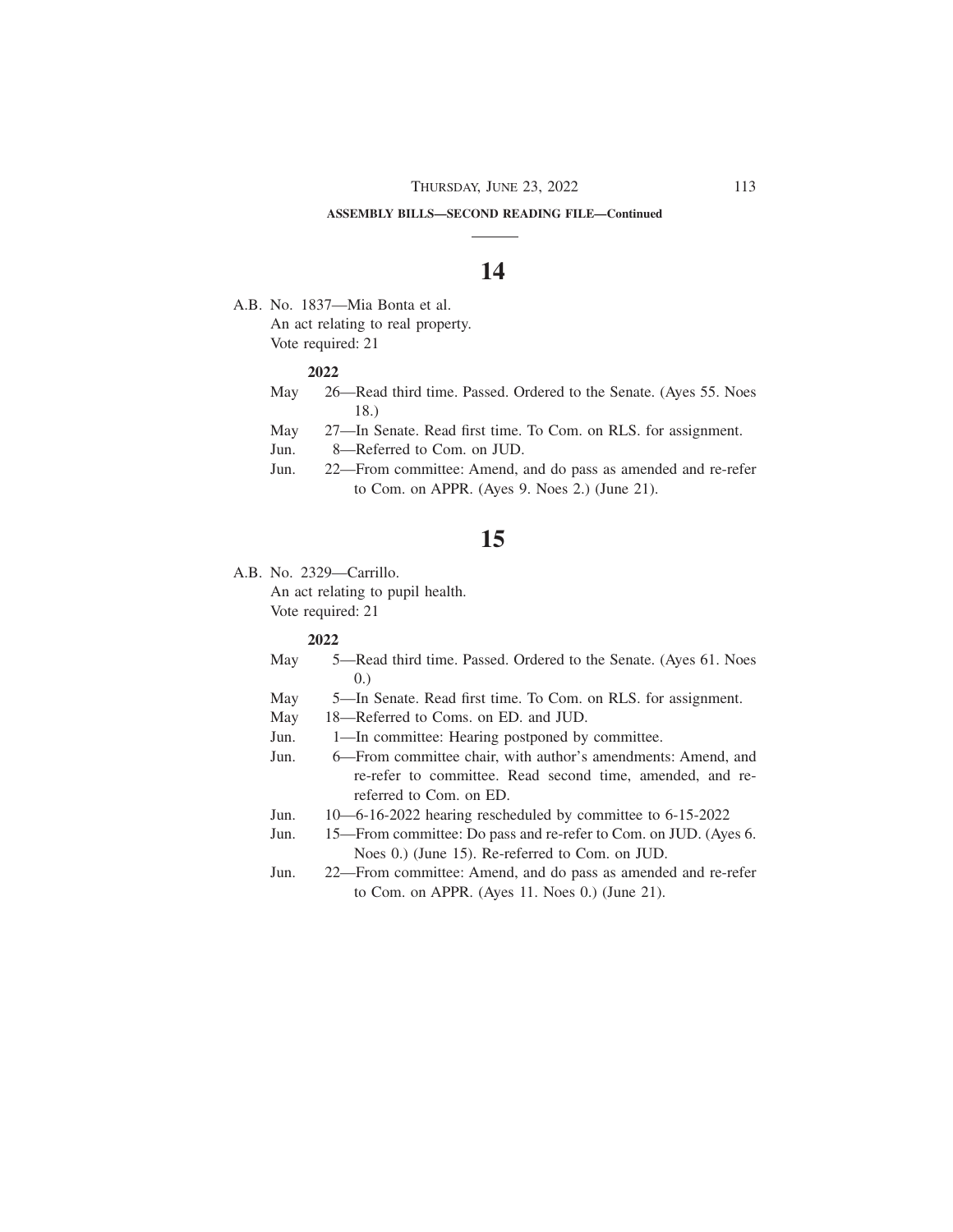**ASSEMBLY BILLS—SECOND READING FILE—Continued**

## 14

A.B. No. 1837—Mia Bonta et al.
An act relating to real property.
Vote required: 21

**2022**

- May 26—Read third time. Passed. Ordered to the Senate. (Ayes 55. Noes 18.)
- May 27—In Senate. Read first time. To Com. on RLS. for assignment.
- Jun. 8—Referred to Com. on JUD.
- Jun. 22—From committee: Amend, and do pass as amended and re-refer to Com. on APPR. (Ayes 9. Noes 2.) (June 21).

## 15

A.B. No. 2329—Carrillo.
An act relating to pupil health.
Vote required: 21

**2022**

- May 5—Read third time. Passed. Ordered to the Senate. (Ayes 61. Noes 0.)
- May 5—In Senate. Read first time. To Com. on RLS. for assignment.
- May 18—Referred to Coms. on ED. and JUD.
- Jun. 1—In committee: Hearing postponed by committee.
- Jun. 6—From committee chair, with author's amendments: Amend, and re-refer to committee. Read second time, amended, and re-referred to Com. on ED.
- Jun. 10—6-16-2022 hearing rescheduled by committee to 6-15-2022
- Jun. 15—From committee: Do pass and re-refer to Com. on JUD. (Ayes 6. Noes 0.) (June 15). Re-referred to Com. on JUD.
- Jun. 22—From committee: Amend, and do pass as amended and re-refer to Com. on APPR. (Ayes 11. Noes 0.) (June 21).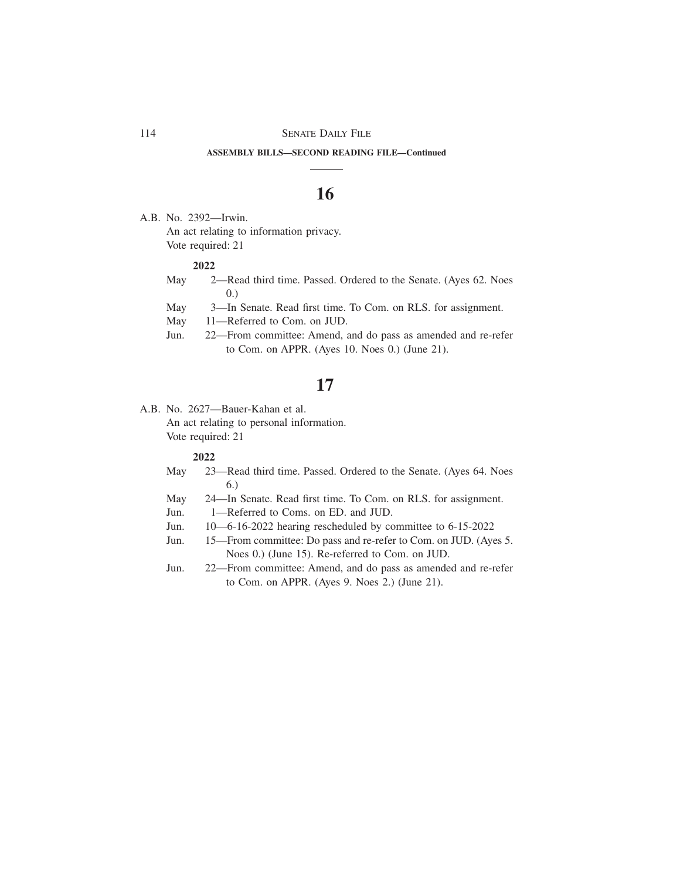**ASSEMBLY BILLS—SECOND READING FILE—Continued**

## 16

A.B. No. 2392—Irwin.
An act relating to information privacy.
Vote required: 21

**2022**

May 2—Read third time. Passed. Ordered to the Senate. (Ayes 62. Noes 0.)
May 3—In Senate. Read first time. To Com. on RLS. for assignment.
May 11—Referred to Com. on JUD.
Jun. 22—From committee: Amend, and do pass as amended and re-refer to Com. on APPR. (Ayes 10. Noes 0.) (June 21).

## 17

A.B. No. 2627—Bauer-Kahan et al.
An act relating to personal information.
Vote required: 21

**2022**

May 23—Read third time. Passed. Ordered to the Senate. (Ayes 64. Noes 6.)
May 24—In Senate. Read first time. To Com. on RLS. for assignment.
Jun. 1—Referred to Coms. on ED. and JUD.
Jun. 10—6-16-2022 hearing rescheduled by committee to 6-15-2022
Jun. 15—From committee: Do pass and re-refer to Com. on JUD. (Ayes 5. Noes 0.) (June 15). Re-referred to Com. on JUD.
Jun. 22—From committee: Amend, and do pass as amended and re-refer to Com. on APPR. (Ayes 9. Noes 2.) (June 21).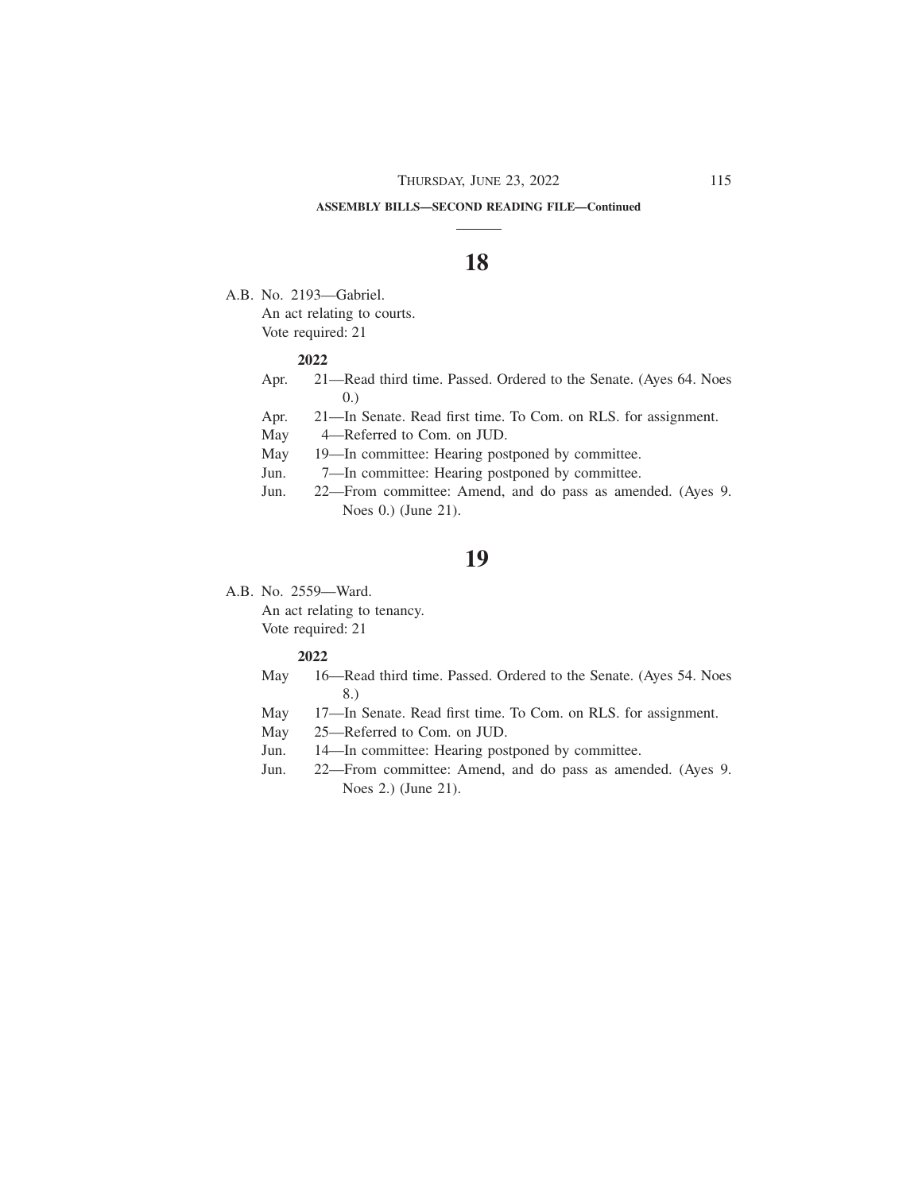**ASSEMBLY BILLS—SECOND READING FILE—Continued**

## 18

A.B. No. 2193—Gabriel.

An act relating to courts.

Vote required: 21

**2022**

Apr. 21—Read third time. Passed. Ordered to the Senate. (Ayes 64. Noes 0.)

Apr. 21—In Senate. Read first time. To Com. on RLS. for assignment.

May 4—Referred to Com. on JUD.

May 19—In committee: Hearing postponed by committee.

Jun. 7—In committee: Hearing postponed by committee.

Jun. 22—From committee: Amend, and do pass as amended. (Ayes 9. Noes 0.) (June 21).

## 19

A.B. No. 2559—Ward.

An act relating to tenancy.

Vote required: 21

**2022**

May 16—Read third time. Passed. Ordered to the Senate. (Ayes 54. Noes 8.)

May 17—In Senate. Read first time. To Com. on RLS. for assignment.

May 25—Referred to Com. on JUD.

Jun. 14—In committee: Hearing postponed by committee.

Jun. 22—From committee: Amend, and do pass as amended. (Ayes 9. Noes 2.) (June 21).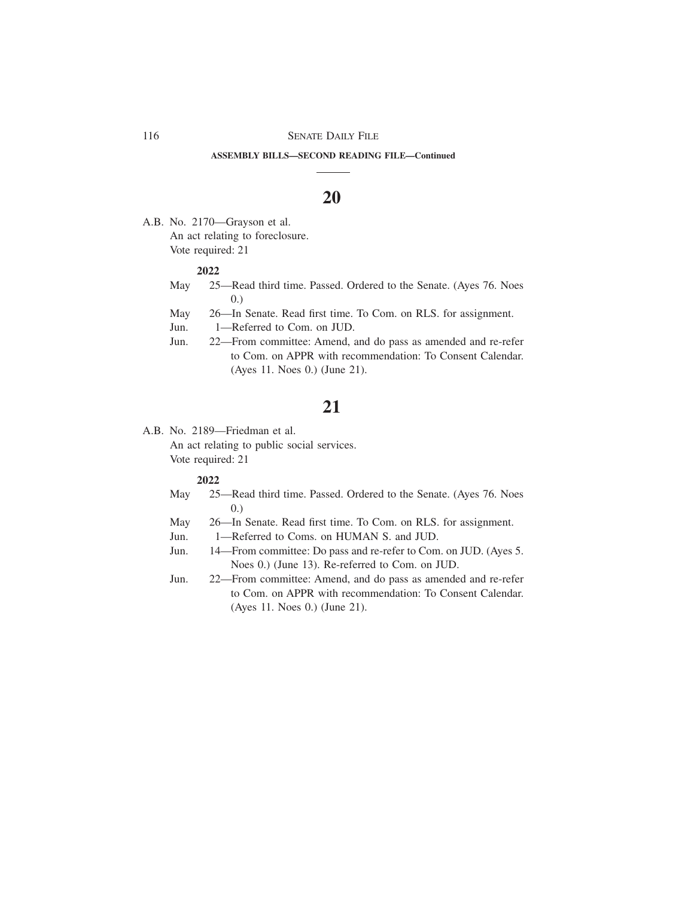**ASSEMBLY BILLS—SECOND READING FILE—Continued**

## 20

A.B. No. 2170—Grayson et al.
An act relating to foreclosure.
Vote required: 21

**2022**

May 25—Read third time. Passed. Ordered to the Senate. (Ayes 76. Noes 0.)
May 26—In Senate. Read first time. To Com. on RLS. for assignment.
Jun. 1—Referred to Com. on JUD.
Jun. 22—From committee: Amend, and do pass as amended and re-refer to Com. on APPR with recommendation: To Consent Calendar. (Ayes 11. Noes 0.) (June 21).

## 21

A.B. No. 2189—Friedman et al.
An act relating to public social services.
Vote required: 21

**2022**

May 25—Read third time. Passed. Ordered to the Senate. (Ayes 76. Noes 0.)
May 26—In Senate. Read first time. To Com. on RLS. for assignment.
Jun. 1—Referred to Coms. on HUMAN S. and JUD.
Jun. 14—From committee: Do pass and re-refer to Com. on JUD. (Ayes 5. Noes 0.) (June 13). Re-referred to Com. on JUD.
Jun. 22—From committee: Amend, and do pass as amended and re-refer to Com. on APPR with recommendation: To Consent Calendar. (Ayes 11. Noes 0.) (June 21).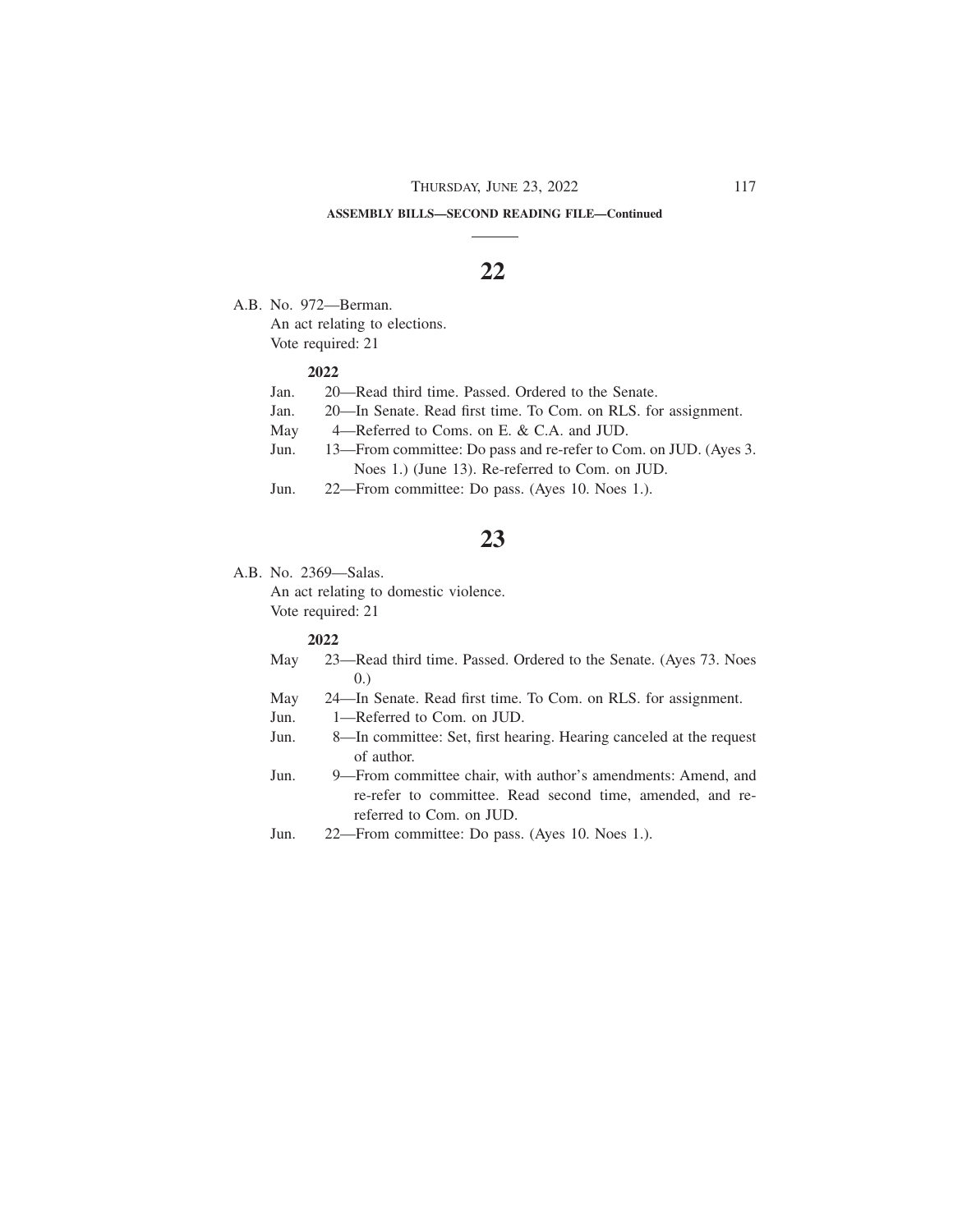**ASSEMBLY BILLS—SECOND READING FILE—Continued**

## 22

A.B. No. 972—Berman.
An act relating to elections.
Vote required: 21

**2022**

Jan. 20—Read third time. Passed. Ordered to the Senate.
Jan. 20—In Senate. Read first time. To Com. on RLS. for assignment.
May 4—Referred to Coms. on E. & C.A. and JUD.
Jun. 13—From committee: Do pass and re-refer to Com. on JUD. (Ayes 3. Noes 1.) (June 13). Re-referred to Com. on JUD.
Jun. 22—From committee: Do pass. (Ayes 10. Noes 1.).

## 23

A.B. No. 2369—Salas.
An act relating to domestic violence.
Vote required: 21

**2022**

May 23—Read third time. Passed. Ordered to the Senate. (Ayes 73. Noes 0.)
May 24—In Senate. Read first time. To Com. on RLS. for assignment.
Jun. 1—Referred to Com. on JUD.
Jun. 8—In committee: Set, first hearing. Hearing canceled at the request of author.
Jun. 9—From committee chair, with author's amendments: Amend, and re-refer to committee. Read second time, amended, and re-referred to Com. on JUD.
Jun. 22—From committee: Do pass. (Ayes 10. Noes 1.).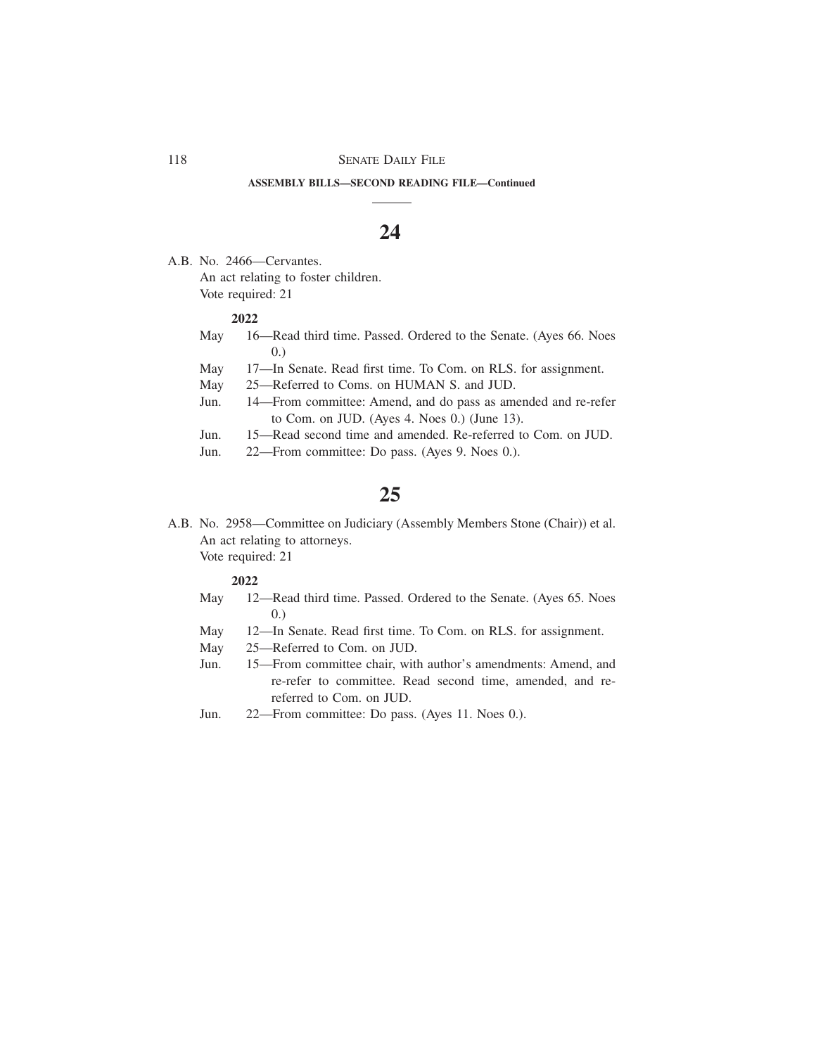**ASSEMBLY BILLS—SECOND READING FILE—Continued**

## 24

A.B. No. 2466—Cervantes.
An act relating to foster children.
Vote required: 21

**2022**

- May 16—Read third time. Passed. Ordered to the Senate. (Ayes 66. Noes 0.)
- May 17—In Senate. Read first time. To Com. on RLS. for assignment.
- May 25—Referred to Coms. on HUMAN S. and JUD.
- Jun. 14—From committee: Amend, and do pass as amended and re-refer to Com. on JUD. (Ayes 4. Noes 0.) (June 13).
- Jun. 15—Read second time and amended. Re-referred to Com. on JUD.
- Jun. 22—From committee: Do pass. (Ayes 9. Noes 0.).

## 25

A.B. No. 2958—Committee on Judiciary (Assembly Members Stone (Chair)) et al.
An act relating to attorneys.
Vote required: 21

**2022**

- May 12—Read third time. Passed. Ordered to the Senate. (Ayes 65. Noes 0.)
- May 12—In Senate. Read first time. To Com. on RLS. for assignment.
- May 25—Referred to Com. on JUD.
- Jun. 15—From committee chair, with author's amendments: Amend, and re-refer to committee. Read second time, amended, and re-referred to Com. on JUD.
- Jun. 22—From committee: Do pass. (Ayes 11. Noes 0.).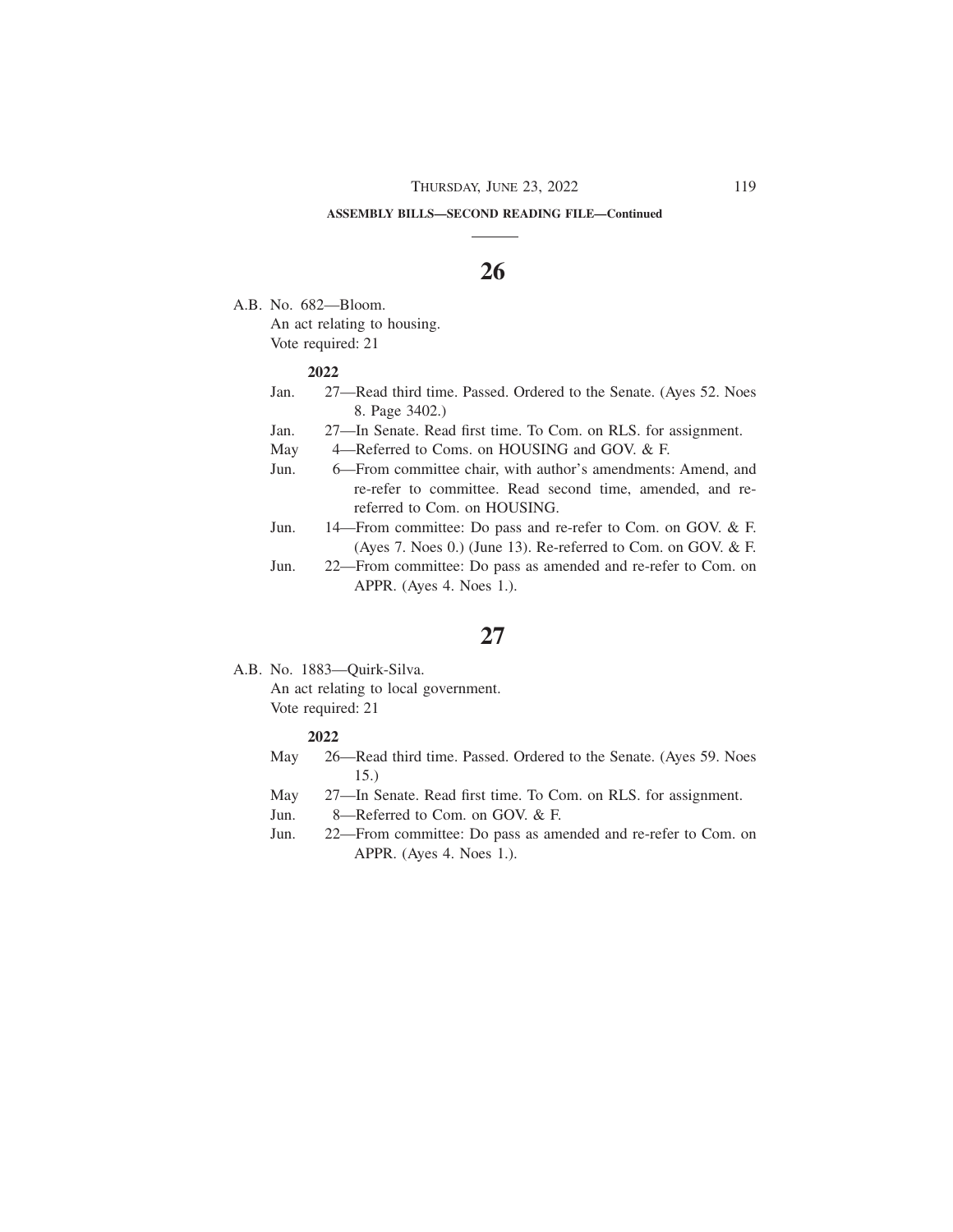**ASSEMBLY BILLS—SECOND READING FILE—Continued**

## 26

A.B. No. 682—Bloom.
An act relating to housing.
Vote required: 21

**2022**

Jan. 27—Read third time. Passed. Ordered to the Senate. (Ayes 52. Noes 8. Page 3402.)
Jan. 27—In Senate. Read first time. To Com. on RLS. for assignment.
May 4—Referred to Coms. on HOUSING and GOV. & F.
Jun. 6—From committee chair, with author's amendments: Amend, and re-refer to committee. Read second time, amended, and re-referred to Com. on HOUSING.
Jun. 14—From committee: Do pass and re-refer to Com. on GOV. & F. (Ayes 7. Noes 0.) (June 13). Re-referred to Com. on GOV. & F.
Jun. 22—From committee: Do pass as amended and re-refer to Com. on APPR. (Ayes 4. Noes 1.).

## 27

A.B. No. 1883—Quirk-Silva.
An act relating to local government.
Vote required: 21

**2022**

May 26—Read third time. Passed. Ordered to the Senate. (Ayes 59. Noes 15.)
May 27—In Senate. Read first time. To Com. on RLS. for assignment.
Jun. 8—Referred to Com. on GOV. & F.
Jun. 22—From committee: Do pass as amended and re-refer to Com. on APPR. (Ayes 4. Noes 1.).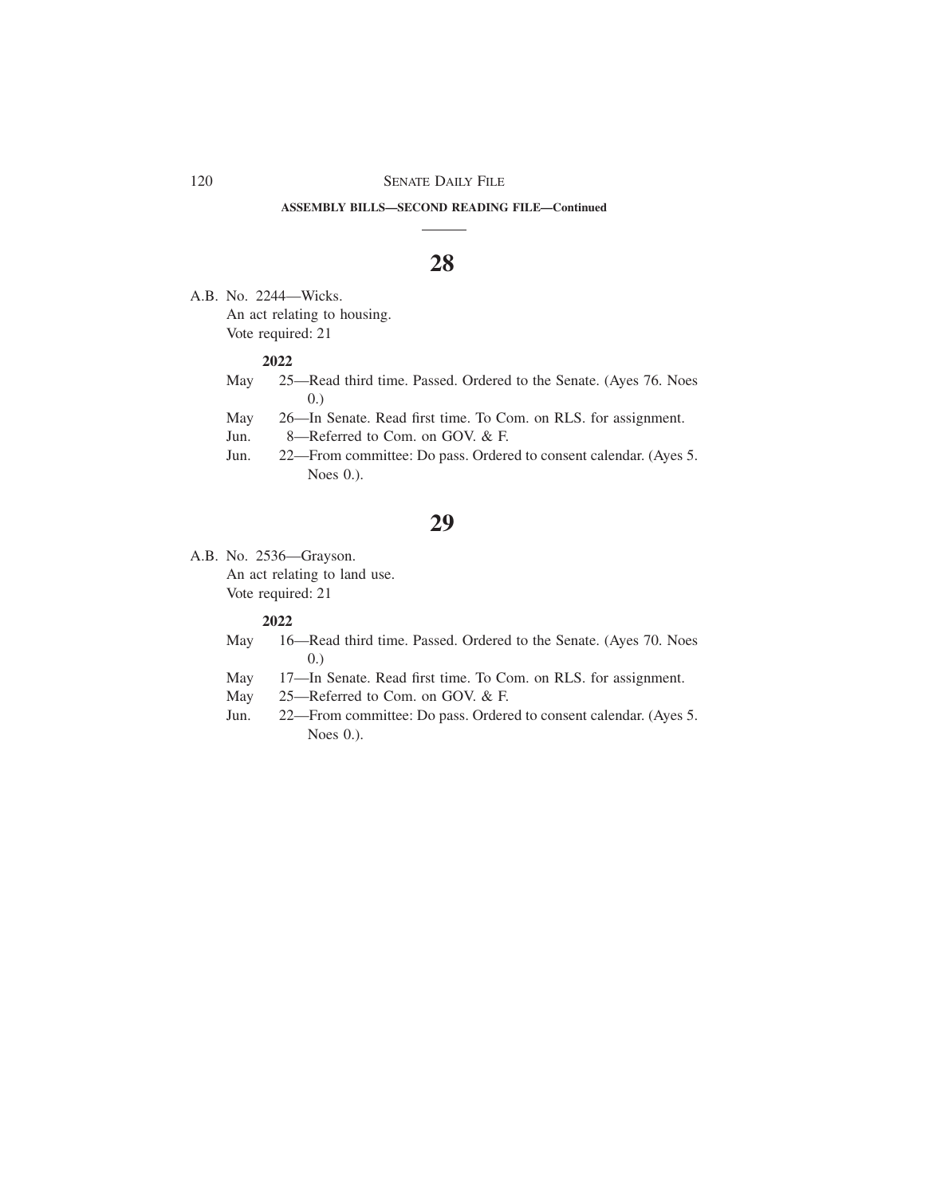**ASSEMBLY BILLS—SECOND READING FILE—Continued**

## 28

A.B. No. 2244—Wicks.
An act relating to housing.
Vote required: 21

**2022**

May 25—Read third time. Passed. Ordered to the Senate. (Ayes 76. Noes 0.)
May 26—In Senate. Read first time. To Com. on RLS. for assignment.
Jun. 8—Referred to Com. on GOV. & F.
Jun. 22—From committee: Do pass. Ordered to consent calendar. (Ayes 5. Noes 0.).

## 29

A.B. No. 2536—Grayson.
An act relating to land use.
Vote required: 21

**2022**

May 16—Read third time. Passed. Ordered to the Senate. (Ayes 70. Noes 0.)
May 17—In Senate. Read first time. To Com. on RLS. for assignment.
May 25—Referred to Com. on GOV. & F.
Jun. 22—From committee: Do pass. Ordered to consent calendar. (Ayes 5. Noes 0.).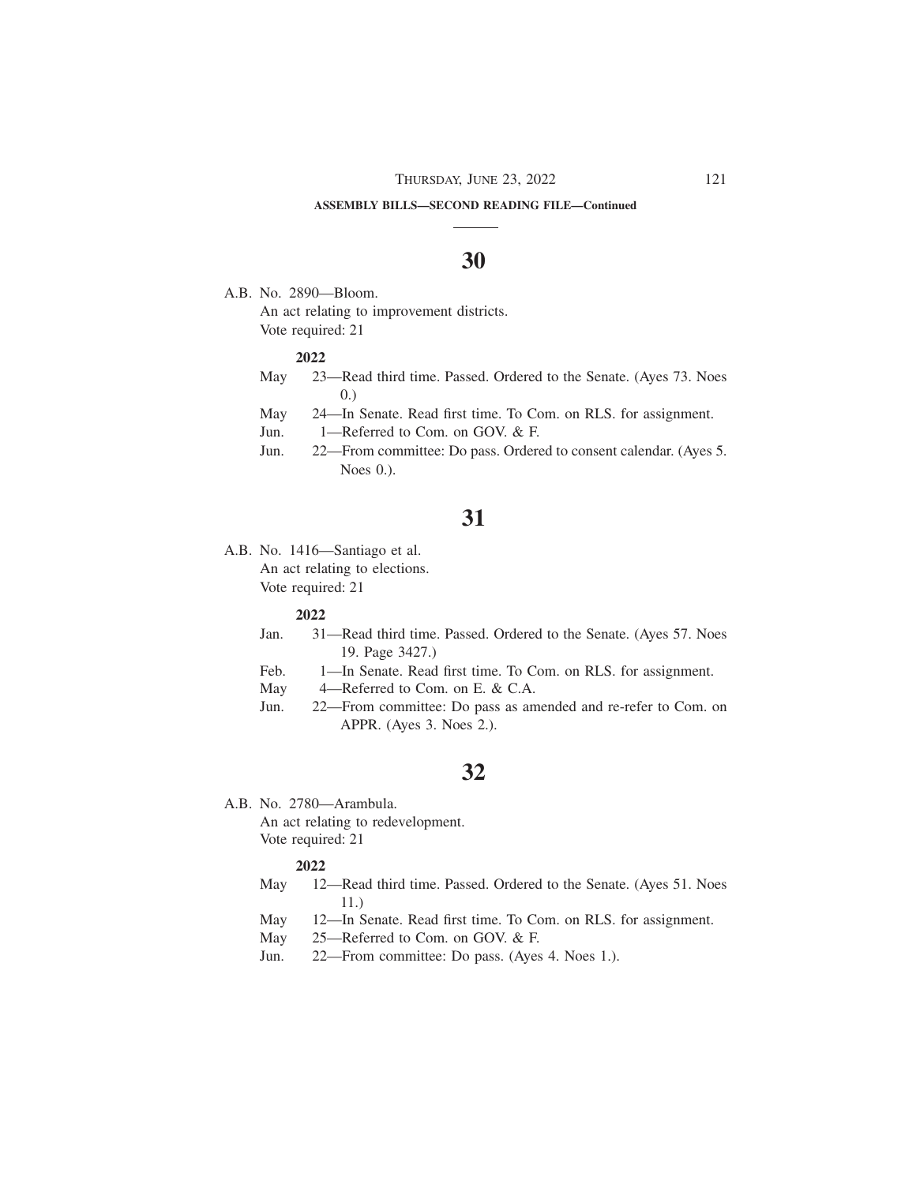**ASSEMBLY BILLS—SECOND READING FILE—Continued**

## 30

A.B. No. 2890—Bloom.

An act relating to improvement districts.

Vote required: 21

**2022**

- May 23—Read third time. Passed. Ordered to the Senate. (Ayes 73. Noes 0.)
- May 24—In Senate. Read first time. To Com. on RLS. for assignment.
- Jun. 1—Referred to Com. on GOV. & F.
- Jun. 22—From committee: Do pass. Ordered to consent calendar. (Ayes 5. Noes 0.).

## 31

A.B. No. 1416—Santiago et al.

An act relating to elections.

Vote required: 21

**2022**

- Jan. 31—Read third time. Passed. Ordered to the Senate. (Ayes 57. Noes 19. Page 3427.)
- Feb. 1—In Senate. Read first time. To Com. on RLS. for assignment.
- May 4—Referred to Com. on E. & C.A.
- Jun. 22—From committee: Do pass as amended and re-refer to Com. on APPR. (Ayes 3. Noes 2.).

## 32

A.B. No. 2780—Arambula.

An act relating to redevelopment.

Vote required: 21

**2022**

- May 12—Read third time. Passed. Ordered to the Senate. (Ayes 51. Noes 11.)
- May 12—In Senate. Read first time. To Com. on RLS. for assignment.
- May 25—Referred to Com. on GOV. & F.
- Jun. 22—From committee: Do pass. (Ayes 4. Noes 1.).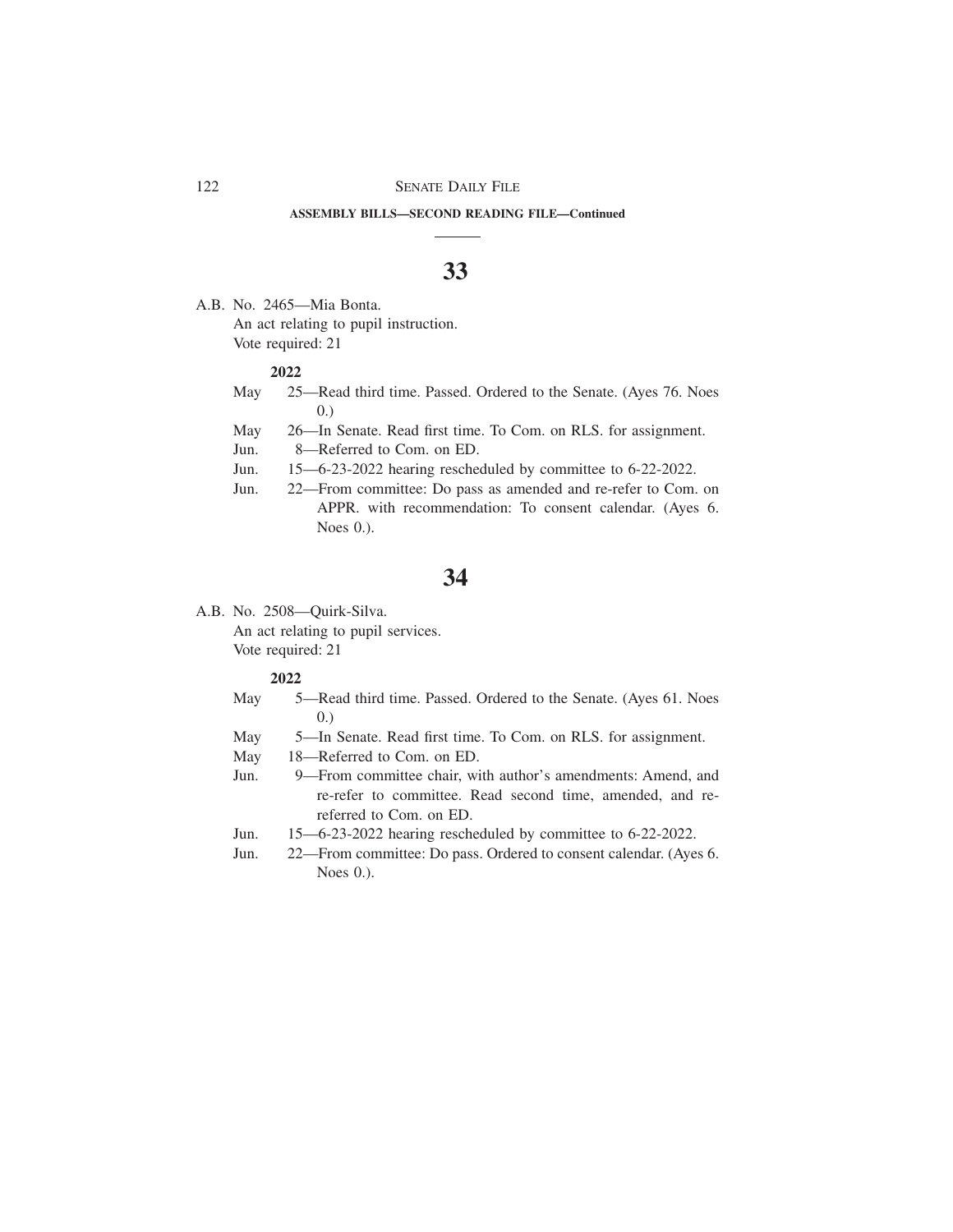**ASSEMBLY BILLS—SECOND READING FILE—Continued**

## 33

A.B. No. 2465—Mia Bonta.
An act relating to pupil instruction.
Vote required: 21

**2022**

May 25—Read third time. Passed. Ordered to the Senate. (Ayes 76. Noes 0.)
May 26—In Senate. Read first time. To Com. on RLS. for assignment.
Jun. 8—Referred to Com. on ED.
Jun. 15—6-23-2022 hearing rescheduled by committee to 6-22-2022.
Jun. 22—From committee: Do pass as amended and re-refer to Com. on APPR. with recommendation: To consent calendar. (Ayes 6. Noes 0.).

## 34

A.B. No. 2508—Quirk-Silva.
An act relating to pupil services.
Vote required: 21

**2022**

May 5—Read third time. Passed. Ordered to the Senate. (Ayes 61. Noes 0.)
May 5—In Senate. Read first time. To Com. on RLS. for assignment.
May 18—Referred to Com. on ED.
Jun. 9—From committee chair, with author's amendments: Amend, and re-refer to committee. Read second time, amended, and re-referred to Com. on ED.
Jun. 15—6-23-2022 hearing rescheduled by committee to 6-22-2022.
Jun. 22—From committee: Do pass. Ordered to consent calendar. (Ayes 6. Noes 0.).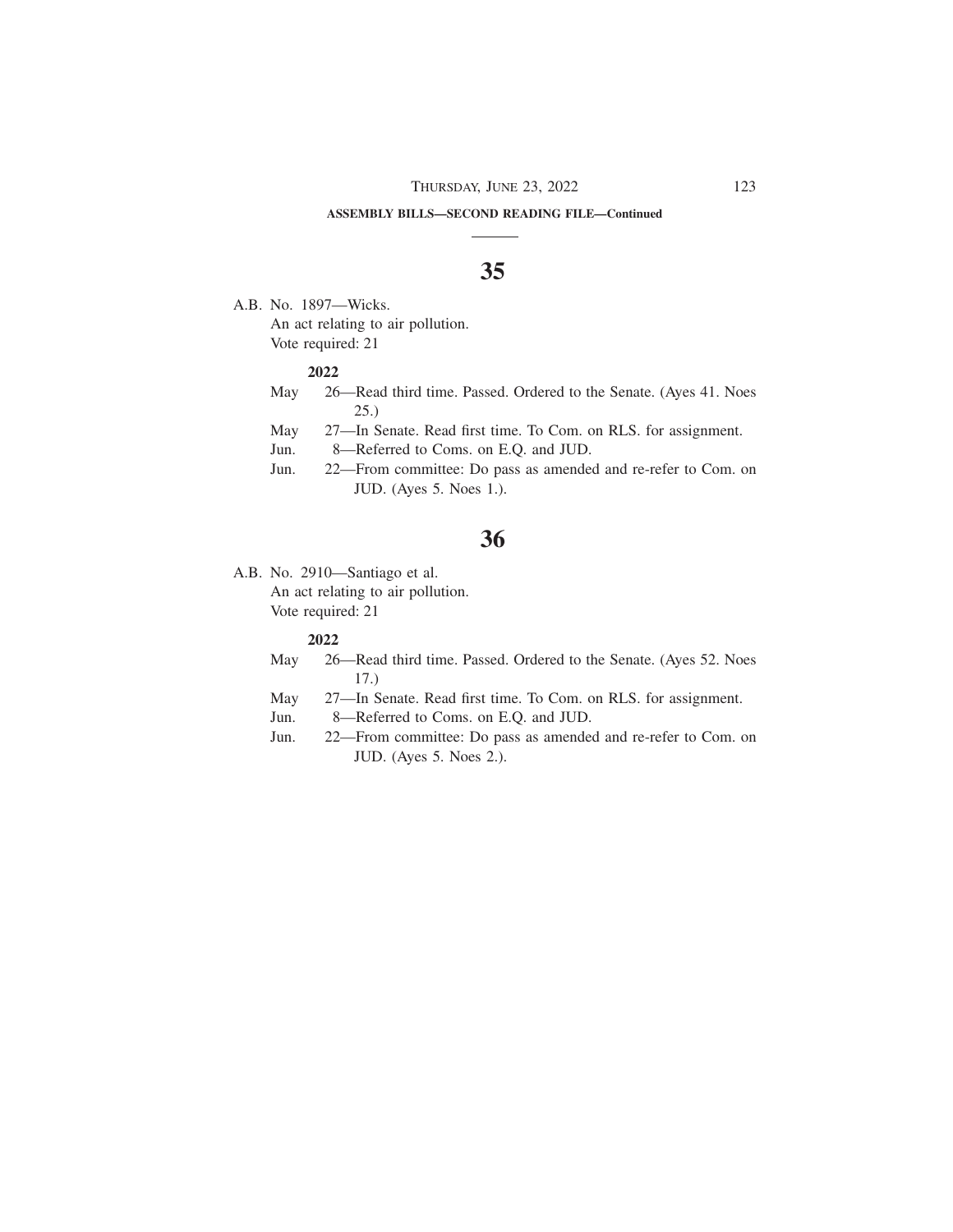**ASSEMBLY BILLS—SECOND READING FILE—Continued**

## 35

A.B. No. 1897—Wicks.

An act relating to air pollution.

Vote required: 21

**2022**

May 26—Read third time. Passed. Ordered to the Senate. (Ayes 41. Noes 25.)

May 27—In Senate. Read first time. To Com. on RLS. for assignment.

Jun. 8—Referred to Coms. on E.Q. and JUD.

Jun. 22—From committee: Do pass as amended and re-refer to Com. on JUD. (Ayes 5. Noes 1.).

## 36

A.B. No. 2910—Santiago et al.

An act relating to air pollution.

Vote required: 21

**2022**

May 26—Read third time. Passed. Ordered to the Senate. (Ayes 52. Noes 17.)

May 27—In Senate. Read first time. To Com. on RLS. for assignment.

Jun. 8—Referred to Coms. on E.Q. and JUD.

Jun. 22—From committee: Do pass as amended and re-refer to Com. on JUD. (Ayes 5. Noes 2.).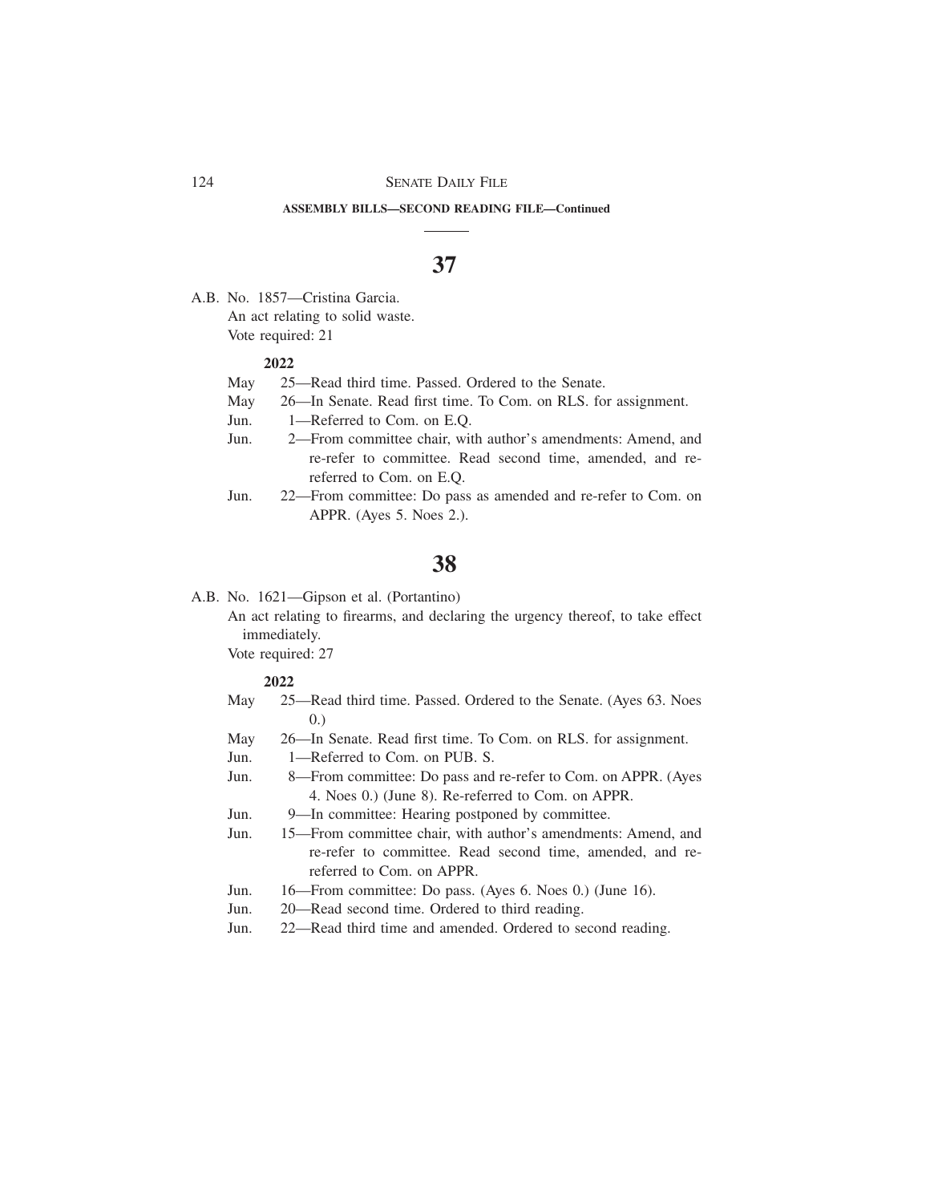**ASSEMBLY BILLS—SECOND READING FILE—Continued**

## 37

A.B. No. 1857—Cristina Garcia.
An act relating to solid waste.
Vote required: 21

**2022**

May 25—Read third time. Passed. Ordered to the Senate.
May 26—In Senate. Read first time. To Com. on RLS. for assignment.
Jun. 1—Referred to Com. on E.Q.
Jun. 2—From committee chair, with author's amendments: Amend, and re-refer to committee. Read second time, amended, and re-referred to Com. on E.Q.
Jun. 22—From committee: Do pass as amended and re-refer to Com. on APPR. (Ayes 5. Noes 2.).

## 38

A.B. No. 1621—Gipson et al. (Portantino)
An act relating to firearms, and declaring the urgency thereof, to take effect immediately.
Vote required: 27

**2022**

May 25—Read third time. Passed. Ordered to the Senate. (Ayes 63. Noes 0.)
May 26—In Senate. Read first time. To Com. on RLS. for assignment.
Jun. 1—Referred to Com. on PUB. S.
Jun. 8—From committee: Do pass and re-refer to Com. on APPR. (Ayes 4. Noes 0.) (June 8). Re-referred to Com. on APPR.
Jun. 9—In committee: Hearing postponed by committee.
Jun. 15—From committee chair, with author's amendments: Amend, and re-refer to committee. Read second time, amended, and re-referred to Com. on APPR.
Jun. 16—From committee: Do pass. (Ayes 6. Noes 0.) (June 16).
Jun. 20—Read second time. Ordered to third reading.
Jun. 22—Read third time and amended. Ordered to second reading.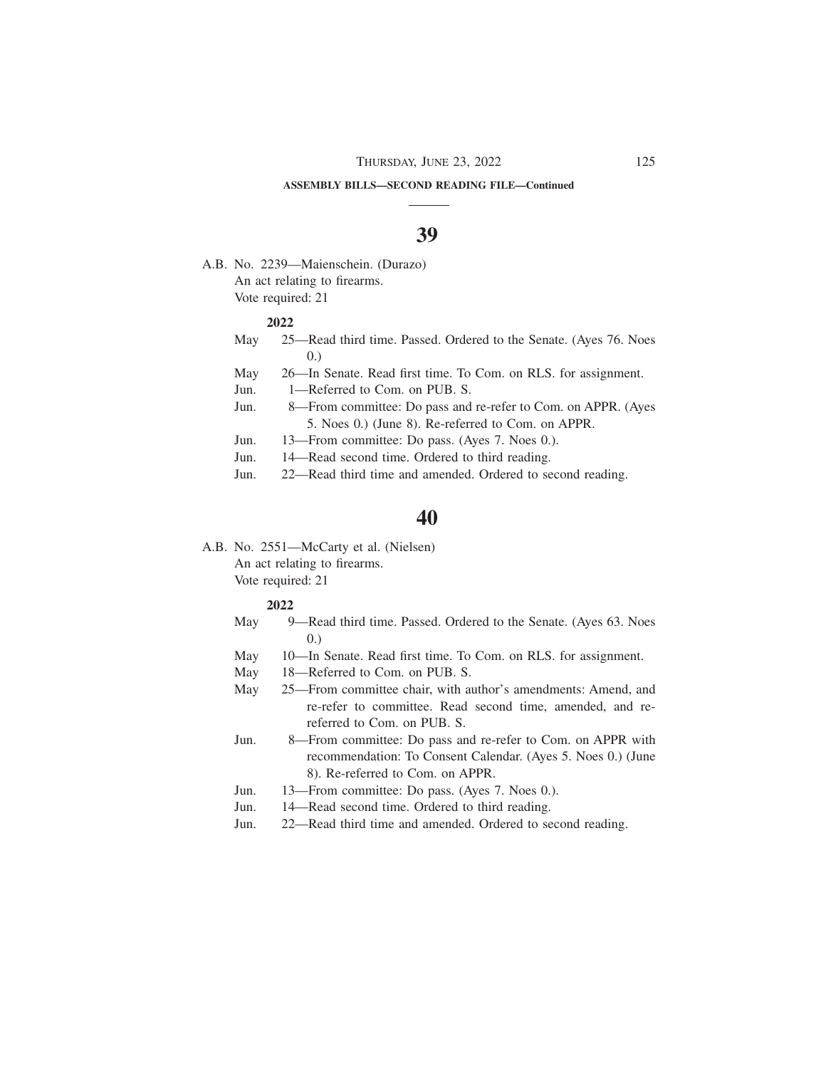**ASSEMBLY BILLS—SECOND READING FILE—Continued**

## 39

A.B. No. 2239—Maienschein. (Durazo)
An act relating to firearms.
Vote required: 21

**2022**

- May 25—Read third time. Passed. Ordered to the Senate. (Ayes 76. Noes 0.)
- May 26—In Senate. Read first time. To Com. on RLS. for assignment.
- Jun. 1—Referred to Com. on PUB. S.
- Jun. 8—From committee: Do pass and re-refer to Com. on APPR. (Ayes 5. Noes 0.) (June 8). Re-referred to Com. on APPR.
- Jun. 13—From committee: Do pass. (Ayes 7. Noes 0.).
- Jun. 14—Read second time. Ordered to third reading.
- Jun. 22—Read third time and amended. Ordered to second reading.

## 40

A.B. No. 2551—McCarty et al. (Nielsen)
An act relating to firearms.
Vote required: 21

**2022**

- May 9—Read third time. Passed. Ordered to the Senate. (Ayes 63. Noes 0.)
- May 10—In Senate. Read first time. To Com. on RLS. for assignment.
- May 18—Referred to Com. on PUB. S.
- May 25—From committee chair, with author's amendments: Amend, and re-refer to committee. Read second time, amended, and re-referred to Com. on PUB. S.
- Jun. 8—From committee: Do pass and re-refer to Com. on APPR with recommendation: To Consent Calendar. (Ayes 5. Noes 0.) (June 8). Re-referred to Com. on APPR.
- Jun. 13—From committee: Do pass. (Ayes 7. Noes 0.).
- Jun. 14—Read second time. Ordered to third reading.
- Jun. 22—Read third time and amended. Ordered to second reading.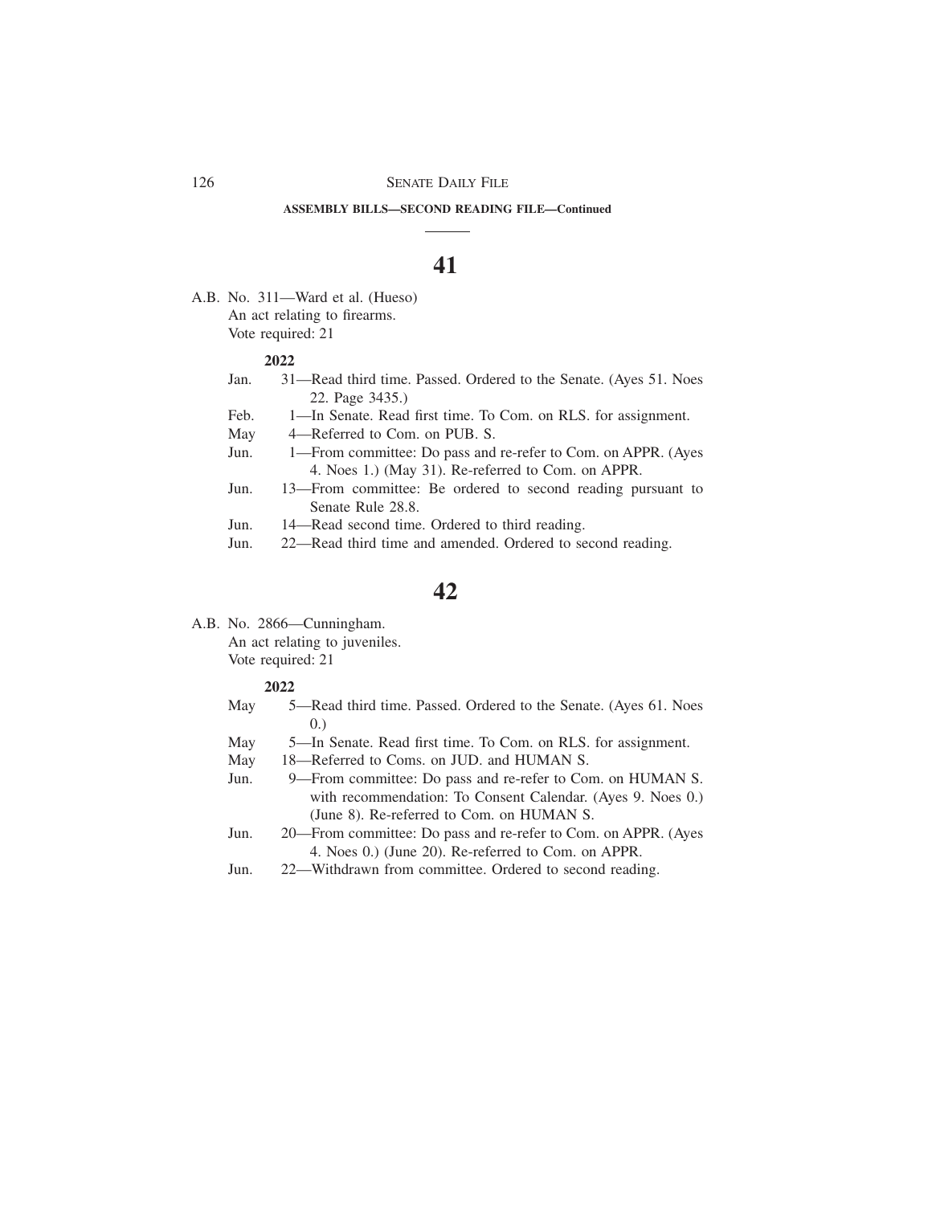**ASSEMBLY BILLS—SECOND READING FILE—Continued**

## 41

A.B. No. 311—Ward et al. (Hueso)
An act relating to firearms.
Vote required: 21

**2022**

Jan. 31—Read third time. Passed. Ordered to the Senate. (Ayes 51. Noes 22. Page 3435.)
Feb. 1—In Senate. Read first time. To Com. on RLS. for assignment.
May 4—Referred to Com. on PUB. S.
Jun. 1—From committee: Do pass and re-refer to Com. on APPR. (Ayes 4. Noes 1.) (May 31). Re-referred to Com. on APPR.
Jun. 13—From committee: Be ordered to second reading pursuant to Senate Rule 28.8.
Jun. 14—Read second time. Ordered to third reading.
Jun. 22—Read third time and amended. Ordered to second reading.

## 42

A.B. No. 2866—Cunningham.
An act relating to juveniles.
Vote required: 21

**2022**

May 5—Read third time. Passed. Ordered to the Senate. (Ayes 61. Noes 0.)
May 5—In Senate. Read first time. To Com. on RLS. for assignment.
May 18—Referred to Coms. on JUD. and HUMAN S.
Jun. 9—From committee: Do pass and re-refer to Com. on HUMAN S. with recommendation: To Consent Calendar. (Ayes 9. Noes 0.) (June 8). Re-referred to Com. on HUMAN S.
Jun. 20—From committee: Do pass and re-refer to Com. on APPR. (Ayes 4. Noes 0.) (June 20). Re-referred to Com. on APPR.
Jun. 22—Withdrawn from committee. Ordered to second reading.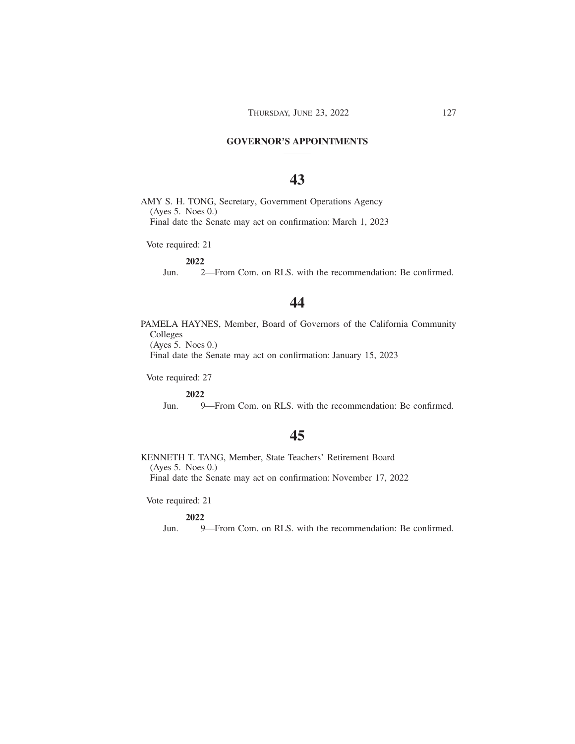## GOVERNOR'S APPOINTMENTS

# 43

AMY S. H. TONG, Secretary, Government Operations Agency
(Ayes 5. Noes 0.)
Final date the Senate may act on confirmation: March 1, 2023

Vote required: 21

**2022**

Jun. 2—From Com. on RLS. with the recommendation: Be confirmed.

# 44

PAMELA HAYNES, Member, Board of Governors of the California Community Colleges
(Ayes 5. Noes 0.)
Final date the Senate may act on confirmation: January 15, 2023

Vote required: 27

**2022**

Jun. 9—From Com. on RLS. with the recommendation: Be confirmed.

# 45

KENNETH T. TANG, Member, State Teachers' Retirement Board
(Ayes 5. Noes 0.)
Final date the Senate may act on confirmation: November 17, 2022

Vote required: 21

**2022**

Jun. 9—From Com. on RLS. with the recommendation: Be confirmed.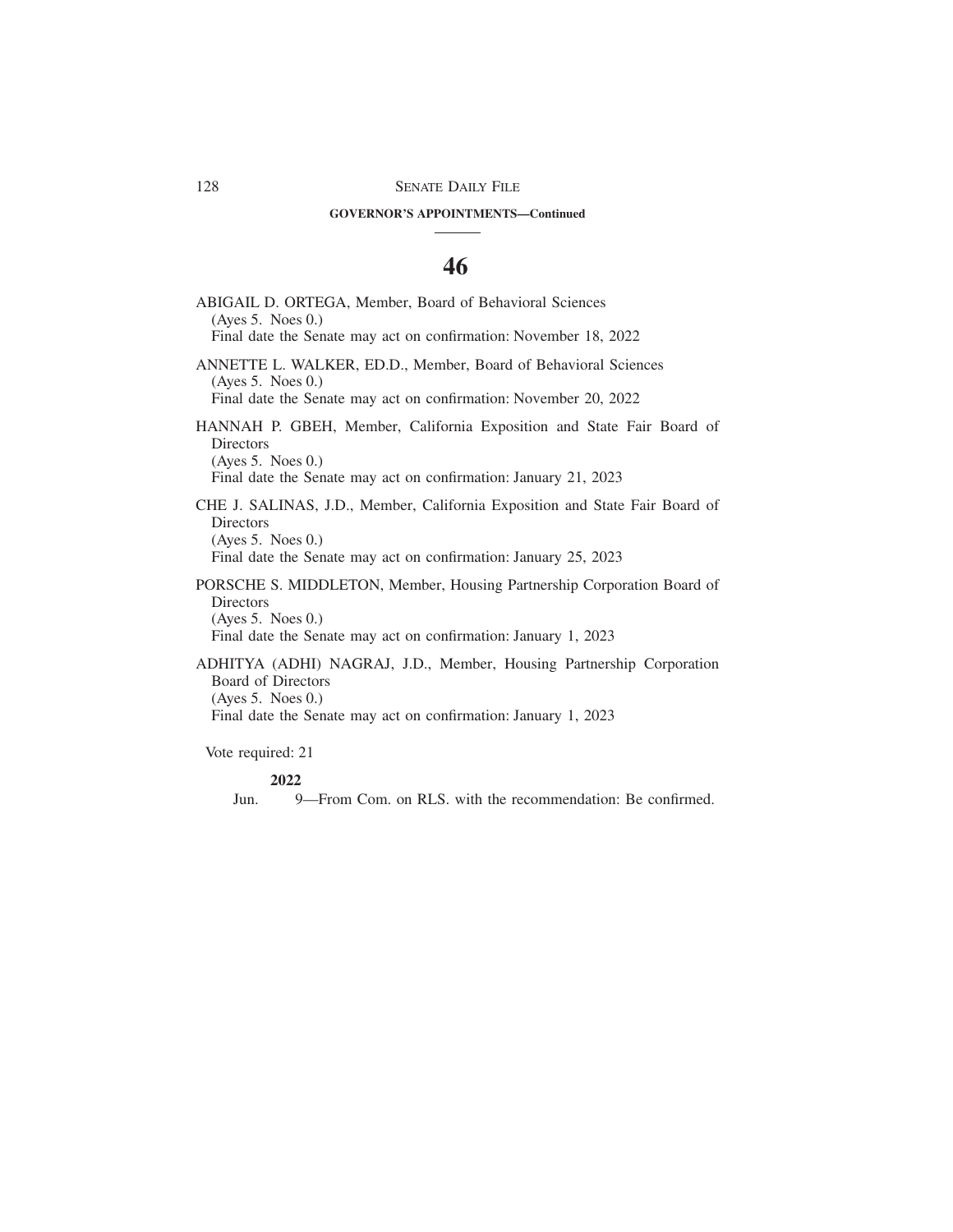**GOVERNOR'S APPOINTMENTS—Continued**

# 46

ABIGAIL D. ORTEGA, Member, Board of Behavioral Sciences
(Ayes 5. Noes 0.)
Final date the Senate may act on confirmation: November 18, 2022

ANNETTE L. WALKER, ED.D., Member, Board of Behavioral Sciences
(Ayes 5. Noes 0.)
Final date the Senate may act on confirmation: November 20, 2022

HANNAH P. GBEH, Member, California Exposition and State Fair Board of Directors
(Ayes 5. Noes 0.)
Final date the Senate may act on confirmation: January 21, 2023

CHE J. SALINAS, J.D., Member, California Exposition and State Fair Board of Directors
(Ayes 5. Noes 0.)
Final date the Senate may act on confirmation: January 25, 2023

PORSCHE S. MIDDLETON, Member, Housing Partnership Corporation Board of Directors
(Ayes 5. Noes 0.)
Final date the Senate may act on confirmation: January 1, 2023

ADHITYA (ADHI) NAGRAJ, J.D., Member, Housing Partnership Corporation Board of Directors
(Ayes 5. Noes 0.)
Final date the Senate may act on confirmation: January 1, 2023

Vote required: 21

**2022**

Jun. 9—From Com. on RLS. with the recommendation: Be confirmed.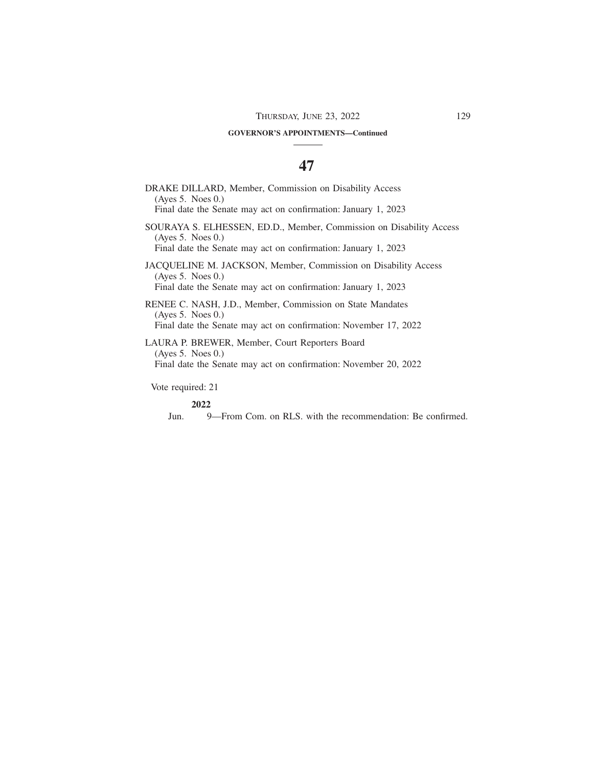**GOVERNOR'S APPOINTMENTS—Continued**

# 47

DRAKE DILLARD, Member, Commission on Disability Access
(Ayes 5. Noes 0.)
Final date the Senate may act on confirmation: January 1, 2023

SOURAYA S. ELHESSEN, ED.D., Member, Commission on Disability Access
(Ayes 5. Noes 0.)
Final date the Senate may act on confirmation: January 1, 2023

JACQUELINE M. JACKSON, Member, Commission on Disability Access
(Ayes 5. Noes 0.)
Final date the Senate may act on confirmation: January 1, 2023

RENEE C. NASH, J.D., Member, Commission on State Mandates
(Ayes 5. Noes 0.)
Final date the Senate may act on confirmation: November 17, 2022

LAURA P. BREWER, Member, Court Reporters Board
(Ayes 5. Noes 0.)
Final date the Senate may act on confirmation: November 20, 2022

Vote required: 21

**2022**

Jun. 9—From Com. on RLS. with the recommendation: Be confirmed.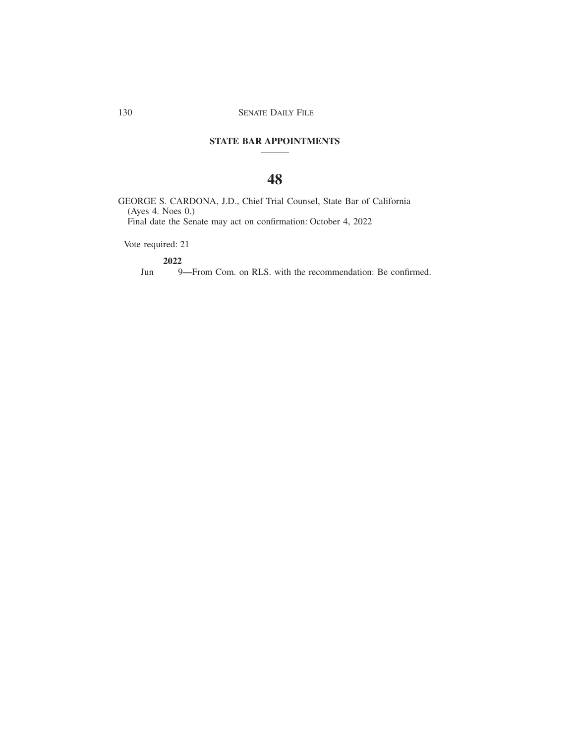## STATE BAR APPOINTMENTS

# 48

GEORGE S. CARDONA, J.D., Chief Trial Counsel, State Bar of California
(Ayes 4. Noes 0.)
Final date the Senate may act on confirmation: October 4, 2022

Vote required: 21

**2022**
Jun 9—From Com. on RLS. with the recommendation: Be confirmed.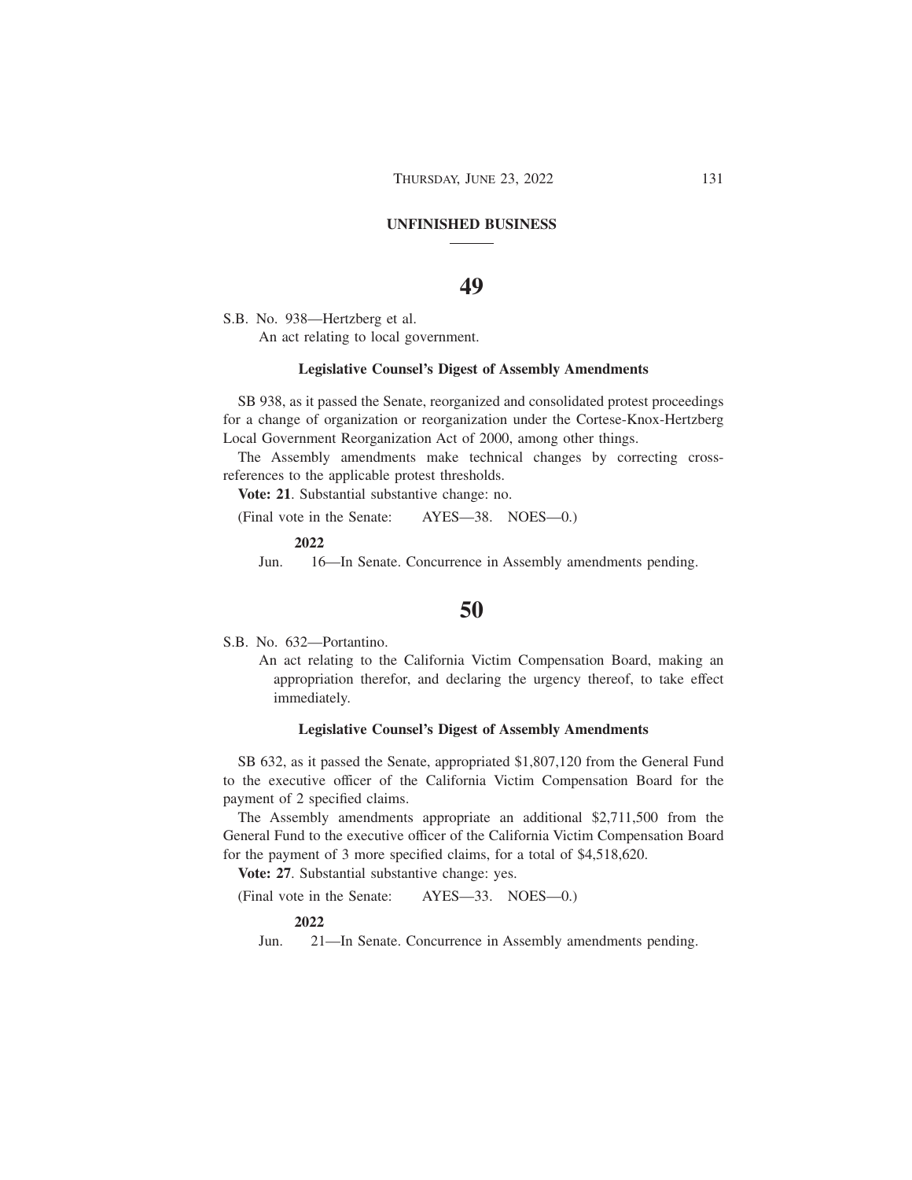## UNFINISHED BUSINESS

## 49

S.B. No. 938—Hertzberg et al.

An act relating to local government.

**Legislative Counsel's Digest of Assembly Amendments**

SB 938, as it passed the Senate, reorganized and consolidated protest proceedings for a change of organization or reorganization under the Cortese-Knox-Hertzberg Local Government Reorganization Act of 2000, among other things.

The Assembly amendments make technical changes by correcting cross-references to the applicable protest thresholds.

**Vote: 21**. Substantial substantive change: no.

(Final vote in the Senate: AYES—38. NOES—0.)

**2022**

Jun. 16—In Senate. Concurrence in Assembly amendments pending.

## 50

S.B. No. 632—Portantino.

An act relating to the California Victim Compensation Board, making an appropriation therefor, and declaring the urgency thereof, to take effect immediately.

**Legislative Counsel's Digest of Assembly Amendments**

SB 632, as it passed the Senate, appropriated $1,807,120 from the General Fund to the executive officer of the California Victim Compensation Board for the payment of 2 specified claims.

The Assembly amendments appropriate an additional $2,711,500 from the General Fund to the executive officer of the California Victim Compensation Board for the payment of 3 more specified claims, for a total of $4,518,620.

**Vote: 27**. Substantial substantive change: yes.

(Final vote in the Senate: AYES—33. NOES—0.)

**2022**

Jun. 21—In Senate. Concurrence in Assembly amendments pending.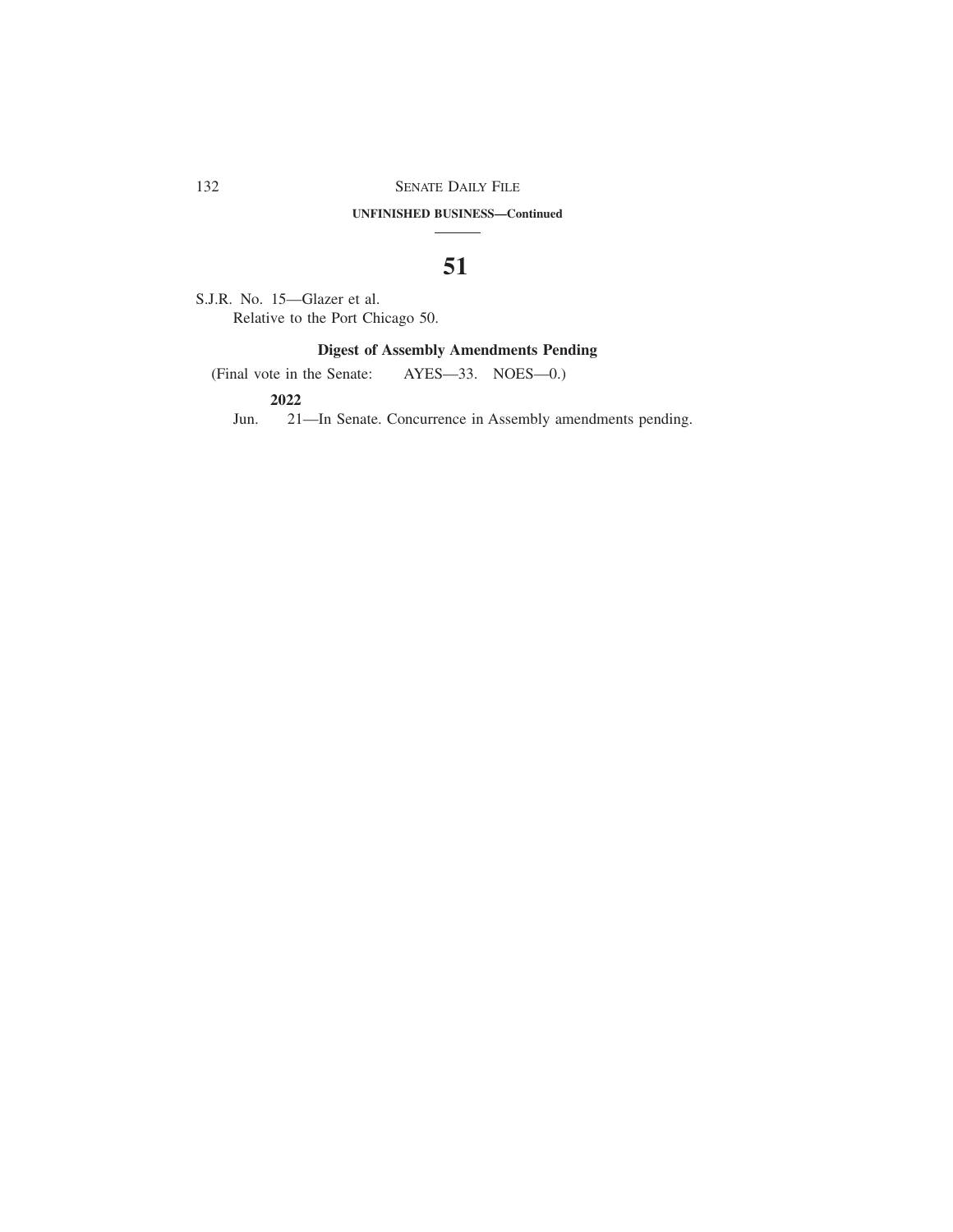**UNFINISHED BUSINESS—Continued**

## 51

S.J.R. No. 15—Glazer et al.
Relative to the Port Chicago 50.

**Digest of Assembly Amendments Pending**

(Final vote in the Senate: AYES—33. NOES—0.)

**2022**

Jun. 21—In Senate. Concurrence in Assembly amendments pending.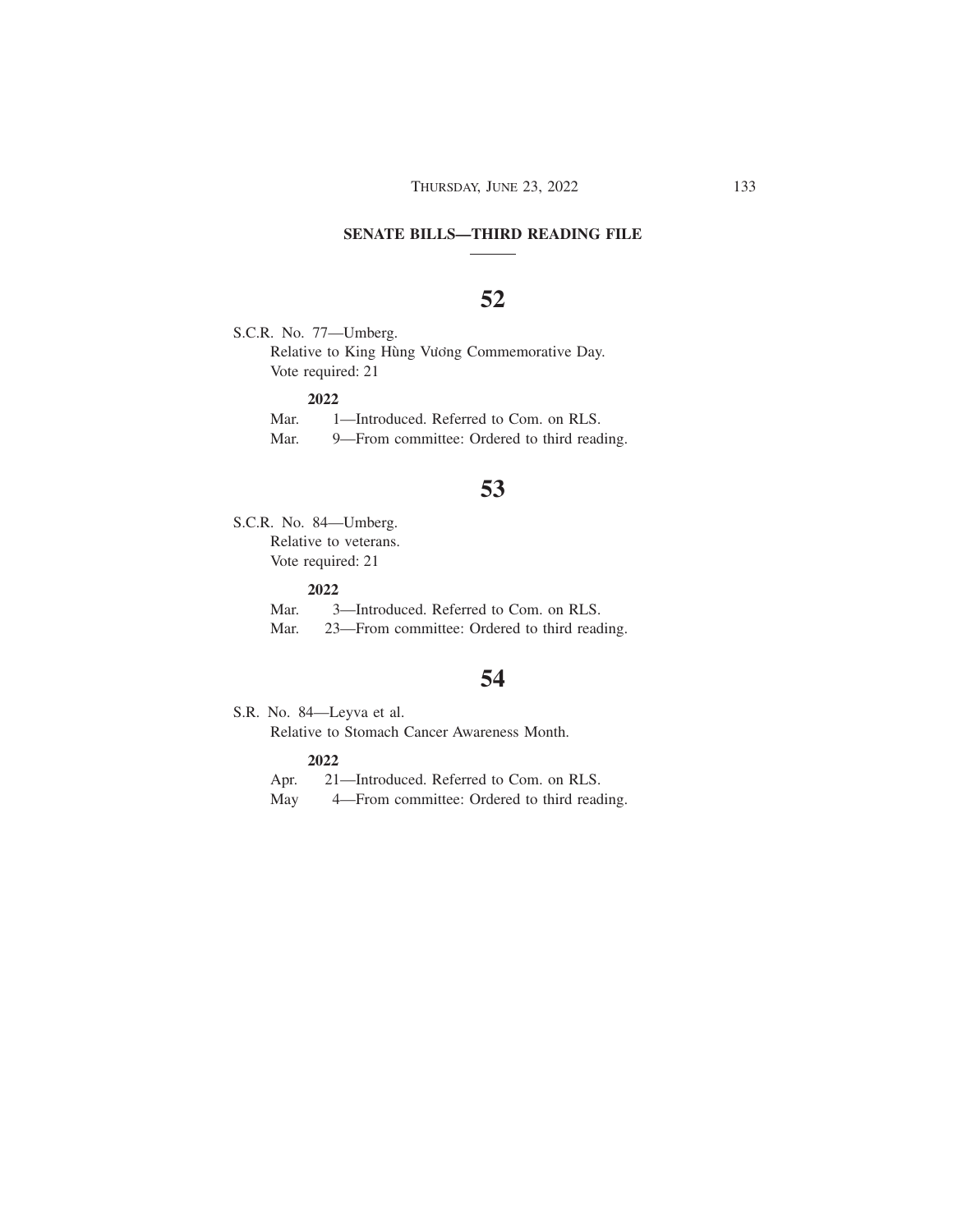## SENATE BILLS—THIRD READING FILE

### 52

S.C.R. No. 77—Umberg.
Relative to King Hùng Vương Commemorative Day.
Vote required: 21

**2022**

Mar. 1—Introduced. Referred to Com. on RLS.
Mar. 9—From committee: Ordered to third reading.

### 53

S.C.R. No. 84—Umberg.
Relative to veterans.
Vote required: 21

**2022**

Mar. 3—Introduced. Referred to Com. on RLS.
Mar. 23—From committee: Ordered to third reading.

### 54

S.R. No. 84—Leyva et al.
Relative to Stomach Cancer Awareness Month.

**2022**

Apr. 21—Introduced. Referred to Com. on RLS.
May 4—From committee: Ordered to third reading.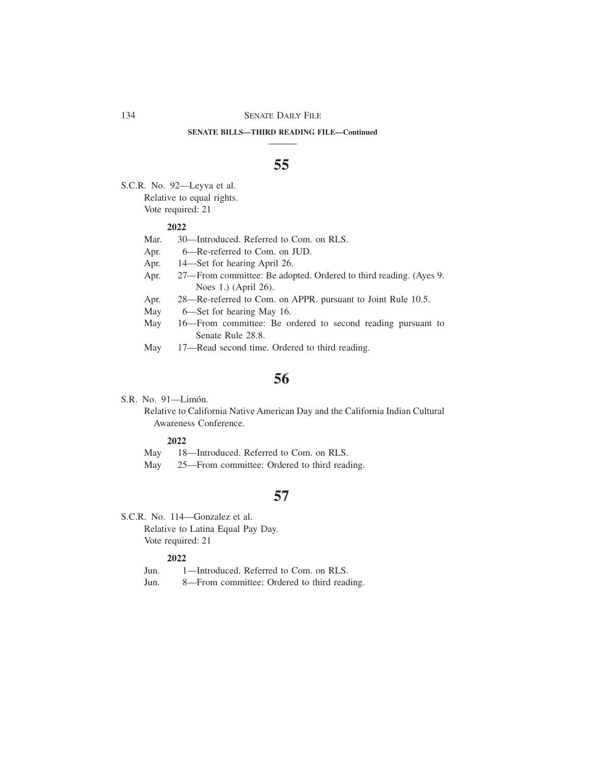**SENATE BILLS—THIRD READING FILE—Continued**

## 55

S.C.R. No. 92—Leyva et al.
Relative to equal rights.
Vote required: 21

**2022**

Mar. 30—Introduced. Referred to Com. on RLS.
Apr. 6—Re-referred to Com. on JUD.
Apr. 14—Set for hearing April 26.
Apr. 27—From committee: Be adopted. Ordered to third reading. (Ayes 9. Noes 1.) (April 26).
Apr. 28—Re-referred to Com. on APPR. pursuant to Joint Rule 10.5.
May 6—Set for hearing May 16.
May 16—From committee: Be ordered to second reading pursuant to Senate Rule 28.8.
May 17—Read second time. Ordered to third reading.

## 56

S.R. No. 91—Limón.
Relative to California Native American Day and the California Indian Cultural Awareness Conference.

**2022**

May 18—Introduced. Referred to Com. on RLS.
May 25—From committee: Ordered to third reading.

## 57

S.C.R. No. 114—Gonzalez et al.
Relative to Latina Equal Pay Day.
Vote required: 21

**2022**

Jun. 1—Introduced. Referred to Com. on RLS.
Jun. 8—From committee: Ordered to third reading.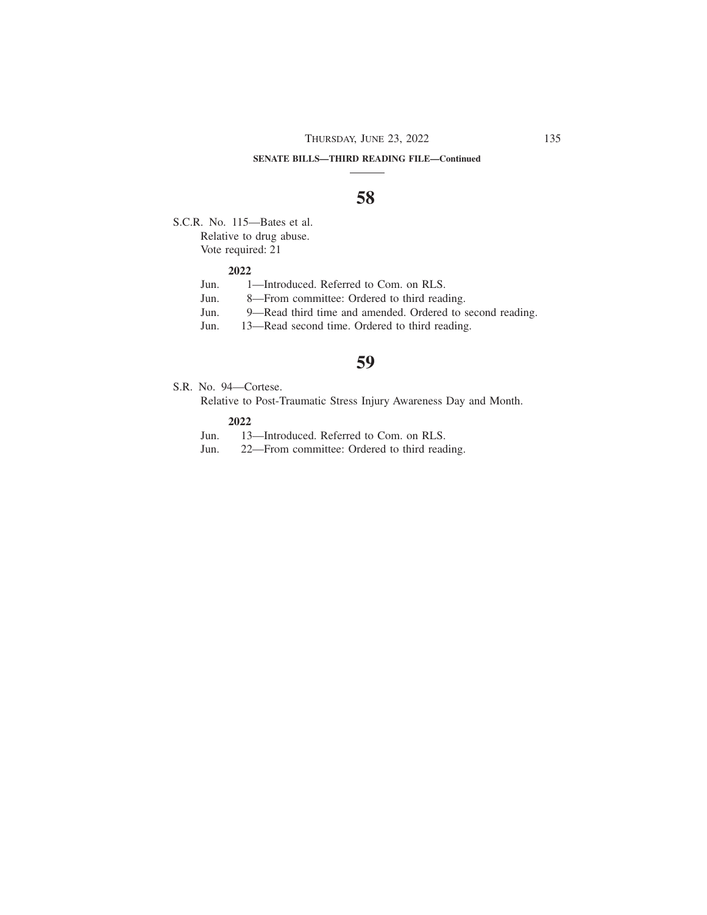**SENATE BILLS—THIRD READING FILE—Continued**

## 58

S.C.R. No. 115—Bates et al.
Relative to drug abuse.
Vote required: 21

**2022**

Jun. 1—Introduced. Referred to Com. on RLS.
Jun. 8—From committee: Ordered to third reading.
Jun. 9—Read third time and amended. Ordered to second reading.
Jun. 13—Read second time. Ordered to third reading.

## 59

S.R. No. 94—Cortese.
Relative to Post-Traumatic Stress Injury Awareness Day and Month.

**2022**

Jun. 13—Introduced. Referred to Com. on RLS.
Jun. 22—From committee: Ordered to third reading.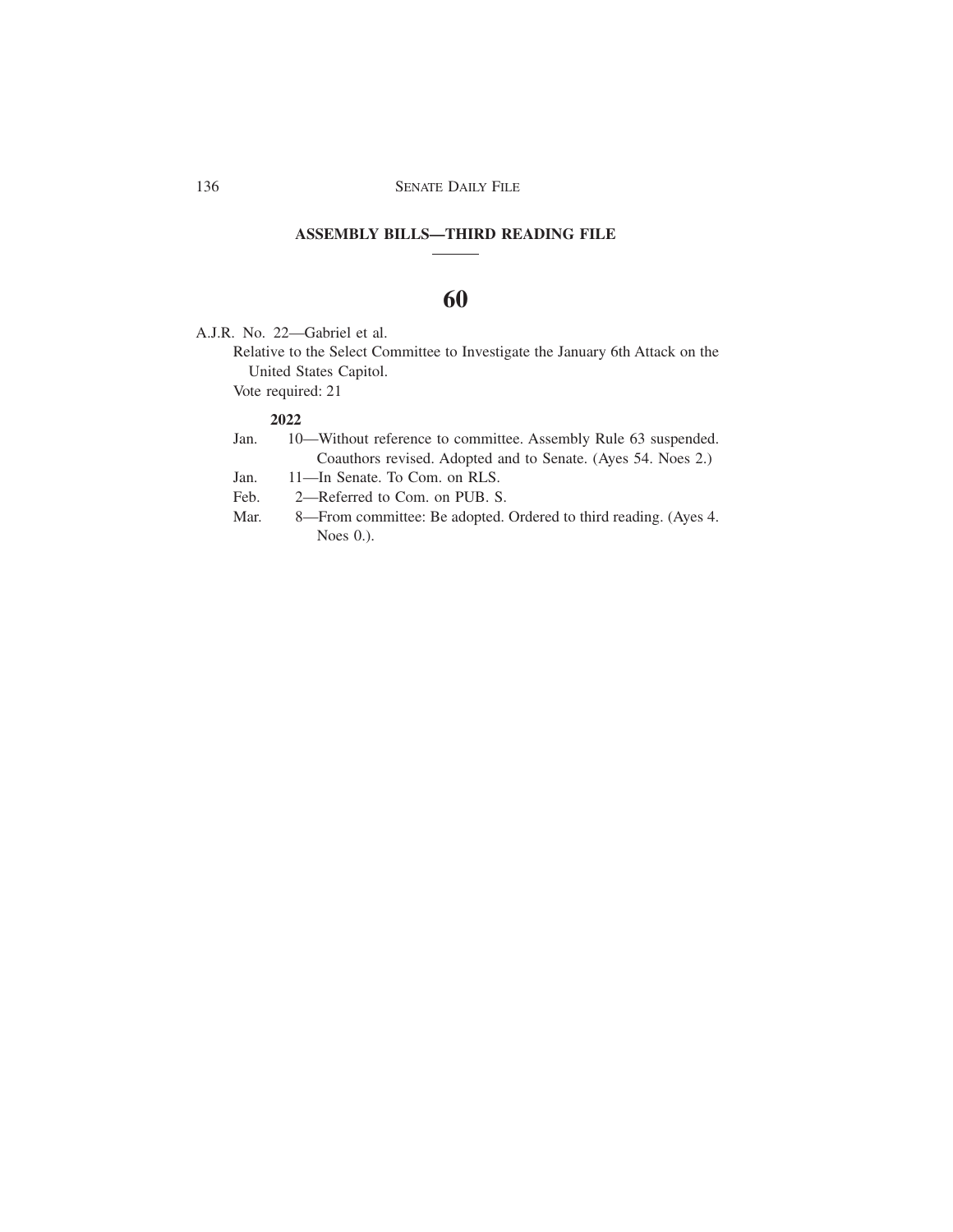## ASSEMBLY BILLS—THIRD READING FILE

# 60

A.J.R. No. 22—Gabriel et al.

Relative to the Select Committee to Investigate the January 6th Attack on the United States Capitol.

Vote required: 21

**2022**

Jan. 10—Without reference to committee. Assembly Rule 63 suspended. Coauthors revised. Adopted and to Senate. (Ayes 54. Noes 2.)

Jan. 11—In Senate. To Com. on RLS.

Feb. 2—Referred to Com. on PUB. S.

Mar. 8—From committee: Be adopted. Ordered to third reading. (Ayes 4. Noes 0.).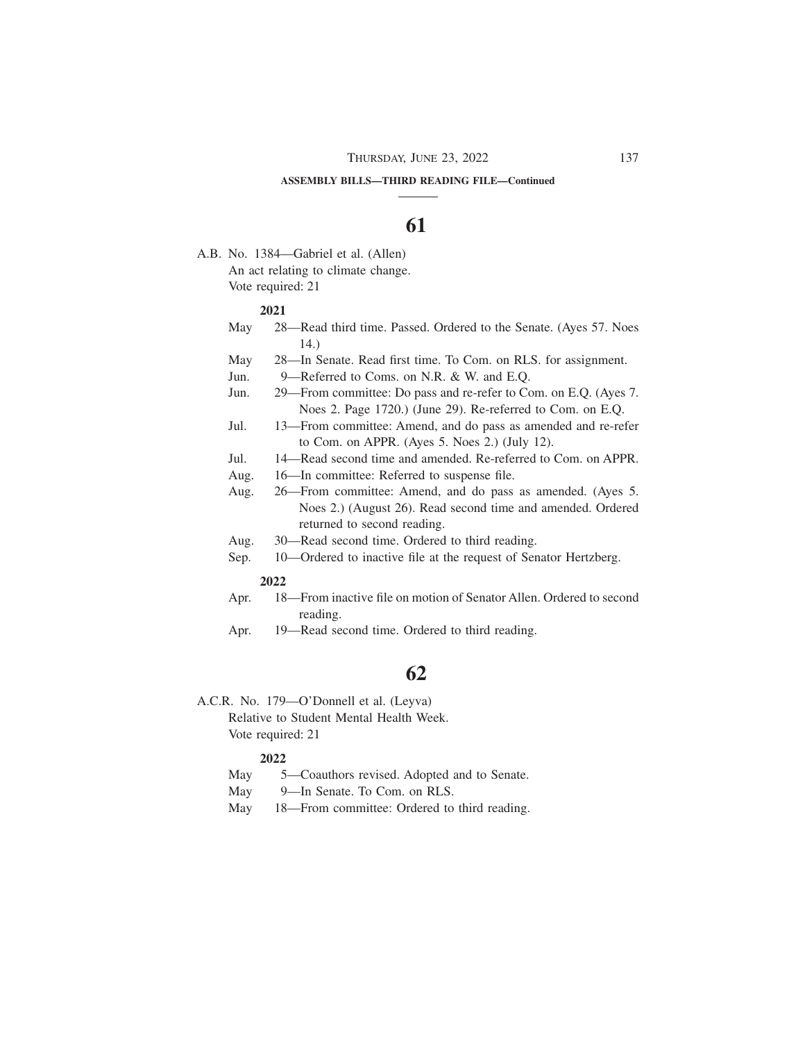**ASSEMBLY BILLS—THIRD READING FILE—Continued**

# 61

A.B. No. 1384—Gabriel et al. (Allen)
An act relating to climate change.
Vote required: 21

**2021**

May 28—Read third time. Passed. Ordered to the Senate. (Ayes 57. Noes 14.)
May 28—In Senate. Read first time. To Com. on RLS. for assignment.
Jun. 9—Referred to Coms. on N.R. & W. and E.Q.
Jun. 29—From committee: Do pass and re-refer to Com. on E.Q. (Ayes 7. Noes 2. Page 1720.) (June 29). Re-referred to Com. on E.Q.
Jul. 13—From committee: Amend, and do pass as amended and re-refer to Com. on APPR. (Ayes 5. Noes 2.) (July 12).
Jul. 14—Read second time and amended. Re-referred to Com. on APPR.
Aug. 16—In committee: Referred to suspense file.
Aug. 26—From committee: Amend, and do pass as amended. (Ayes 5. Noes 2.) (August 26). Read second time and amended. Ordered returned to second reading.
Aug. 30—Read second time. Ordered to third reading.
Sep. 10—Ordered to inactive file at the request of Senator Hertzberg.

**2022**

Apr. 18—From inactive file on motion of Senator Allen. Ordered to second reading.
Apr. 19—Read second time. Ordered to third reading.

# 62

A.C.R. No. 179—O'Donnell et al. (Leyva)
Relative to Student Mental Health Week.
Vote required: 21

**2022**

May 5—Coauthors revised. Adopted and to Senate.
May 9—In Senate. To Com. on RLS.
May 18—From committee: Ordered to third reading.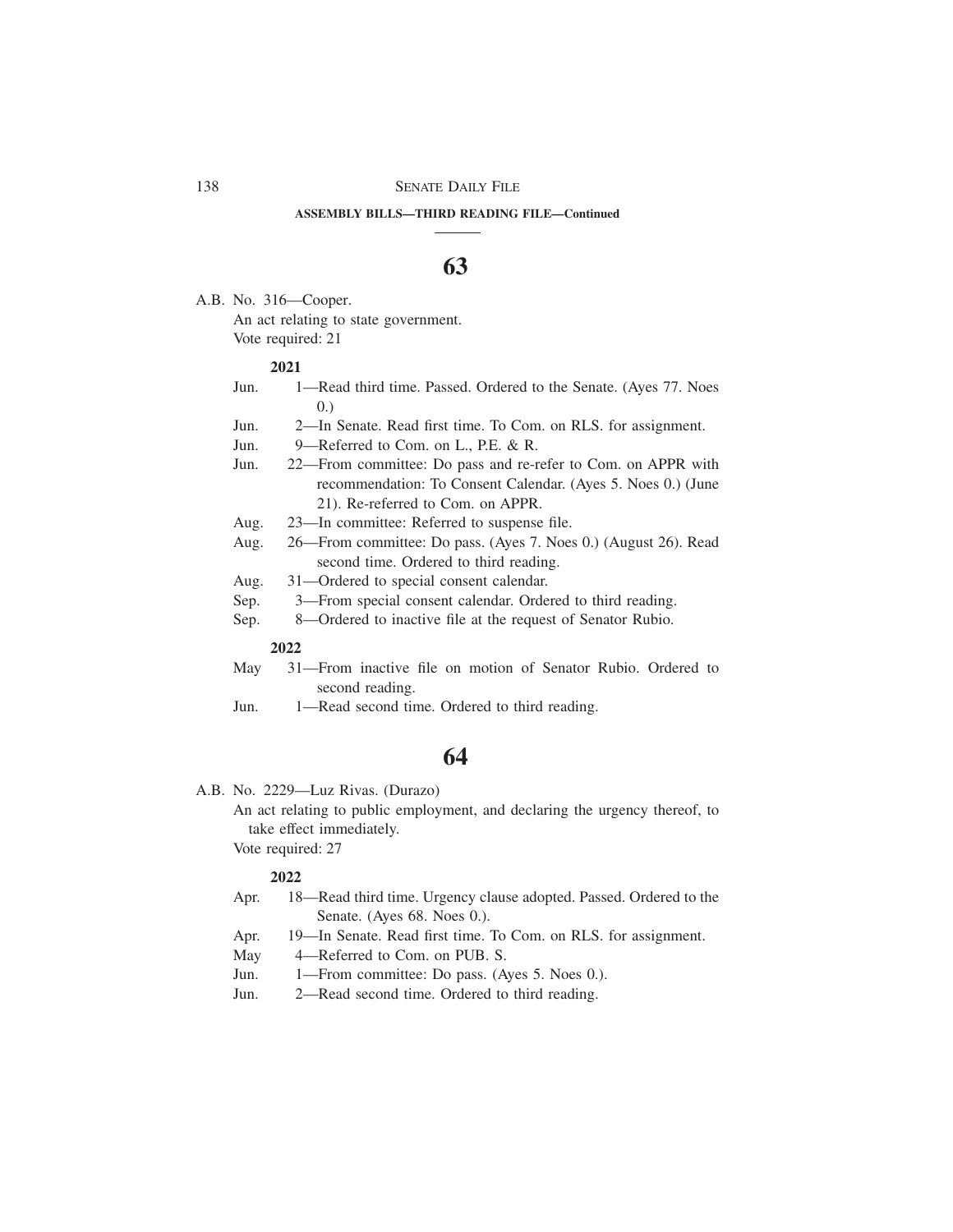**ASSEMBLY BILLS—THIRD READING FILE—Continued**

## 63

A.B. No. 316—Cooper.

An act relating to state government.

Vote required: 21

**2021**

- Jun. 1—Read third time. Passed. Ordered to the Senate. (Ayes 77. Noes 0.)
- Jun. 2—In Senate. Read first time. To Com. on RLS. for assignment.
- Jun. 9—Referred to Com. on L., P.E. & R.
- Jun. 22—From committee: Do pass and re-refer to Com. on APPR with recommendation: To Consent Calendar. (Ayes 5. Noes 0.) (June 21). Re-referred to Com. on APPR.
- Aug. 23—In committee: Referred to suspense file.
- Aug. 26—From committee: Do pass. (Ayes 7. Noes 0.) (August 26). Read second time. Ordered to third reading.
- Aug. 31—Ordered to special consent calendar.
- Sep. 3—From special consent calendar. Ordered to third reading.
- Sep. 8—Ordered to inactive file at the request of Senator Rubio.

**2022**

- May 31—From inactive file on motion of Senator Rubio. Ordered to second reading.
- Jun. 1—Read second time. Ordered to third reading.

## 64

A.B. No. 2229—Luz Rivas. (Durazo)

An act relating to public employment, and declaring the urgency thereof, to take effect immediately.

Vote required: 27

**2022**

- Apr. 18—Read third time. Urgency clause adopted. Passed. Ordered to the Senate. (Ayes 68. Noes 0.).
- Apr. 19—In Senate. Read first time. To Com. on RLS. for assignment.
- May 4—Referred to Com. on PUB. S.
- Jun. 1—From committee: Do pass. (Ayes 5. Noes 0.).
- Jun. 2—Read second time. Ordered to third reading.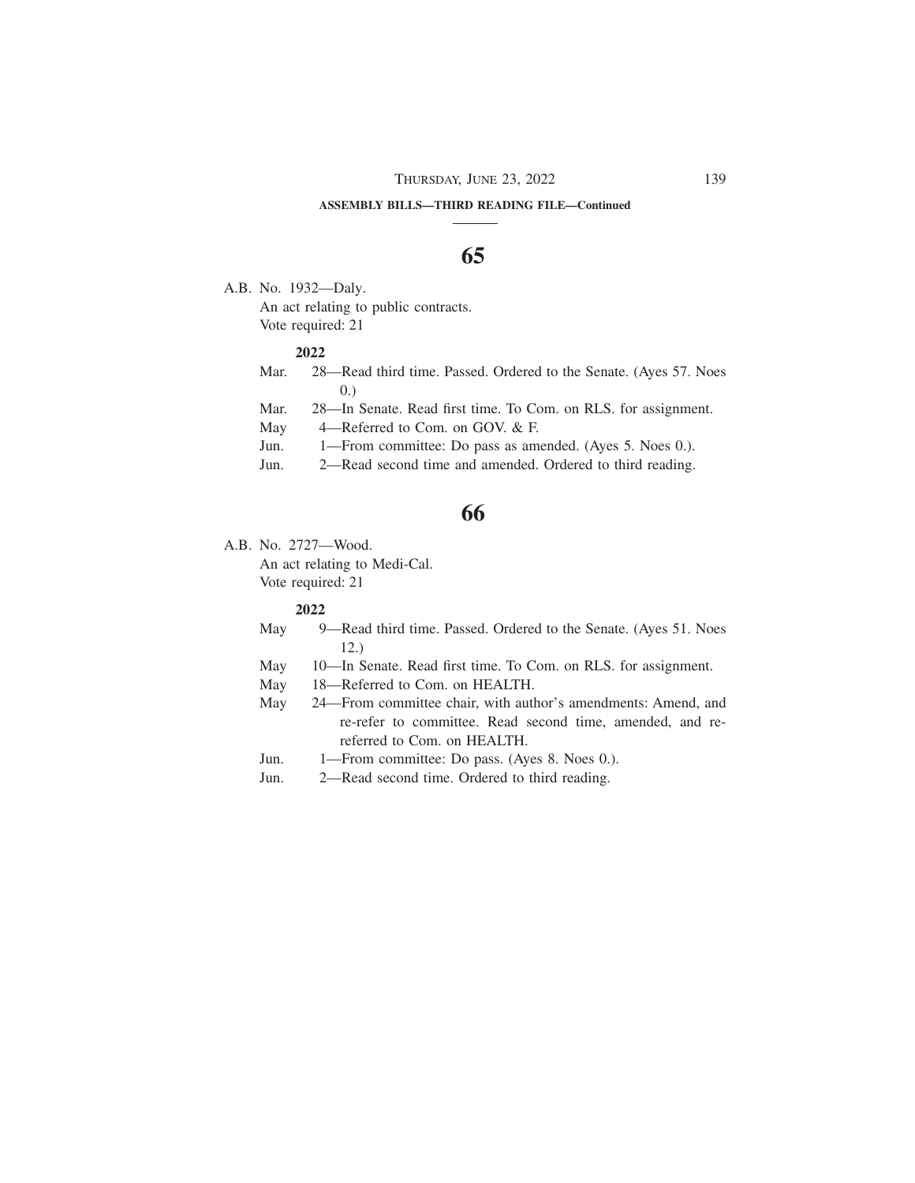**ASSEMBLY BILLS—THIRD READING FILE—Continued**

## 65

A.B. No. 1932—Daly.

An act relating to public contracts.

Vote required: 21

**2022**

- Mar. 28—Read third time. Passed. Ordered to the Senate. (Ayes 57. Noes 0.)
- Mar. 28—In Senate. Read first time. To Com. on RLS. for assignment.
- May 4—Referred to Com. on GOV. & F.
- Jun. 1—From committee: Do pass as amended. (Ayes 5. Noes 0.).
- Jun. 2—Read second time and amended. Ordered to third reading.

## 66

A.B. No. 2727—Wood.

An act relating to Medi-Cal.

Vote required: 21

**2022**

- May 9—Read third time. Passed. Ordered to the Senate. (Ayes 51. Noes 12.)
- May 10—In Senate. Read first time. To Com. on RLS. for assignment.
- May 18—Referred to Com. on HEALTH.
- May 24—From committee chair, with author's amendments: Amend, and re-refer to committee. Read second time, amended, and re-referred to Com. on HEALTH.
- Jun. 1—From committee: Do pass. (Ayes 8. Noes 0.).
- Jun. 2—Read second time. Ordered to third reading.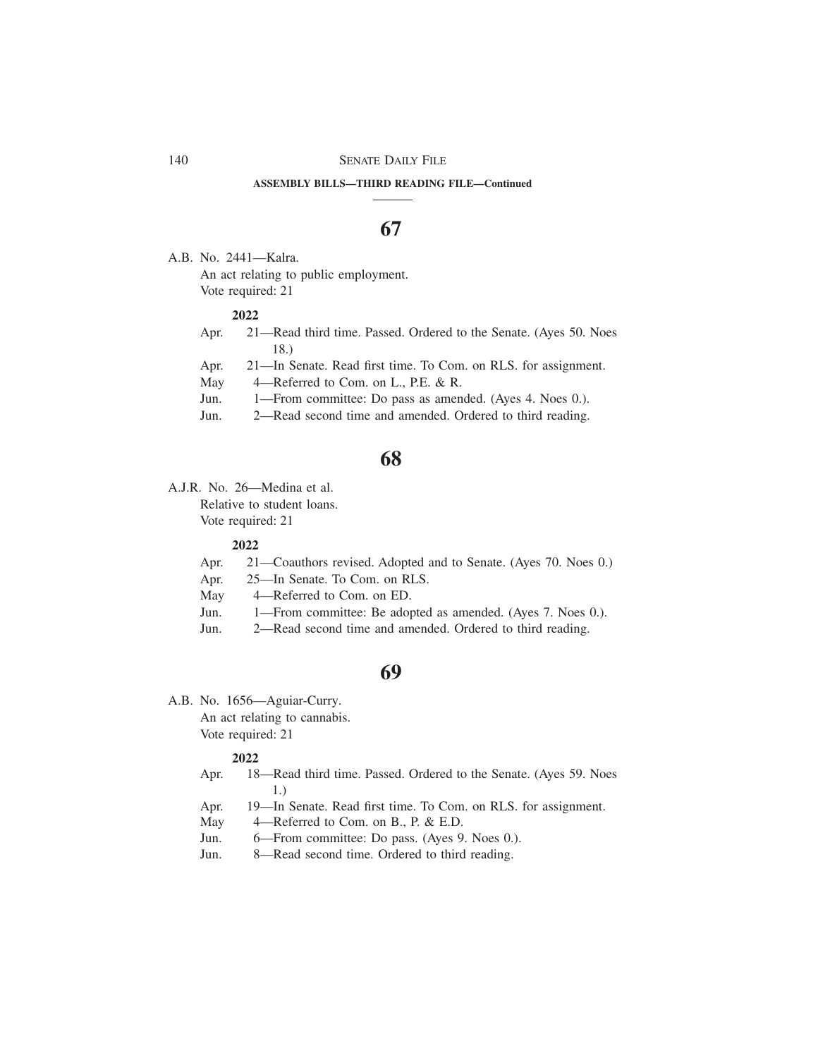**ASSEMBLY BILLS—THIRD READING FILE—Continued**

## 67

A.B. No. 2441—Kalra.
An act relating to public employment.
Vote required: 21

**2022**

Apr. 21—Read third time. Passed. Ordered to the Senate. (Ayes 50. Noes 18.)
Apr. 21—In Senate. Read first time. To Com. on RLS. for assignment.
May 4—Referred to Com. on L., P.E. & R.
Jun. 1—From committee: Do pass as amended. (Ayes 4. Noes 0.).
Jun. 2—Read second time and amended. Ordered to third reading.

## 68

A.J.R. No. 26—Medina et al.
Relative to student loans.
Vote required: 21

**2022**

Apr. 21—Coauthors revised. Adopted and to Senate. (Ayes 70. Noes 0.)
Apr. 25—In Senate. To Com. on RLS.
May 4—Referred to Com. on ED.
Jun. 1—From committee: Be adopted as amended. (Ayes 7. Noes 0.).
Jun. 2—Read second time and amended. Ordered to third reading.

## 69

A.B. No. 1656—Aguiar-Curry.
An act relating to cannabis.
Vote required: 21

**2022**

Apr. 18—Read third time. Passed. Ordered to the Senate. (Ayes 59. Noes 1.)
Apr. 19—In Senate. Read first time. To Com. on RLS. for assignment.
May 4—Referred to Com. on B., P. & E.D.
Jun. 6—From committee: Do pass. (Ayes 9. Noes 0.).
Jun. 8—Read second time. Ordered to third reading.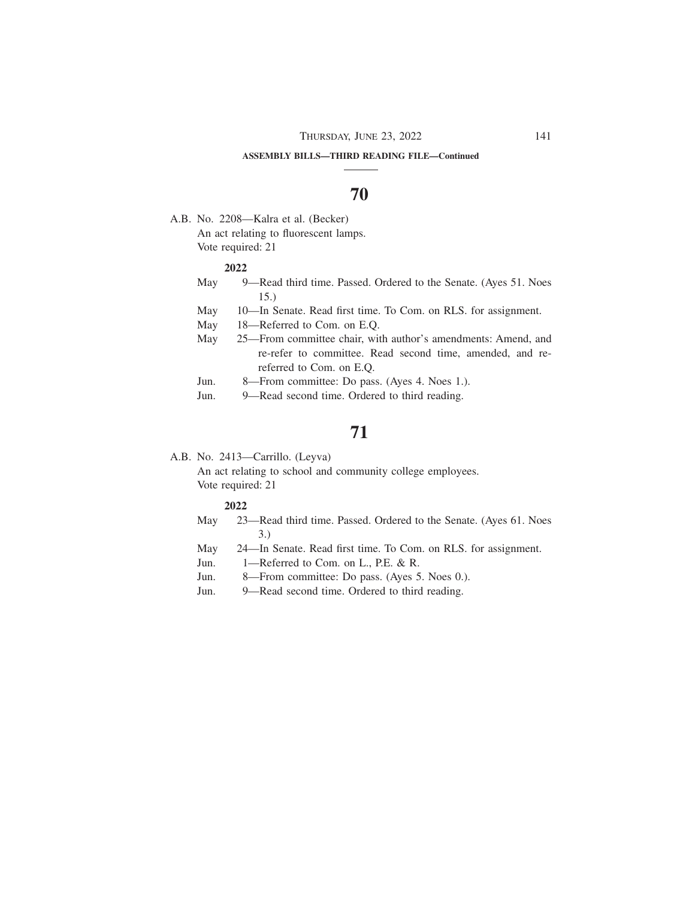**ASSEMBLY BILLS—THIRD READING FILE—Continued**

## 70

A.B. No. 2208—Kalra et al. (Becker)
An act relating to fluorescent lamps.
Vote required: 21

**2022**

May 9—Read third time. Passed. Ordered to the Senate. (Ayes 51. Noes 15.)
May 10—In Senate. Read first time. To Com. on RLS. for assignment.
May 18—Referred to Com. on E.Q.
May 25—From committee chair, with author's amendments: Amend, and re-refer to committee. Read second time, amended, and re-referred to Com. on E.Q.
Jun. 8—From committee: Do pass. (Ayes 4. Noes 1.).
Jun. 9—Read second time. Ordered to third reading.

## 71

A.B. No. 2413—Carrillo. (Leyva)
An act relating to school and community college employees.
Vote required: 21

**2022**

May 23—Read third time. Passed. Ordered to the Senate. (Ayes 61. Noes 3.)
May 24—In Senate. Read first time. To Com. on RLS. for assignment.
Jun. 1—Referred to Com. on L., P.E. & R.
Jun. 8—From committee: Do pass. (Ayes 5. Noes 0.).
Jun. 9—Read second time. Ordered to third reading.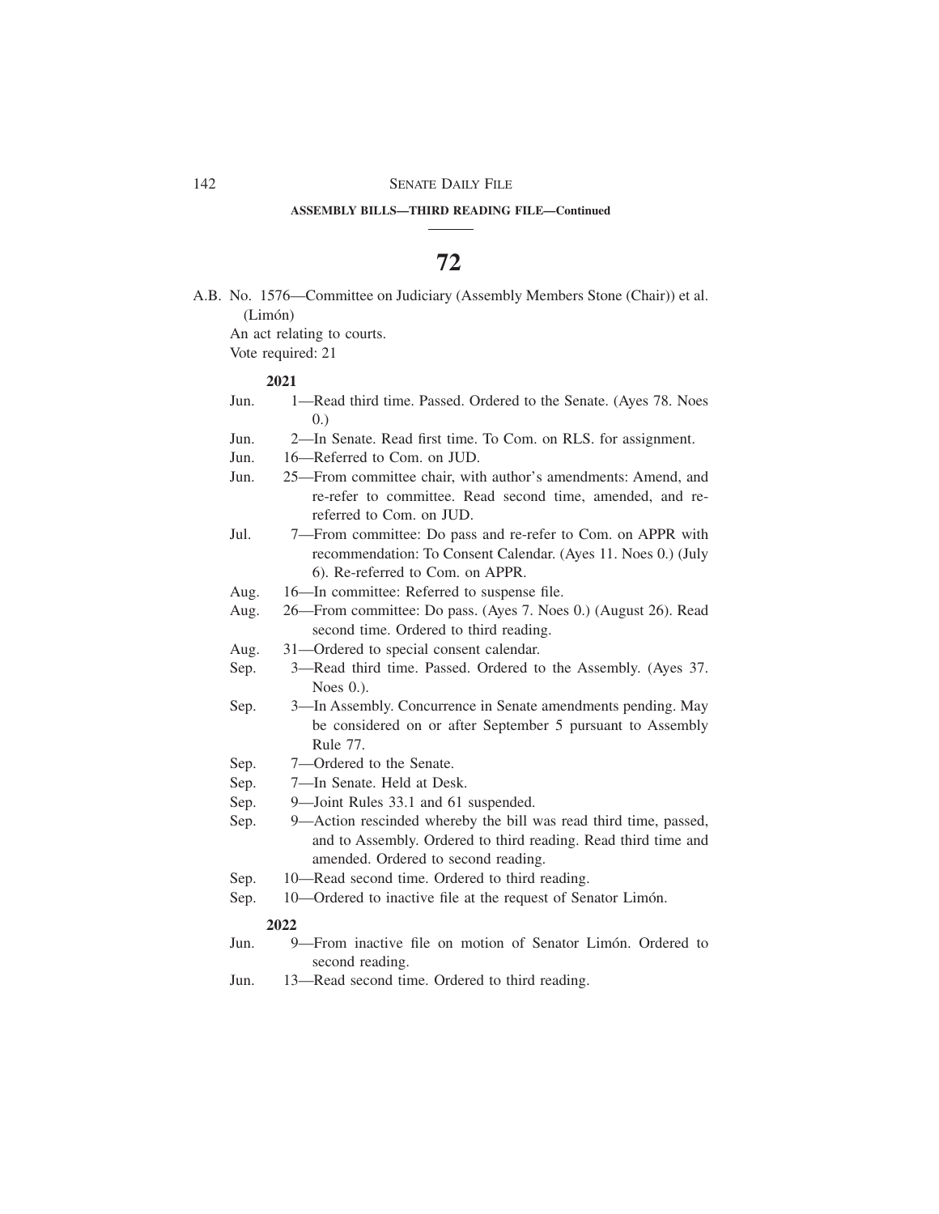**ASSEMBLY BILLS—THIRD READING FILE—Continued**

# 72

A.B. No. 1576—Committee on Judiciary (Assembly Members Stone (Chair)) et al. (Limón)

An act relating to courts.

Vote required: 21

**2021**

Jun. 1—Read third time. Passed. Ordered to the Senate. (Ayes 78. Noes 0.)

Jun. 2—In Senate. Read first time. To Com. on RLS. for assignment.

Jun. 16—Referred to Com. on JUD.

Jun. 25—From committee chair, with author's amendments: Amend, and re-refer to committee. Read second time, amended, and re-referred to Com. on JUD.

Jul. 7—From committee: Do pass and re-refer to Com. on APPR with recommendation: To Consent Calendar. (Ayes 11. Noes 0.) (July 6). Re-referred to Com. on APPR.

Aug. 16—In committee: Referred to suspense file.

Aug. 26—From committee: Do pass. (Ayes 7. Noes 0.) (August 26). Read second time. Ordered to third reading.

Aug. 31—Ordered to special consent calendar.

Sep. 3—Read third time. Passed. Ordered to the Assembly. (Ayes 37. Noes 0.).

Sep. 3—In Assembly. Concurrence in Senate amendments pending. May be considered on or after September 5 pursuant to Assembly Rule 77.

Sep. 7—Ordered to the Senate.

Sep. 7—In Senate. Held at Desk.

Sep. 9—Joint Rules 33.1 and 61 suspended.

Sep. 9—Action rescinded whereby the bill was read third time, passed, and to Assembly. Ordered to third reading. Read third time and amended. Ordered to second reading.

Sep. 10—Read second time. Ordered to third reading.

Sep. 10—Ordered to inactive file at the request of Senator Limón.

**2022**

Jun. 9—From inactive file on motion of Senator Limón. Ordered to second reading.

Jun. 13—Read second time. Ordered to third reading.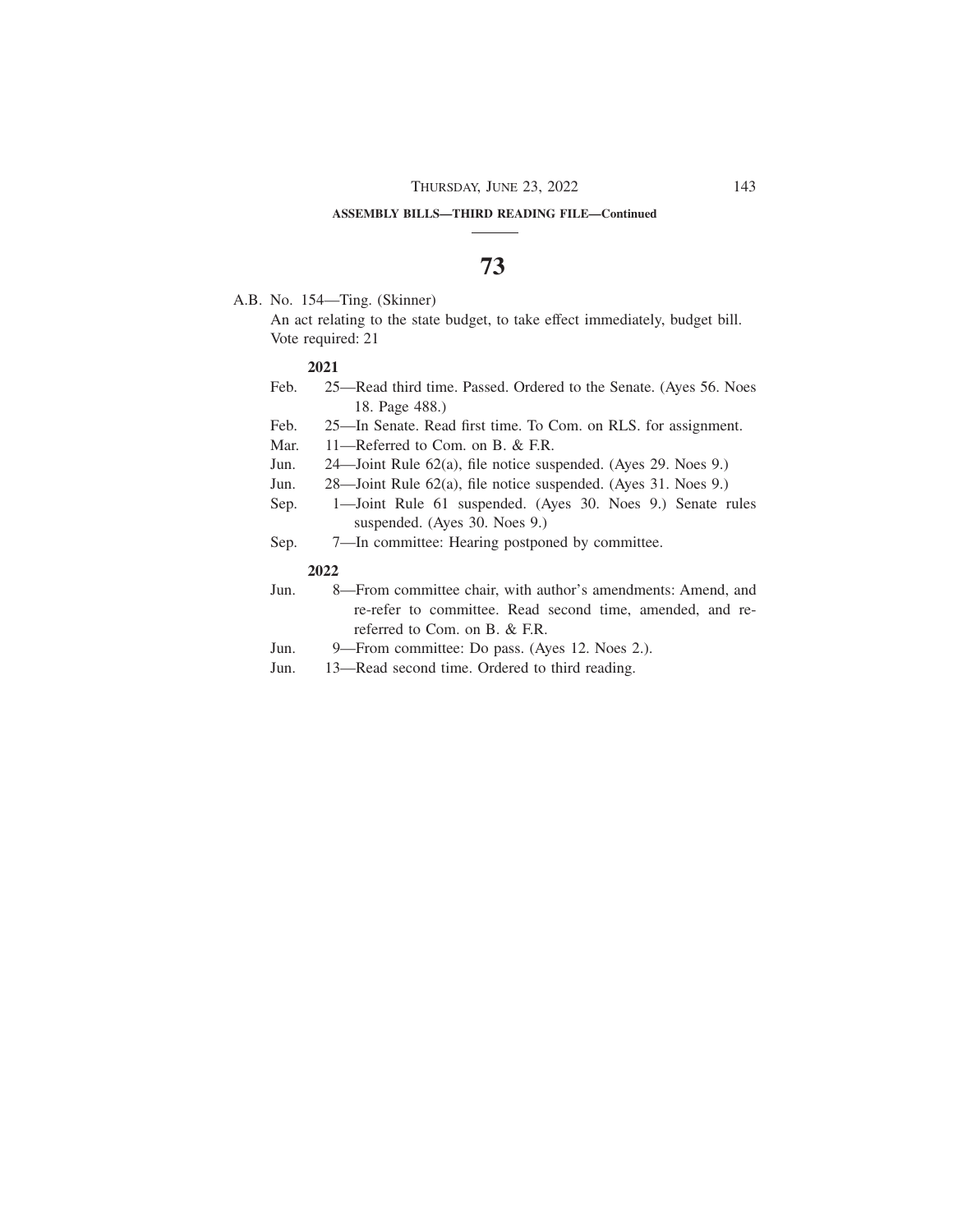**ASSEMBLY BILLS—THIRD READING FILE—Continued**

# 73

A.B. No. 154—Ting. (Skinner)
An act relating to the state budget, to take effect immediately, budget bill.
Vote required: 21

**2021**

Feb. 25—Read third time. Passed. Ordered to the Senate. (Ayes 56. Noes 18. Page 488.)
Feb. 25—In Senate. Read first time. To Com. on RLS. for assignment.
Mar. 11—Referred to Com. on B. & F.R.
Jun. 24—Joint Rule 62(a), file notice suspended. (Ayes 29. Noes 9.)
Jun. 28—Joint Rule 62(a), file notice suspended. (Ayes 31. Noes 9.)
Sep. 1—Joint Rule 61 suspended. (Ayes 30. Noes 9.) Senate rules suspended. (Ayes 30. Noes 9.)
Sep. 7—In committee: Hearing postponed by committee.

**2022**

Jun. 8—From committee chair, with author's amendments: Amend, and re-refer to committee. Read second time, amended, and re-referred to Com. on B. & F.R.
Jun. 9—From committee: Do pass. (Ayes 12. Noes 2.).
Jun. 13—Read second time. Ordered to third reading.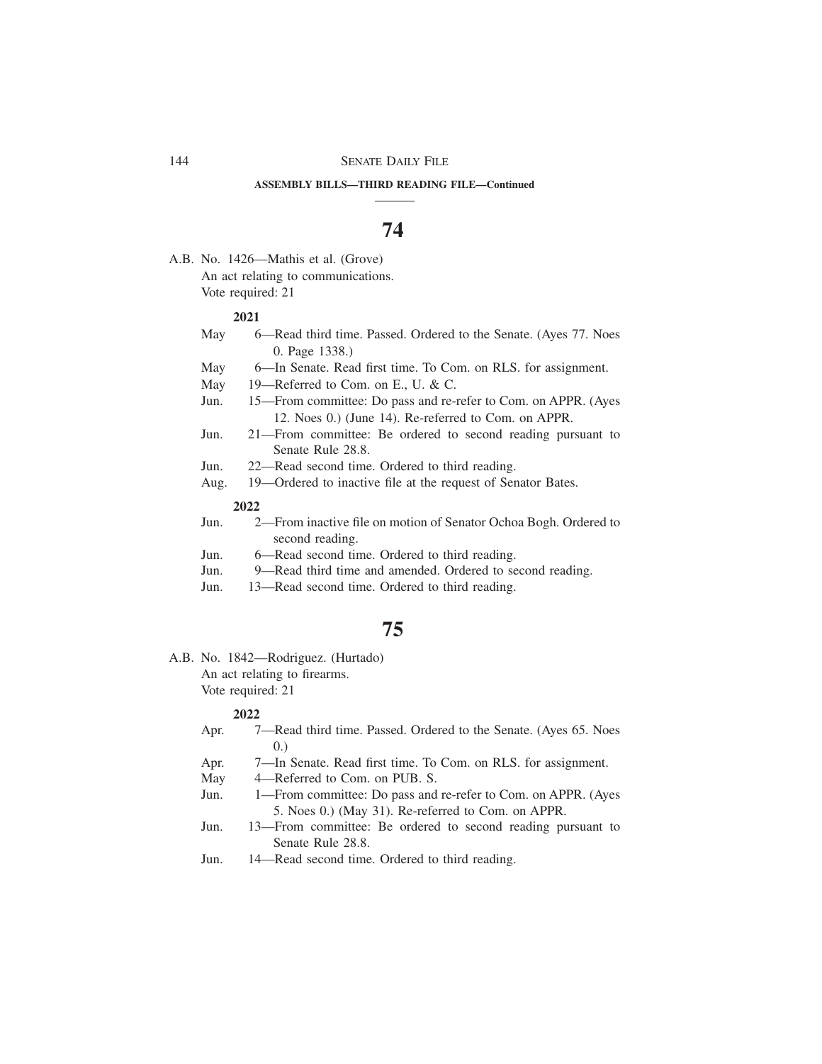**ASSEMBLY BILLS—THIRD READING FILE—Continued**

# 74

A.B. No. 1426—Mathis et al. (Grove)
An act relating to communications.
Vote required: 21

**2021**

May 6—Read third time. Passed. Ordered to the Senate. (Ayes 77. Noes 0. Page 1338.)
May 6—In Senate. Read first time. To Com. on RLS. for assignment.
May 19—Referred to Com. on E., U. & C.
Jun. 15—From committee: Do pass and re-refer to Com. on APPR. (Ayes 12. Noes 0.) (June 14). Re-referred to Com. on APPR.
Jun. 21—From committee: Be ordered to second reading pursuant to Senate Rule 28.8.
Jun. 22—Read second time. Ordered to third reading.
Aug. 19—Ordered to inactive file at the request of Senator Bates.

**2022**

Jun. 2—From inactive file on motion of Senator Ochoa Bogh. Ordered to second reading.
Jun. 6—Read second time. Ordered to third reading.
Jun. 9—Read third time and amended. Ordered to second reading.
Jun. 13—Read second time. Ordered to third reading.

# 75

A.B. No. 1842—Rodriguez. (Hurtado)
An act relating to firearms.
Vote required: 21

**2022**

Apr. 7—Read third time. Passed. Ordered to the Senate. (Ayes 65. Noes 0.)
Apr. 7—In Senate. Read first time. To Com. on RLS. for assignment.
May 4—Referred to Com. on PUB. S.
Jun. 1—From committee: Do pass and re-refer to Com. on APPR. (Ayes 5. Noes 0.) (May 31). Re-referred to Com. on APPR.
Jun. 13—From committee: Be ordered to second reading pursuant to Senate Rule 28.8.
Jun. 14—Read second time. Ordered to third reading.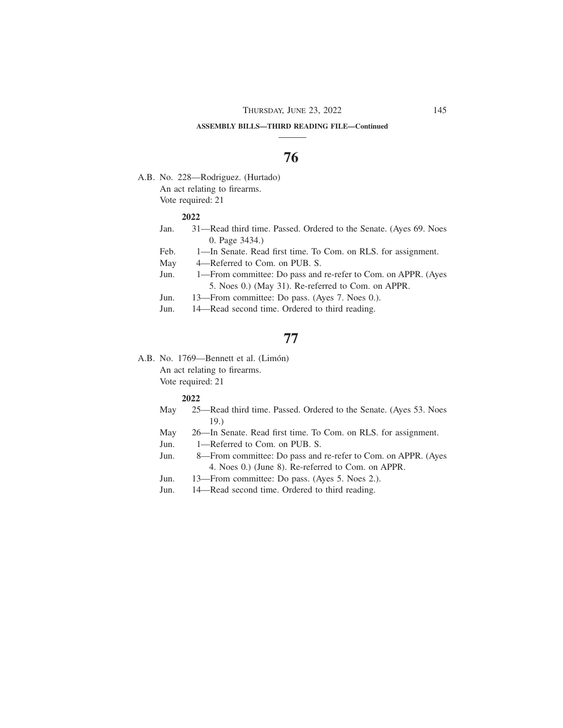**ASSEMBLY BILLS—THIRD READING FILE—Continued**

## 76

A.B. No. 228—Rodriguez. (Hurtado)
An act relating to firearms.
Vote required: 21

**2022**

- Jan. 31—Read third time. Passed. Ordered to the Senate. (Ayes 69. Noes 0. Page 3434.)
- Feb. 1—In Senate. Read first time. To Com. on RLS. for assignment.
- May 4—Referred to Com. on PUB. S.
- Jun. 1—From committee: Do pass and re-refer to Com. on APPR. (Ayes 5. Noes 0.) (May 31). Re-referred to Com. on APPR.
- Jun. 13—From committee: Do pass. (Ayes 7. Noes 0.).
- Jun. 14—Read second time. Ordered to third reading.

## 77

A.B. No. 1769—Bennett et al. (Limón)
An act relating to firearms.
Vote required: 21

**2022**

- May 25—Read third time. Passed. Ordered to the Senate. (Ayes 53. Noes 19.)
- May 26—In Senate. Read first time. To Com. on RLS. for assignment.
- Jun. 1—Referred to Com. on PUB. S.
- Jun. 8—From committee: Do pass and re-refer to Com. on APPR. (Ayes 4. Noes 0.) (June 8). Re-referred to Com. on APPR.
- Jun. 13—From committee: Do pass. (Ayes 5. Noes 2.).
- Jun. 14—Read second time. Ordered to third reading.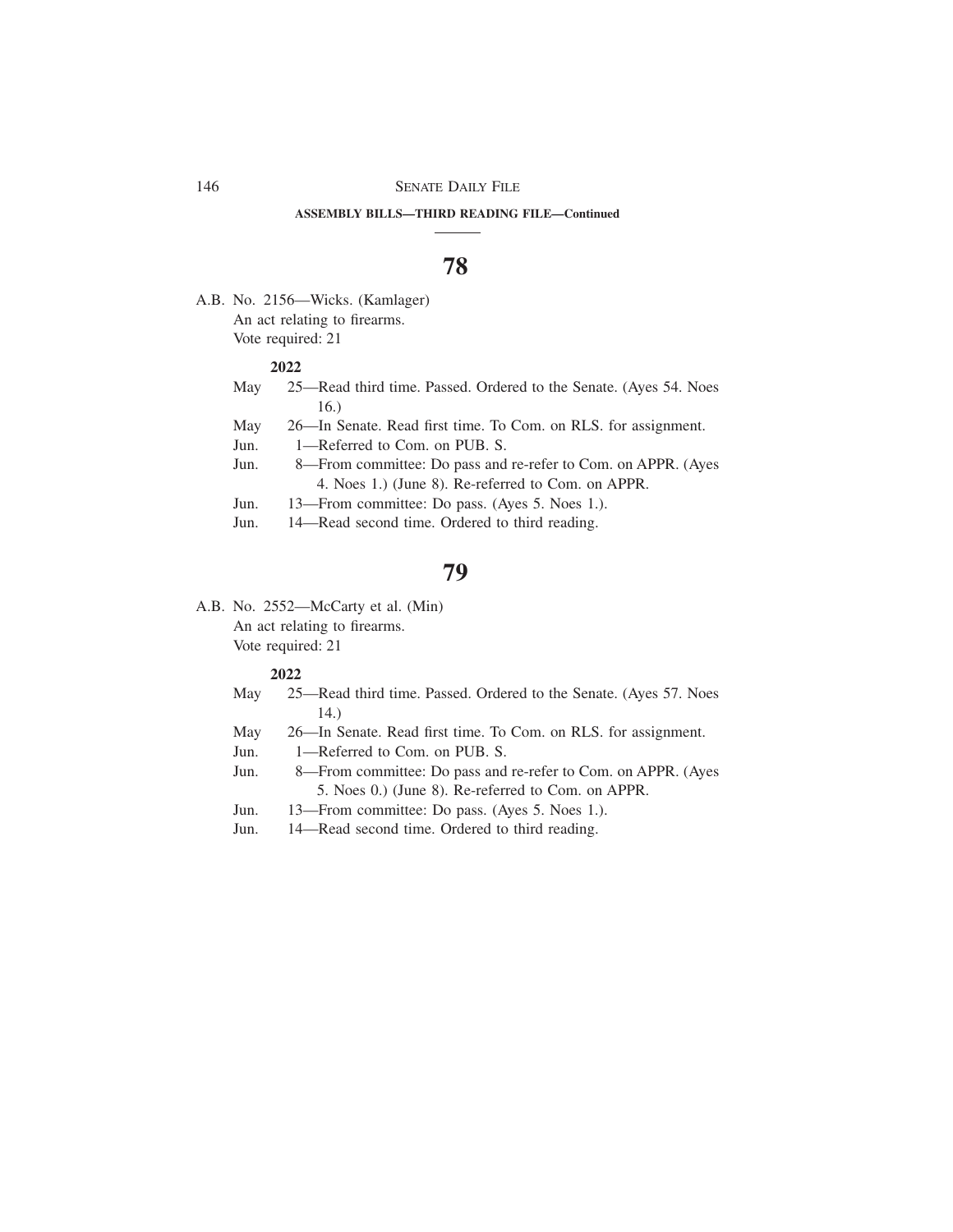**ASSEMBLY BILLS—THIRD READING FILE—Continued**

# 78

A.B. No. 2156—Wicks. (Kamlager)
An act relating to firearms.
Vote required: 21

**2022**

May 25—Read third time. Passed. Ordered to the Senate. (Ayes 54. Noes 16.)
May 26—In Senate. Read first time. To Com. on RLS. for assignment.
Jun. 1—Referred to Com. on PUB. S.
Jun. 8—From committee: Do pass and re-refer to Com. on APPR. (Ayes 4. Noes 1.) (June 8). Re-referred to Com. on APPR.
Jun. 13—From committee: Do pass. (Ayes 5. Noes 1.).
Jun. 14—Read second time. Ordered to third reading.

# 79

A.B. No. 2552—McCarty et al. (Min)
An act relating to firearms.
Vote required: 21

**2022**

May 25—Read third time. Passed. Ordered to the Senate. (Ayes 57. Noes 14.)
May 26—In Senate. Read first time. To Com. on RLS. for assignment.
Jun. 1—Referred to Com. on PUB. S.
Jun. 8—From committee: Do pass and re-refer to Com. on APPR. (Ayes 5. Noes 0.) (June 8). Re-referred to Com. on APPR.
Jun. 13—From committee: Do pass. (Ayes 5. Noes 1.).
Jun. 14—Read second time. Ordered to third reading.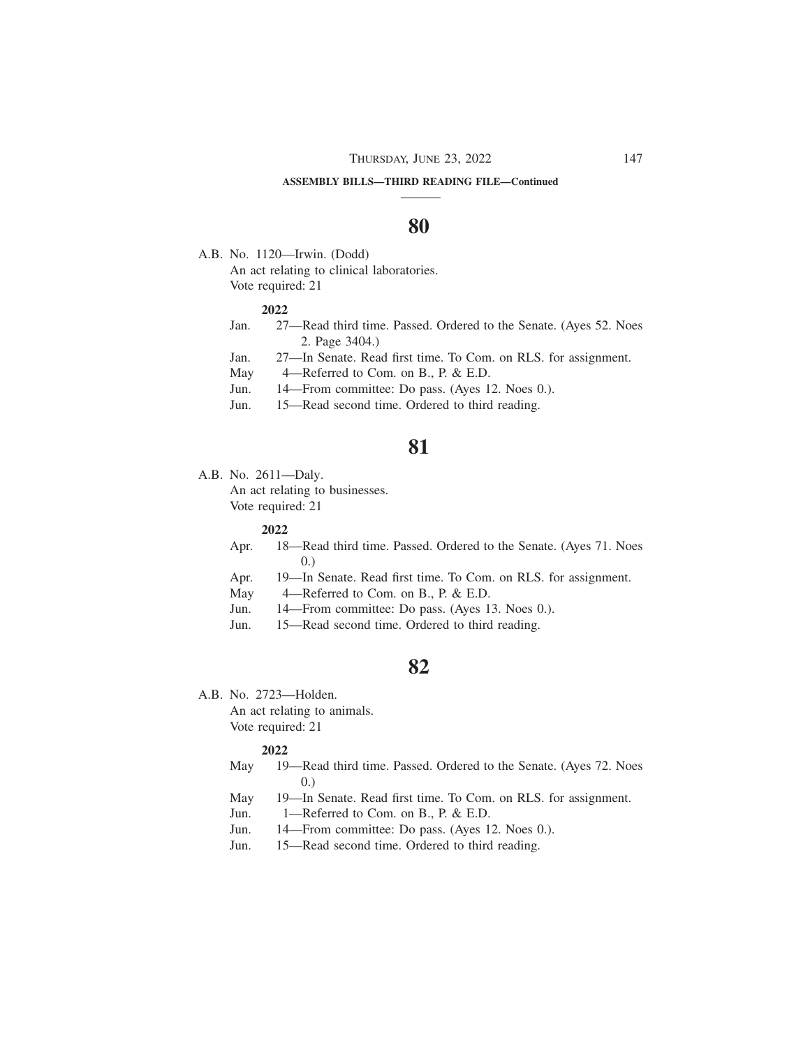**ASSEMBLY BILLS—THIRD READING FILE—Continued**

## 80

A.B. No. 1120—Irwin. (Dodd)

An act relating to clinical laboratories.

Vote required: 21

**2022**

Jan. 27—Read third time. Passed. Ordered to the Senate. (Ayes 52. Noes 2. Page 3404.)

Jan. 27—In Senate. Read first time. To Com. on RLS. for assignment.

May 4—Referred to Com. on B., P. & E.D.

Jun. 14—From committee: Do pass. (Ayes 12. Noes 0.).

Jun. 15—Read second time. Ordered to third reading.

## 81

A.B. No. 2611—Daly.

An act relating to businesses.

Vote required: 21

**2022**

Apr. 18—Read third time. Passed. Ordered to the Senate. (Ayes 71. Noes 0.)

Apr. 19—In Senate. Read first time. To Com. on RLS. for assignment.

May 4—Referred to Com. on B., P. & E.D.

Jun. 14—From committee: Do pass. (Ayes 13. Noes 0.).

Jun. 15—Read second time. Ordered to third reading.

## 82

A.B. No. 2723—Holden.

An act relating to animals.

Vote required: 21

**2022**

May 19—Read third time. Passed. Ordered to the Senate. (Ayes 72. Noes 0.)

May 19—In Senate. Read first time. To Com. on RLS. for assignment.

Jun. 1—Referred to Com. on B., P. & E.D.

Jun. 14—From committee: Do pass. (Ayes 12. Noes 0.).

Jun. 15—Read second time. Ordered to third reading.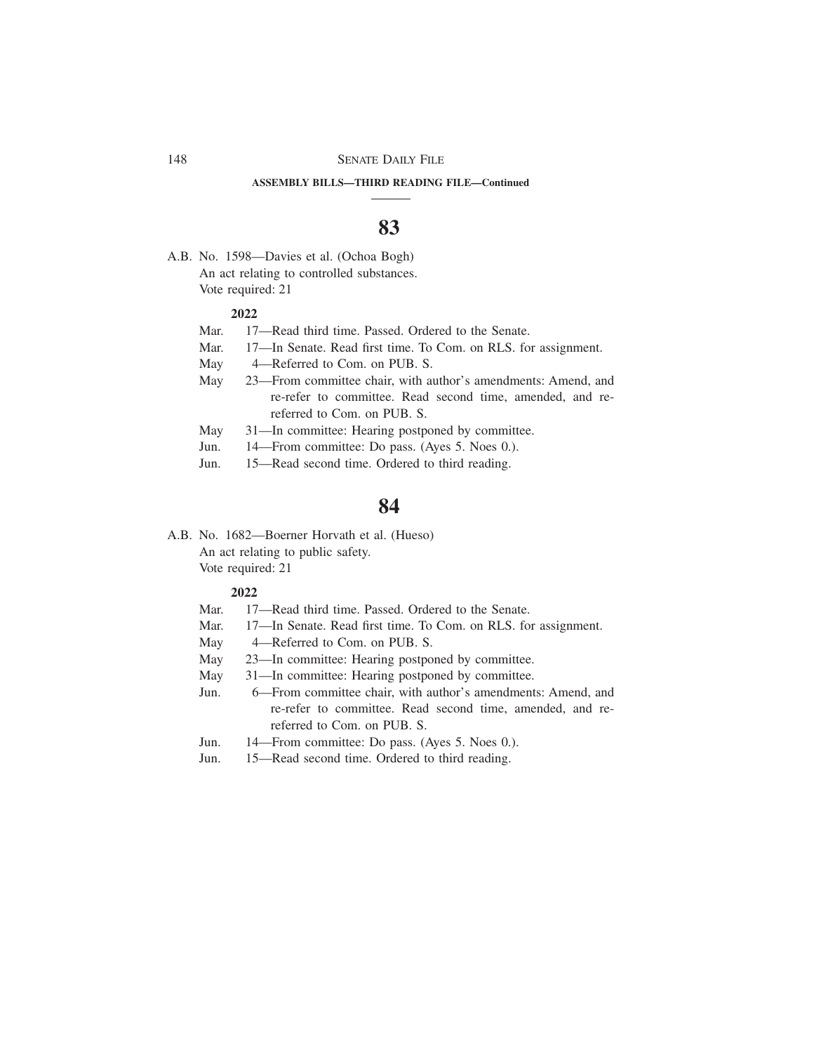**ASSEMBLY BILLS—THIRD READING FILE—Continued**

# 83

A.B. No. 1598—Davies et al. (Ochoa Bogh)
An act relating to controlled substances.
Vote required: 21

**2022**

Mar. 17—Read third time. Passed. Ordered to the Senate.
Mar. 17—In Senate. Read first time. To Com. on RLS. for assignment.
May 4—Referred to Com. on PUB. S.
May 23—From committee chair, with author's amendments: Amend, and re-refer to committee. Read second time, amended, and re-referred to Com. on PUB. S.
May 31—In committee: Hearing postponed by committee.
Jun. 14—From committee: Do pass. (Ayes 5. Noes 0.).
Jun. 15—Read second time. Ordered to third reading.

# 84

A.B. No. 1682—Boerner Horvath et al. (Hueso)
An act relating to public safety.
Vote required: 21

**2022**

Mar. 17—Read third time. Passed. Ordered to the Senate.
Mar. 17—In Senate. Read first time. To Com. on RLS. for assignment.
May 4—Referred to Com. on PUB. S.
May 23—In committee: Hearing postponed by committee.
May 31—In committee: Hearing postponed by committee.
Jun. 6—From committee chair, with author's amendments: Amend, and re-refer to committee. Read second time, amended, and re-referred to Com. on PUB. S.
Jun. 14—From committee: Do pass. (Ayes 5. Noes 0.).
Jun. 15—Read second time. Ordered to third reading.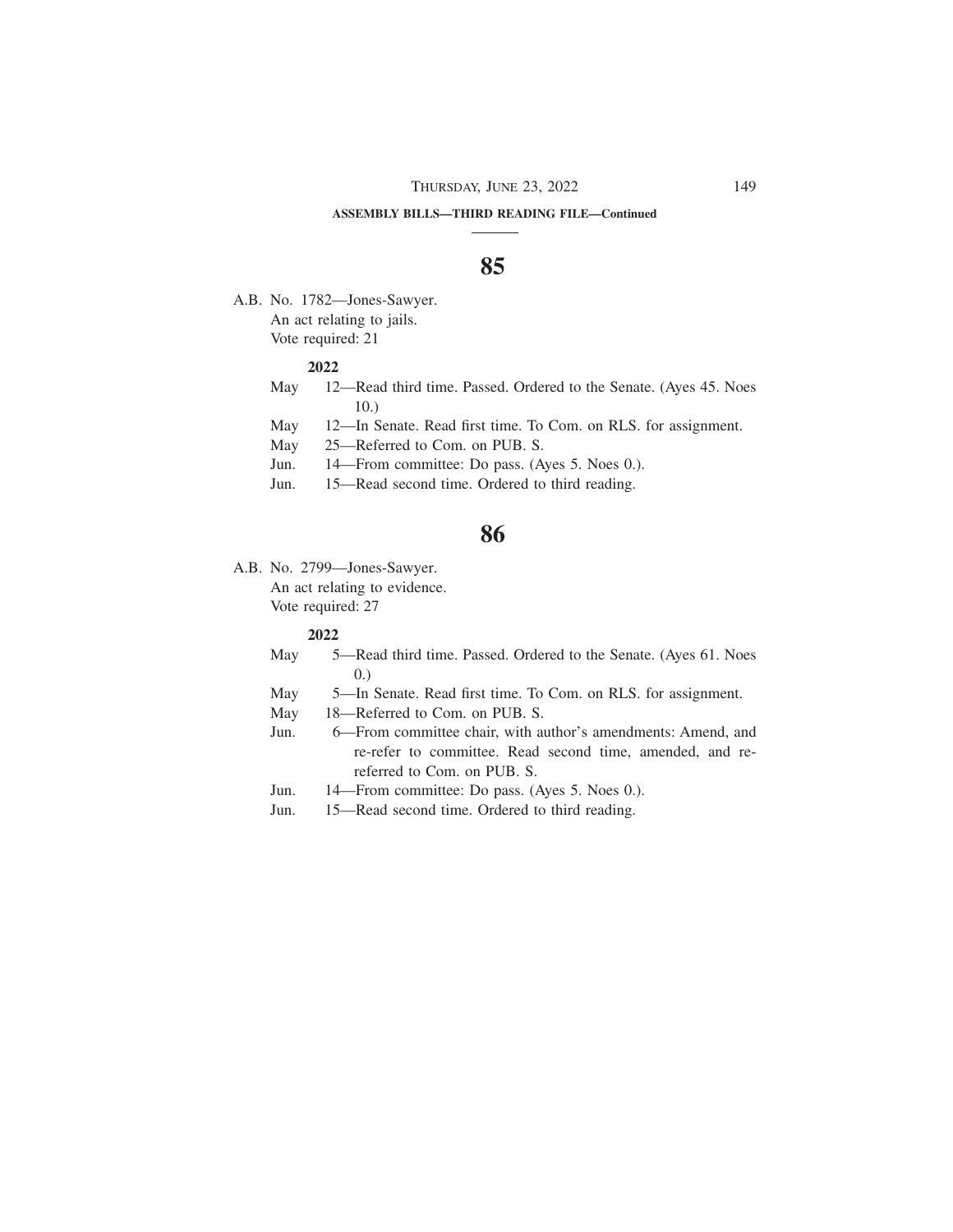**ASSEMBLY BILLS—THIRD READING FILE—Continued**

## 85

A.B. No. 1782—Jones-Sawyer.
An act relating to jails.
Vote required: 21

**2022**

May 12—Read third time. Passed. Ordered to the Senate. (Ayes 45. Noes 10.)
May 12—In Senate. Read first time. To Com. on RLS. for assignment.
May 25—Referred to Com. on PUB. S.
Jun. 14—From committee: Do pass. (Ayes 5. Noes 0.).
Jun. 15—Read second time. Ordered to third reading.

## 86

A.B. No. 2799—Jones-Sawyer.
An act relating to evidence.
Vote required: 27

**2022**

May 5—Read third time. Passed. Ordered to the Senate. (Ayes 61. Noes 0.)
May 5—In Senate. Read first time. To Com. on RLS. for assignment.
May 18—Referred to Com. on PUB. S.
Jun. 6—From committee chair, with author's amendments: Amend, and re-refer to committee. Read second time, amended, and re-referred to Com. on PUB. S.
Jun. 14—From committee: Do pass. (Ayes 5. Noes 0.).
Jun. 15—Read second time. Ordered to third reading.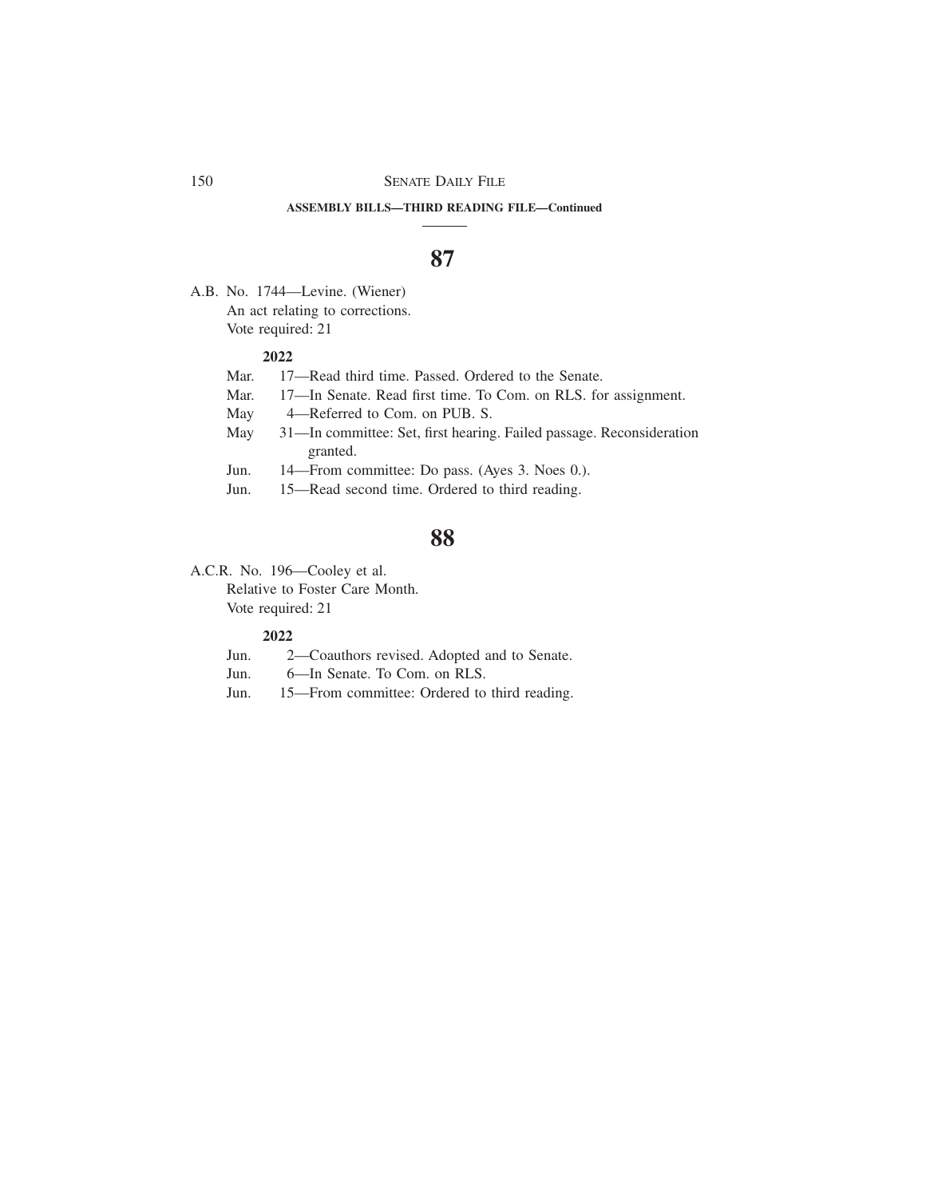**ASSEMBLY BILLS—THIRD READING FILE—Continued**

## 87

A.B. No. 1744—Levine. (Wiener)
An act relating to corrections.
Vote required: 21

**2022**

Mar. 17—Read third time. Passed. Ordered to the Senate.
Mar. 17—In Senate. Read first time. To Com. on RLS. for assignment.
May 4—Referred to Com. on PUB. S.
May 31—In committee: Set, first hearing. Failed passage. Reconsideration granted.
Jun. 14—From committee: Do pass. (Ayes 3. Noes 0.).
Jun. 15—Read second time. Ordered to third reading.

## 88

A.C.R. No. 196—Cooley et al.
Relative to Foster Care Month.
Vote required: 21

**2022**

Jun. 2—Coauthors revised. Adopted and to Senate.
Jun. 6—In Senate. To Com. on RLS.
Jun. 15—From committee: Ordered to third reading.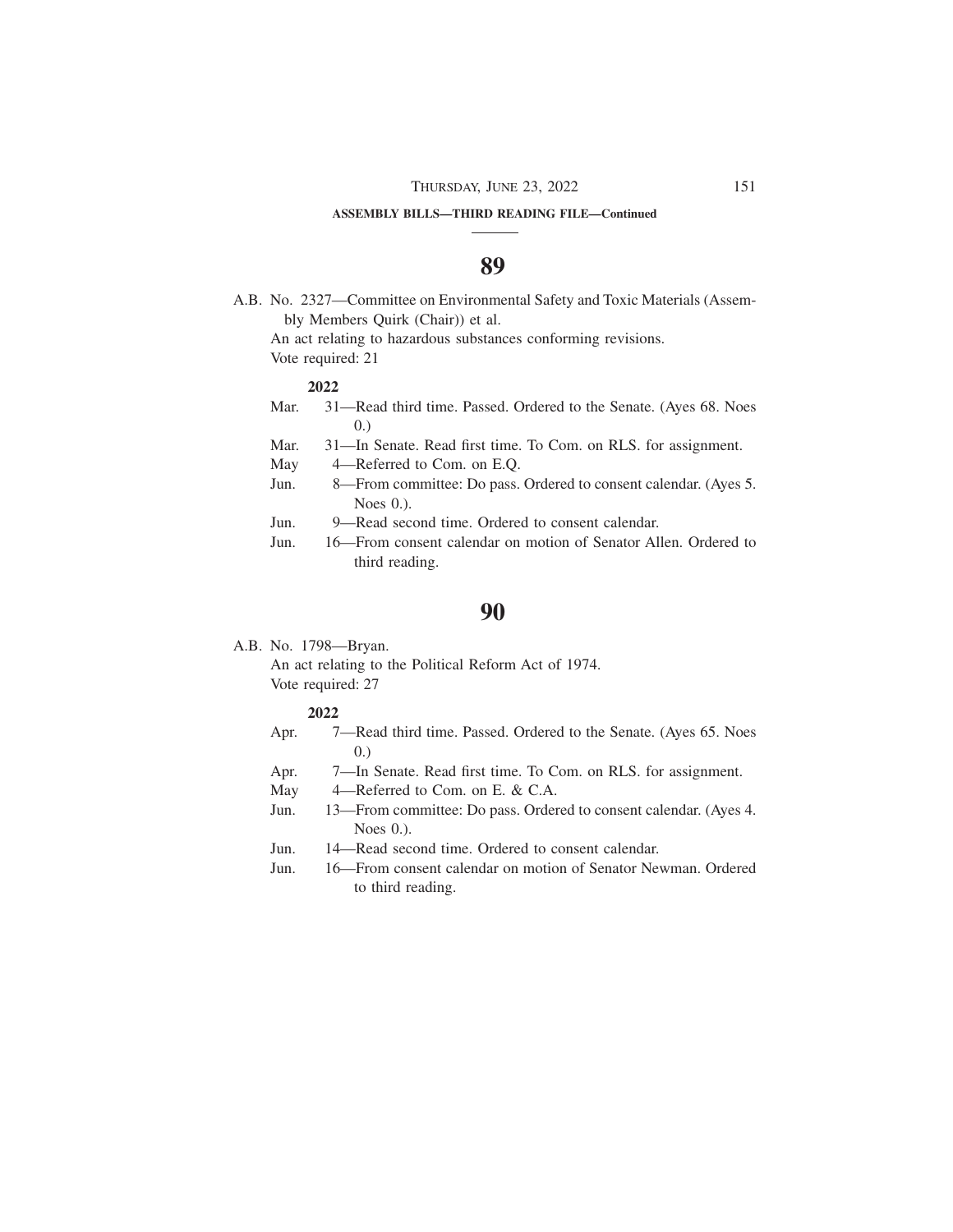**ASSEMBLY BILLS—THIRD READING FILE—Continued**

## 89

A.B. No. 2327—Committee on Environmental Safety and Toxic Materials (Assembly Members Quirk (Chair)) et al.

An act relating to hazardous substances conforming revisions.

Vote required: 21

**2022**

Mar. 31—Read third time. Passed. Ordered to the Senate. (Ayes 68. Noes 0.)

Mar. 31—In Senate. Read first time. To Com. on RLS. for assignment.

May 4—Referred to Com. on E.Q.

Jun. 8—From committee: Do pass. Ordered to consent calendar. (Ayes 5. Noes 0.).

Jun. 9—Read second time. Ordered to consent calendar.

Jun. 16—From consent calendar on motion of Senator Allen. Ordered to third reading.

## 90

A.B. No. 1798—Bryan.

An act relating to the Political Reform Act of 1974.

Vote required: 27

**2022**

Apr. 7—Read third time. Passed. Ordered to the Senate. (Ayes 65. Noes 0.)

Apr. 7—In Senate. Read first time. To Com. on RLS. for assignment.

May 4—Referred to Com. on E. & C.A.

Jun. 13—From committee: Do pass. Ordered to consent calendar. (Ayes 4. Noes 0.).

Jun. 14—Read second time. Ordered to consent calendar.

Jun. 16—From consent calendar on motion of Senator Newman. Ordered to third reading.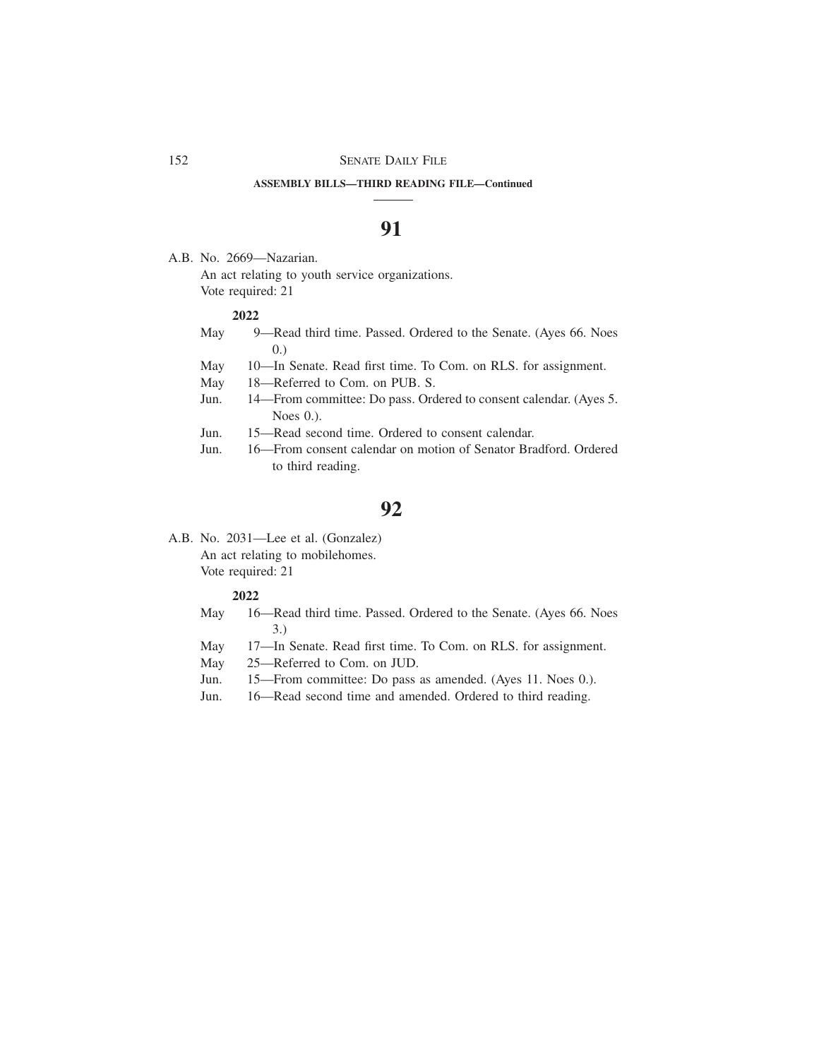**ASSEMBLY BILLS—THIRD READING FILE—Continued**

## 91

A.B. No. 2669—Nazarian.
An act relating to youth service organizations.
Vote required: 21

**2022**

May 9—Read third time. Passed. Ordered to the Senate. (Ayes 66. Noes 0.)
May 10—In Senate. Read first time. To Com. on RLS. for assignment.
May 18—Referred to Com. on PUB. S.
Jun. 14—From committee: Do pass. Ordered to consent calendar. (Ayes 5. Noes 0.).
Jun. 15—Read second time. Ordered to consent calendar.
Jun. 16—From consent calendar on motion of Senator Bradford. Ordered to third reading.

## 92

A.B. No. 2031—Lee et al. (Gonzalez)
An act relating to mobilehomes.
Vote required: 21

**2022**

May 16—Read third time. Passed. Ordered to the Senate. (Ayes 66. Noes 3.)
May 17—In Senate. Read first time. To Com. on RLS. for assignment.
May 25—Referred to Com. on JUD.
Jun. 15—From committee: Do pass as amended. (Ayes 11. Noes 0.).
Jun. 16—Read second time and amended. Ordered to third reading.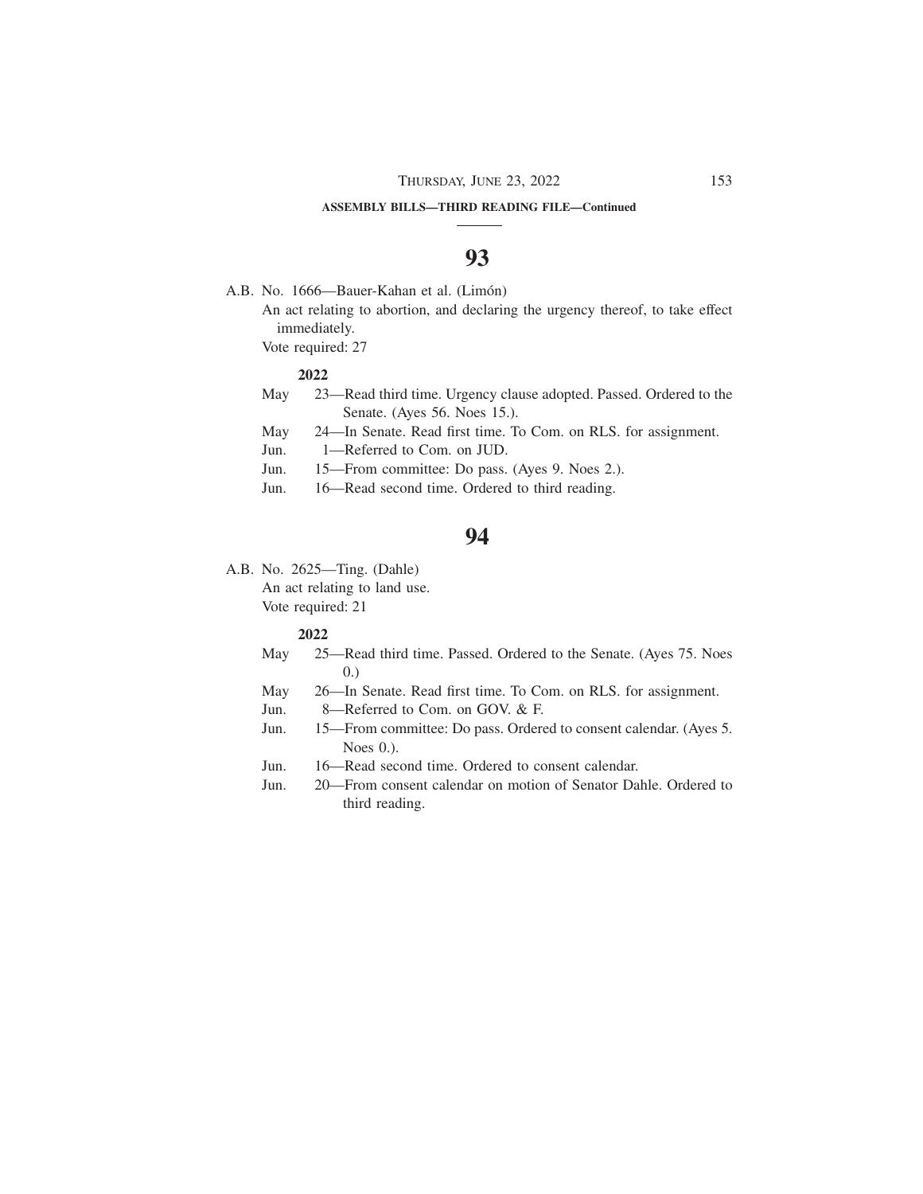**ASSEMBLY BILLS—THIRD READING FILE—Continued**

## 93

A.B. No. 1666—Bauer-Kahan et al. (Limón)

An act relating to abortion, and declaring the urgency thereof, to take effect immediately.

Vote required: 27

**2022**

May 23—Read third time. Urgency clause adopted. Passed. Ordered to the Senate. (Ayes 56. Noes 15.).
May 24—In Senate. Read first time. To Com. on RLS. for assignment.
Jun. 1—Referred to Com. on JUD.
Jun. 15—From committee: Do pass. (Ayes 9. Noes 2.).
Jun. 16—Read second time. Ordered to third reading.

## 94

A.B. No. 2625—Ting. (Dahle)

An act relating to land use.

Vote required: 21

**2022**

May 25—Read third time. Passed. Ordered to the Senate. (Ayes 75. Noes 0.)
May 26—In Senate. Read first time. To Com. on RLS. for assignment.
Jun. 8—Referred to Com. on GOV. & F.
Jun. 15—From committee: Do pass. Ordered to consent calendar. (Ayes 5. Noes 0.).
Jun. 16—Read second time. Ordered to consent calendar.
Jun. 20—From consent calendar on motion of Senator Dahle. Ordered to third reading.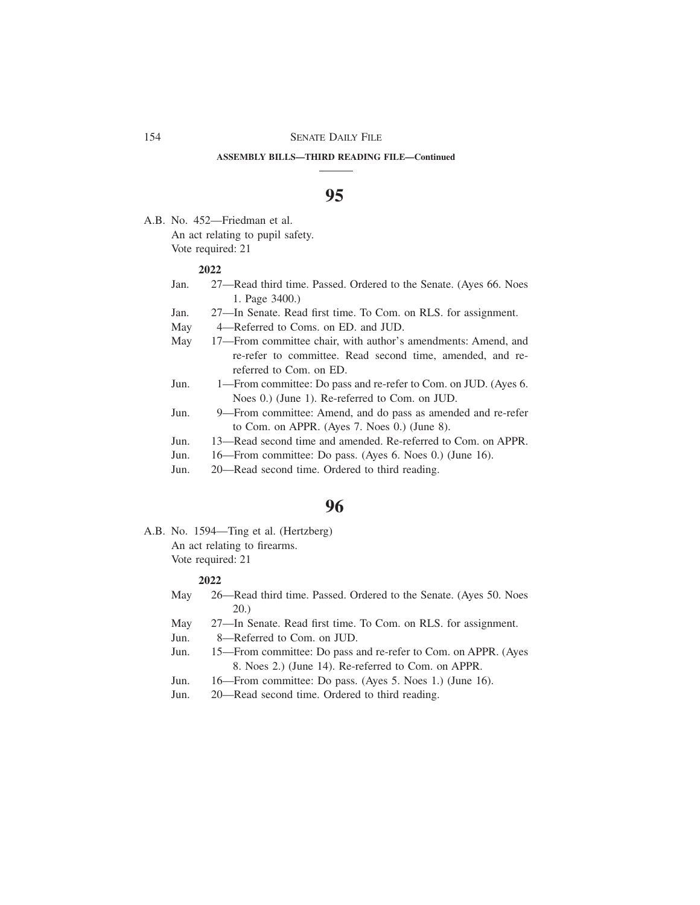**ASSEMBLY BILLS—THIRD READING FILE—Continued**

# 95

A.B. No. 452—Friedman et al.
An act relating to pupil safety.
Vote required: 21

**2022**

Jan. 27—Read third time. Passed. Ordered to the Senate. (Ayes 66. Noes 1. Page 3400.)
Jan. 27—In Senate. Read first time. To Com. on RLS. for assignment.
May 4—Referred to Coms. on ED. and JUD.
May 17—From committee chair, with author's amendments: Amend, and re-refer to committee. Read second time, amended, and re-referred to Com. on ED.
Jun. 1—From committee: Do pass and re-refer to Com. on JUD. (Ayes 6. Noes 0.) (June 1). Re-referred to Com. on JUD.
Jun. 9—From committee: Amend, and do pass as amended and re-refer to Com. on APPR. (Ayes 7. Noes 0.) (June 8).
Jun. 13—Read second time and amended. Re-referred to Com. on APPR.
Jun. 16—From committee: Do pass. (Ayes 6. Noes 0.) (June 16).
Jun. 20—Read second time. Ordered to third reading.

# 96

A.B. No. 1594—Ting et al. (Hertzberg)
An act relating to firearms.
Vote required: 21

**2022**

May 26—Read third time. Passed. Ordered to the Senate. (Ayes 50. Noes 20.)
May 27—In Senate. Read first time. To Com. on RLS. for assignment.
Jun. 8—Referred to Com. on JUD.
Jun. 15—From committee: Do pass and re-refer to Com. on APPR. (Ayes 8. Noes 2.) (June 14). Re-referred to Com. on APPR.
Jun. 16—From committee: Do pass. (Ayes 5. Noes 1.) (June 16).
Jun. 20—Read second time. Ordered to third reading.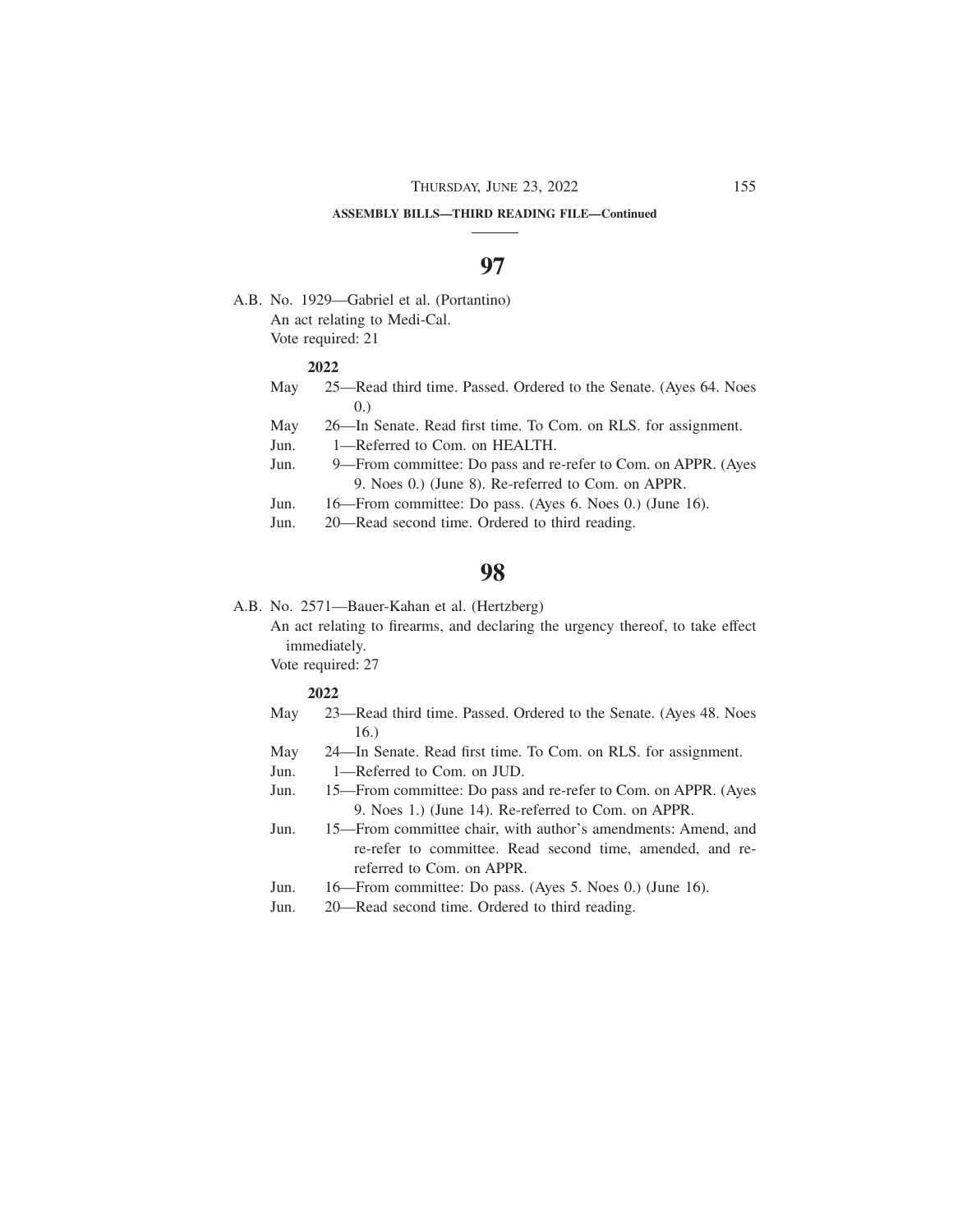**ASSEMBLY BILLS—THIRD READING FILE—Continued**

## 97

A.B. No. 1929—Gabriel et al. (Portantino)
An act relating to Medi-Cal.
Vote required: 21

**2022**

May 25—Read third time. Passed. Ordered to the Senate. (Ayes 64. Noes 0.)
May 26—In Senate. Read first time. To Com. on RLS. for assignment.
Jun. 1—Referred to Com. on HEALTH.
Jun. 9—From committee: Do pass and re-refer to Com. on APPR. (Ayes 9. Noes 0.) (June 8). Re-referred to Com. on APPR.
Jun. 16—From committee: Do pass. (Ayes 6. Noes 0.) (June 16).
Jun. 20—Read second time. Ordered to third reading.

## 98

A.B. No. 2571—Bauer-Kahan et al. (Hertzberg)
An act relating to firearms, and declaring the urgency thereof, to take effect immediately.
Vote required: 27

**2022**

May 23—Read third time. Passed. Ordered to the Senate. (Ayes 48. Noes 16.)
May 24—In Senate. Read first time. To Com. on RLS. for assignment.
Jun. 1—Referred to Com. on JUD.
Jun. 15—From committee: Do pass and re-refer to Com. on APPR. (Ayes 9. Noes 1.) (June 14). Re-referred to Com. on APPR.
Jun. 15—From committee chair, with author's amendments: Amend, and re-refer to committee. Read second time, amended, and re-referred to Com. on APPR.
Jun. 16—From committee: Do pass. (Ayes 5. Noes 0.) (June 16).
Jun. 20—Read second time. Ordered to third reading.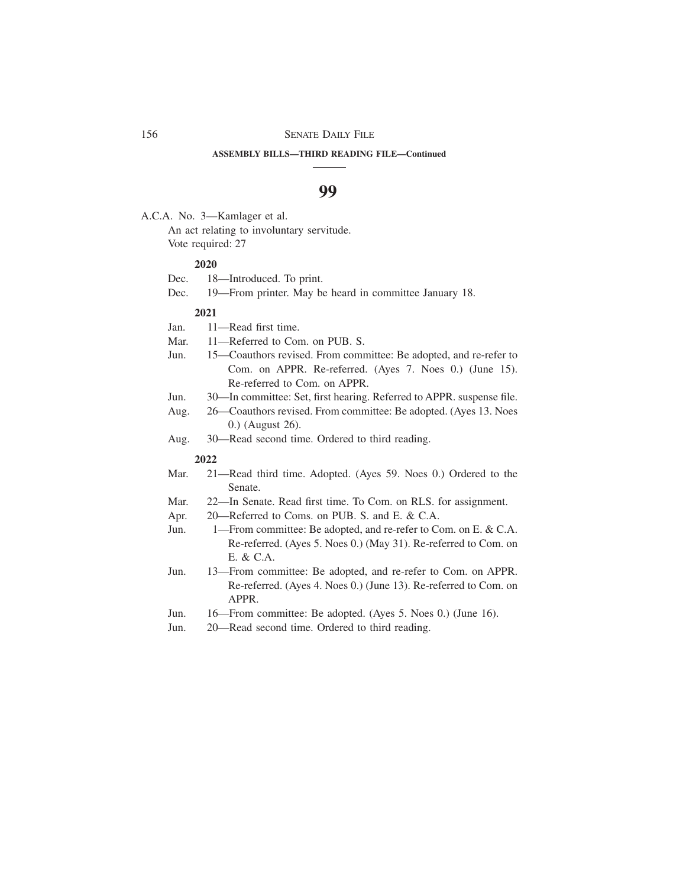**ASSEMBLY BILLS—THIRD READING FILE—Continued**

# 99

A.C.A. No. 3—Kamlager et al.

An act relating to involuntary servitude.

Vote required: 27

**2020**

Dec. 18—Introduced. To print.

Dec. 19—From printer. May be heard in committee January 18.

**2021**

Jan. 11—Read first time.

Mar. 11—Referred to Com. on PUB. S.

Jun. 15—Coauthors revised. From committee: Be adopted, and re-refer to Com. on APPR. Re-referred. (Ayes 7. Noes 0.) (June 15). Re-referred to Com. on APPR.

Jun. 30—In committee: Set, first hearing. Referred to APPR. suspense file.

Aug. 26—Coauthors revised. From committee: Be adopted. (Ayes 13. Noes 0.) (August 26).

Aug. 30—Read second time. Ordered to third reading.

**2022**

Mar. 21—Read third time. Adopted. (Ayes 59. Noes 0.) Ordered to the Senate.

Mar. 22—In Senate. Read first time. To Com. on RLS. for assignment.

Apr. 20—Referred to Coms. on PUB. S. and E. & C.A.

Jun. 1—From committee: Be adopted, and re-refer to Com. on E. & C.A. Re-referred. (Ayes 5. Noes 0.) (May 31). Re-referred to Com. on E. & C.A.

Jun. 13—From committee: Be adopted, and re-refer to Com. on APPR. Re-referred. (Ayes 4. Noes 0.) (June 13). Re-referred to Com. on APPR.

Jun. 16—From committee: Be adopted. (Ayes 5. Noes 0.) (June 16).

Jun. 20—Read second time. Ordered to third reading.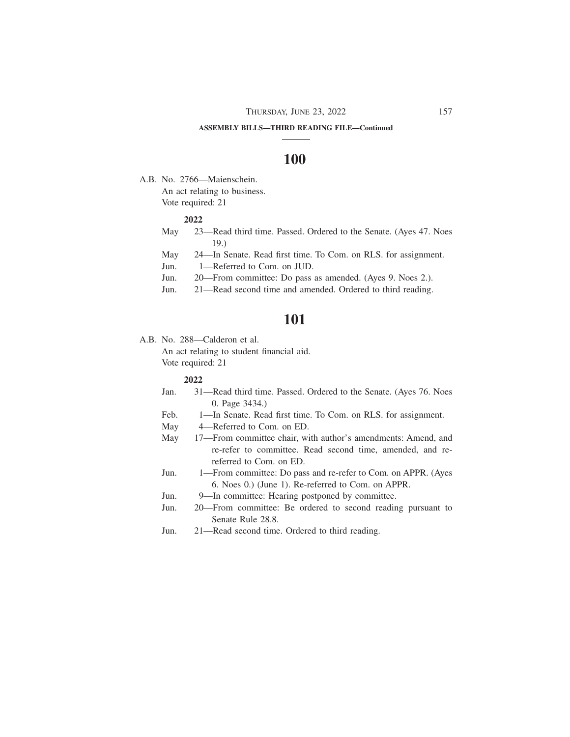**ASSEMBLY BILLS—THIRD READING FILE—Continued**

# 100

A.B. No. 2766—Maienschein.
An act relating to business.
Vote required: 21

**2022**

May 23—Read third time. Passed. Ordered to the Senate. (Ayes 47. Noes 19.)
May 24—In Senate. Read first time. To Com. on RLS. for assignment.
Jun. 1—Referred to Com. on JUD.
Jun. 20—From committee: Do pass as amended. (Ayes 9. Noes 2.).
Jun. 21—Read second time and amended. Ordered to third reading.

# 101

A.B. No. 288—Calderon et al.
An act relating to student financial aid.
Vote required: 21

**2022**

Jan. 31—Read third time. Passed. Ordered to the Senate. (Ayes 76. Noes 0. Page 3434.)
Feb. 1—In Senate. Read first time. To Com. on RLS. for assignment.
May 4—Referred to Com. on ED.
May 17—From committee chair, with author's amendments: Amend, and re-refer to committee. Read second time, amended, and re-referred to Com. on ED.
Jun. 1—From committee: Do pass and re-refer to Com. on APPR. (Ayes 6. Noes 0.) (June 1). Re-referred to Com. on APPR.
Jun. 9—In committee: Hearing postponed by committee.
Jun. 20—From committee: Be ordered to second reading pursuant to Senate Rule 28.8.
Jun. 21—Read second time. Ordered to third reading.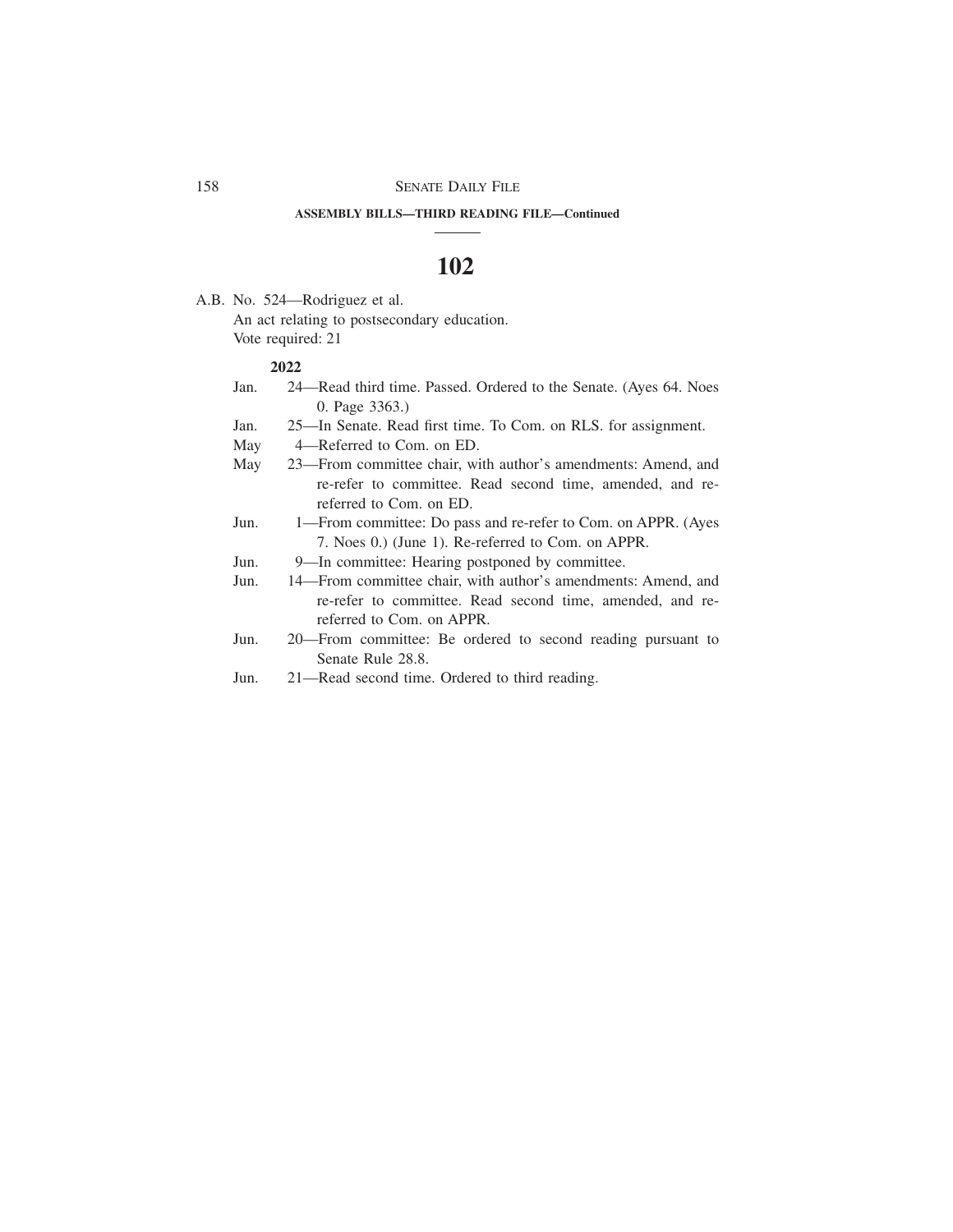**ASSEMBLY BILLS—THIRD READING FILE—Continued**

# 102

A.B. No. 524—Rodriguez et al.

An act relating to postsecondary education.

Vote required: 21

**2022**

- Jan. 24—Read third time. Passed. Ordered to the Senate. (Ayes 64. Noes 0. Page 3363.)
- Jan. 25—In Senate. Read first time. To Com. on RLS. for assignment.
- May 4—Referred to Com. on ED.
- May 23—From committee chair, with author's amendments: Amend, and re-refer to committee. Read second time, amended, and re-referred to Com. on ED.
- Jun. 1—From committee: Do pass and re-refer to Com. on APPR. (Ayes 7. Noes 0.) (June 1). Re-referred to Com. on APPR.
- Jun. 9—In committee: Hearing postponed by committee.
- Jun. 14—From committee chair, with author's amendments: Amend, and re-refer to committee. Read second time, amended, and re-referred to Com. on APPR.
- Jun. 20—From committee: Be ordered to second reading pursuant to Senate Rule 28.8.
- Jun. 21—Read second time. Ordered to third reading.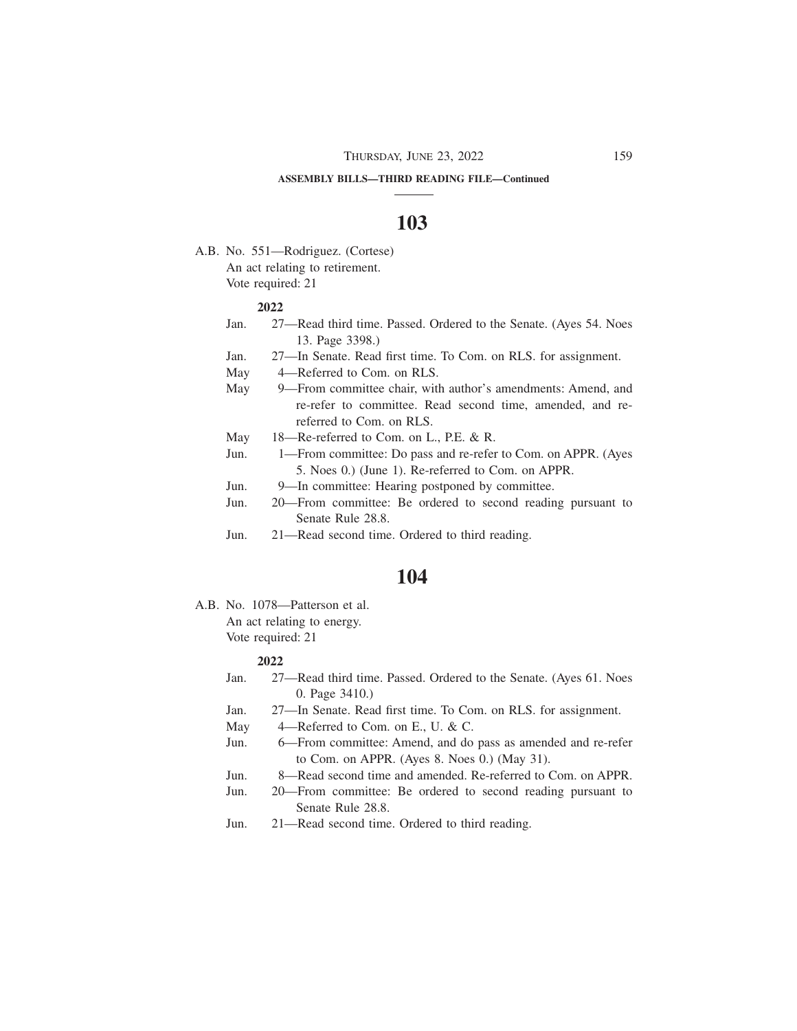**ASSEMBLY BILLS—THIRD READING FILE—Continued**

## 103

A.B. No. 551—Rodriguez. (Cortese)
An act relating to retirement.
Vote required: 21

**2022**

Jan. 27—Read third time. Passed. Ordered to the Senate. (Ayes 54. Noes 13. Page 3398.)
Jan. 27—In Senate. Read first time. To Com. on RLS. for assignment.
May 4—Referred to Com. on RLS.
May 9—From committee chair, with author's amendments: Amend, and re-refer to committee. Read second time, amended, and re-referred to Com. on RLS.
May 18—Re-referred to Com. on L., P.E. & R.
Jun. 1—From committee: Do pass and re-refer to Com. on APPR. (Ayes 5. Noes 0.) (June 1). Re-referred to Com. on APPR.
Jun. 9—In committee: Hearing postponed by committee.
Jun. 20—From committee: Be ordered to second reading pursuant to Senate Rule 28.8.
Jun. 21—Read second time. Ordered to third reading.

## 104

A.B. No. 1078—Patterson et al.
An act relating to energy.
Vote required: 21

**2022**

Jan. 27—Read third time. Passed. Ordered to the Senate. (Ayes 61. Noes 0. Page 3410.)
Jan. 27—In Senate. Read first time. To Com. on RLS. for assignment.
May 4—Referred to Com. on E., U. & C.
Jun. 6—From committee: Amend, and do pass as amended and re-refer to Com. on APPR. (Ayes 8. Noes 0.) (May 31).
Jun. 8—Read second time and amended. Re-referred to Com. on APPR.
Jun. 20—From committee: Be ordered to second reading pursuant to Senate Rule 28.8.
Jun. 21—Read second time. Ordered to third reading.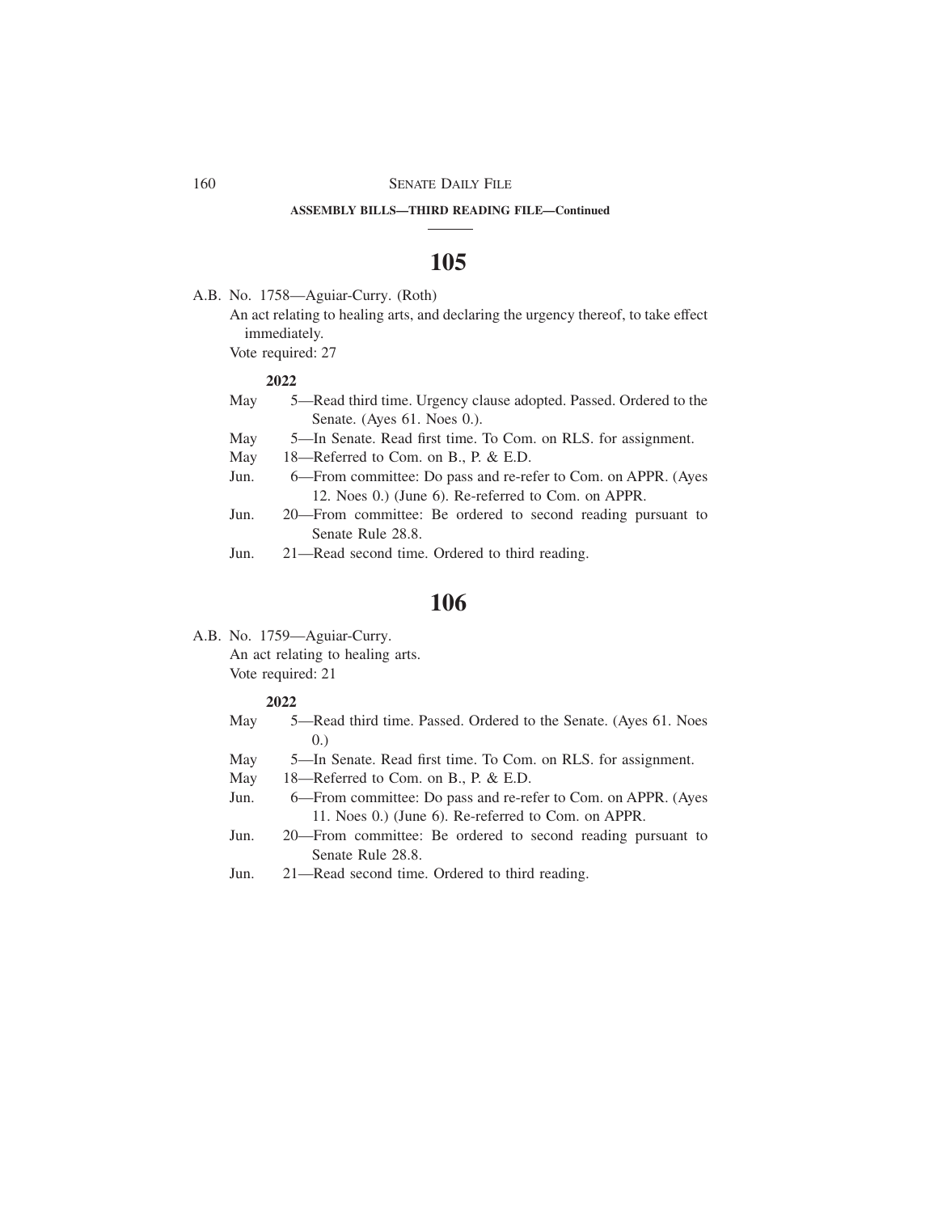**ASSEMBLY BILLS—THIRD READING FILE—Continued**

# 105

A.B. No. 1758—Aguiar-Curry. (Roth)

An act relating to healing arts, and declaring the urgency thereof, to take effect immediately.

Vote required: 27

**2022**

May 5—Read third time. Urgency clause adopted. Passed. Ordered to the Senate. (Ayes 61. Noes 0.).

May 5—In Senate. Read first time. To Com. on RLS. for assignment.

May 18—Referred to Com. on B., P. & E.D.

Jun. 6—From committee: Do pass and re-refer to Com. on APPR. (Ayes 12. Noes 0.) (June 6). Re-referred to Com. on APPR.

Jun. 20—From committee: Be ordered to second reading pursuant to Senate Rule 28.8.

Jun. 21—Read second time. Ordered to third reading.

# 106

A.B. No. 1759—Aguiar-Curry.

An act relating to healing arts.

Vote required: 21

**2022**

May 5—Read third time. Passed. Ordered to the Senate. (Ayes 61. Noes 0.)

May 5—In Senate. Read first time. To Com. on RLS. for assignment.

May 18—Referred to Com. on B., P. & E.D.

Jun. 6—From committee: Do pass and re-refer to Com. on APPR. (Ayes 11. Noes 0.) (June 6). Re-referred to Com. on APPR.

Jun. 20—From committee: Be ordered to second reading pursuant to Senate Rule 28.8.

Jun. 21—Read second time. Ordered to third reading.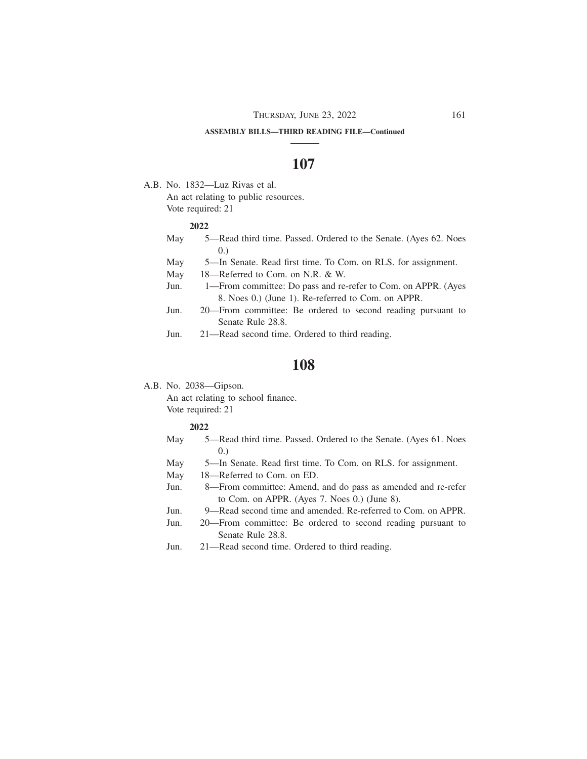**ASSEMBLY BILLS—THIRD READING FILE—Continued**

# 107

A.B. No. 1832—Luz Rivas et al.
An act relating to public resources.
Vote required: 21

**2022**

May 5—Read third time. Passed. Ordered to the Senate. (Ayes 62. Noes 0.)
May 5—In Senate. Read first time. To Com. on RLS. for assignment.
May 18—Referred to Com. on N.R. & W.
Jun. 1—From committee: Do pass and re-refer to Com. on APPR. (Ayes 8. Noes 0.) (June 1). Re-referred to Com. on APPR.
Jun. 20—From committee: Be ordered to second reading pursuant to Senate Rule 28.8.
Jun. 21—Read second time. Ordered to third reading.

# 108

A.B. No. 2038—Gipson.
An act relating to school finance.
Vote required: 21

**2022**

May 5—Read third time. Passed. Ordered to the Senate. (Ayes 61. Noes 0.)
May 5—In Senate. Read first time. To Com. on RLS. for assignment.
May 18—Referred to Com. on ED.
Jun. 8—From committee: Amend, and do pass as amended and re-refer to Com. on APPR. (Ayes 7. Noes 0.) (June 8).
Jun. 9—Read second time and amended. Re-referred to Com. on APPR.
Jun. 20—From committee: Be ordered to second reading pursuant to Senate Rule 28.8.
Jun. 21—Read second time. Ordered to third reading.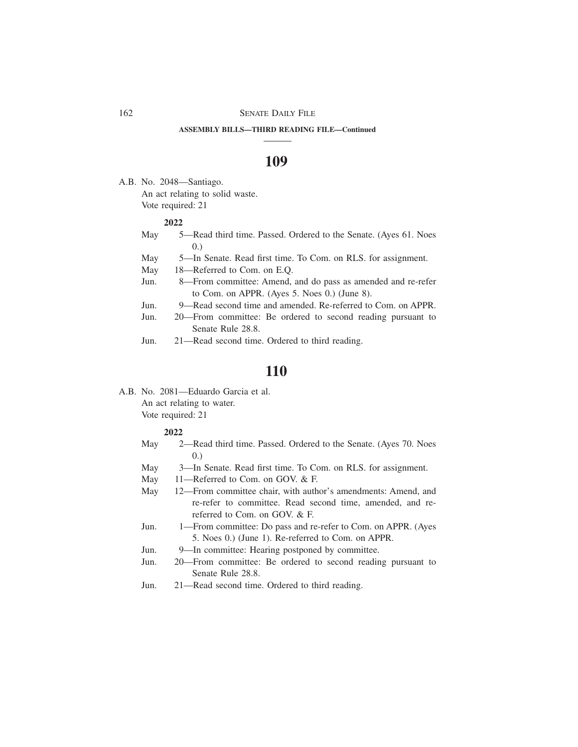**ASSEMBLY BILLS—THIRD READING FILE—Continued**

## 109

A.B. No. 2048—Santiago.
An act relating to solid waste.
Vote required: 21

**2022**

May 5—Read third time. Passed. Ordered to the Senate. (Ayes 61. Noes 0.)
May 5—In Senate. Read first time. To Com. on RLS. for assignment.
May 18—Referred to Com. on E.Q.
Jun. 8—From committee: Amend, and do pass as amended and re-refer to Com. on APPR. (Ayes 5. Noes 0.) (June 8).
Jun. 9—Read second time and amended. Re-referred to Com. on APPR.
Jun. 20—From committee: Be ordered to second reading pursuant to Senate Rule 28.8.
Jun. 21—Read second time. Ordered to third reading.

## 110

A.B. No. 2081—Eduardo Garcia et al.
An act relating to water.
Vote required: 21

**2022**

May 2—Read third time. Passed. Ordered to the Senate. (Ayes 70. Noes 0.)
May 3—In Senate. Read first time. To Com. on RLS. for assignment.
May 11—Referred to Com. on GOV. & F.
May 12—From committee chair, with author's amendments: Amend, and re-refer to committee. Read second time, amended, and re-referred to Com. on GOV. & F.
Jun. 1—From committee: Do pass and re-refer to Com. on APPR. (Ayes 5. Noes 0.) (June 1). Re-referred to Com. on APPR.
Jun. 9—In committee: Hearing postponed by committee.
Jun. 20—From committee: Be ordered to second reading pursuant to Senate Rule 28.8.
Jun. 21—Read second time. Ordered to third reading.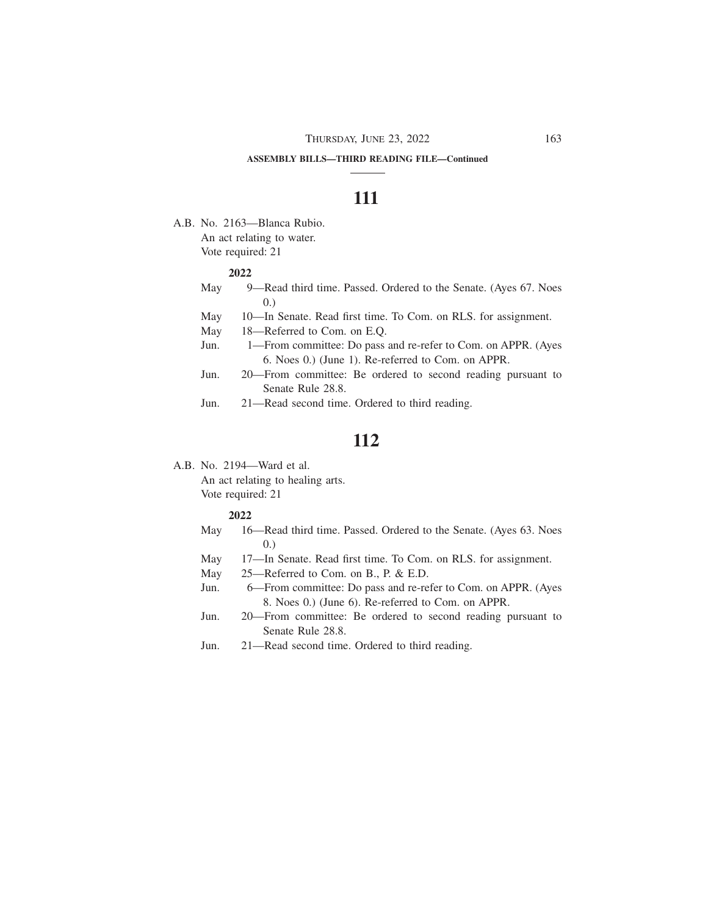**ASSEMBLY BILLS—THIRD READING FILE—Continued**

# 111

A.B. No. 2163—Blanca Rubio.
An act relating to water.
Vote required: 21

**2022**

May 9—Read third time. Passed. Ordered to the Senate. (Ayes 67. Noes 0.)
May 10—In Senate. Read first time. To Com. on RLS. for assignment.
May 18—Referred to Com. on E.Q.
Jun. 1—From committee: Do pass and re-refer to Com. on APPR. (Ayes 6. Noes 0.) (June 1). Re-referred to Com. on APPR.
Jun. 20—From committee: Be ordered to second reading pursuant to Senate Rule 28.8.
Jun. 21—Read second time. Ordered to third reading.

# 112

A.B. No. 2194—Ward et al.
An act relating to healing arts.
Vote required: 21

**2022**

May 16—Read third time. Passed. Ordered to the Senate. (Ayes 63. Noes 0.)
May 17—In Senate. Read first time. To Com. on RLS. for assignment.
May 25—Referred to Com. on B., P. & E.D.
Jun. 6—From committee: Do pass and re-refer to Com. on APPR. (Ayes 8. Noes 0.) (June 6). Re-referred to Com. on APPR.
Jun. 20—From committee: Be ordered to second reading pursuant to Senate Rule 28.8.
Jun. 21—Read second time. Ordered to third reading.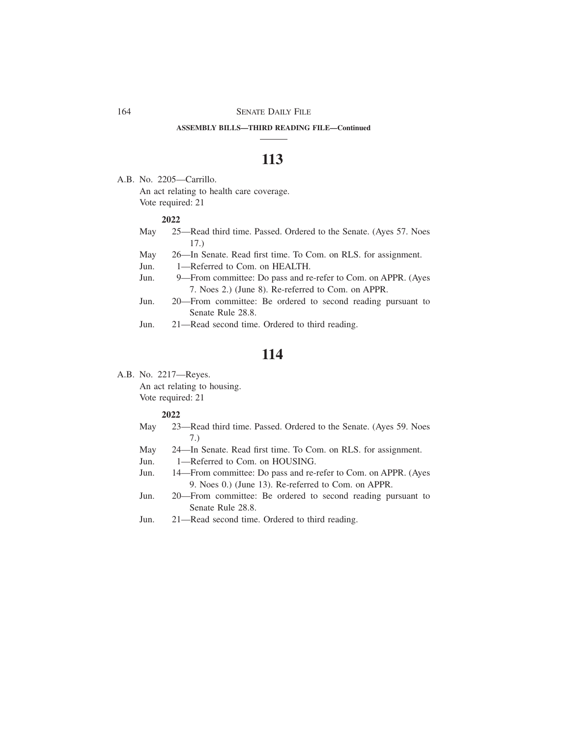**ASSEMBLY BILLS—THIRD READING FILE—Continued**

# 113

A.B. No. 2205—Carrillo.

An act relating to health care coverage.

Vote required: 21

**2022**

May 25—Read third time. Passed. Ordered to the Senate. (Ayes 57. Noes 17.)

May 26—In Senate. Read first time. To Com. on RLS. for assignment.

Jun. 1—Referred to Com. on HEALTH.

Jun. 9—From committee: Do pass and re-refer to Com. on APPR. (Ayes 7. Noes 2.) (June 8). Re-referred to Com. on APPR.

Jun. 20—From committee: Be ordered to second reading pursuant to Senate Rule 28.8.

Jun. 21—Read second time. Ordered to third reading.

# 114

A.B. No. 2217—Reyes.

An act relating to housing.

Vote required: 21

**2022**

May 23—Read third time. Passed. Ordered to the Senate. (Ayes 59. Noes 7.)

May 24—In Senate. Read first time. To Com. on RLS. for assignment.

Jun. 1—Referred to Com. on HOUSING.

Jun. 14—From committee: Do pass and re-refer to Com. on APPR. (Ayes 9. Noes 0.) (June 13). Re-referred to Com. on APPR.

Jun. 20—From committee: Be ordered to second reading pursuant to Senate Rule 28.8.

Jun. 21—Read second time. Ordered to third reading.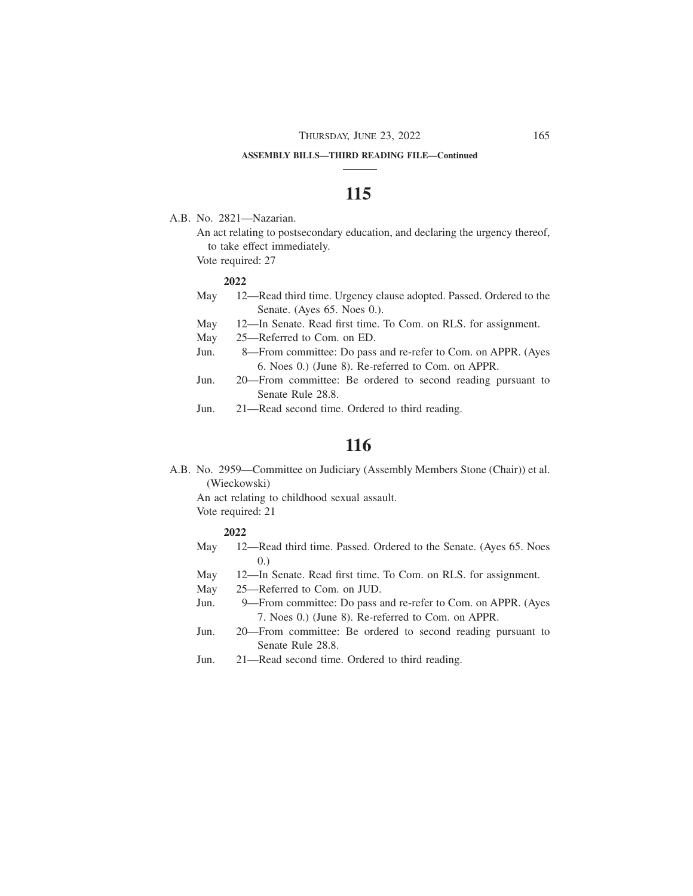**ASSEMBLY BILLS—THIRD READING FILE—Continued**

# 115

A.B. No. 2821—Nazarian.

An act relating to postsecondary education, and declaring the urgency thereof, to take effect immediately.

Vote required: 27

**2022**

May 12—Read third time. Urgency clause adopted. Passed. Ordered to the Senate. (Ayes 65. Noes 0.).

May 12—In Senate. Read first time. To Com. on RLS. for assignment.

May 25—Referred to Com. on ED.

Jun. 8—From committee: Do pass and re-refer to Com. on APPR. (Ayes 6. Noes 0.) (June 8). Re-referred to Com. on APPR.

Jun. 20—From committee: Be ordered to second reading pursuant to Senate Rule 28.8.

Jun. 21—Read second time. Ordered to third reading.

# 116

A.B. No. 2959—Committee on Judiciary (Assembly Members Stone (Chair)) et al. (Wieckowski)

An act relating to childhood sexual assault.

Vote required: 21

**2022**

May 12—Read third time. Passed. Ordered to the Senate. (Ayes 65. Noes 0.)

May 12—In Senate. Read first time. To Com. on RLS. for assignment.

May 25—Referred to Com. on JUD.

Jun. 9—From committee: Do pass and re-refer to Com. on APPR. (Ayes 7. Noes 0.) (June 8). Re-referred to Com. on APPR.

Jun. 20—From committee: Be ordered to second reading pursuant to Senate Rule 28.8.

Jun. 21—Read second time. Ordered to third reading.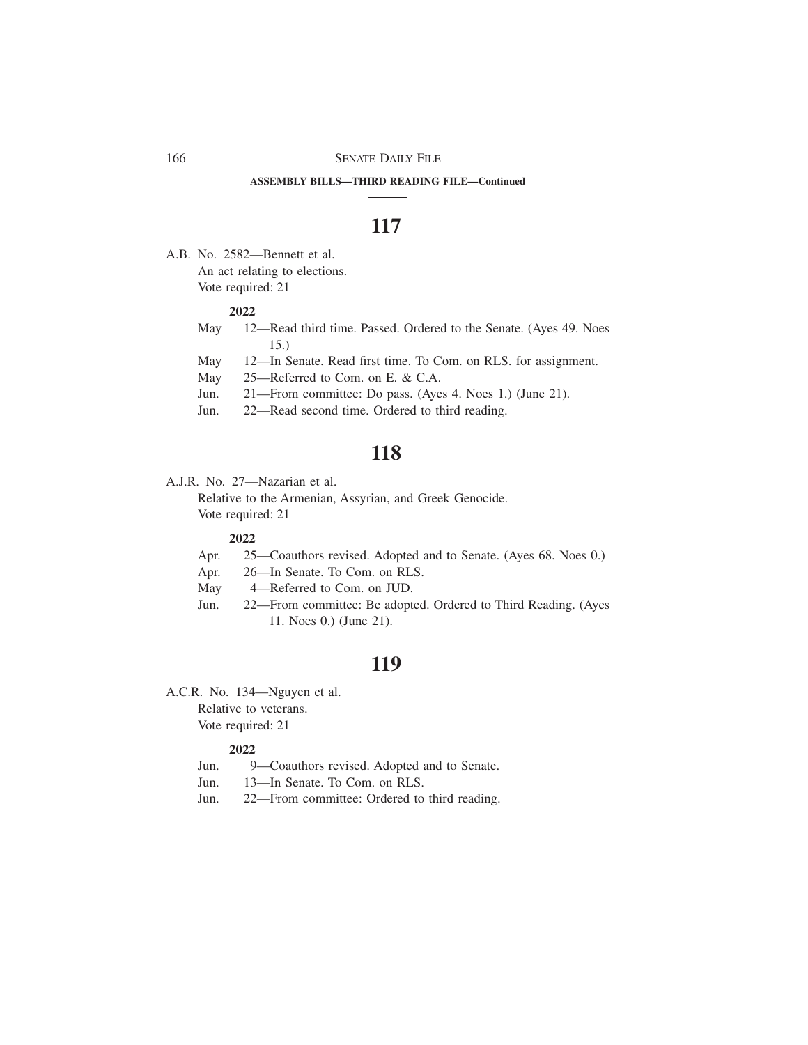**ASSEMBLY BILLS—THIRD READING FILE—Continued**

## 117

A.B. No. 2582—Bennett et al.

An act relating to elections.

Vote required: 21

**2022**

May 12—Read third time. Passed. Ordered to the Senate. (Ayes 49. Noes 15.)

May 12—In Senate. Read first time. To Com. on RLS. for assignment.

May 25—Referred to Com. on E. & C.A.

Jun. 21—From committee: Do pass. (Ayes 4. Noes 1.) (June 21).

Jun. 22—Read second time. Ordered to third reading.

## 118

A.J.R. No. 27—Nazarian et al.

Relative to the Armenian, Assyrian, and Greek Genocide.

Vote required: 21

**2022**

Apr. 25—Coauthors revised. Adopted and to Senate. (Ayes 68. Noes 0.)

Apr. 26—In Senate. To Com. on RLS.

May 4—Referred to Com. on JUD.

Jun. 22—From committee: Be adopted. Ordered to Third Reading. (Ayes 11. Noes 0.) (June 21).

## 119

A.C.R. No. 134—Nguyen et al.

Relative to veterans.

Vote required: 21

**2022**

Jun. 9—Coauthors revised. Adopted and to Senate.

Jun. 13—In Senate. To Com. on RLS.

Jun. 22—From committee: Ordered to third reading.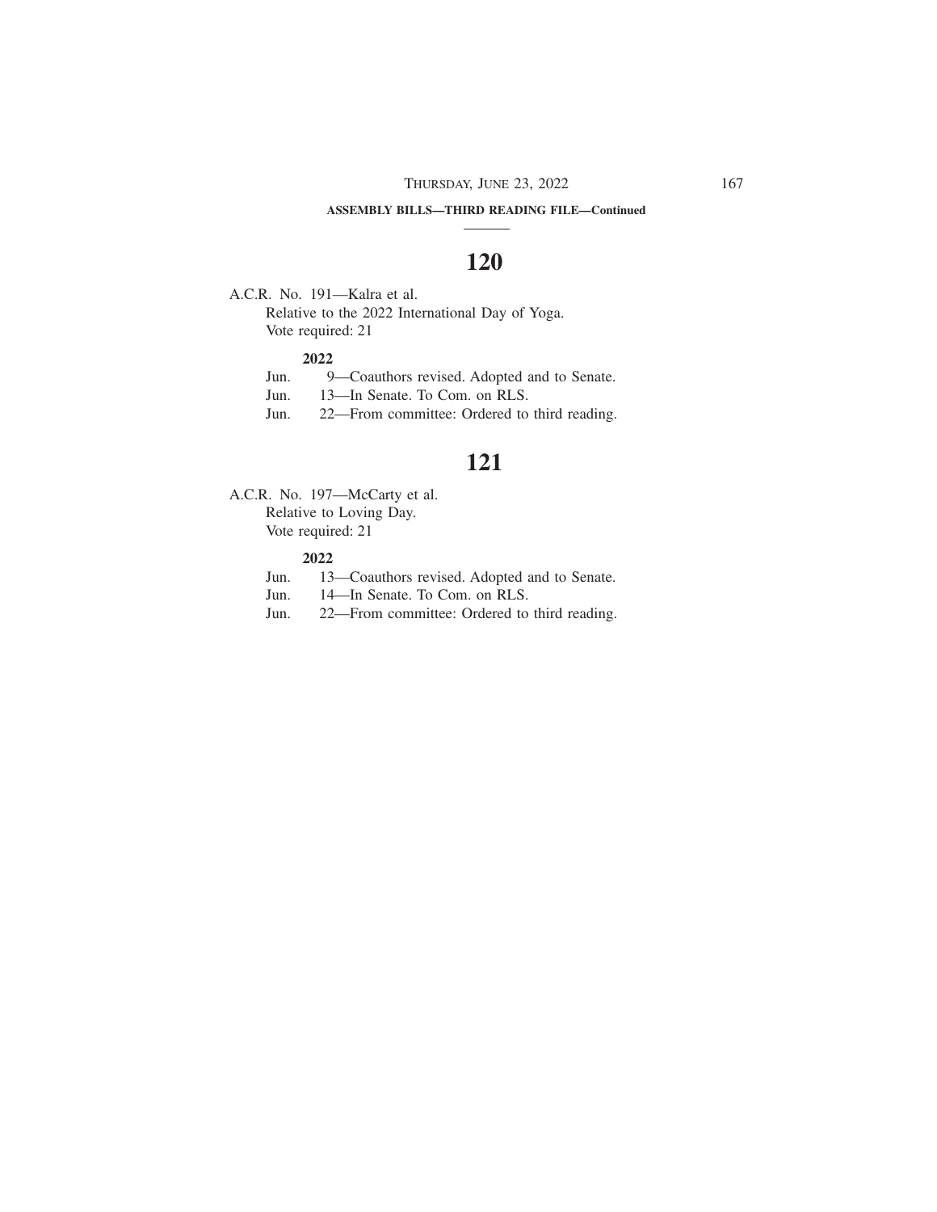**ASSEMBLY BILLS—THIRD READING FILE—Continued**

## 120

A.C.R. No. 191—Kalra et al.

Relative to the 2022 International Day of Yoga.

Vote required: 21

**2022**

Jun. 9—Coauthors revised. Adopted and to Senate.
Jun. 13—In Senate. To Com. on RLS.
Jun. 22—From committee: Ordered to third reading.

## 121

A.C.R. No. 197—McCarty et al.

Relative to Loving Day.

Vote required: 21

**2022**

Jun. 13—Coauthors revised. Adopted and to Senate.
Jun. 14—In Senate. To Com. on RLS.
Jun. 22—From committee: Ordered to third reading.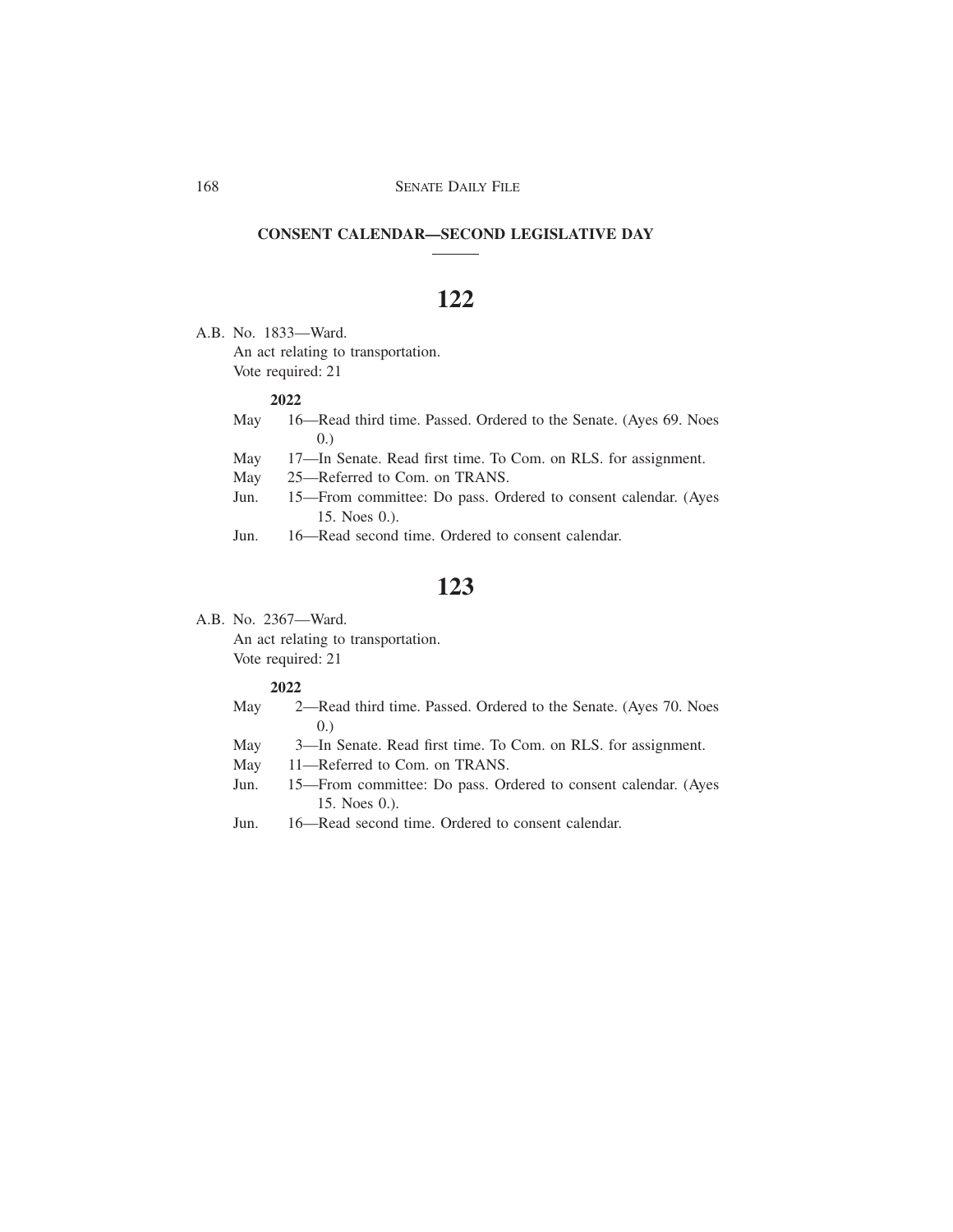## CONSENT CALENDAR—SECOND LEGISLATIVE DAY

### 122

A.B. No. 1833—Ward.
An act relating to transportation.
Vote required: 21

**2022**

May 16—Read third time. Passed. Ordered to the Senate. (Ayes 69. Noes 0.)
May 17—In Senate. Read first time. To Com. on RLS. for assignment.
May 25—Referred to Com. on TRANS.
Jun. 15—From committee: Do pass. Ordered to consent calendar. (Ayes 15. Noes 0.).
Jun. 16—Read second time. Ordered to consent calendar.

### 123

A.B. No. 2367—Ward.
An act relating to transportation.
Vote required: 21

**2022**

May 2—Read third time. Passed. Ordered to the Senate. (Ayes 70. Noes 0.)
May 3—In Senate. Read first time. To Com. on RLS. for assignment.
May 11—Referred to Com. on TRANS.
Jun. 15—From committee: Do pass. Ordered to consent calendar. (Ayes 15. Noes 0.).
Jun. 16—Read second time. Ordered to consent calendar.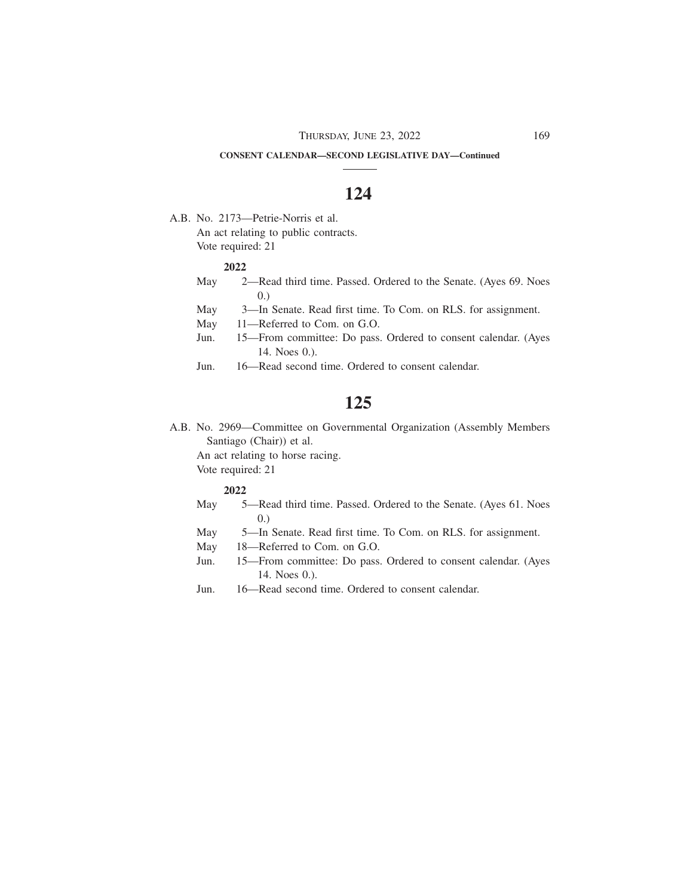**CONSENT CALENDAR—SECOND LEGISLATIVE DAY—Continued**

## 124

A.B. No. 2173—Petrie-Norris et al.

An act relating to public contracts.

Vote required: 21

**2022**

May 2—Read third time. Passed. Ordered to the Senate. (Ayes 69. Noes 0.)

May 3—In Senate. Read first time. To Com. on RLS. for assignment.

May 11—Referred to Com. on G.O.

Jun. 15—From committee: Do pass. Ordered to consent calendar. (Ayes 14. Noes 0.).

Jun. 16—Read second time. Ordered to consent calendar.

## 125

A.B. No. 2969—Committee on Governmental Organization (Assembly Members Santiago (Chair)) et al.

An act relating to horse racing.

Vote required: 21

**2022**

May 5—Read third time. Passed. Ordered to the Senate. (Ayes 61. Noes 0.)

May 5—In Senate. Read first time. To Com. on RLS. for assignment.

May 18—Referred to Com. on G.O.

Jun. 15—From committee: Do pass. Ordered to consent calendar. (Ayes 14. Noes 0.).

Jun. 16—Read second time. Ordered to consent calendar.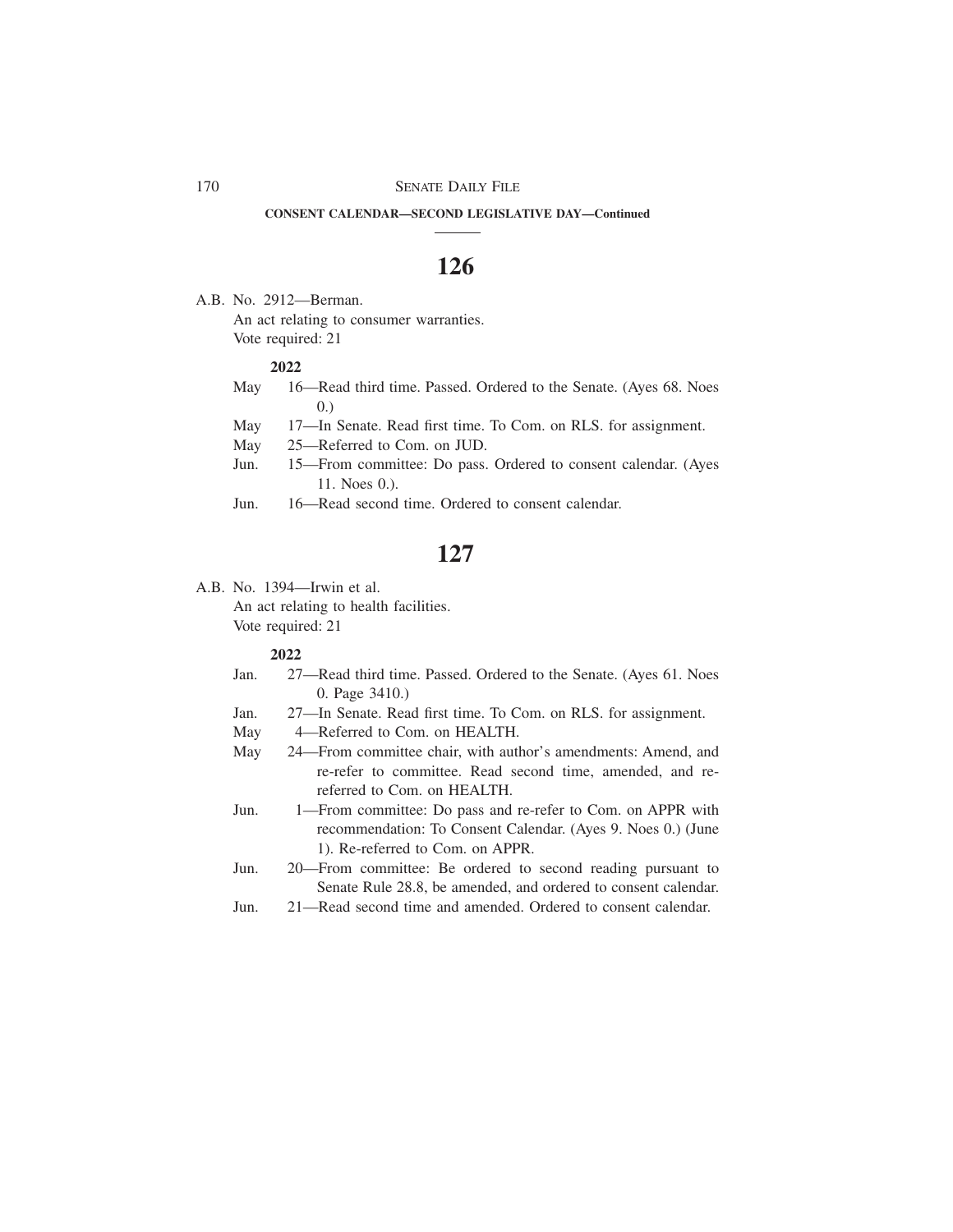**CONSENT CALENDAR—SECOND LEGISLATIVE DAY—Continued**

# 126

A.B. No. 2912—Berman.

An act relating to consumer warranties.

Vote required: 21

**2022**

May 16—Read third time. Passed. Ordered to the Senate. (Ayes 68. Noes 0.)

May 17—In Senate. Read first time. To Com. on RLS. for assignment.

May 25—Referred to Com. on JUD.

Jun. 15—From committee: Do pass. Ordered to consent calendar. (Ayes 11. Noes 0.).

Jun. 16—Read second time. Ordered to consent calendar.

# 127

A.B. No. 1394—Irwin et al.

An act relating to health facilities.

Vote required: 21

**2022**

Jan. 27—Read third time. Passed. Ordered to the Senate. (Ayes 61. Noes 0. Page 3410.)

Jan. 27—In Senate. Read first time. To Com. on RLS. for assignment.

May 4—Referred to Com. on HEALTH.

May 24—From committee chair, with author's amendments: Amend, and re-refer to committee. Read second time, amended, and re-referred to Com. on HEALTH.

Jun. 1—From committee: Do pass and re-refer to Com. on APPR with recommendation: To Consent Calendar. (Ayes 9. Noes 0.) (June 1). Re-referred to Com. on APPR.

Jun. 20—From committee: Be ordered to second reading pursuant to Senate Rule 28.8, be amended, and ordered to consent calendar.

Jun. 21—Read second time and amended. Ordered to consent calendar.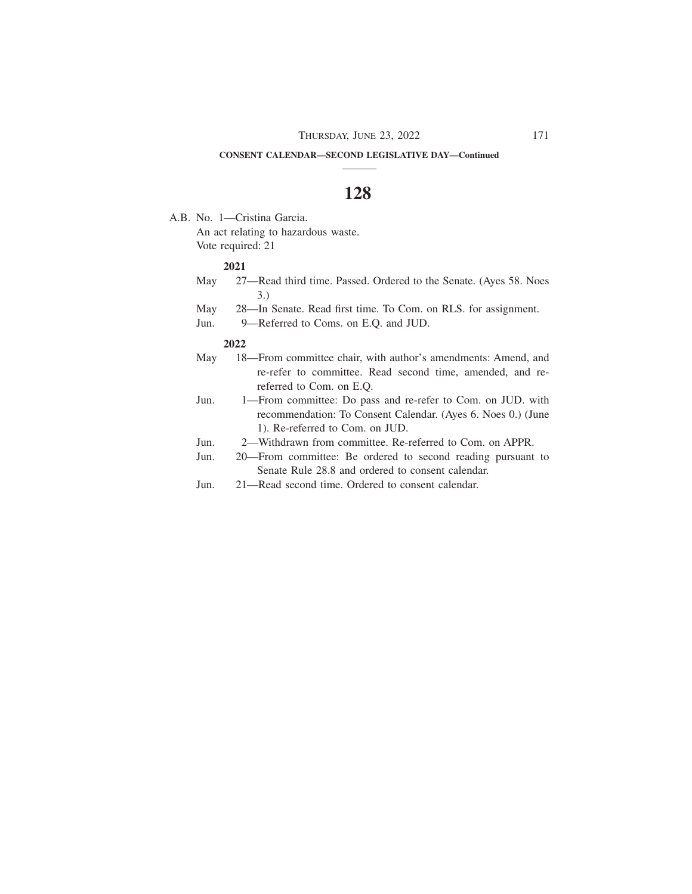**CONSENT CALENDAR—SECOND LEGISLATIVE DAY—Continued**

# 128

A.B. No. 1—Cristina Garcia.

An act relating to hazardous waste.

Vote required: 21

**2021**

May 27—Read third time. Passed. Ordered to the Senate. (Ayes 58. Noes 3.)

May 28—In Senate. Read first time. To Com. on RLS. for assignment.

Jun. 9—Referred to Coms. on E.Q. and JUD.

**2022**

May 18—From committee chair, with author's amendments: Amend, and re-refer to committee. Read second time, amended, and re-referred to Com. on E.Q.

Jun. 1—From committee: Do pass and re-refer to Com. on JUD. with recommendation: To Consent Calendar. (Ayes 6. Noes 0.) (June 1). Re-referred to Com. on JUD.

Jun. 2—Withdrawn from committee. Re-referred to Com. on APPR.

Jun. 20—From committee: Be ordered to second reading pursuant to Senate Rule 28.8 and ordered to consent calendar.

Jun. 21—Read second time. Ordered to consent calendar.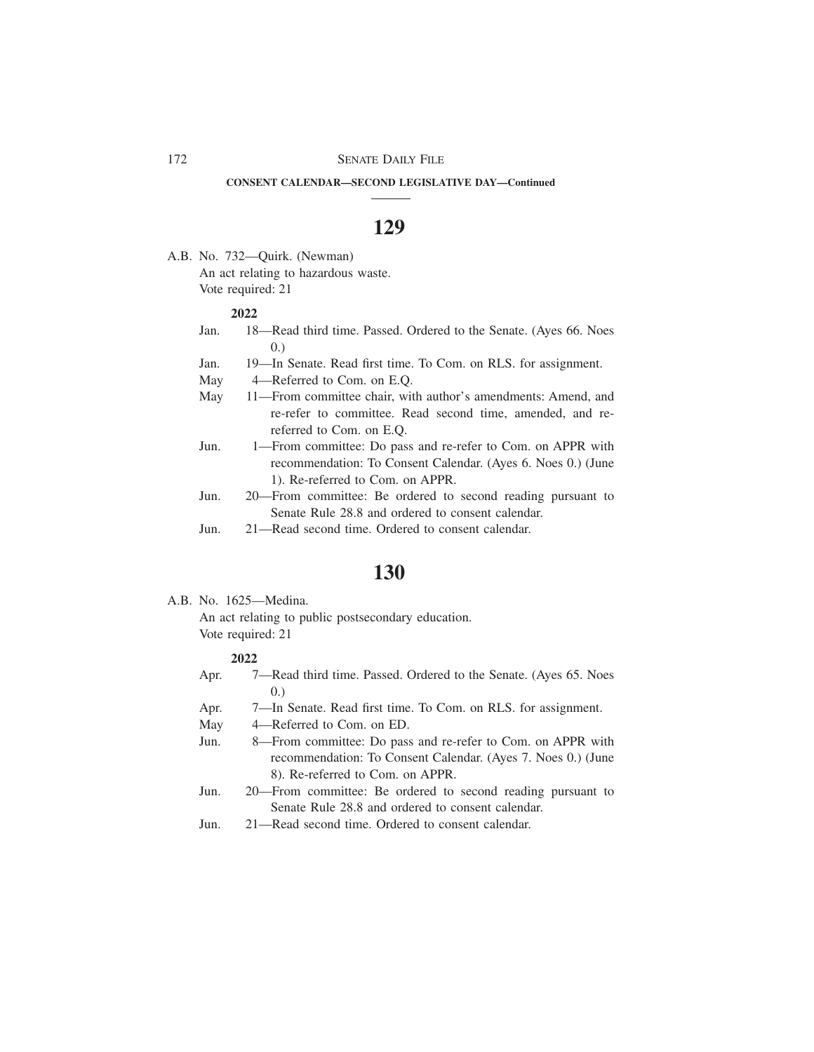**CONSENT CALENDAR—SECOND LEGISLATIVE DAY—Continued**

# 129

A.B. No. 732—Quirk. (Newman)

An act relating to hazardous waste.

Vote required: 21

**2022**

Jan. 18—Read third time. Passed. Ordered to the Senate. (Ayes 66. Noes 0.)

Jan. 19—In Senate. Read first time. To Com. on RLS. for assignment.

May 4—Referred to Com. on E.Q.

May 11—From committee chair, with author's amendments: Amend, and re-refer to committee. Read second time, amended, and re-referred to Com. on E.Q.

Jun. 1—From committee: Do pass and re-refer to Com. on APPR with recommendation: To Consent Calendar. (Ayes 6. Noes 0.) (June 1). Re-referred to Com. on APPR.

Jun. 20—From committee: Be ordered to second reading pursuant to Senate Rule 28.8 and ordered to consent calendar.

Jun. 21—Read second time. Ordered to consent calendar.

# 130

A.B. No. 1625—Medina.

An act relating to public postsecondary education.

Vote required: 21

**2022**

Apr. 7—Read third time. Passed. Ordered to the Senate. (Ayes 65. Noes 0.)

Apr. 7—In Senate. Read first time. To Com. on RLS. for assignment.

May 4—Referred to Com. on ED.

Jun. 8—From committee: Do pass and re-refer to Com. on APPR with recommendation: To Consent Calendar. (Ayes 7. Noes 0.) (June 8). Re-referred to Com. on APPR.

Jun. 20—From committee: Be ordered to second reading pursuant to Senate Rule 28.8 and ordered to consent calendar.

Jun. 21—Read second time. Ordered to consent calendar.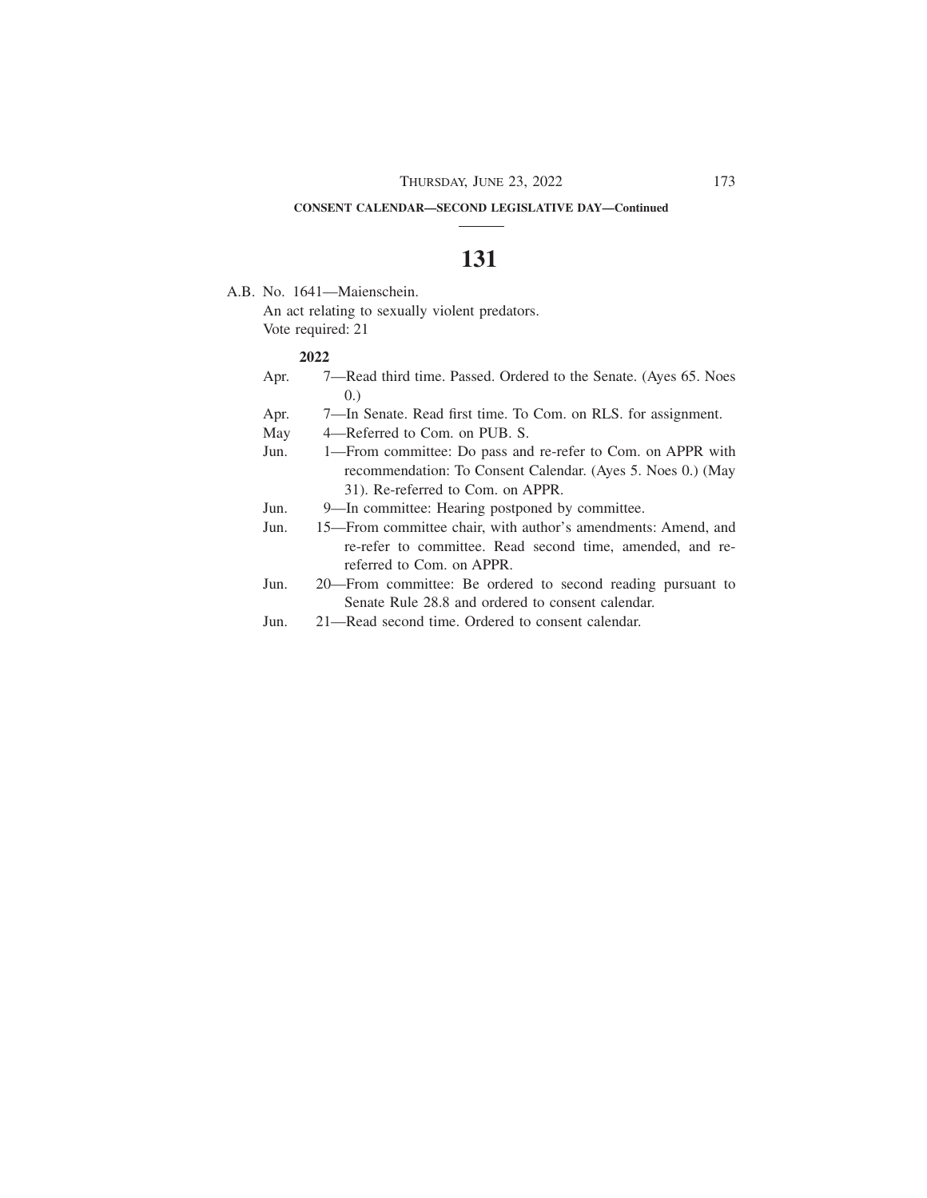**CONSENT CALENDAR—SECOND LEGISLATIVE DAY—Continued**

# 131

A.B. No. 1641—Maienschein.

An act relating to sexually violent predators.

Vote required: 21

**2022**

Apr. 7—Read third time. Passed. Ordered to the Senate. (Ayes 65. Noes 0.)

Apr. 7—In Senate. Read first time. To Com. on RLS. for assignment.

May 4—Referred to Com. on PUB. S.

Jun. 1—From committee: Do pass and re-refer to Com. on APPR with recommendation: To Consent Calendar. (Ayes 5. Noes 0.) (May 31). Re-referred to Com. on APPR.

Jun. 9—In committee: Hearing postponed by committee.

Jun. 15—From committee chair, with author's amendments: Amend, and re-refer to committee. Read second time, amended, and re-referred to Com. on APPR.

Jun. 20—From committee: Be ordered to second reading pursuant to Senate Rule 28.8 and ordered to consent calendar.

Jun. 21—Read second time. Ordered to consent calendar.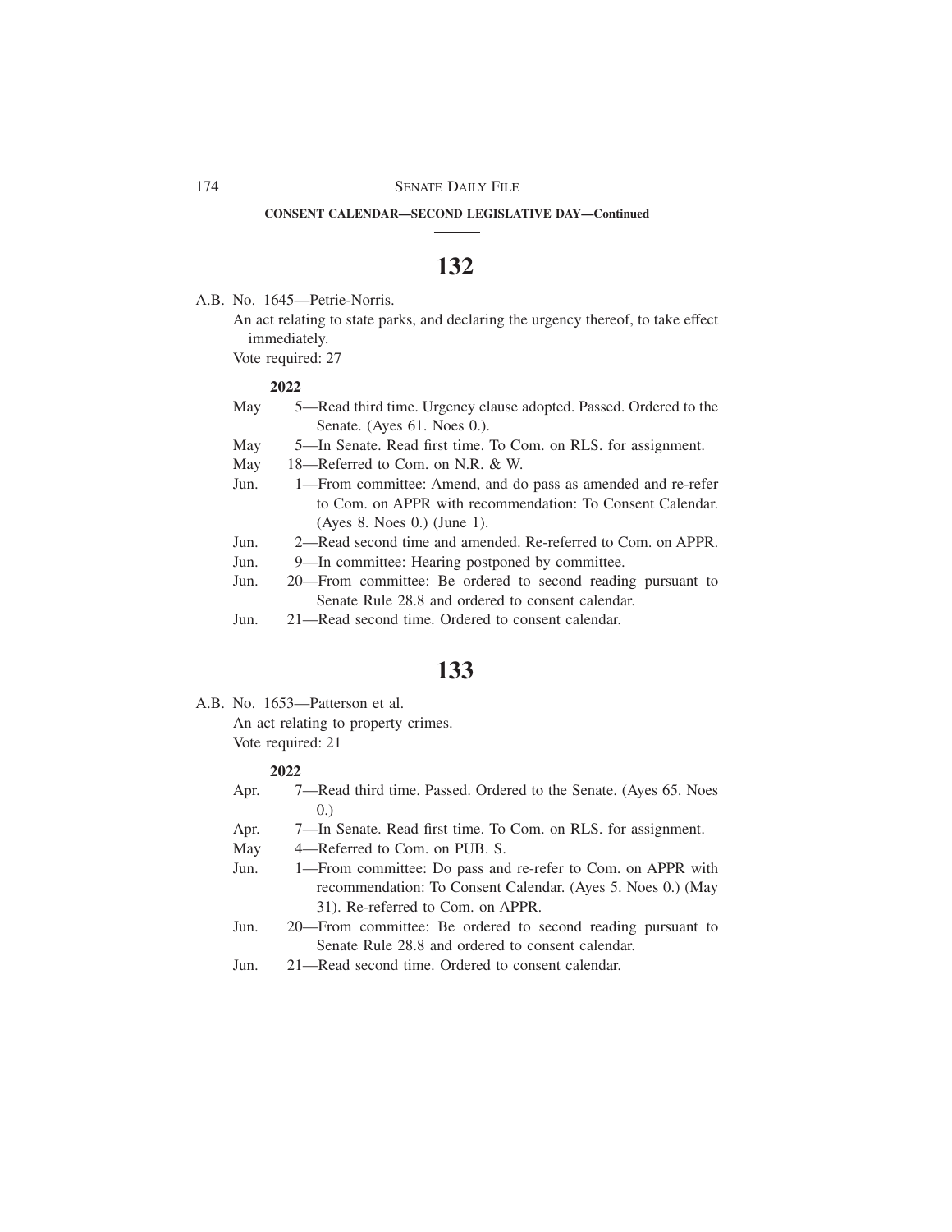**CONSENT CALENDAR—SECOND LEGISLATIVE DAY—Continued**

# 132

A.B. No. 1645—Petrie-Norris.

An act relating to state parks, and declaring the urgency thereof, to take effect immediately.

Vote required: 27

**2022**

May 5—Read third time. Urgency clause adopted. Passed. Ordered to the Senate. (Ayes 61. Noes 0.).

May 5—In Senate. Read first time. To Com. on RLS. for assignment.

May 18—Referred to Com. on N.R. & W.

Jun. 1—From committee: Amend, and do pass as amended and re-refer to Com. on APPR with recommendation: To Consent Calendar. (Ayes 8. Noes 0.) (June 1).

Jun. 2—Read second time and amended. Re-referred to Com. on APPR.

Jun. 9—In committee: Hearing postponed by committee.

Jun. 20—From committee: Be ordered to second reading pursuant to Senate Rule 28.8 and ordered to consent calendar.

Jun. 21—Read second time. Ordered to consent calendar.

# 133

A.B. No. 1653—Patterson et al.

An act relating to property crimes.

Vote required: 21

**2022**

Apr. 7—Read third time. Passed. Ordered to the Senate. (Ayes 65. Noes 0.)

Apr. 7—In Senate. Read first time. To Com. on RLS. for assignment.

May 4—Referred to Com. on PUB. S.

Jun. 1—From committee: Do pass and re-refer to Com. on APPR with recommendation: To Consent Calendar. (Ayes 5. Noes 0.) (May 31). Re-referred to Com. on APPR.

Jun. 20—From committee: Be ordered to second reading pursuant to Senate Rule 28.8 and ordered to consent calendar.

Jun. 21—Read second time. Ordered to consent calendar.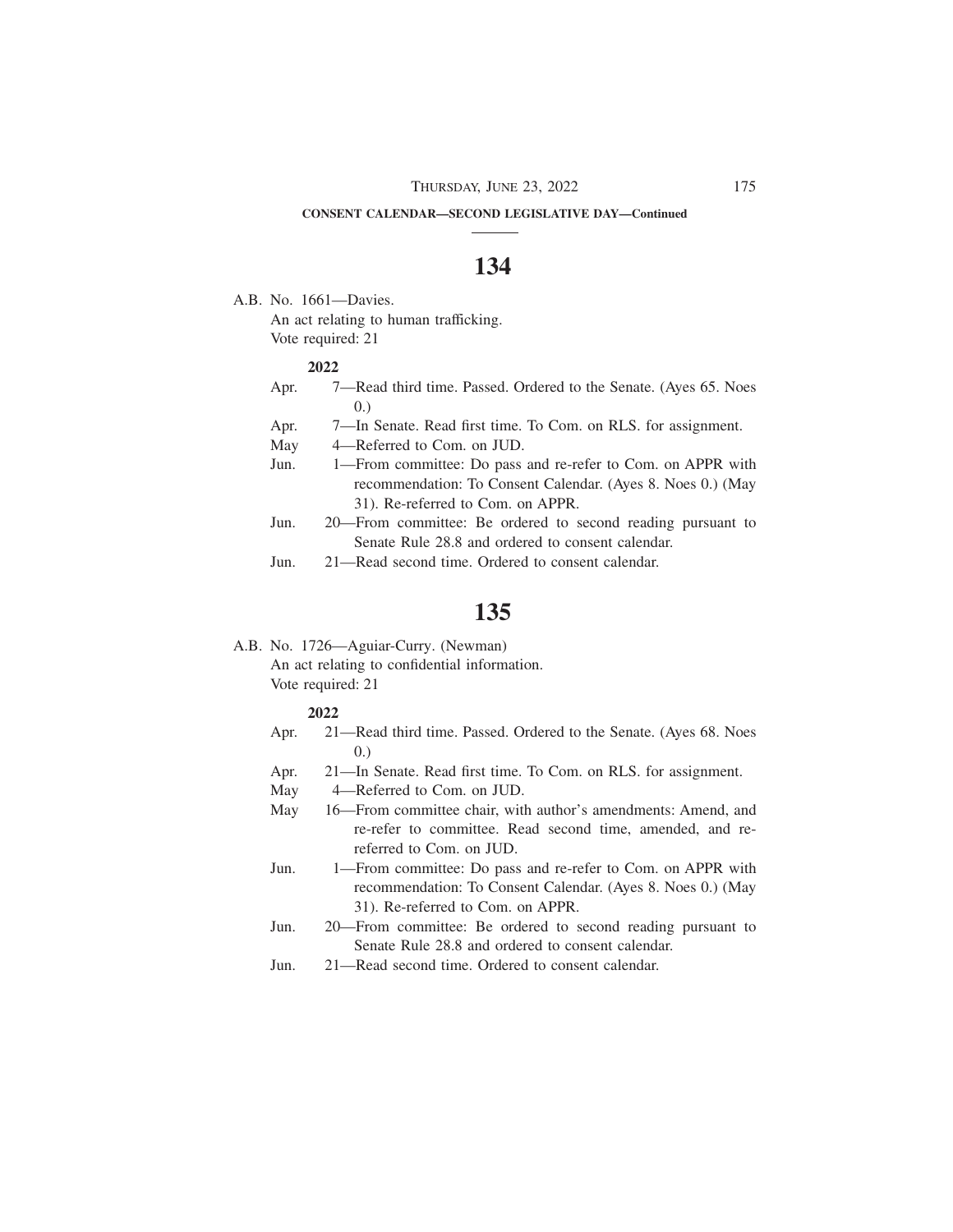**CONSENT CALENDAR—SECOND LEGISLATIVE DAY—Continued**

# 134

A.B. No. 1661—Davies.

An act relating to human trafficking.

Vote required: 21

**2022**

Apr. 7—Read third time. Passed. Ordered to the Senate. (Ayes 65. Noes 0.)

Apr. 7—In Senate. Read first time. To Com. on RLS. for assignment.

May 4—Referred to Com. on JUD.

Jun. 1—From committee: Do pass and re-refer to Com. on APPR with recommendation: To Consent Calendar. (Ayes 8. Noes 0.) (May 31). Re-referred to Com. on APPR.

Jun. 20—From committee: Be ordered to second reading pursuant to Senate Rule 28.8 and ordered to consent calendar.

Jun. 21—Read second time. Ordered to consent calendar.

# 135

A.B. No. 1726—Aguiar-Curry. (Newman)

An act relating to confidential information.

Vote required: 21

**2022**

Apr. 21—Read third time. Passed. Ordered to the Senate. (Ayes 68. Noes 0.)

Apr. 21—In Senate. Read first time. To Com. on RLS. for assignment.

May 4—Referred to Com. on JUD.

May 16—From committee chair, with author's amendments: Amend, and re-refer to committee. Read second time, amended, and re-referred to Com. on JUD.

Jun. 1—From committee: Do pass and re-refer to Com. on APPR with recommendation: To Consent Calendar. (Ayes 8. Noes 0.) (May 31). Re-referred to Com. on APPR.

Jun. 20—From committee: Be ordered to second reading pursuant to Senate Rule 28.8 and ordered to consent calendar.

Jun. 21—Read second time. Ordered to consent calendar.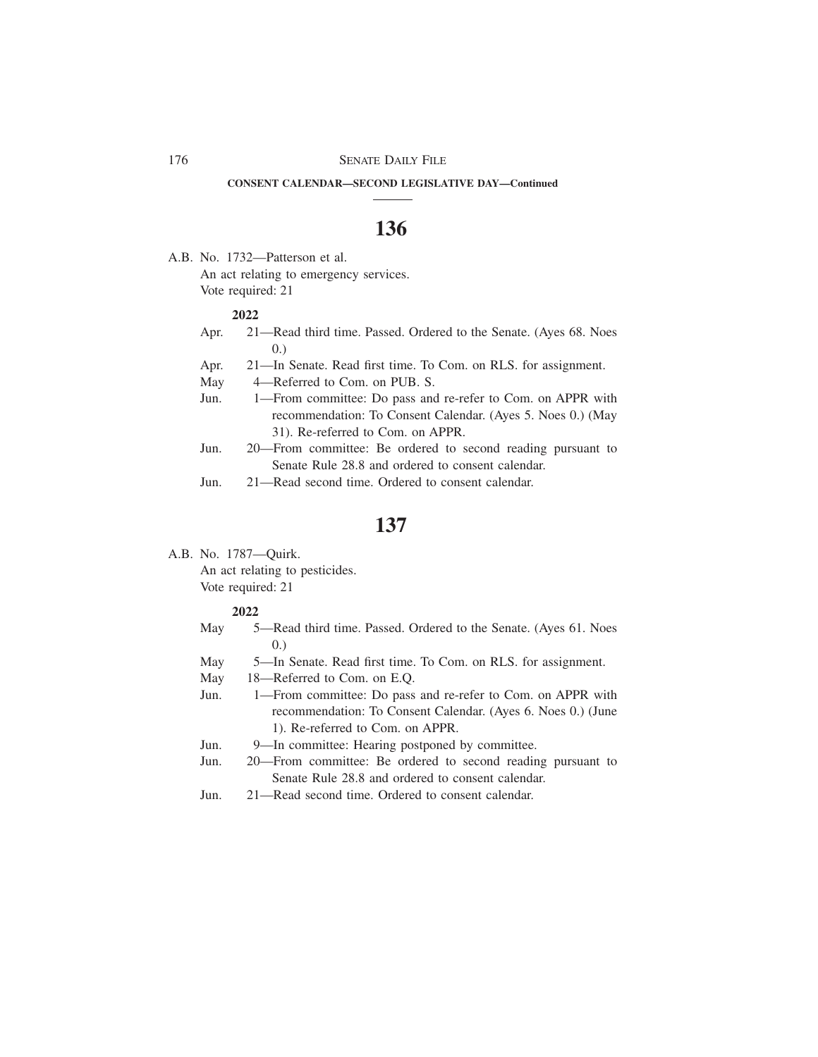**CONSENT CALENDAR—SECOND LEGISLATIVE DAY—Continued**

# 136

A.B. No. 1732—Patterson et al.
An act relating to emergency services.
Vote required: 21

**2022**

Apr. 21—Read third time. Passed. Ordered to the Senate. (Ayes 68. Noes 0.)

Apr. 21—In Senate. Read first time. To Com. on RLS. for assignment.

May 4—Referred to Com. on PUB. S.

Jun. 1—From committee: Do pass and re-refer to Com. on APPR with recommendation: To Consent Calendar. (Ayes 5. Noes 0.) (May 31). Re-referred to Com. on APPR.

Jun. 20—From committee: Be ordered to second reading pursuant to Senate Rule 28.8 and ordered to consent calendar.

Jun. 21—Read second time. Ordered to consent calendar.

# 137

A.B. No. 1787—Quirk.
An act relating to pesticides.
Vote required: 21

**2022**

May 5—Read third time. Passed. Ordered to the Senate. (Ayes 61. Noes 0.)

May 5—In Senate. Read first time. To Com. on RLS. for assignment.

May 18—Referred to Com. on E.Q.

Jun. 1—From committee: Do pass and re-refer to Com. on APPR with recommendation: To Consent Calendar. (Ayes 6. Noes 0.) (June 1). Re-referred to Com. on APPR.

Jun. 9—In committee: Hearing postponed by committee.

Jun. 20—From committee: Be ordered to second reading pursuant to Senate Rule 28.8 and ordered to consent calendar.

Jun. 21—Read second time. Ordered to consent calendar.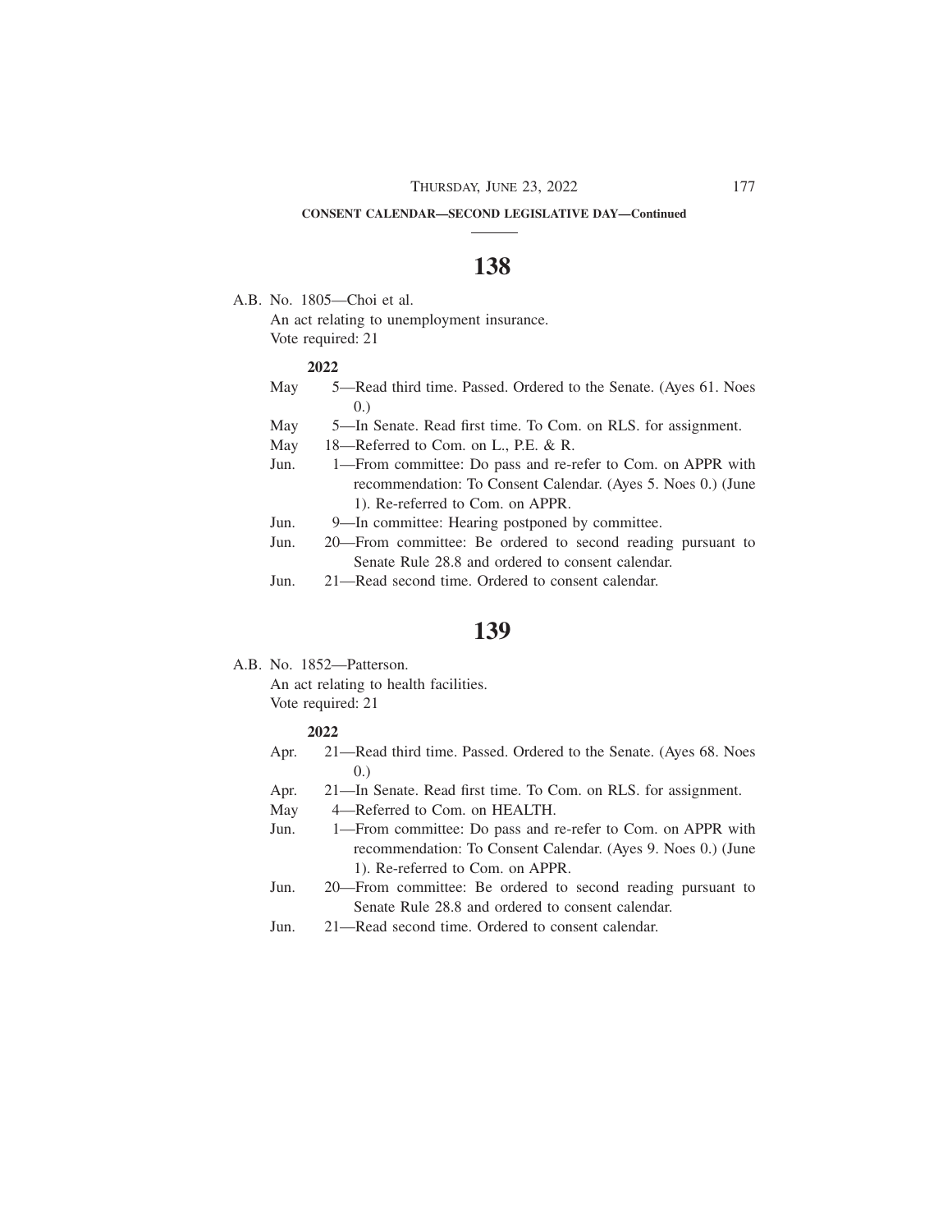**CONSENT CALENDAR—SECOND LEGISLATIVE DAY—Continued**

## 138

A.B. No. 1805—Choi et al.

An act relating to unemployment insurance.

Vote required: 21

**2022**

May 5—Read third time. Passed. Ordered to the Senate. (Ayes 61. Noes 0.)

May 5—In Senate. Read first time. To Com. on RLS. for assignment.

May 18—Referred to Com. on L., P.E. & R.

Jun. 1—From committee: Do pass and re-refer to Com. on APPR with recommendation: To Consent Calendar. (Ayes 5. Noes 0.) (June 1). Re-referred to Com. on APPR.

Jun. 9—In committee: Hearing postponed by committee.

Jun. 20—From committee: Be ordered to second reading pursuant to Senate Rule 28.8 and ordered to consent calendar.

Jun. 21—Read second time. Ordered to consent calendar.

## 139

A.B. No. 1852—Patterson.

An act relating to health facilities.

Vote required: 21

**2022**

Apr. 21—Read third time. Passed. Ordered to the Senate. (Ayes 68. Noes 0.)

Apr. 21—In Senate. Read first time. To Com. on RLS. for assignment.

May 4—Referred to Com. on HEALTH.

Jun. 1—From committee: Do pass and re-refer to Com. on APPR with recommendation: To Consent Calendar. (Ayes 9. Noes 0.) (June 1). Re-referred to Com. on APPR.

Jun. 20—From committee: Be ordered to second reading pursuant to Senate Rule 28.8 and ordered to consent calendar.

Jun. 21—Read second time. Ordered to consent calendar.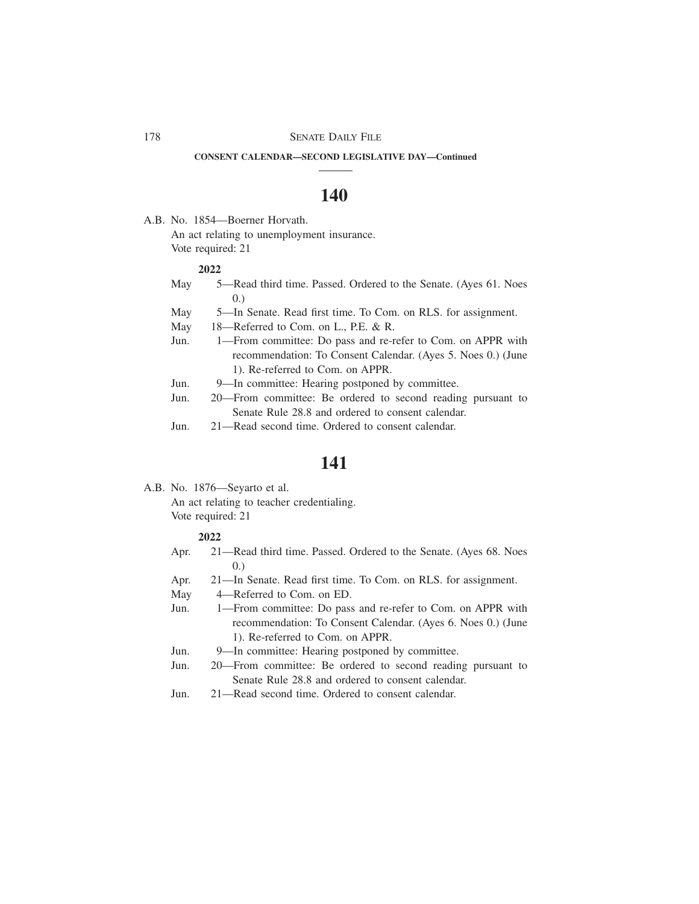**CONSENT CALENDAR—SECOND LEGISLATIVE DAY—Continued**

# 140

A.B. No. 1854—Boerner Horvath.
An act relating to unemployment insurance.
Vote required: 21

**2022**

May 5—Read third time. Passed. Ordered to the Senate. (Ayes 61. Noes 0.)
May 5—In Senate. Read first time. To Com. on RLS. for assignment.
May 18—Referred to Com. on L., P.E. & R.
Jun. 1—From committee: Do pass and re-refer to Com. on APPR with recommendation: To Consent Calendar. (Ayes 5. Noes 0.) (June 1). Re-referred to Com. on APPR.
Jun. 9—In committee: Hearing postponed by committee.
Jun. 20—From committee: Be ordered to second reading pursuant to Senate Rule 28.8 and ordered to consent calendar.
Jun. 21—Read second time. Ordered to consent calendar.

# 141

A.B. No. 1876—Seyarto et al.
An act relating to teacher credentialing.
Vote required: 21

**2022**

Apr. 21—Read third time. Passed. Ordered to the Senate. (Ayes 68. Noes 0.)
Apr. 21—In Senate. Read first time. To Com. on RLS. for assignment.
May 4—Referred to Com. on ED.
Jun. 1—From committee: Do pass and re-refer to Com. on APPR with recommendation: To Consent Calendar. (Ayes 6. Noes 0.) (June 1). Re-referred to Com. on APPR.
Jun. 9—In committee: Hearing postponed by committee.
Jun. 20—From committee: Be ordered to second reading pursuant to Senate Rule 28.8 and ordered to consent calendar.
Jun. 21—Read second time. Ordered to consent calendar.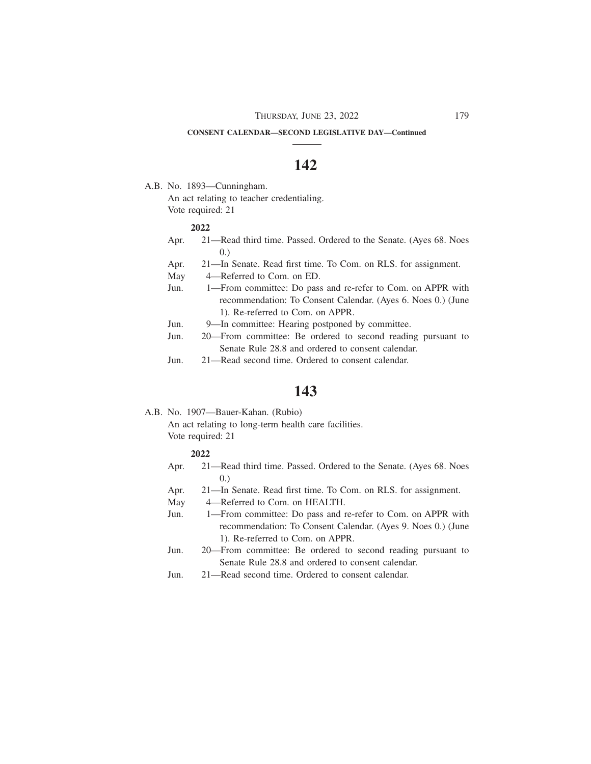**CONSENT CALENDAR—SECOND LEGISLATIVE DAY—Continued**

# 142

A.B. No. 1893—Cunningham.

An act relating to teacher credentialing.

Vote required: 21

**2022**

Apr. 21—Read third time. Passed. Ordered to the Senate. (Ayes 68. Noes 0.)

Apr. 21—In Senate. Read first time. To Com. on RLS. for assignment.

May 4—Referred to Com. on ED.

Jun. 1—From committee: Do pass and re-refer to Com. on APPR with recommendation: To Consent Calendar. (Ayes 6. Noes 0.) (June 1). Re-referred to Com. on APPR.

Jun. 9—In committee: Hearing postponed by committee.

Jun. 20—From committee: Be ordered to second reading pursuant to Senate Rule 28.8 and ordered to consent calendar.

Jun. 21—Read second time. Ordered to consent calendar.

# 143

A.B. No. 1907—Bauer-Kahan. (Rubio)

An act relating to long-term health care facilities.

Vote required: 21

**2022**

Apr. 21—Read third time. Passed. Ordered to the Senate. (Ayes 68. Noes 0.)

Apr. 21—In Senate. Read first time. To Com. on RLS. for assignment.

May 4—Referred to Com. on HEALTH.

Jun. 1—From committee: Do pass and re-refer to Com. on APPR with recommendation: To Consent Calendar. (Ayes 9. Noes 0.) (June 1). Re-referred to Com. on APPR.

Jun. 20—From committee: Be ordered to second reading pursuant to Senate Rule 28.8 and ordered to consent calendar.

Jun. 21—Read second time. Ordered to consent calendar.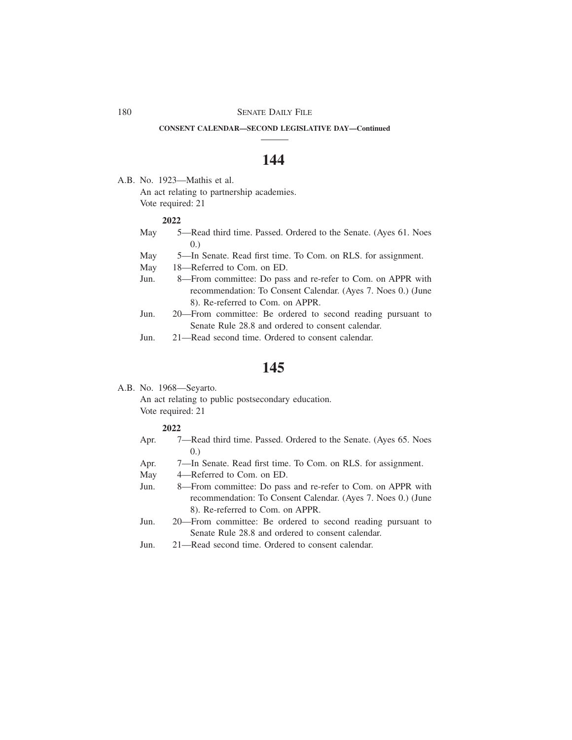**CONSENT CALENDAR—SECOND LEGISLATIVE DAY—Continued**

# 144

A.B. No. 1923—Mathis et al.
An act relating to partnership academies.
Vote required: 21

**2022**

May 5—Read third time. Passed. Ordered to the Senate. (Ayes 61. Noes 0.)

May 5—In Senate. Read first time. To Com. on RLS. for assignment.

May 18—Referred to Com. on ED.

Jun. 8—From committee: Do pass and re-refer to Com. on APPR with recommendation: To Consent Calendar. (Ayes 7. Noes 0.) (June 8). Re-referred to Com. on APPR.

Jun. 20—From committee: Be ordered to second reading pursuant to Senate Rule 28.8 and ordered to consent calendar.

Jun. 21—Read second time. Ordered to consent calendar.

# 145

A.B. No. 1968—Seyarto.
An act relating to public postsecondary education.
Vote required: 21

**2022**

Apr. 7—Read third time. Passed. Ordered to the Senate. (Ayes 65. Noes 0.)

Apr. 7—In Senate. Read first time. To Com. on RLS. for assignment.

May 4—Referred to Com. on ED.

Jun. 8—From committee: Do pass and re-refer to Com. on APPR with recommendation: To Consent Calendar. (Ayes 7. Noes 0.) (June 8). Re-referred to Com. on APPR.

Jun. 20—From committee: Be ordered to second reading pursuant to Senate Rule 28.8 and ordered to consent calendar.

Jun. 21—Read second time. Ordered to consent calendar.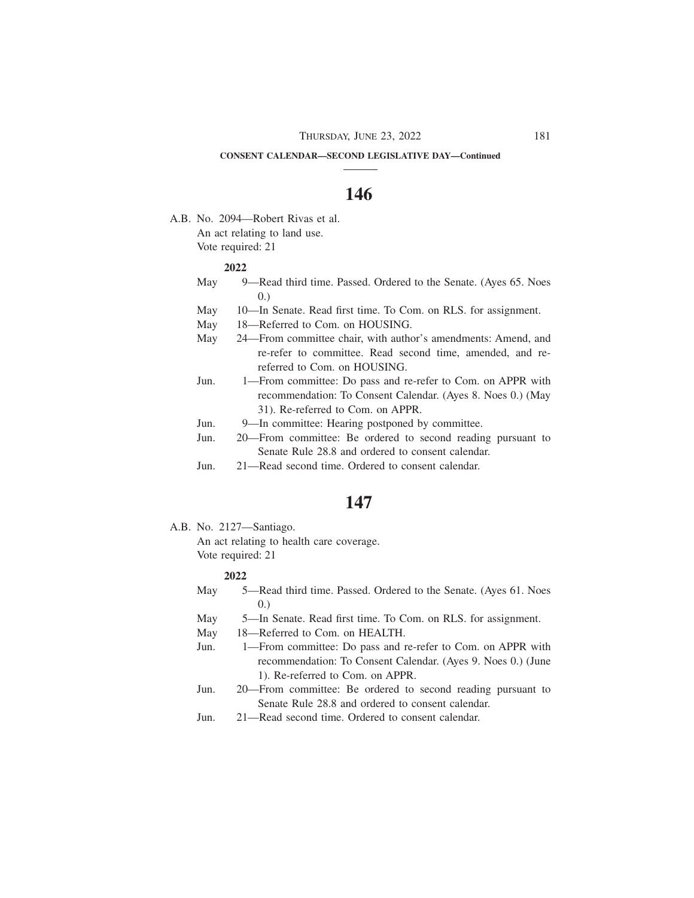**CONSENT CALENDAR—SECOND LEGISLATIVE DAY—Continued**

# 146

A.B. No. 2094—Robert Rivas et al.
An act relating to land use.
Vote required: 21

**2022**

May 9—Read third time. Passed. Ordered to the Senate. (Ayes 65. Noes 0.)
May 10—In Senate. Read first time. To Com. on RLS. for assignment.
May 18—Referred to Com. on HOUSING.
May 24—From committee chair, with author's amendments: Amend, and re-refer to committee. Read second time, amended, and re-referred to Com. on HOUSING.
Jun. 1—From committee: Do pass and re-refer to Com. on APPR with recommendation: To Consent Calendar. (Ayes 8. Noes 0.) (May 31). Re-referred to Com. on APPR.
Jun. 9—In committee: Hearing postponed by committee.
Jun. 20—From committee: Be ordered to second reading pursuant to Senate Rule 28.8 and ordered to consent calendar.
Jun. 21—Read second time. Ordered to consent calendar.

# 147

A.B. No. 2127—Santiago.
An act relating to health care coverage.
Vote required: 21

**2022**

May 5—Read third time. Passed. Ordered to the Senate. (Ayes 61. Noes 0.)
May 5—In Senate. Read first time. To Com. on RLS. for assignment.
May 18—Referred to Com. on HEALTH.
Jun. 1—From committee: Do pass and re-refer to Com. on APPR with recommendation: To Consent Calendar. (Ayes 9. Noes 0.) (June 1). Re-referred to Com. on APPR.
Jun. 20—From committee: Be ordered to second reading pursuant to Senate Rule 28.8 and ordered to consent calendar.
Jun. 21—Read second time. Ordered to consent calendar.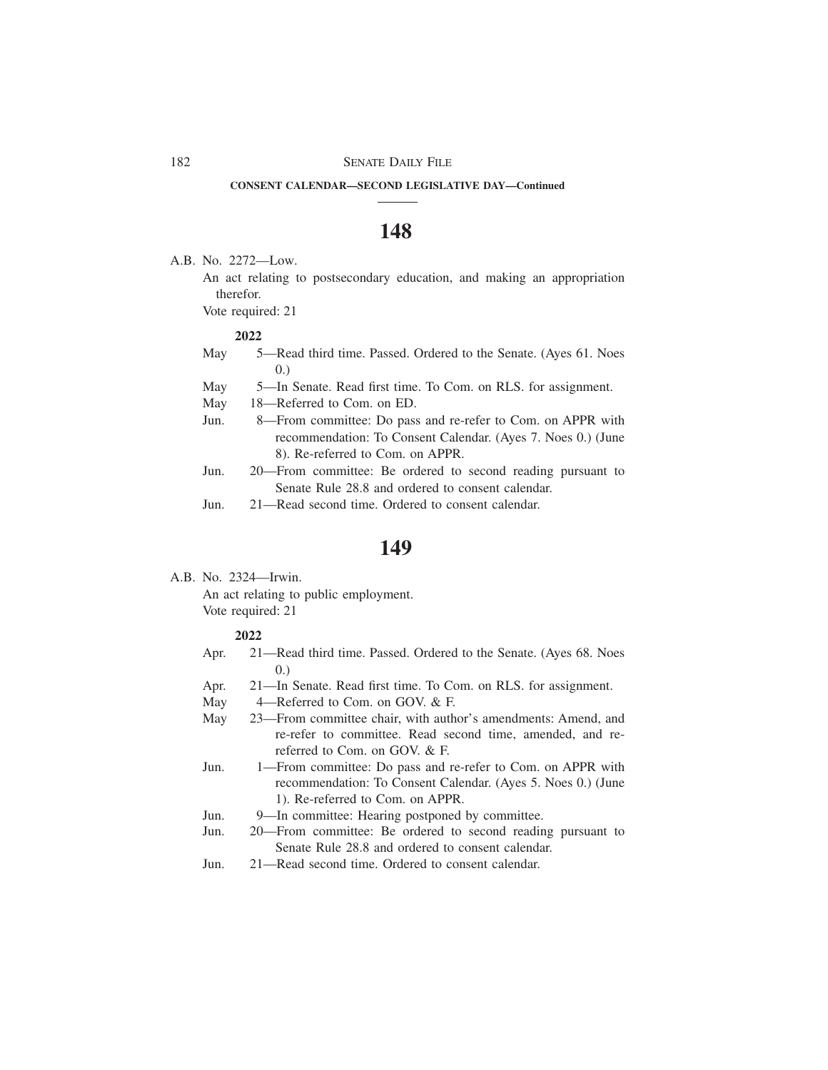**CONSENT CALENDAR—SECOND LEGISLATIVE DAY—Continued**

# 148

A.B. No. 2272—Low.

An act relating to postsecondary education, and making an appropriation therefor.

Vote required: 21

**2022**

May 5—Read third time. Passed. Ordered to the Senate. (Ayes 61. Noes 0.)

May 5—In Senate. Read first time. To Com. on RLS. for assignment.

May 18—Referred to Com. on ED.

Jun. 8—From committee: Do pass and re-refer to Com. on APPR with recommendation: To Consent Calendar. (Ayes 7. Noes 0.) (June 8). Re-referred to Com. on APPR.

Jun. 20—From committee: Be ordered to second reading pursuant to Senate Rule 28.8 and ordered to consent calendar.

Jun. 21—Read second time. Ordered to consent calendar.

# 149

A.B. No. 2324—Irwin.

An act relating to public employment.

Vote required: 21

**2022**

Apr. 21—Read third time. Passed. Ordered to the Senate. (Ayes 68. Noes 0.)

Apr. 21—In Senate. Read first time. To Com. on RLS. for assignment.

May 4—Referred to Com. on GOV. & F.

May 23—From committee chair, with author's amendments: Amend, and re-refer to committee. Read second time, amended, and re-referred to Com. on GOV. & F.

Jun. 1—From committee: Do pass and re-refer to Com. on APPR with recommendation: To Consent Calendar. (Ayes 5. Noes 0.) (June 1). Re-referred to Com. on APPR.

Jun. 9—In committee: Hearing postponed by committee.

Jun. 20—From committee: Be ordered to second reading pursuant to Senate Rule 28.8 and ordered to consent calendar.

Jun. 21—Read second time. Ordered to consent calendar.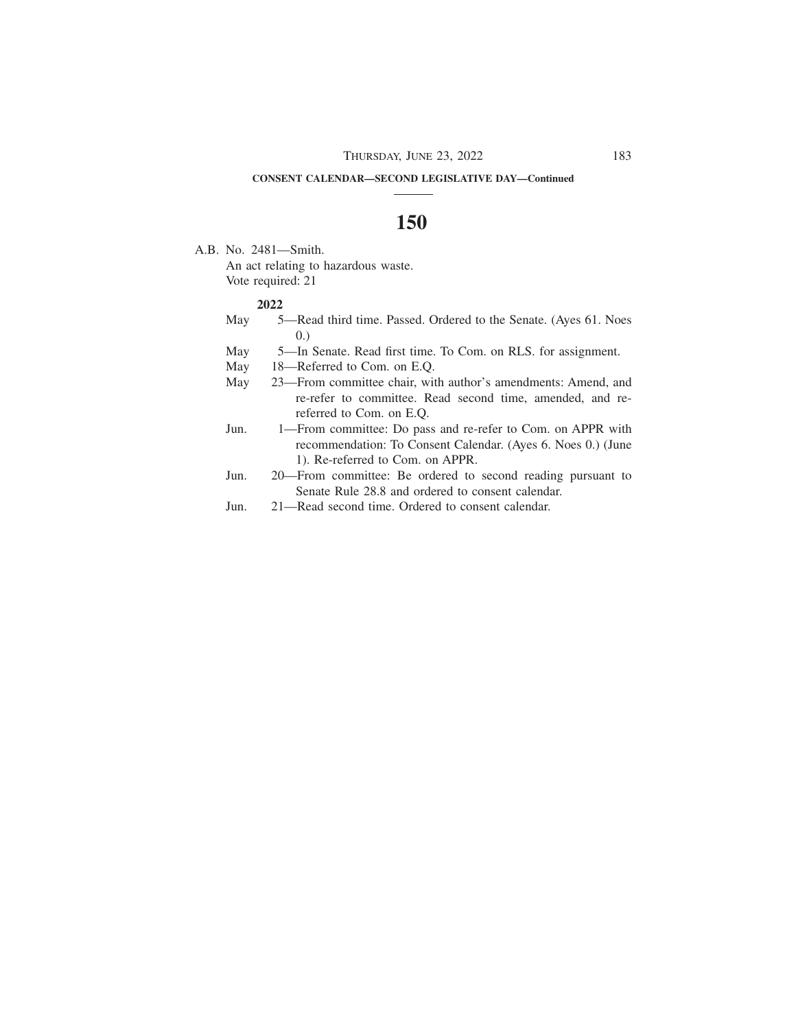**CONSENT CALENDAR—SECOND LEGISLATIVE DAY—Continued**

# 150

A.B. No. 2481—Smith.

An act relating to hazardous waste.

Vote required: 21

**2022**

May 5—Read third time. Passed. Ordered to the Senate. (Ayes 61. Noes 0.)

May 5—In Senate. Read first time. To Com. on RLS. for assignment.

May 18—Referred to Com. on E.Q.

May 23—From committee chair, with author's amendments: Amend, and re-refer to committee. Read second time, amended, and re-referred to Com. on E.Q.

Jun. 1—From committee: Do pass and re-refer to Com. on APPR with recommendation: To Consent Calendar. (Ayes 6. Noes 0.) (June 1). Re-referred to Com. on APPR.

Jun. 20—From committee: Be ordered to second reading pursuant to Senate Rule 28.8 and ordered to consent calendar.

Jun. 21—Read second time. Ordered to consent calendar.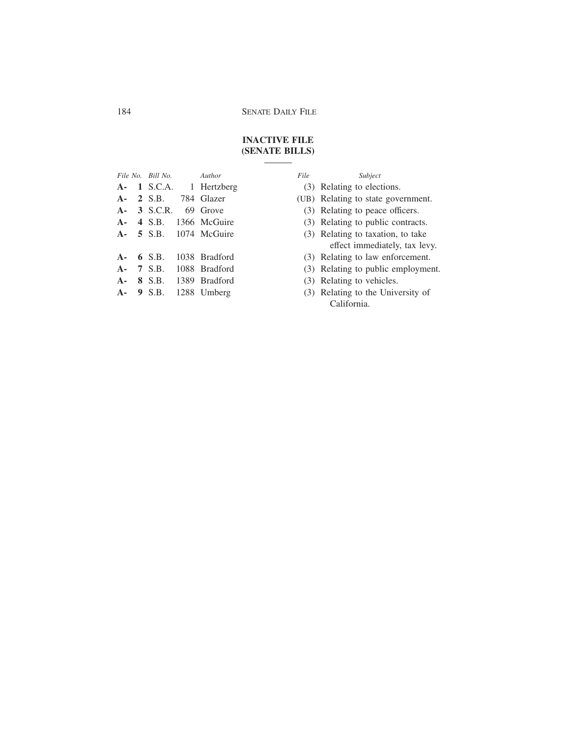## INACTIVE FILE
## (SENATE BILLS)

| File No. | Bill No. | Author | File | Subject |
|---|---|---|---|---|
| **A- 1** | S.C.A. 1 | Hertzberg | (3) | Relating to elections. |
| **A- 2** | S.B. 784 | Glazer | (UB) | Relating to state government. |
| **A- 3** | S.C.R. 69 | Grove | (3) | Relating to peace officers. |
| **A- 4** | S.B. 1366 | McGuire | (3) | Relating to public contracts. |
| **A- 5** | S.B. 1074 | McGuire | (3) | Relating to taxation, to take effect immediately, tax levy. |
| **A- 6** | S.B. 1038 | Bradford | (3) | Relating to law enforcement. |
| **A- 7** | S.B. 1088 | Bradford | (3) | Relating to public employment. |
| **A- 8** | S.B. 1389 | Bradford | (3) | Relating to vehicles. |
| **A- 9** | S.B. 1288 | Umberg | (3) | Relating to the University of California. |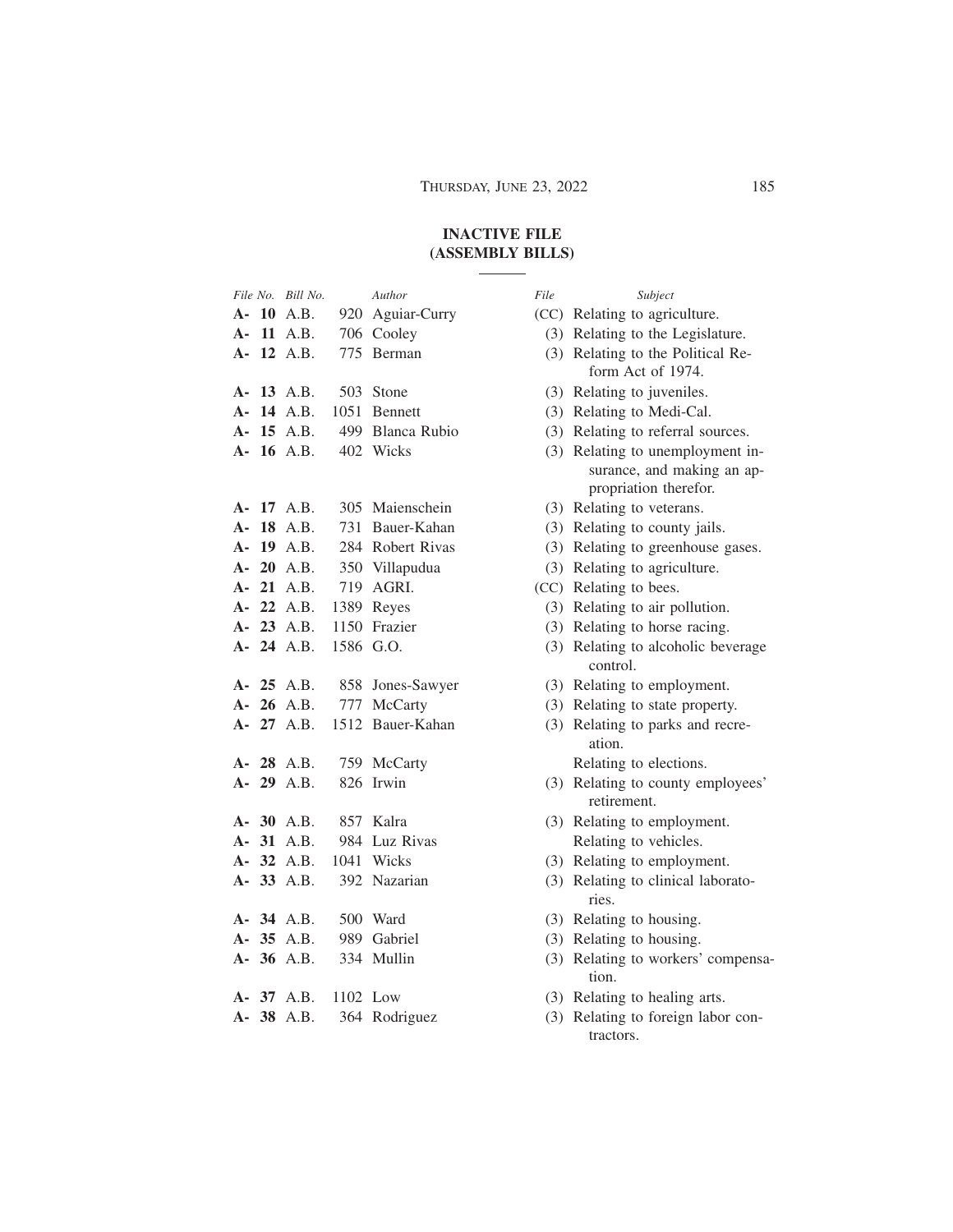## INACTIVE FILE
## (ASSEMBLY BILLS)

| *File No.* | *Bill No.* | *Author* | *File* | *Subject* |
|---|---|---|---|---|
| **A- 10** | A.B. 920 | Aguiar-Curry | (CC) | Relating to agriculture. |
| **A- 11** | A.B. 706 | Cooley | (3) | Relating to the Legislature. |
| **A- 12** | A.B. 775 | Berman | (3) | Relating to the Political Reform Act of 1974. |
| **A- 13** | A.B. 503 | Stone | (3) | Relating to juveniles. |
| **A- 14** | A.B. 1051 | Bennett | (3) | Relating to Medi-Cal. |
| **A- 15** | A.B. 499 | Blanca Rubio | (3) | Relating to referral sources. |
| **A- 16** | A.B. 402 | Wicks | (3) | Relating to unemployment insurance, and making an appropriation therefor. |
| **A- 17** | A.B. 305 | Maienschein | (3) | Relating to veterans. |
| **A- 18** | A.B. 731 | Bauer-Kahan | (3) | Relating to county jails. |
| **A- 19** | A.B. 284 | Robert Rivas | (3) | Relating to greenhouse gases. |
| **A- 20** | A.B. 350 | Villapudua | (3) | Relating to agriculture. |
| **A- 21** | A.B. 719 | AGRI. | (CC) | Relating to bees. |
| **A- 22** | A.B. 1389 | Reyes | (3) | Relating to air pollution. |
| **A- 23** | A.B. 1150 | Frazier | (3) | Relating to horse racing. |
| **A- 24** | A.B. 1586 | G.O. | (3) | Relating to alcoholic beverage control. |
| **A- 25** | A.B. 858 | Jones-Sawyer | (3) | Relating to employment. |
| **A- 26** | A.B. 777 | McCarty | (3) | Relating to state property. |
| **A- 27** | A.B. 1512 | Bauer-Kahan | (3) | Relating to parks and recreation. |
| **A- 28** | A.B. 759 | McCarty | | Relating to elections. |
| **A- 29** | A.B. 826 | Irwin | (3) | Relating to county employees' retirement. |
| **A- 30** | A.B. 857 | Kalra | (3) | Relating to employment. |
| **A- 31** | A.B. 984 | Luz Rivas | | Relating to vehicles. |
| **A- 32** | A.B. 1041 | Wicks | (3) | Relating to employment. |
| **A- 33** | A.B. 392 | Nazarian | (3) | Relating to clinical laboratories. |
| **A- 34** | A.B. 500 | Ward | (3) | Relating to housing. |
| **A- 35** | A.B. 989 | Gabriel | (3) | Relating to housing. |
| **A- 36** | A.B. 334 | Mullin | (3) | Relating to workers' compensation. |
| **A- 37** | A.B. 1102 | Low | (3) | Relating to healing arts. |
| **A- 38** | A.B. 364 | Rodriguez | (3) | Relating to foreign labor contractors. |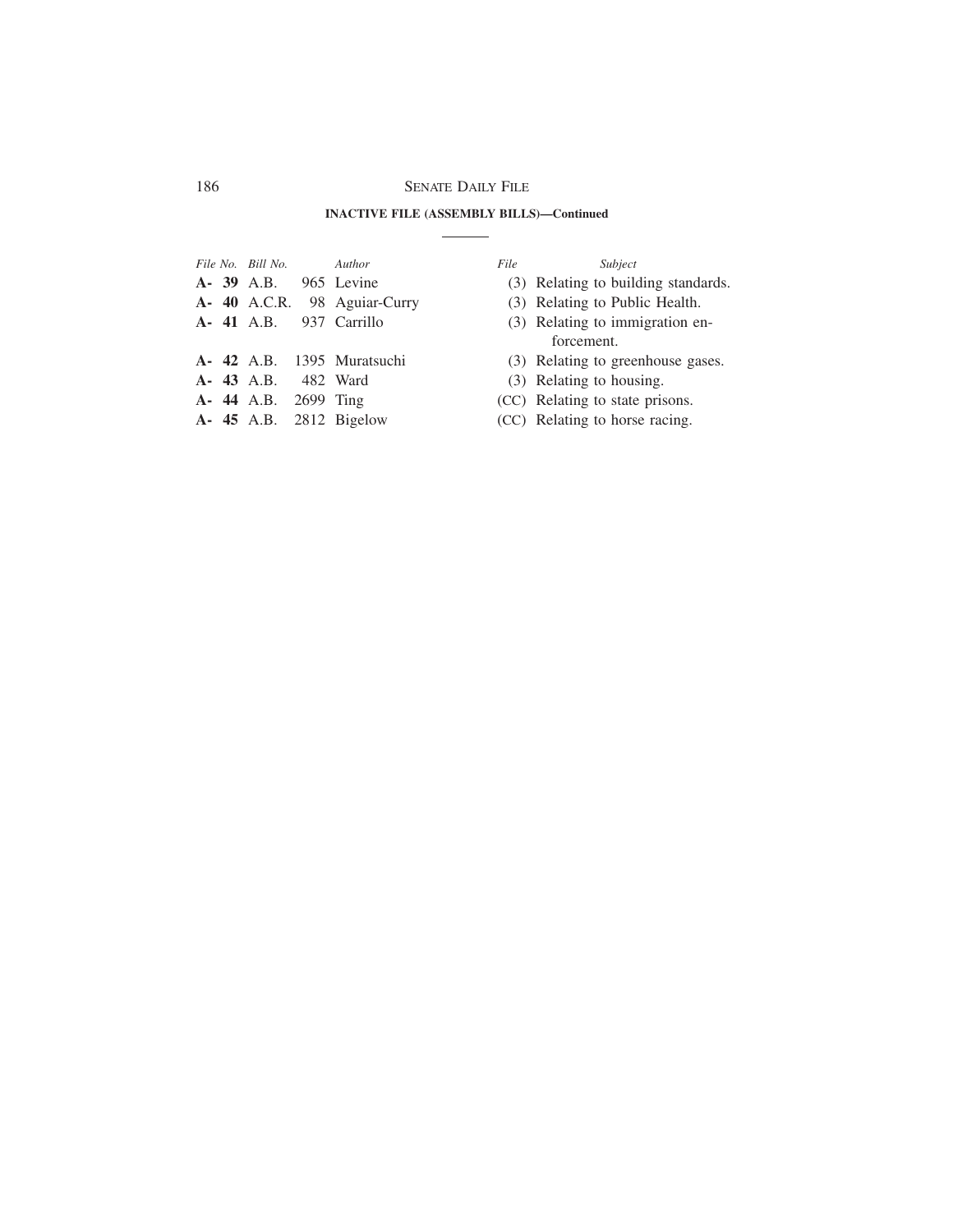**INACTIVE FILE (ASSEMBLY BILLS)—Continued**

| *File No.* | *Bill No.* | | *Author* | *File* | *Subject* |
|---|---|---|---|---|---|
| **A- 39** | A.B. | 965 | Levine | (3) | Relating to building standards. |
| **A- 40** | A.C.R. | 98 | Aguiar-Curry | (3) | Relating to Public Health. |
| **A- 41** | A.B. | 937 | Carrillo | (3) | Relating to immigration enforcement. |
| **A- 42** | A.B. | 1395 | Muratsuchi | (3) | Relating to greenhouse gases. |
| **A- 43** | A.B. | 482 | Ward | (3) | Relating to housing. |
| **A- 44** | A.B. | 2699 | Ting | (CC) | Relating to state prisons. |
| **A- 45** | A.B. | 2812 | Bigelow | (CC) | Relating to horse racing. |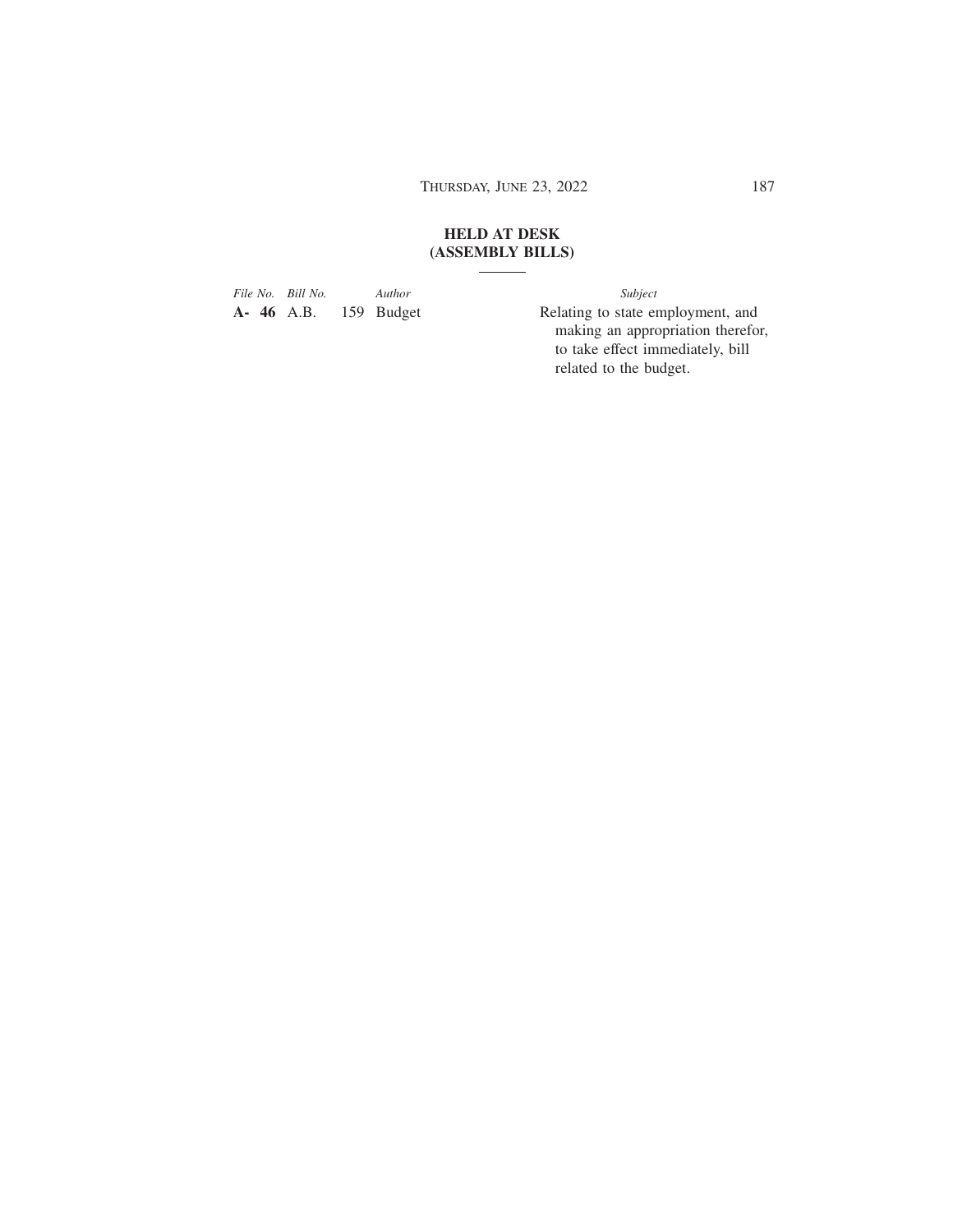## HELD AT DESK
## (ASSEMBLY BILLS)

| *File No.* | *Bill No.* | *Author* | *Subject* |
|---|---|---|---|
| **A- 46** | A.B. 159 | Budget | Relating to state employment, and making an appropriation therefor, to take effect immediately, bill related to the budget. |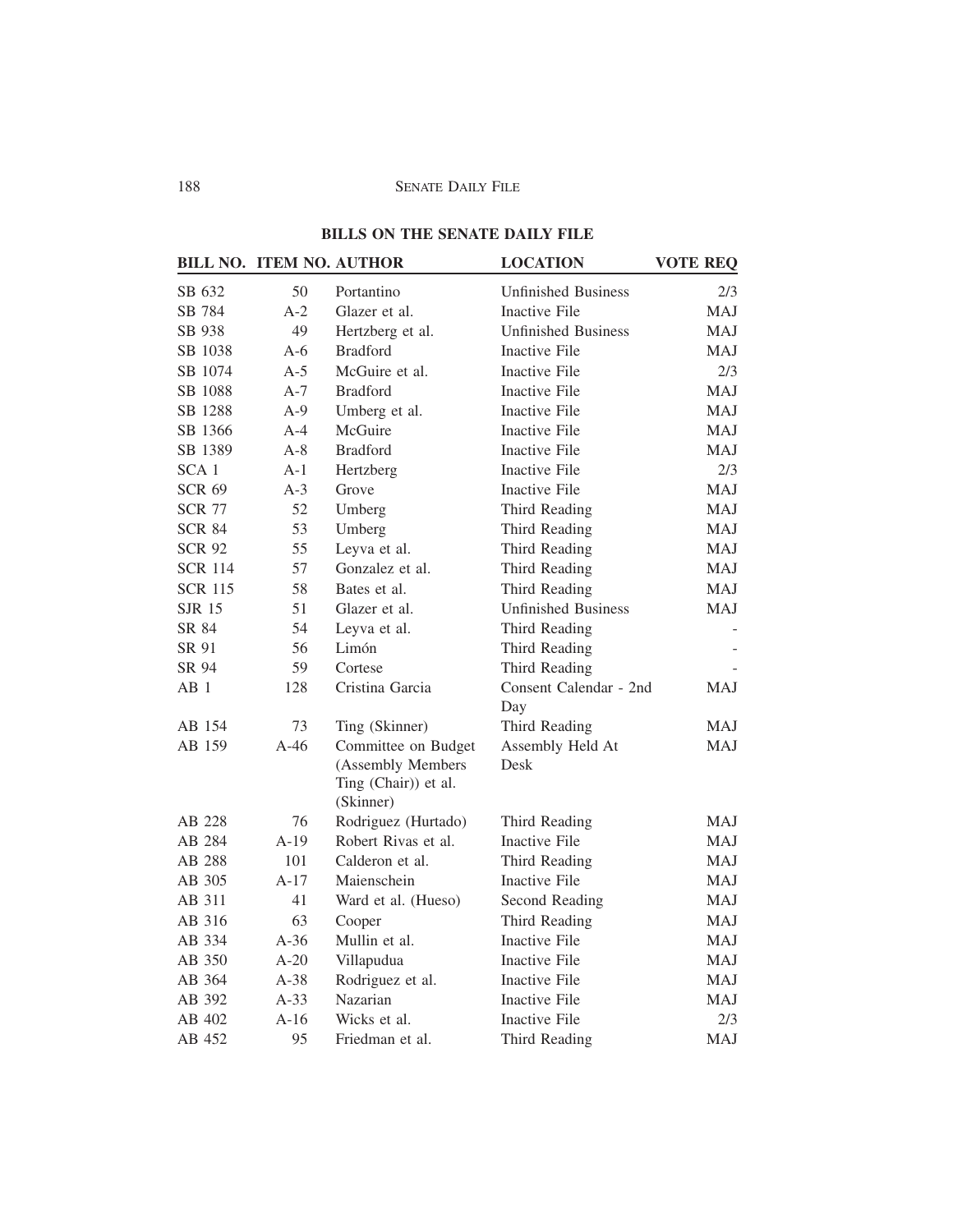## BILLS ON THE SENATE DAILY FILE

| BILL NO. | ITEM NO. | AUTHOR | LOCATION | VOTE REQ |
|---|---|---|---|---|
| SB 632 | 50 | Portantino | Unfinished Business | 2/3 |
| SB 784 | A-2 | Glazer et al. | Inactive File | MAJ |
| SB 938 | 49 | Hertzberg et al. | Unfinished Business | MAJ |
| SB 1038 | A-6 | Bradford | Inactive File | MAJ |
| SB 1074 | A-5 | McGuire et al. | Inactive File | 2/3 |
| SB 1088 | A-7 | Bradford | Inactive File | MAJ |
| SB 1288 | A-9 | Umberg et al. | Inactive File | MAJ |
| SB 1366 | A-4 | McGuire | Inactive File | MAJ |
| SB 1389 | A-8 | Bradford | Inactive File | MAJ |
| SCA 1 | A-1 | Hertzberg | Inactive File | 2/3 |
| SCR 69 | A-3 | Grove | Inactive File | MAJ |
| SCR 77 | 52 | Umberg | Third Reading | MAJ |
| SCR 84 | 53 | Umberg | Third Reading | MAJ |
| SCR 92 | 55 | Leyva et al. | Third Reading | MAJ |
| SCR 114 | 57 | Gonzalez et al. | Third Reading | MAJ |
| SCR 115 | 58 | Bates et al. | Third Reading | MAJ |
| SJR 15 | 51 | Glazer et al. | Unfinished Business | MAJ |
| SR 84 | 54 | Leyva et al. | Third Reading | - |
| SR 91 | 56 | Limón | Third Reading | - |
| SR 94 | 59 | Cortese | Third Reading | - |
| AB 1 | 128 | Cristina Garcia | Consent Calendar - 2nd Day | MAJ |
| AB 154 | 73 | Ting (Skinner) | Third Reading | MAJ |
| AB 159 | A-46 | Committee on Budget (Assembly Members Ting (Chair)) et al. (Skinner) | Assembly Held At Desk | MAJ |
| AB 228 | 76 | Rodriguez (Hurtado) | Third Reading | MAJ |
| AB 284 | A-19 | Robert Rivas et al. | Inactive File | MAJ |
| AB 288 | 101 | Calderon et al. | Third Reading | MAJ |
| AB 305 | A-17 | Maienschein | Inactive File | MAJ |
| AB 311 | 41 | Ward et al. (Hueso) | Second Reading | MAJ |
| AB 316 | 63 | Cooper | Third Reading | MAJ |
| AB 334 | A-36 | Mullin et al. | Inactive File | MAJ |
| AB 350 | A-20 | Villapudua | Inactive File | MAJ |
| AB 364 | A-38 | Rodriguez et al. | Inactive File | MAJ |
| AB 392 | A-33 | Nazarian | Inactive File | MAJ |
| AB 402 | A-16 | Wicks et al. | Inactive File | 2/3 |
| AB 452 | 95 | Friedman et al. | Third Reading | MAJ |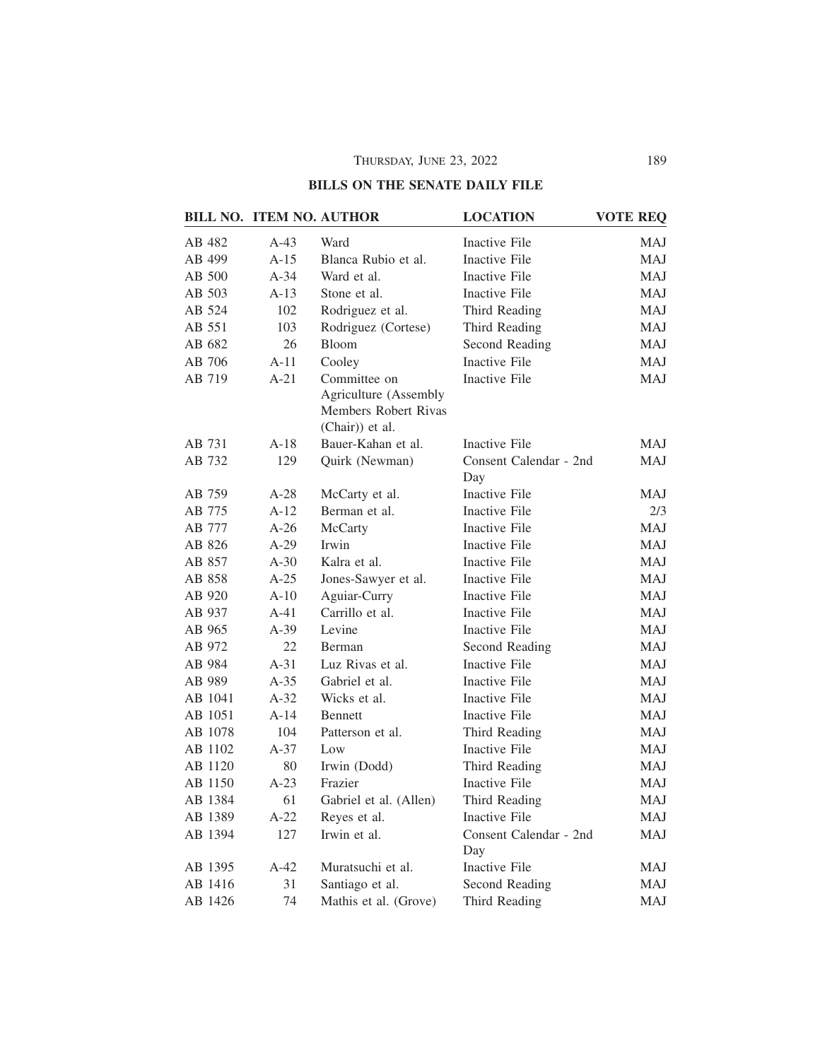## BILLS ON THE SENATE DAILY FILE

| BILL NO. | ITEM NO. | AUTHOR | LOCATION | VOTE REQ |
|---|---|---|---|---|
| AB 482 | A-43 | Ward | Inactive File | MAJ |
| AB 499 | A-15 | Blanca Rubio et al. | Inactive File | MAJ |
| AB 500 | A-34 | Ward et al. | Inactive File | MAJ |
| AB 503 | A-13 | Stone et al. | Inactive File | MAJ |
| AB 524 | 102 | Rodriguez et al. | Third Reading | MAJ |
| AB 551 | 103 | Rodriguez (Cortese) | Third Reading | MAJ |
| AB 682 | 26 | Bloom | Second Reading | MAJ |
| AB 706 | A-11 | Cooley | Inactive File | MAJ |
| AB 719 | A-21 | Committee on Agriculture (Assembly Members Robert Rivas (Chair)) et al. | Inactive File | MAJ |
| AB 731 | A-18 | Bauer-Kahan et al. | Inactive File | MAJ |
| AB 732 | 129 | Quirk (Newman) | Consent Calendar - 2nd Day | MAJ |
| AB 759 | A-28 | McCarty et al. | Inactive File | MAJ |
| AB 775 | A-12 | Berman et al. | Inactive File | 2/3 |
| AB 777 | A-26 | McCarty | Inactive File | MAJ |
| AB 826 | A-29 | Irwin | Inactive File | MAJ |
| AB 857 | A-30 | Kalra et al. | Inactive File | MAJ |
| AB 858 | A-25 | Jones-Sawyer et al. | Inactive File | MAJ |
| AB 920 | A-10 | Aguiar-Curry | Inactive File | MAJ |
| AB 937 | A-41 | Carrillo et al. | Inactive File | MAJ |
| AB 965 | A-39 | Levine | Inactive File | MAJ |
| AB 972 | 22 | Berman | Second Reading | MAJ |
| AB 984 | A-31 | Luz Rivas et al. | Inactive File | MAJ |
| AB 989 | A-35 | Gabriel et al. | Inactive File | MAJ |
| AB 1041 | A-32 | Wicks et al. | Inactive File | MAJ |
| AB 1051 | A-14 | Bennett | Inactive File | MAJ |
| AB 1078 | 104 | Patterson et al. | Third Reading | MAJ |
| AB 1102 | A-37 | Low | Inactive File | MAJ |
| AB 1120 | 80 | Irwin (Dodd) | Third Reading | MAJ |
| AB 1150 | A-23 | Frazier | Inactive File | MAJ |
| AB 1384 | 61 | Gabriel et al. (Allen) | Third Reading | MAJ |
| AB 1389 | A-22 | Reyes et al. | Inactive File | MAJ |
| AB 1394 | 127 | Irwin et al. | Consent Calendar - 2nd Day | MAJ |
| AB 1395 | A-42 | Muratsuchi et al. | Inactive File | MAJ |
| AB 1416 | 31 | Santiago et al. | Second Reading | MAJ |
| AB 1426 | 74 | Mathis et al. (Grove) | Third Reading | MAJ |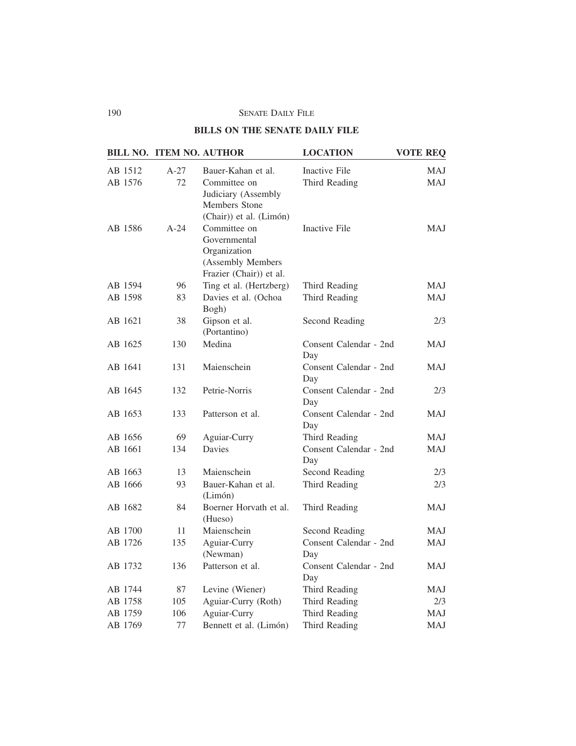## BILLS ON THE SENATE DAILY FILE

| BILL NO. | ITEM NO. | AUTHOR | LOCATION | VOTE REQ |
|---|---|---|---|---|
| AB 1512 | A-27 | Bauer-Kahan et al. | Inactive File | MAJ |
| AB 1576 | 72 | Committee on Judiciary (Assembly Members Stone (Chair)) et al. (Limón) | Third Reading | MAJ |
| AB 1586 | A-24 | Committee on Governmental Organization (Assembly Members Frazier (Chair)) et al. | Inactive File | MAJ |
| AB 1594 | 96 | Ting et al. (Hertzberg) | Third Reading | MAJ |
| AB 1598 | 83 | Davies et al. (Ochoa Bogh) | Third Reading | MAJ |
| AB 1621 | 38 | Gipson et al. (Portantino) | Second Reading | 2/3 |
| AB 1625 | 130 | Medina | Consent Calendar - 2nd Day | MAJ |
| AB 1641 | 131 | Maienschein | Consent Calendar - 2nd Day | MAJ |
| AB 1645 | 132 | Petrie-Norris | Consent Calendar - 2nd Day | 2/3 |
| AB 1653 | 133 | Patterson et al. | Consent Calendar - 2nd Day | MAJ |
| AB 1656 | 69 | Aguiar-Curry | Third Reading | MAJ |
| AB 1661 | 134 | Davies | Consent Calendar - 2nd Day | MAJ |
| AB 1663 | 13 | Maienschein | Second Reading | 2/3 |
| AB 1666 | 93 | Bauer-Kahan et al. (Limón) | Third Reading | 2/3 |
| AB 1682 | 84 | Boerner Horvath et al. (Hueso) | Third Reading | MAJ |
| AB 1700 | 11 | Maienschein | Second Reading | MAJ |
| AB 1726 | 135 | Aguiar-Curry (Newman) | Consent Calendar - 2nd Day | MAJ |
| AB 1732 | 136 | Patterson et al. | Consent Calendar - 2nd Day | MAJ |
| AB 1744 | 87 | Levine (Wiener) | Third Reading | MAJ |
| AB 1758 | 105 | Aguiar-Curry (Roth) | Third Reading | 2/3 |
| AB 1759 | 106 | Aguiar-Curry | Third Reading | MAJ |
| AB 1769 | 77 | Bennett et al. (Limón) | Third Reading | MAJ |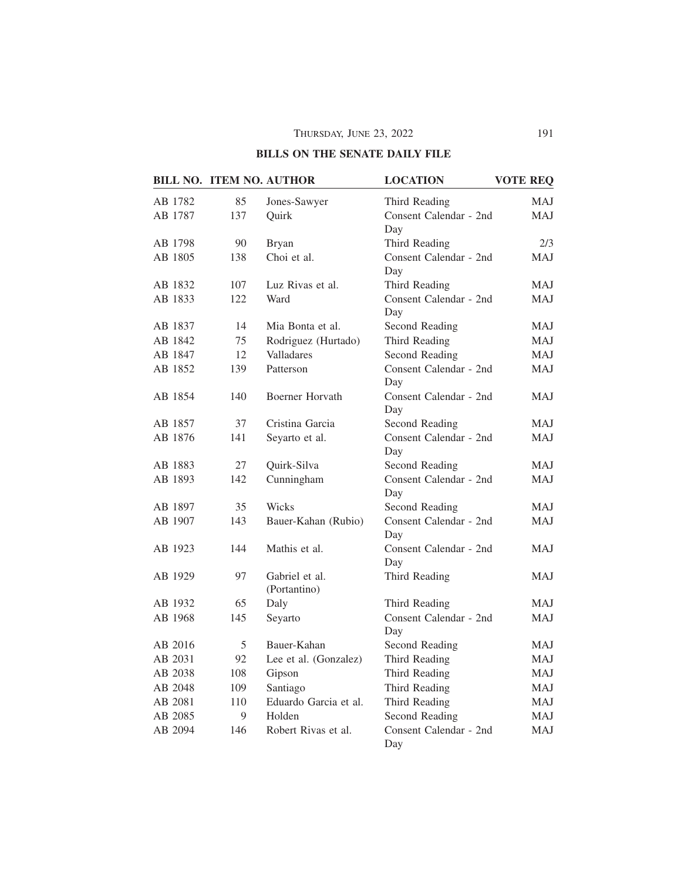## BILLS ON THE SENATE DAILY FILE

| BILL NO. | ITEM NO. | AUTHOR | LOCATION | VOTE REQ |
|---|---|---|---|---|
| AB 1782 | 85 | Jones-Sawyer | Third Reading | MAJ |
| AB 1787 | 137 | Quirk | Consent Calendar - 2nd Day | MAJ |
| AB 1798 | 90 | Bryan | Third Reading | 2/3 |
| AB 1805 | 138 | Choi et al. | Consent Calendar - 2nd Day | MAJ |
| AB 1832 | 107 | Luz Rivas et al. | Third Reading | MAJ |
| AB 1833 | 122 | Ward | Consent Calendar - 2nd Day | MAJ |
| AB 1837 | 14 | Mia Bonta et al. | Second Reading | MAJ |
| AB 1842 | 75 | Rodriguez (Hurtado) | Third Reading | MAJ |
| AB 1847 | 12 | Valladares | Second Reading | MAJ |
| AB 1852 | 139 | Patterson | Consent Calendar - 2nd Day | MAJ |
| AB 1854 | 140 | Boerner Horvath | Consent Calendar - 2nd Day | MAJ |
| AB 1857 | 37 | Cristina Garcia | Second Reading | MAJ |
| AB 1876 | 141 | Seyarto et al. | Consent Calendar - 2nd Day | MAJ |
| AB 1883 | 27 | Quirk-Silva | Second Reading | MAJ |
| AB 1893 | 142 | Cunningham | Consent Calendar - 2nd Day | MAJ |
| AB 1897 | 35 | Wicks | Second Reading | MAJ |
| AB 1907 | 143 | Bauer-Kahan (Rubio) | Consent Calendar - 2nd Day | MAJ |
| AB 1923 | 144 | Mathis et al. | Consent Calendar - 2nd Day | MAJ |
| AB 1929 | 97 | Gabriel et al. (Portantino) | Third Reading | MAJ |
| AB 1932 | 65 | Daly | Third Reading | MAJ |
| AB 1968 | 145 | Seyarto | Consent Calendar - 2nd Day | MAJ |
| AB 2016 | 5 | Bauer-Kahan | Second Reading | MAJ |
| AB 2031 | 92 | Lee et al. (Gonzalez) | Third Reading | MAJ |
| AB 2038 | 108 | Gipson | Third Reading | MAJ |
| AB 2048 | 109 | Santiago | Third Reading | MAJ |
| AB 2081 | 110 | Eduardo Garcia et al. | Third Reading | MAJ |
| AB 2085 | 9 | Holden | Second Reading | MAJ |
| AB 2094 | 146 | Robert Rivas et al. | Consent Calendar - 2nd Day | MAJ |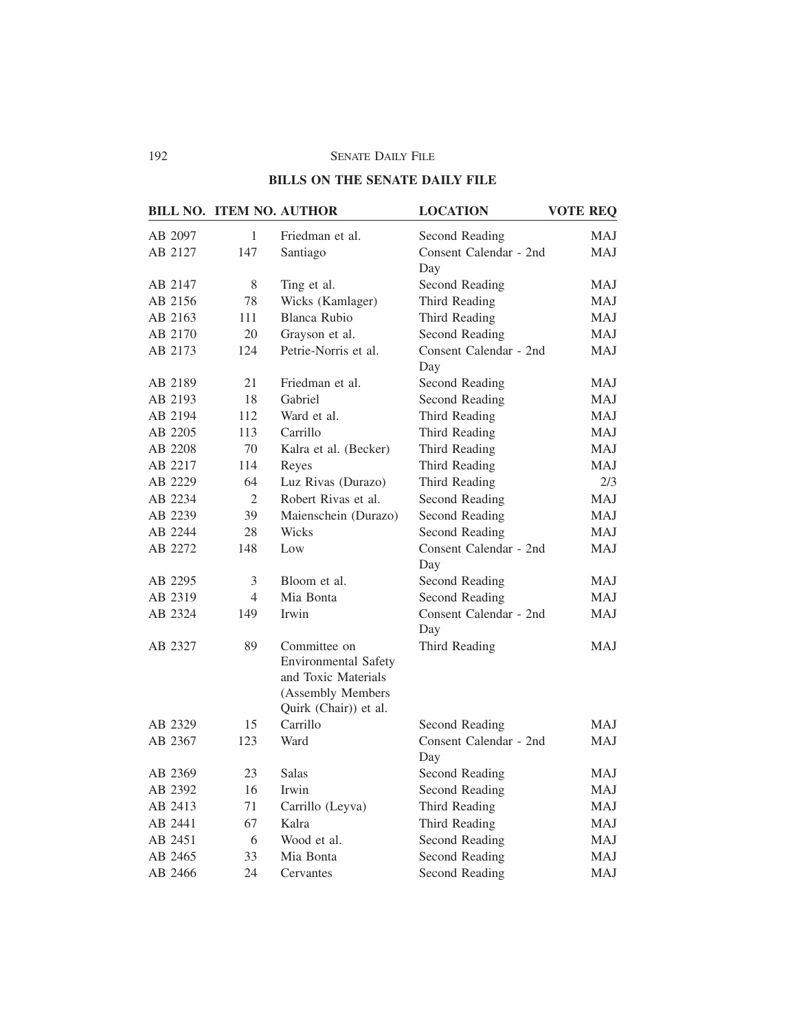## BILLS ON THE SENATE DAILY FILE

| BILL NO. | ITEM NO. | AUTHOR | LOCATION | VOTE REQ |
|---|---|---|---|---|
| AB 2097 | 1 | Friedman et al. | Second Reading | MAJ |
| AB 2127 | 147 | Santiago | Consent Calendar - 2nd Day | MAJ |
| AB 2147 | 8 | Ting et al. | Second Reading | MAJ |
| AB 2156 | 78 | Wicks (Kamlager) | Third Reading | MAJ |
| AB 2163 | 111 | Blanca Rubio | Third Reading | MAJ |
| AB 2170 | 20 | Grayson et al. | Second Reading | MAJ |
| AB 2173 | 124 | Petrie-Norris et al. | Consent Calendar - 2nd Day | MAJ |
| AB 2189 | 21 | Friedman et al. | Second Reading | MAJ |
| AB 2193 | 18 | Gabriel | Second Reading | MAJ |
| AB 2194 | 112 | Ward et al. | Third Reading | MAJ |
| AB 2205 | 113 | Carrillo | Third Reading | MAJ |
| AB 2208 | 70 | Kalra et al. (Becker) | Third Reading | MAJ |
| AB 2217 | 114 | Reyes | Third Reading | MAJ |
| AB 2229 | 64 | Luz Rivas (Durazo) | Third Reading | 2/3 |
| AB 2234 | 2 | Robert Rivas et al. | Second Reading | MAJ |
| AB 2239 | 39 | Maienschein (Durazo) | Second Reading | MAJ |
| AB 2244 | 28 | Wicks | Second Reading | MAJ |
| AB 2272 | 148 | Low | Consent Calendar - 2nd Day | MAJ |
| AB 2295 | 3 | Bloom et al. | Second Reading | MAJ |
| AB 2319 | 4 | Mia Bonta | Second Reading | MAJ |
| AB 2324 | 149 | Irwin | Consent Calendar - 2nd Day | MAJ |
| AB 2327 | 89 | Committee on Environmental Safety and Toxic Materials (Assembly Members Quirk (Chair)) et al. | Third Reading | MAJ |
| AB 2329 | 15 | Carrillo | Second Reading | MAJ |
| AB 2367 | 123 | Ward | Consent Calendar - 2nd Day | MAJ |
| AB 2369 | 23 | Salas | Second Reading | MAJ |
| AB 2392 | 16 | Irwin | Second Reading | MAJ |
| AB 2413 | 71 | Carrillo (Leyva) | Third Reading | MAJ |
| AB 2441 | 67 | Kalra | Third Reading | MAJ |
| AB 2451 | 6 | Wood et al. | Second Reading | MAJ |
| AB 2465 | 33 | Mia Bonta | Second Reading | MAJ |
| AB 2466 | 24 | Cervantes | Second Reading | MAJ |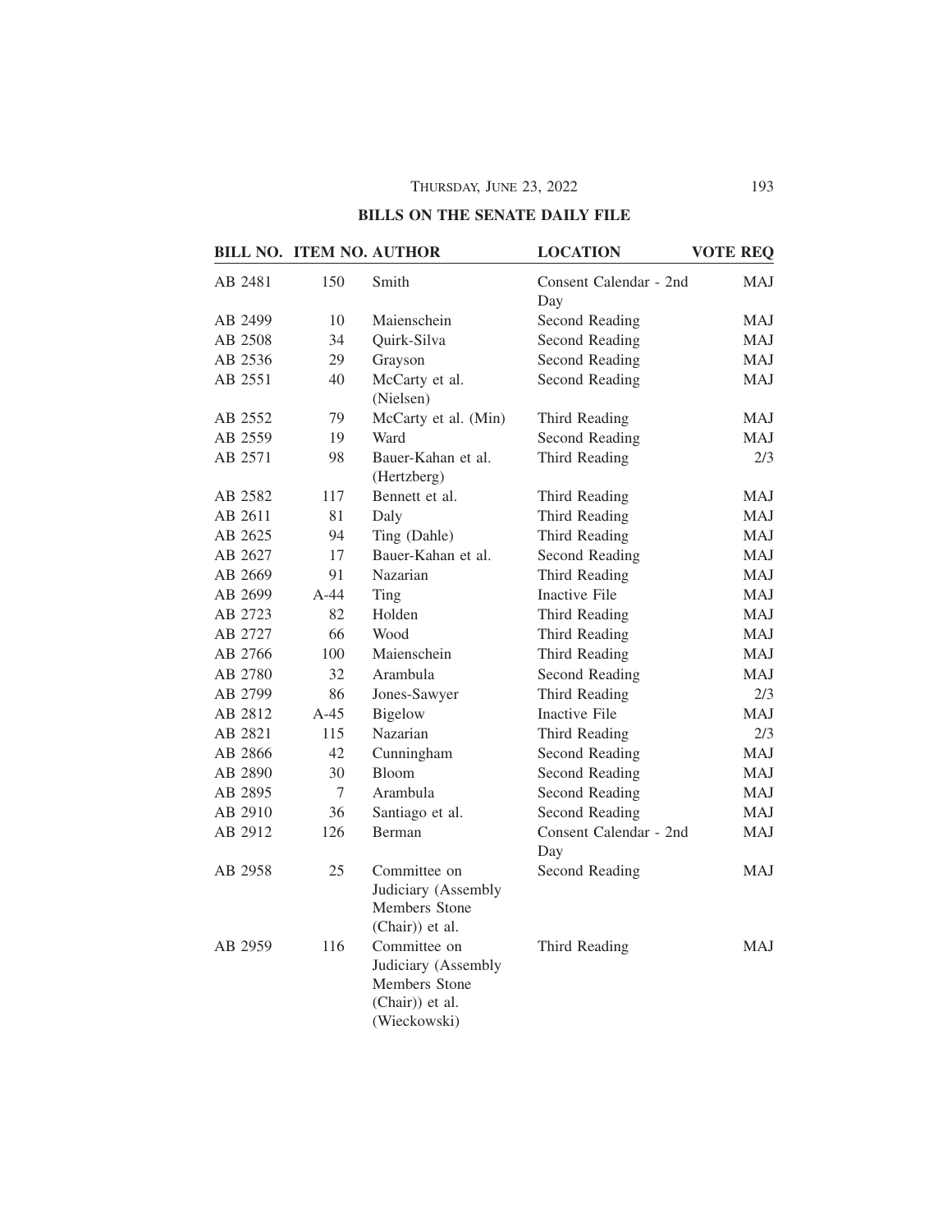## BILLS ON THE SENATE DAILY FILE

| BILL NO. | ITEM NO. | AUTHOR | LOCATION | VOTE REQ |
|---|---|---|---|---|
| AB 2481 | 150 | Smith | Consent Calendar - 2nd Day | MAJ |
| AB 2499 | 10 | Maienschein | Second Reading | MAJ |
| AB 2508 | 34 | Quirk-Silva | Second Reading | MAJ |
| AB 2536 | 29 | Grayson | Second Reading | MAJ |
| AB 2551 | 40 | McCarty et al. (Nielsen) | Second Reading | MAJ |
| AB 2552 | 79 | McCarty et al. (Min) | Third Reading | MAJ |
| AB 2559 | 19 | Ward | Second Reading | MAJ |
| AB 2571 | 98 | Bauer-Kahan et al. (Hertzberg) | Third Reading | 2/3 |
| AB 2582 | 117 | Bennett et al. | Third Reading | MAJ |
| AB 2611 | 81 | Daly | Third Reading | MAJ |
| AB 2625 | 94 | Ting (Dahle) | Third Reading | MAJ |
| AB 2627 | 17 | Bauer-Kahan et al. | Second Reading | MAJ |
| AB 2669 | 91 | Nazarian | Third Reading | MAJ |
| AB 2699 | A-44 | Ting | Inactive File | MAJ |
| AB 2723 | 82 | Holden | Third Reading | MAJ |
| AB 2727 | 66 | Wood | Third Reading | MAJ |
| AB 2766 | 100 | Maienschein | Third Reading | MAJ |
| AB 2780 | 32 | Arambula | Second Reading | MAJ |
| AB 2799 | 86 | Jones-Sawyer | Third Reading | 2/3 |
| AB 2812 | A-45 | Bigelow | Inactive File | MAJ |
| AB 2821 | 115 | Nazarian | Third Reading | 2/3 |
| AB 2866 | 42 | Cunningham | Second Reading | MAJ |
| AB 2890 | 30 | Bloom | Second Reading | MAJ |
| AB 2895 | 7 | Arambula | Second Reading | MAJ |
| AB 2910 | 36 | Santiago et al. | Second Reading | MAJ |
| AB 2912 | 126 | Berman | Consent Calendar - 2nd Day | MAJ |
| AB 2958 | 25 | Committee on Judiciary (Assembly Members Stone (Chair)) et al. | Second Reading | MAJ |
| AB 2959 | 116 | Committee on Judiciary (Assembly Members Stone (Chair)) et al. (Wieckowski) | Third Reading | MAJ |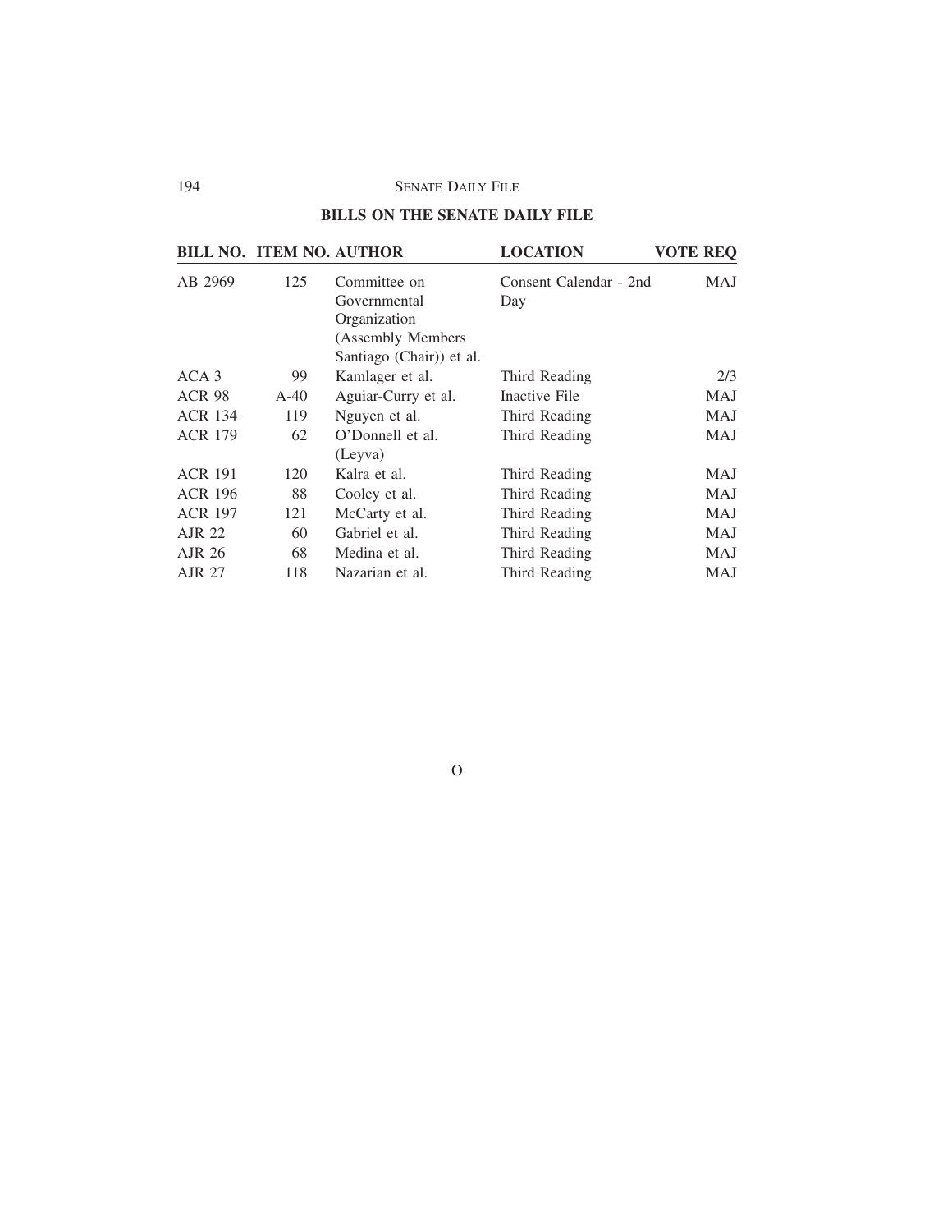## BILLS ON THE SENATE DAILY FILE

| BILL NO. | ITEM NO. | AUTHOR | LOCATION | VOTE REQ |
|---|---|---|---|---|
| AB 2969 | 125 | Committee on Governmental Organization (Assembly Members Santiago (Chair)) et al. | Consent Calendar - 2nd Day | MAJ |
| ACA 3 | 99 | Kamlager et al. | Third Reading | 2/3 |
| ACR 98 | A-40 | Aguiar-Curry et al. | Inactive File | MAJ |
| ACR 134 | 119 | Nguyen et al. | Third Reading | MAJ |
| ACR 179 | 62 | O'Donnell et al. (Leyva) | Third Reading | MAJ |
| ACR 191 | 120 | Kalra et al. | Third Reading | MAJ |
| ACR 196 | 88 | Cooley et al. | Third Reading | MAJ |
| ACR 197 | 121 | McCarty et al. | Third Reading | MAJ |
| AJR 22 | 60 | Gabriel et al. | Third Reading | MAJ |
| AJR 26 | 68 | Medina et al. | Third Reading | MAJ |
| AJR 27 | 118 | Nazarian et al. | Third Reading | MAJ |

O